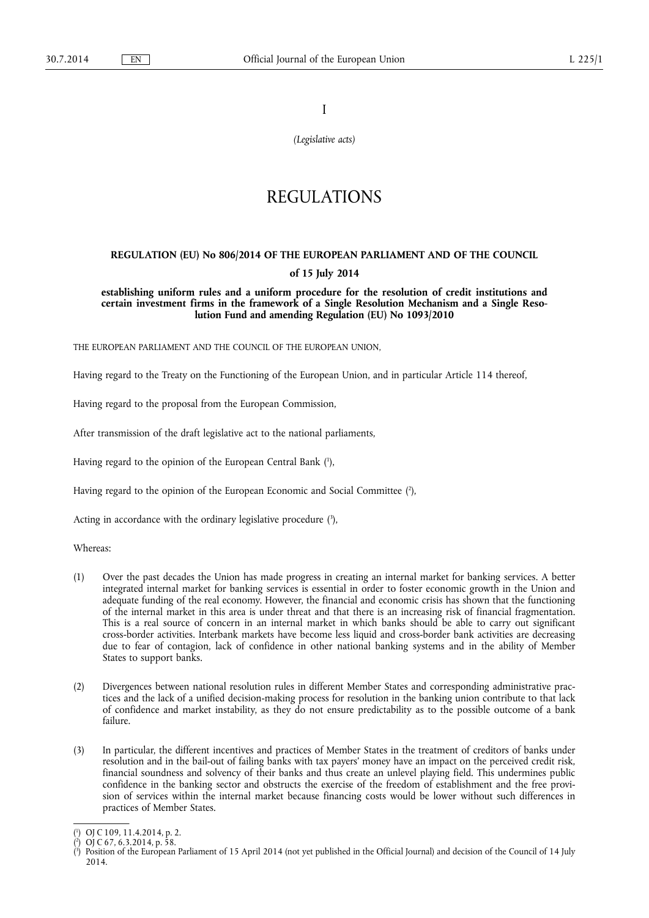I

*(Legislative acts)*

# REGULATIONS

## REGULATION (EU) No 806/2014 OF THE EUROPEAN PARLIAMENT AND OF THE COUNCIL

**of 15 July 2014**

**establishing uniform rules and a uniform procedure for the resolution of credit institutions and certain investment firms in the framework of a Single Resolution Mechanism and a Single Resolution Fund and amending Regulation (EU) No 1093/2010**

THE EUROPEAN PARLIAMENT AND THE COUNCIL OF THE EUROPEAN UNION,

Having regard to the Treaty on the Functioning of the European Union, and in particular Article 114 thereof,

Having regard to the proposal from the European Commission,

After transmission of the draft legislative act to the national parliaments,

Having regard to the opinion of the European Central Bank ([1]),

Having regard to the opinion of the European Economic and Social Committee ([2]),

Acting in accordance with the ordinary legislative procedure ([3]),

Whereas:

(1) Over the past decades the Union has made progress in creating an internal market for banking services. A better integrated internal market for banking services is essential in order to foster economic growth in the Union and adequate funding of the real economy. However, the financial and economic crisis has shown that the functioning of the internal market in this area is under threat and that there is an increasing risk of financial fragmentation. This is a real source of concern in an internal market in which banks should be able to carry out significant cross-border activities. Interbank markets have become less liquid and cross-border bank activities are decreasing due to fear of contagion, lack of confidence in other national banking systems and in the ability of Member States to support banks.

(2) Divergences between national resolution rules in different Member States and corresponding administrative practices and the lack of a unified decision-making process for resolution in the banking union contribute to that lack of confidence and market instability, as they do not ensure predictability as to the possible outcome of a bank failure.

(3) In particular, the different incentives and practices of Member States in the treatment of creditors of banks under resolution and in the bail-out of failing banks with tax payers' money have an impact on the perceived credit risk, financial soundness and solvency of their banks and thus create an unlevel playing field. This undermines public confidence in the banking sector and obstructs the exercise of the freedom of establishment and the free provision of services within the internal market because financing costs would be lower without such differences in practices of Member States.

---

([1]) OJ C 109, 11.4.2014, p. 2.

([2]) OJ C 67, 6.3.2014, p. 58.

([3]) Position of the European Parliament of 15 April 2014 (not yet published in the Official Journal) and decision of the Council of 14 July 2014.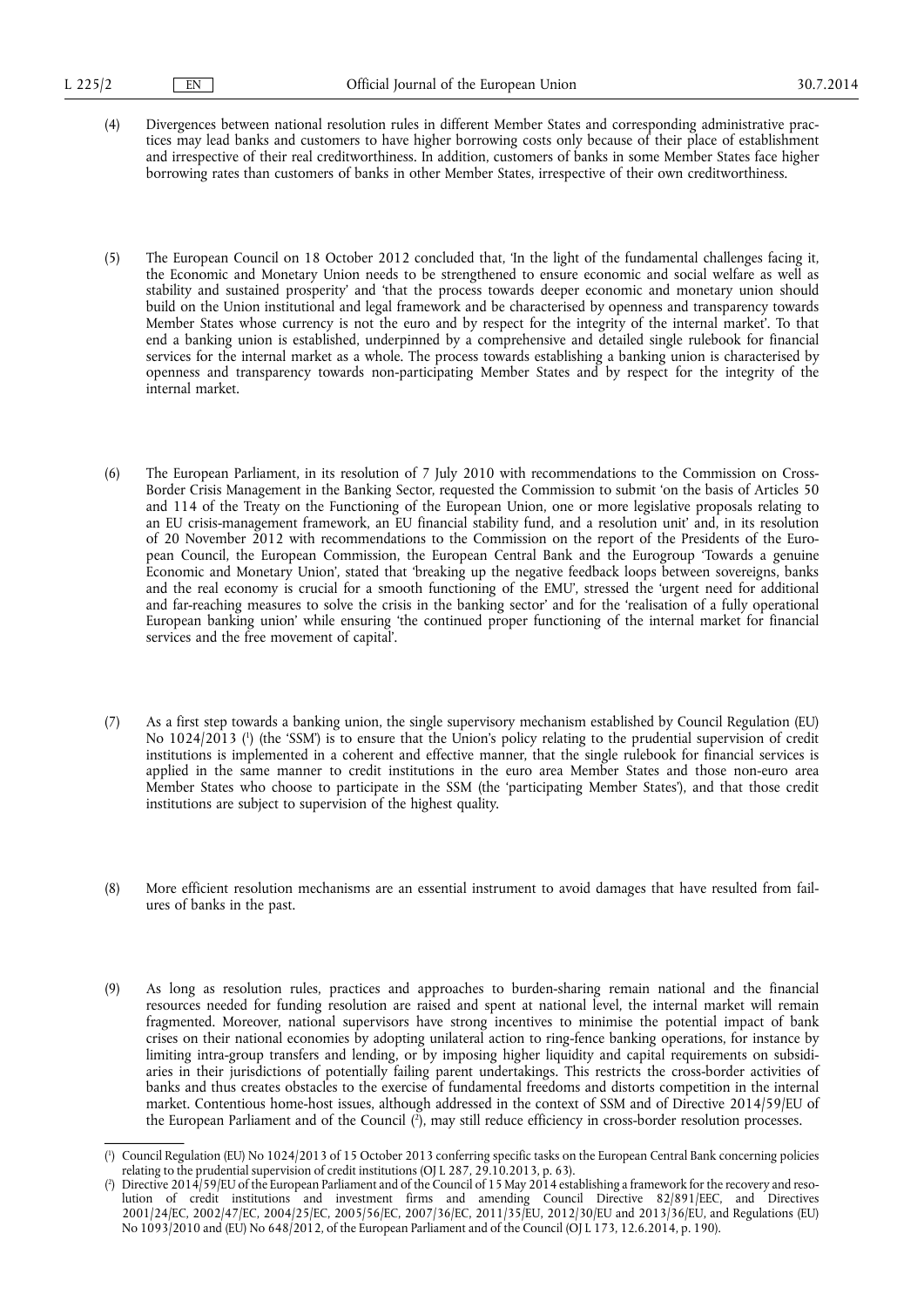(4) Divergences between national resolution rules in different Member States and corresponding administrative practices may lead banks and customers to have higher borrowing costs only because of their place of establishment and irrespective of their real creditworthiness. In addition, customers of banks in some Member States face higher borrowing rates than customers of banks in other Member States, irrespective of their own creditworthiness.

(5) The European Council on 18 October 2012 concluded that, 'In the light of the fundamental challenges facing it, the Economic and Monetary Union needs to be strengthened to ensure economic and social welfare as well as stability and sustained prosperity' and 'that the process towards deeper economic and monetary union should build on the Union institutional and legal framework and be characterised by openness and transparency towards Member States whose currency is not the euro and by respect for the integrity of the internal market'. To that end a banking union is established, underpinned by a comprehensive and detailed single rulebook for financial services for the internal market as a whole. The process towards establishing a banking union is characterised by openness and transparency towards non-participating Member States and by respect for the integrity of the internal market.

(6) The European Parliament, in its resolution of 7 July 2010 with recommendations to the Commission on Cross-Border Crisis Management in the Banking Sector, requested the Commission to submit 'on the basis of Articles 50 and 114 of the Treaty on the Functioning of the European Union, one or more legislative proposals relating to an EU crisis-management framework, an EU financial stability fund, and a resolution unit' and, in its resolution of 20 November 2012 with recommendations to the Commission on the report of the Presidents of the European Council, the European Commission, the European Central Bank and the Eurogroup 'Towards a genuine Economic and Monetary Union', stated that 'breaking up the negative feedback loops between sovereigns, banks and the real economy is crucial for a smooth functioning of the EMU', stressed the 'urgent need for additional and far-reaching measures to solve the crisis in the banking sector' and for the 'realisation of a fully operational European banking union' while ensuring 'the continued proper functioning of the internal market for financial services and the free movement of capital'.

(7) As a first step towards a banking union, the single supervisory mechanism established by Council Regulation (EU) No 1024/2013 [1] (the 'SSM') is to ensure that the Union's policy relating to the prudential supervision of credit institutions is implemented in a coherent and effective manner, that the single rulebook for financial services is applied in the same manner to credit institutions in the euro area Member States and those non-euro area Member States who choose to participate in the SSM (the 'participating Member States'), and that those credit institutions are subject to supervision of the highest quality.

(8) More efficient resolution mechanisms are an essential instrument to avoid damages that have resulted from failures of banks in the past.

(9) As long as resolution rules, practices and approaches to burden-sharing remain national and the financial resources needed for funding resolution are raised and spent at national level, the internal market will remain fragmented. Moreover, national supervisors have strong incentives to minimise the potential impact of bank crises on their national economies by adopting unilateral action to ring-fence banking operations, for instance by limiting intra-group transfers and lending, or by imposing higher liquidity and capital requirements on subsidiaries in their jurisdictions of potentially failing parent undertakings. This restricts the cross-border activities of banks and thus creates obstacles to the exercise of fundamental freedoms and distorts competition in the internal market. Contentious home-host issues, although addressed in the context of SSM and of Directive 2014/59/EU of the European Parliament and of the Council [2], may still reduce efficiency in cross-border resolution processes.

---

[1] Council Regulation (EU) No 1024/2013 of 15 October 2013 conferring specific tasks on the European Central Bank concerning policies relating to the prudential supervision of credit institutions (OJ L 287, 29.10.2013, p. 63).

[2] Directive 2014/59/EU of the European Parliament and of the Council of 15 May 2014 establishing a framework for the recovery and resolution of credit institutions and investment firms and amending Council Directive 82/891/EEC, and Directives 2001/24/EC, 2002/47/EC, 2004/25/EC, 2005/56/EC, 2007/36/EC, 2011/35/EU, 2012/30/EU and 2013/36/EU, and Regulations (EU) No 1093/2010 and (EU) No 648/2012, of the European Parliament and of the Council (OJ L 173, 12.6.2014, p. 190).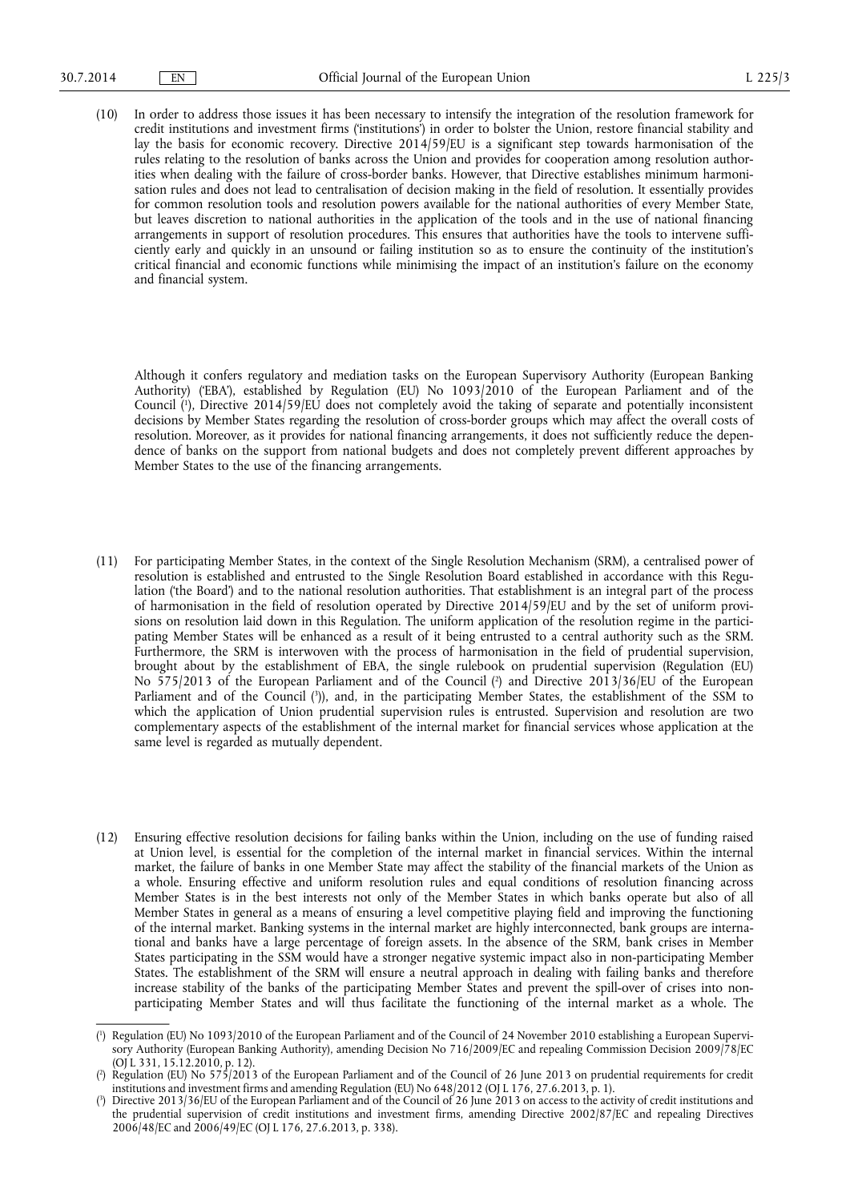(10) In order to address those issues it has been necessary to intensify the integration of the resolution framework for credit institutions and investment firms ('institutions') in order to bolster the Union, restore financial stability and lay the basis for economic recovery. Directive 2014/59/EU is a significant step towards harmonisation of the rules relating to the resolution of banks across the Union and provides for cooperation among resolution authorities when dealing with the failure of cross-border banks. However, that Directive establishes minimum harmonisation rules and does not lead to centralisation of decision making in the field of resolution. It essentially provides for common resolution tools and resolution powers available for the national authorities of every Member State, but leaves discretion to national authorities in the application of the tools and in the use of national financing arrangements in support of resolution procedures. This ensures that authorities have the tools to intervene sufficiently early and quickly in an unsound or failing institution so as to ensure the continuity of the institution's critical financial and economic functions while minimising the impact of an institution's failure on the economy and financial system.

Although it confers regulatory and mediation tasks on the European Supervisory Authority (European Banking Authority) ('EBA'), established by Regulation (EU) No 1093/2010 of the European Parliament and of the Council [1], Directive 2014/59/EU does not completely avoid the taking of separate and potentially inconsistent decisions by Member States regarding the resolution of cross-border groups which may affect the overall costs of resolution. Moreover, as it provides for national financing arrangements, it does not sufficiently reduce the dependence of banks on the support from national budgets and does not completely prevent different approaches by Member States to the use of the financing arrangements.

(11) For participating Member States, in the context of the Single Resolution Mechanism (SRM), a centralised power of resolution is established and entrusted to the Single Resolution Board established in accordance with this Regulation ('the Board') and to the national resolution authorities. That establishment is an integral part of the process of harmonisation in the field of resolution operated by Directive 2014/59/EU and by the set of uniform provisions on resolution laid down in this Regulation. The uniform application of the resolution regime in the participating Member States will be enhanced as a result of it being entrusted to a central authority such as the SRM. Furthermore, the SRM is interwoven with the process of harmonisation in the field of prudential supervision, brought about by the establishment of EBA, the single rulebook on prudential supervision (Regulation (EU) No 575/2013 of the European Parliament and of the Council [2] and Directive 2013/36/EU of the European Parliament and of the Council [3]), and, in the participating Member States, the establishment of the SSM to which the application of Union prudential supervision rules is entrusted. Supervision and resolution are two complementary aspects of the establishment of the internal market for financial services whose application at the same level is regarded as mutually dependent.

(12) Ensuring effective resolution decisions for failing banks within the Union, including on the use of funding raised at Union level, is essential for the completion of the internal market in financial services. Within the internal market, the failure of banks in one Member State may affect the stability of the financial markets of the Union as a whole. Ensuring effective and uniform resolution rules and equal conditions of resolution financing across Member States is in the best interests not only of the Member States in which banks operate but also of all Member States in general as a means of ensuring a level competitive playing field and improving the functioning of the internal market. Banking systems in the internal market are highly interconnected, bank groups are international and banks have a large percentage of foreign assets. In the absence of the SRM, bank crises in Member States participating in the SSM would have a stronger negative systemic impact also in non-participating Member States. The establishment of the SRM will ensure a neutral approach in dealing with failing banks and therefore increase stability of the banks of the participating Member States and prevent the spill-over of crises into non-participating Member States and will thus facilitate the functioning of the internal market as a whole. The

---

[1] Regulation (EU) No 1093/2010 of the European Parliament and of the Council of 24 November 2010 establishing a European Supervisory Authority (European Banking Authority), amending Decision No 716/2009/EC and repealing Commission Decision 2009/78/EC (OJ L 331, 15.12.2010, p. 12).

[2] Regulation (EU) No 575/2013 of the European Parliament and of the Council of 26 June 2013 on prudential requirements for credit institutions and investment firms and amending Regulation (EU) No 648/2012 (OJ L 176, 27.6.2013, p. 1).

[3] Directive 2013/36/EU of the European Parliament and of the Council of 26 June 2013 on access to the activity of credit institutions and the prudential supervision of credit institutions and investment firms, amending Directive 2002/87/EC and repealing Directives 2006/48/EC and 2006/49/EC (OJ L 176, 27.6.2013, p. 338).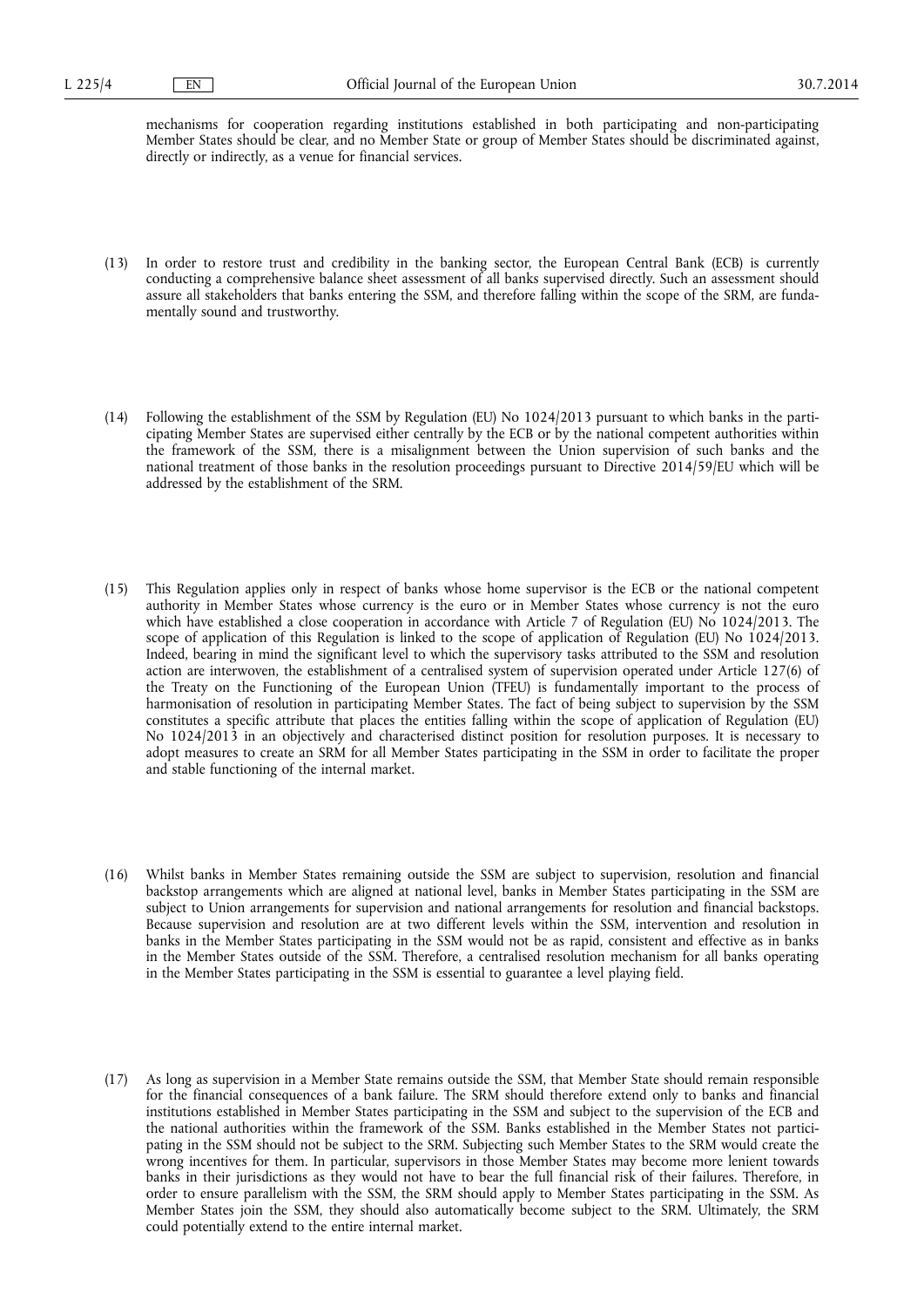mechanisms for cooperation regarding institutions established in both participating and non-participating Member States should be clear, and no Member State or group of Member States should be discriminated against, directly or indirectly, as a venue for financial services.

(13) In order to restore trust and credibility in the banking sector, the European Central Bank (ECB) is currently conducting a comprehensive balance sheet assessment of all banks supervised directly. Such an assessment should assure all stakeholders that banks entering the SSM, and therefore falling within the scope of the SRM, are fundamentally sound and trustworthy.

(14) Following the establishment of the SSM by Regulation (EU) No 1024/2013 pursuant to which banks in the participating Member States are supervised either centrally by the ECB or by the national competent authorities within the framework of the SSM, there is a misalignment between the Union supervision of such banks and the national treatment of those banks in the resolution proceedings pursuant to Directive 2014/59/EU which will be addressed by the establishment of the SRM.

(15) This Regulation applies only in respect of banks whose home supervisor is the ECB or the national competent authority in Member States whose currency is the euro or in Member States whose currency is not the euro which have established a close cooperation in accordance with Article 7 of Regulation (EU) No 1024/2013. The scope of application of this Regulation is linked to the scope of application of Regulation (EU) No 1024/2013. Indeed, bearing in mind the significant level to which the supervisory tasks attributed to the SSM and resolution action are interwoven, the establishment of a centralised system of supervision operated under Article 127(6) of the Treaty on the Functioning of the European Union (TFEU) is fundamentally important to the process of harmonisation of resolution in participating Member States. The fact of being subject to supervision by the SSM constitutes a specific attribute that places the entities falling within the scope of application of Regulation (EU) No 1024/2013 in an objectively and characterised distinct position for resolution purposes. It is necessary to adopt measures to create an SRM for all Member States participating in the SSM in order to facilitate the proper and stable functioning of the internal market.

(16) Whilst banks in Member States remaining outside the SSM are subject to supervision, resolution and financial backstop arrangements which are aligned at national level, banks in Member States participating in the SSM are subject to Union arrangements for supervision and national arrangements for resolution and financial backstops. Because supervision and resolution are at two different levels within the SSM, intervention and resolution in banks in the Member States participating in the SSM would not be as rapid, consistent and effective as in banks in the Member States outside of the SSM. Therefore, a centralised resolution mechanism for all banks operating in the Member States participating in the SSM is essential to guarantee a level playing field.

(17) As long as supervision in a Member State remains outside the SSM, that Member State should remain responsible for the financial consequences of a bank failure. The SRM should therefore extend only to banks and financial institutions established in Member States participating in the SSM and subject to the supervision of the ECB and the national authorities within the framework of the SSM. Banks established in the Member States not participating in the SSM should not be subject to the SRM. Subjecting such Member States to the SRM would create the wrong incentives for them. In particular, supervisors in those Member States may become more lenient towards banks in their jurisdictions as they would not have to bear the full financial risk of their failures. Therefore, in order to ensure parallelism with the SSM, the SRM should apply to Member States participating in the SSM. As Member States join the SSM, they should also automatically become subject to the SRM. Ultimately, the SRM could potentially extend to the entire internal market.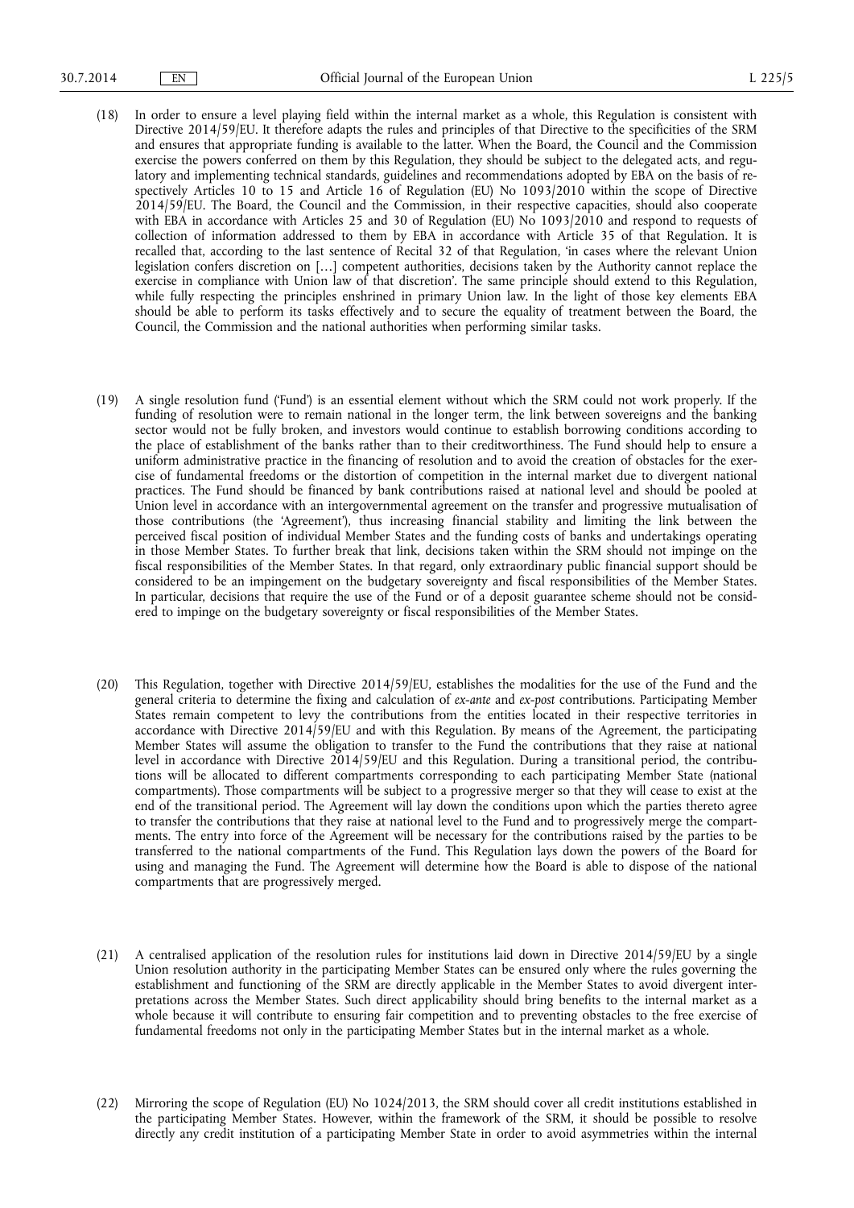(18) In order to ensure a level playing field within the internal market as a whole, this Regulation is consistent with Directive 2014/59/EU. It therefore adapts the rules and principles of that Directive to the specificities of the SRM and ensures that appropriate funding is available to the latter. When the Board, the Council and the Commission exercise the powers conferred on them by this Regulation, they should be subject to the delegated acts, and regulatory and implementing technical standards, guidelines and recommendations adopted by EBA on the basis of respectively Articles 10 to 15 and Article 16 of Regulation (EU) No 1093/2010 within the scope of Directive 2014/59/EU. The Board, the Council and the Commission, in their respective capacities, should also cooperate with EBA in accordance with Articles 25 and 30 of Regulation (EU) No 1093/2010 and respond to requests of collection of information addressed to them by EBA in accordance with Article 35 of that Regulation. It is recalled that, according to the last sentence of Recital 32 of that Regulation, 'in cases where the relevant Union legislation confers discretion on […] competent authorities, decisions taken by the Authority cannot replace the exercise in compliance with Union law of that discretion'. The same principle should extend to this Regulation, while fully respecting the principles enshrined in primary Union law. In the light of those key elements EBA should be able to perform its tasks effectively and to secure the equality of treatment between the Board, the Council, the Commission and the national authorities when performing similar tasks.

(19) A single resolution fund ('Fund') is an essential element without which the SRM could not work properly. If the funding of resolution were to remain national in the longer term, the link between sovereigns and the banking sector would not be fully broken, and investors would continue to establish borrowing conditions according to the place of establishment of the banks rather than to their creditworthiness. The Fund should help to ensure a uniform administrative practice in the financing of resolution and to avoid the creation of obstacles for the exercise of fundamental freedoms or the distortion of competition in the internal market due to divergent national practices. The Fund should be financed by bank contributions raised at national level and should be pooled at Union level in accordance with an intergovernmental agreement on the transfer and progressive mutualisation of those contributions (the 'Agreement'), thus increasing financial stability and limiting the link between the perceived fiscal position of individual Member States and the funding costs of banks and undertakings operating in those Member States. To further break that link, decisions taken within the SRM should not impinge on the fiscal responsibilities of the Member States. In that regard, only extraordinary public financial support should be considered to be an impingement on the budgetary sovereignty and fiscal responsibilities of the Member States. In particular, decisions that require the use of the Fund or of a deposit guarantee scheme should not be considered to impinge on the budgetary sovereignty or fiscal responsibilities of the Member States.

(20) This Regulation, together with Directive 2014/59/EU, establishes the modalities for the use of the Fund and the general criteria to determine the fixing and calculation of *ex-ante* and *ex-post* contributions. Participating Member States remain competent to levy the contributions from the entities located in their respective territories in accordance with Directive 2014/59/EU and with this Regulation. By means of the Agreement, the participating Member States will assume the obligation to transfer to the Fund the contributions that they raise at national level in accordance with Directive 2014/59/EU and this Regulation. During a transitional period, the contributions will be allocated to different compartments corresponding to each participating Member State (national compartments). Those compartments will be subject to a progressive merger so that they will cease to exist at the end of the transitional period. The Agreement will lay down the conditions upon which the parties thereto agree to transfer the contributions that they raise at national level to the Fund and to progressively merge the compartments. The entry into force of the Agreement will be necessary for the contributions raised by the parties to be transferred to the national compartments of the Fund. This Regulation lays down the powers of the Board for using and managing the Fund. The Agreement will determine how the Board is able to dispose of the national compartments that are progressively merged.

(21) A centralised application of the resolution rules for institutions laid down in Directive 2014/59/EU by a single Union resolution authority in the participating Member States can be ensured only where the rules governing the establishment and functioning of the SRM are directly applicable in the Member States to avoid divergent interpretations across the Member States. Such direct applicability should bring benefits to the internal market as a whole because it will contribute to ensuring fair competition and to preventing obstacles to the free exercise of fundamental freedoms not only in the participating Member States but in the internal market as a whole.

(22) Mirroring the scope of Regulation (EU) No 1024/2013, the SRM should cover all credit institutions established in the participating Member States. However, within the framework of the SRM, it should be possible to resolve directly any credit institution of a participating Member State in order to avoid asymmetries within the internal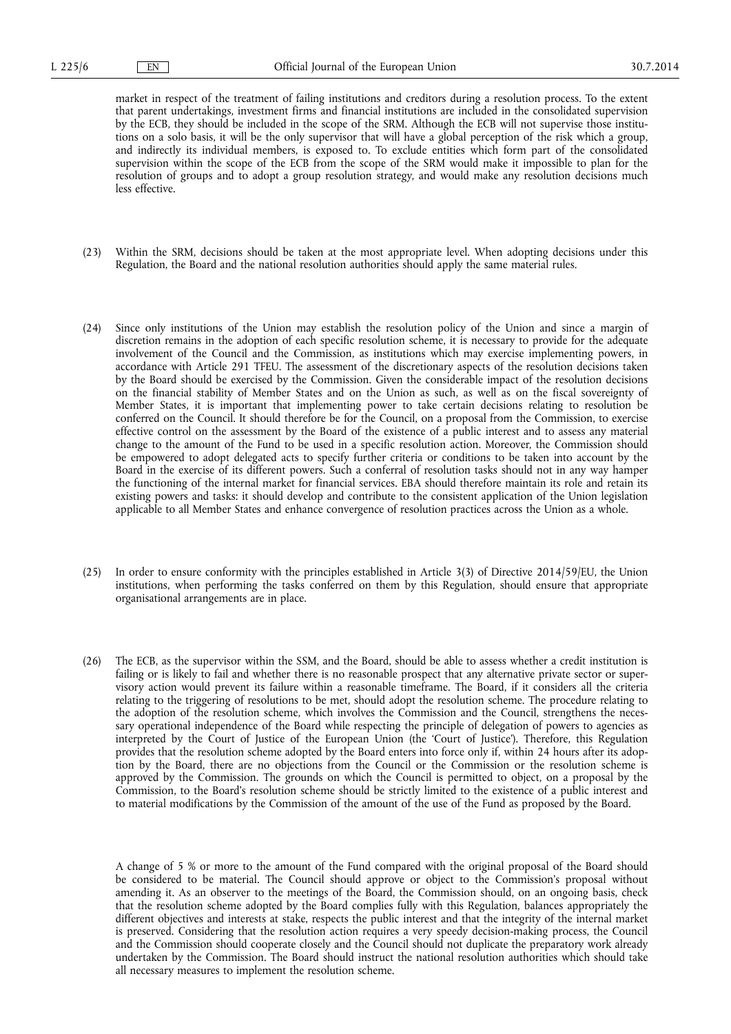market in respect of the treatment of failing institutions and creditors during a resolution process. To the extent that parent undertakings, investment firms and financial institutions are included in the consolidated supervision by the ECB, they should be included in the scope of the SRM. Although the ECB will not supervise those institutions on a solo basis, it will be the only supervisor that will have a global perception of the risk which a group, and indirectly its individual members, is exposed to. To exclude entities which form part of the consolidated supervision within the scope of the ECB from the scope of the SRM would make it impossible to plan for the resolution of groups and to adopt a group resolution strategy, and would make any resolution decisions much less effective.

(23) Within the SRM, decisions should be taken at the most appropriate level. When adopting decisions under this Regulation, the Board and the national resolution authorities should apply the same material rules.

(24) Since only institutions of the Union may establish the resolution policy of the Union and since a margin of discretion remains in the adoption of each specific resolution scheme, it is necessary to provide for the adequate involvement of the Council and the Commission, as institutions which may exercise implementing powers, in accordance with Article 291 TFEU. The assessment of the discretionary aspects of the resolution decisions taken by the Board should be exercised by the Commission. Given the considerable impact of the resolution decisions on the financial stability of Member States and on the Union as such, as well as on the fiscal sovereignty of Member States, it is important that implementing power to take certain decisions relating to resolution be conferred on the Council. It should therefore be for the Council, on a proposal from the Commission, to exercise effective control on the assessment by the Board of the existence of a public interest and to assess any material change to the amount of the Fund to be used in a specific resolution action. Moreover, the Commission should be empowered to adopt delegated acts to specify further criteria or conditions to be taken into account by the Board in the exercise of its different powers. Such a conferral of resolution tasks should not in any way hamper the functioning of the internal market for financial services. EBA should therefore maintain its role and retain its existing powers and tasks: it should develop and contribute to the consistent application of the Union legislation applicable to all Member States and enhance convergence of resolution practices across the Union as a whole.

(25) In order to ensure conformity with the principles established in Article 3(3) of Directive 2014/59/EU, the Union institutions, when performing the tasks conferred on them by this Regulation, should ensure that appropriate organisational arrangements are in place.

(26) The ECB, as the supervisor within the SSM, and the Board, should be able to assess whether a credit institution is failing or is likely to fail and whether there is no reasonable prospect that any alternative private sector or supervisory action would prevent its failure within a reasonable timeframe. The Board, if it considers all the criteria relating to the triggering of resolutions to be met, should adopt the resolution scheme. The procedure relating to the adoption of the resolution scheme, which involves the Commission and the Council, strengthens the necessary operational independence of the Board while respecting the principle of delegation of powers to agencies as interpreted by the Court of Justice of the European Union (the 'Court of Justice'). Therefore, this Regulation provides that the resolution scheme adopted by the Board enters into force only if, within 24 hours after its adoption by the Board, there are no objections from the Council or the Commission or the resolution scheme is approved by the Commission. The grounds on which the Council is permitted to object, on a proposal by the Commission, to the Board's resolution scheme should be strictly limited to the existence of a public interest and to material modifications by the Commission of the amount of the use of the Fund as proposed by the Board.

A change of 5 % or more to the amount of the Fund compared with the original proposal of the Board should be considered to be material. The Council should approve or object to the Commission's proposal without amending it. As an observer to the meetings of the Board, the Commission should, on an ongoing basis, check that the resolution scheme adopted by the Board complies fully with this Regulation, balances appropriately the different objectives and interests at stake, respects the public interest and that the integrity of the internal market is preserved. Considering that the resolution action requires a very speedy decision-making process, the Council and the Commission should cooperate closely and the Council should not duplicate the preparatory work already undertaken by the Commission. The Board should instruct the national resolution authorities which should take all necessary measures to implement the resolution scheme.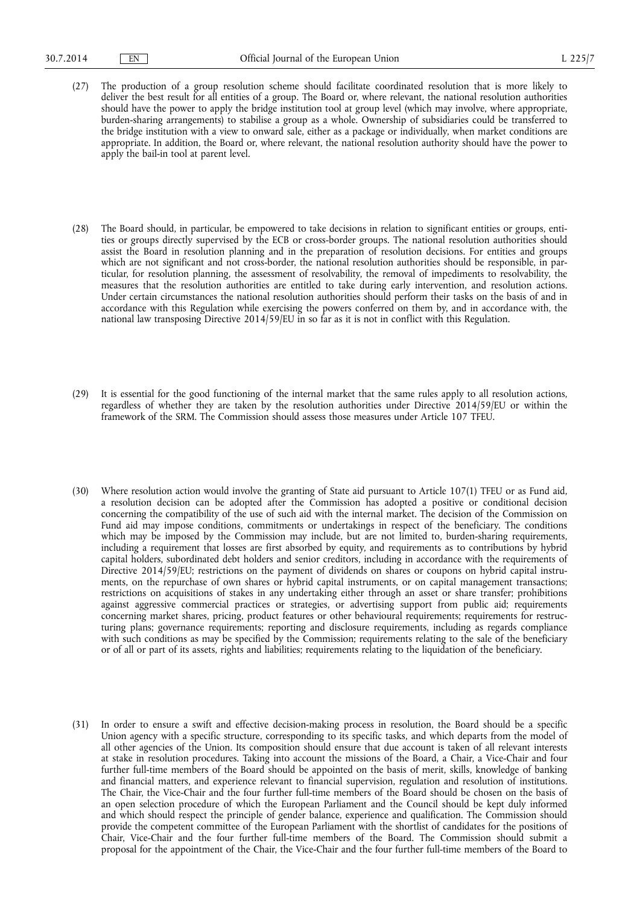(27) The production of a group resolution scheme should facilitate coordinated resolution that is more likely to deliver the best result for all entities of a group. The Board or, where relevant, the national resolution authorities should have the power to apply the bridge institution tool at group level (which may involve, where appropriate, burden-sharing arrangements) to stabilise a group as a whole. Ownership of subsidiaries could be transferred to the bridge institution with a view to onward sale, either as a package or individually, when market conditions are appropriate. In addition, the Board or, where relevant, the national resolution authority should have the power to apply the bail-in tool at parent level.

(28) The Board should, in particular, be empowered to take decisions in relation to significant entities or groups, entities or groups directly supervised by the ECB or cross-border groups. The national resolution authorities should assist the Board in resolution planning and in the preparation of resolution decisions. For entities and groups which are not significant and not cross-border, the national resolution authorities should be responsible, in particular, for resolution planning, the assessment of resolvability, the removal of impediments to resolvability, the measures that the resolution authorities are entitled to take during early intervention, and resolution actions. Under certain circumstances the national resolution authorities should perform their tasks on the basis of and in accordance with this Regulation while exercising the powers conferred on them by, and in accordance with, the national law transposing Directive 2014/59/EU in so far as it is not in conflict with this Regulation.

(29) It is essential for the good functioning of the internal market that the same rules apply to all resolution actions, regardless of whether they are taken by the resolution authorities under Directive 2014/59/EU or within the framework of the SRM. The Commission should assess those measures under Article 107 TFEU.

(30) Where resolution action would involve the granting of State aid pursuant to Article 107(1) TFEU or as Fund aid, a resolution decision can be adopted after the Commission has adopted a positive or conditional decision concerning the compatibility of the use of such aid with the internal market. The decision of the Commission on Fund aid may impose conditions, commitments or undertakings in respect of the beneficiary. The conditions which may be imposed by the Commission may include, but are not limited to, burden-sharing requirements, including a requirement that losses are first absorbed by equity, and requirements as to contributions by hybrid capital holders, subordinated debt holders and senior creditors, including in accordance with the requirements of Directive 2014/59/EU; restrictions on the payment of dividends on shares or coupons on hybrid capital instruments, on the repurchase of own shares or hybrid capital instruments, or on capital management transactions; restrictions on acquisitions of stakes in any undertaking either through an asset or share transfer; prohibitions against aggressive commercial practices or strategies, or advertising support from public aid; requirements concerning market shares, pricing, product features or other behavioural requirements; requirements for restructuring plans; governance requirements; reporting and disclosure requirements, including as regards compliance with such conditions as may be specified by the Commission; requirements relating to the sale of the beneficiary or of all or part of its assets, rights and liabilities; requirements relating to the liquidation of the beneficiary.

(31) In order to ensure a swift and effective decision-making process in resolution, the Board should be a specific Union agency with a specific structure, corresponding to its specific tasks, and which departs from the model of all other agencies of the Union. Its composition should ensure that due account is taken of all relevant interests at stake in resolution procedures. Taking into account the missions of the Board, a Chair, a Vice-Chair and four further full-time members of the Board should be appointed on the basis of merit, skills, knowledge of banking and financial matters, and experience relevant to financial supervision, regulation and resolution of institutions. The Chair, the Vice-Chair and the four further full-time members of the Board should be chosen on the basis of an open selection procedure of which the European Parliament and the Council should be kept duly informed and which should respect the principle of gender balance, experience and qualification. The Commission should provide the competent committee of the European Parliament with the shortlist of candidates for the positions of Chair, Vice-Chair and the four further full-time members of the Board. The Commission should submit a proposal for the appointment of the Chair, the Vice-Chair and the four further full-time members of the Board to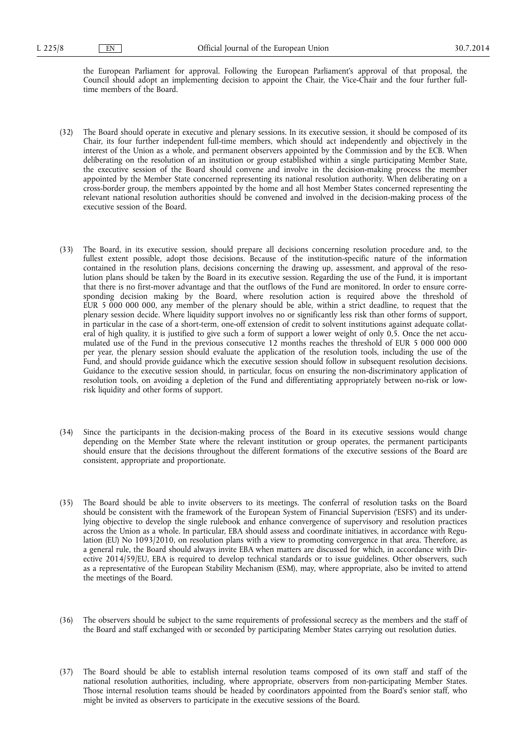the European Parliament for approval. Following the European Parliament's approval of that proposal, the Council should adopt an implementing decision to appoint the Chair, the Vice-Chair and the four further full-time members of the Board.

(32) The Board should operate in executive and plenary sessions. In its executive session, it should be composed of its Chair, its four further independent full-time members, which should act independently and objectively in the interest of the Union as a whole, and permanent observers appointed by the Commission and by the ECB. When deliberating on the resolution of an institution or group established within a single participating Member State, the executive session of the Board should convene and involve in the decision-making process the member appointed by the Member State concerned representing its national resolution authority. When deliberating on a cross-border group, the members appointed by the home and all host Member States concerned representing the relevant national resolution authorities should be convened and involved in the decision-making process of the executive session of the Board.

(33) The Board, in its executive session, should prepare all decisions concerning resolution procedure and, to the fullest extent possible, adopt those decisions. Because of the institution-specific nature of the information contained in the resolution plans, decisions concerning the drawing up, assessment, and approval of the resolution plans should be taken by the Board in its executive session. Regarding the use of the Fund, it is important that there is no first-mover advantage and that the outflows of the Fund are monitored. In order to ensure corresponding decision making by the Board, where resolution action is required above the threshold of EUR 5 000 000 000, any member of the plenary should be able, within a strict deadline, to request that the plenary session decide. Where liquidity support involves no or significantly less risk than other forms of support, in particular in the case of a short-term, one-off extension of credit to solvent institutions against adequate collateral of high quality, it is justified to give such a form of support a lower weight of only 0,5. Once the net accumulated use of the Fund in the previous consecutive 12 months reaches the threshold of EUR 5 000 000 000 per year, the plenary session should evaluate the application of the resolution tools, including the use of the Fund, and should provide guidance which the executive session should follow in subsequent resolution decisions. Guidance to the executive session should, in particular, focus on ensuring the non-discriminatory application of resolution tools, on avoiding a depletion of the Fund and differentiating appropriately between no-risk or low-risk liquidity and other forms of support.

(34) Since the participants in the decision-making process of the Board in its executive sessions would change depending on the Member State where the relevant institution or group operates, the permanent participants should ensure that the decisions throughout the different formations of the executive sessions of the Board are consistent, appropriate and proportionate.

(35) The Board should be able to invite observers to its meetings. The conferral of resolution tasks on the Board should be consistent with the framework of the European System of Financial Supervision ('ESFS') and its underlying objective to develop the single rulebook and enhance convergence of supervisory and resolution practices across the Union as a whole. In particular, EBA should assess and coordinate initiatives, in accordance with Regulation (EU) No 1093/2010, on resolution plans with a view to promoting convergence in that area. Therefore, as a general rule, the Board should always invite EBA when matters are discussed for which, in accordance with Directive 2014/59/EU, EBA is required to develop technical standards or to issue guidelines. Other observers, such as a representative of the European Stability Mechanism (ESM), may, where appropriate, also be invited to attend the meetings of the Board.

(36) The observers should be subject to the same requirements of professional secrecy as the members and the staff of the Board and staff exchanged with or seconded by participating Member States carrying out resolution duties.

(37) The Board should be able to establish internal resolution teams composed of its own staff and staff of the national resolution authorities, including, where appropriate, observers from non-participating Member States. Those internal resolution teams should be headed by coordinators appointed from the Board's senior staff, who might be invited as observers to participate in the executive sessions of the Board.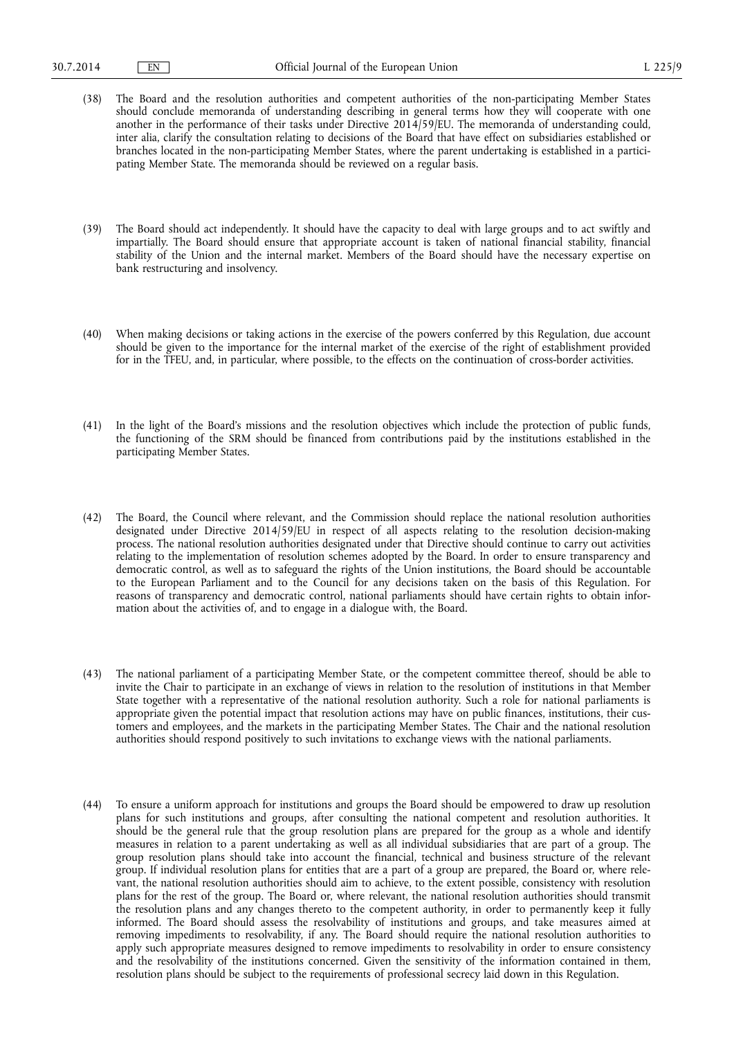(38) The Board and the resolution authorities and competent authorities of the non-participating Member States should conclude memoranda of understanding describing in general terms how they will cooperate with one another in the performance of their tasks under Directive 2014/59/EU. The memoranda of understanding could, inter alia, clarify the consultation relating to decisions of the Board that have effect on subsidiaries established or branches located in the non-participating Member States, where the parent undertaking is established in a participating Member State. The memoranda should be reviewed on a regular basis.

(39) The Board should act independently. It should have the capacity to deal with large groups and to act swiftly and impartially. The Board should ensure that appropriate account is taken of national financial stability, financial stability of the Union and the internal market. Members of the Board should have the necessary expertise on bank restructuring and insolvency.

(40) When making decisions or taking actions in the exercise of the powers conferred by this Regulation, due account should be given to the importance for the internal market of the exercise of the right of establishment provided for in the TFEU, and, in particular, where possible, to the effects on the continuation of cross-border activities.

(41) In the light of the Board's missions and the resolution objectives which include the protection of public funds, the functioning of the SRM should be financed from contributions paid by the institutions established in the participating Member States.

(42) The Board, the Council where relevant, and the Commission should replace the national resolution authorities designated under Directive 2014/59/EU in respect of all aspects relating to the resolution decision-making process. The national resolution authorities designated under that Directive should continue to carry out activities relating to the implementation of resolution schemes adopted by the Board. In order to ensure transparency and democratic control, as well as to safeguard the rights of the Union institutions, the Board should be accountable to the European Parliament and to the Council for any decisions taken on the basis of this Regulation. For reasons of transparency and democratic control, national parliaments should have certain rights to obtain information about the activities of, and to engage in a dialogue with, the Board.

(43) The national parliament of a participating Member State, or the competent committee thereof, should be able to invite the Chair to participate in an exchange of views in relation to the resolution of institutions in that Member State together with a representative of the national resolution authority. Such a role for national parliaments is appropriate given the potential impact that resolution actions may have on public finances, institutions, their customers and employees, and the markets in the participating Member States. The Chair and the national resolution authorities should respond positively to such invitations to exchange views with the national parliaments.

(44) To ensure a uniform approach for institutions and groups the Board should be empowered to draw up resolution plans for such institutions and groups, after consulting the national competent and resolution authorities. It should be the general rule that the group resolution plans are prepared for the group as a whole and identify measures in relation to a parent undertaking as well as all individual subsidiaries that are part of a group. The group resolution plans should take into account the financial, technical and business structure of the relevant group. If individual resolution plans for entities that are a part of a group are prepared, the Board or, where relevant, the national resolution authorities should aim to achieve, to the extent possible, consistency with resolution plans for the rest of the group. The Board or, where relevant, the national resolution authorities should transmit the resolution plans and any changes thereto to the competent authority, in order to permanently keep it fully informed. The Board should assess the resolvability of institutions and groups, and take measures aimed at removing impediments to resolvability, if any. The Board should require the national resolution authorities to apply such appropriate measures designed to remove impediments to resolvability in order to ensure consistency and the resolvability of the institutions concerned. Given the sensitivity of the information contained in them, resolution plans should be subject to the requirements of professional secrecy laid down in this Regulation.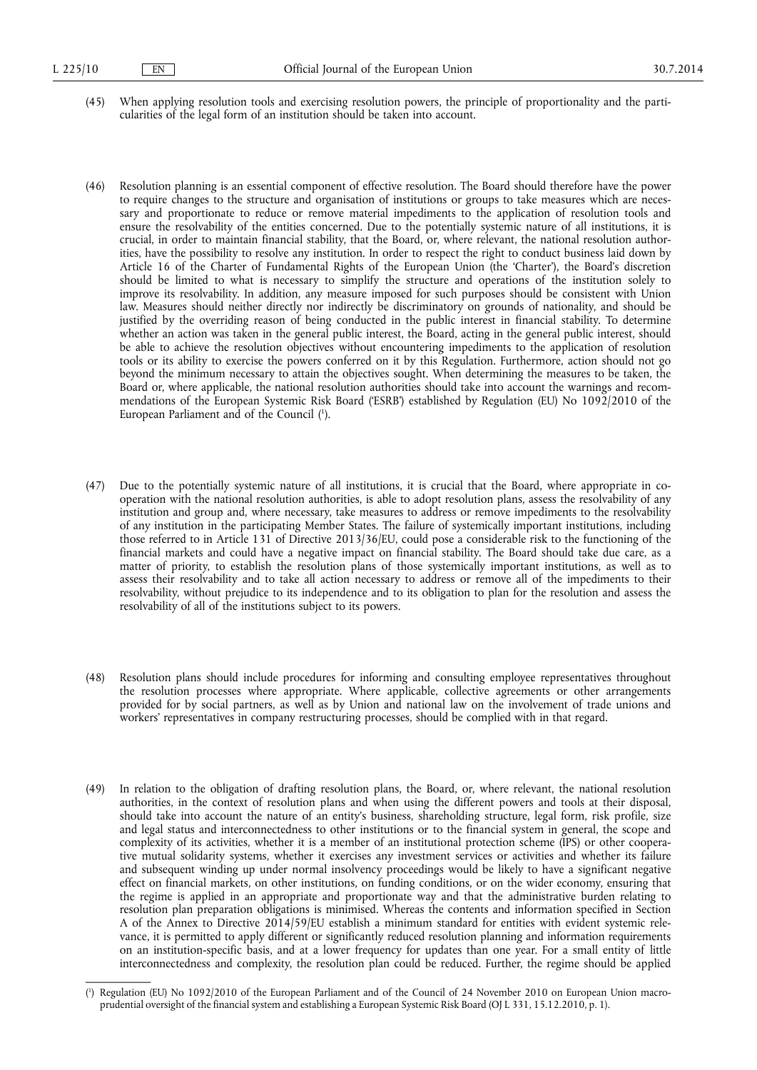(45) When applying resolution tools and exercising resolution powers, the principle of proportionality and the particularities of the legal form of an institution should be taken into account.

(46) Resolution planning is an essential component of effective resolution. The Board should therefore have the power to require changes to the structure and organisation of institutions or groups to take measures which are necessary and proportionate to reduce or remove material impediments to the application of resolution tools and ensure the resolvability of the entities concerned. Due to the potentially systemic nature of all institutions, it is crucial, in order to maintain financial stability, that the Board, or, where relevant, the national resolution authorities, have the possibility to resolve any institution. In order to respect the right to conduct business laid down by Article 16 of the Charter of Fundamental Rights of the European Union (the 'Charter'), the Board's discretion should be limited to what is necessary to simplify the structure and operations of the institution solely to improve its resolvability. In addition, any measure imposed for such purposes should be consistent with Union law. Measures should neither directly nor indirectly be discriminatory on grounds of nationality, and should be justified by the overriding reason of being conducted in the public interest in financial stability. To determine whether an action was taken in the general public interest, the Board, acting in the general public interest, should be able to achieve the resolution objectives without encountering impediments to the application of resolution tools or its ability to exercise the powers conferred on it by this Regulation. Furthermore, action should not go beyond the minimum necessary to attain the objectives sought. When determining the measures to be taken, the Board or, where applicable, the national resolution authorities should take into account the warnings and recommendations of the European Systemic Risk Board ('ESRB') established by Regulation (EU) No 1092/2010 of the European Parliament and of the Council [1].

(47) Due to the potentially systemic nature of all institutions, it is crucial that the Board, where appropriate in cooperation with the national resolution authorities, is able to adopt resolution plans, assess the resolvability of any institution and group and, where necessary, take measures to address or remove impediments to the resolvability of any institution in the participating Member States. The failure of systemically important institutions, including those referred to in Article 131 of Directive 2013/36/EU, could pose a considerable risk to the functioning of the financial markets and could have a negative impact on financial stability. The Board should take due care, as a matter of priority, to establish the resolution plans of those systemically important institutions, as well as to assess their resolvability and to take all action necessary to address or remove all of the impediments to their resolvability, without prejudice to its independence and to its obligation to plan for the resolution and assess the resolvability of all of the institutions subject to its powers.

(48) Resolution plans should include procedures for informing and consulting employee representatives throughout the resolution processes where appropriate. Where applicable, collective agreements or other arrangements provided for by social partners, as well as by Union and national law on the involvement of trade unions and workers' representatives in company restructuring processes, should be complied with in that regard.

(49) In relation to the obligation of drafting resolution plans, the Board, or, where relevant, the national resolution authorities, in the context of resolution plans and when using the different powers and tools at their disposal, should take into account the nature of an entity's business, shareholding structure, legal form, risk profile, size and legal status and interconnectedness to other institutions or to the financial system in general, the scope and complexity of its activities, whether it is a member of an institutional protection scheme (IPS) or other cooperative mutual solidarity systems, whether it exercises any investment services or activities and whether its failure and subsequent winding up under normal insolvency proceedings would be likely to have a significant negative effect on financial markets, on other institutions, on funding conditions, or on the wider economy, ensuring that the regime is applied in an appropriate and proportionate way and that the administrative burden relating to resolution plan preparation obligations is minimised. Whereas the contents and information specified in Section A of the Annex to Directive 2014/59/EU establish a minimum standard for entities with evident systemic relevance, it is permitted to apply different or significantly reduced resolution planning and information requirements on an institution-specific basis, and at a lower frequency for updates than one year. For a small entity of little interconnectedness and complexity, the resolution plan could be reduced. Further, the regime should be applied

---

[1] Regulation (EU) No 1092/2010 of the European Parliament and of the Council of 24 November 2010 on European Union macro-prudential oversight of the financial system and establishing a European Systemic Risk Board (OJ L 331, 15.12.2010, p. 1).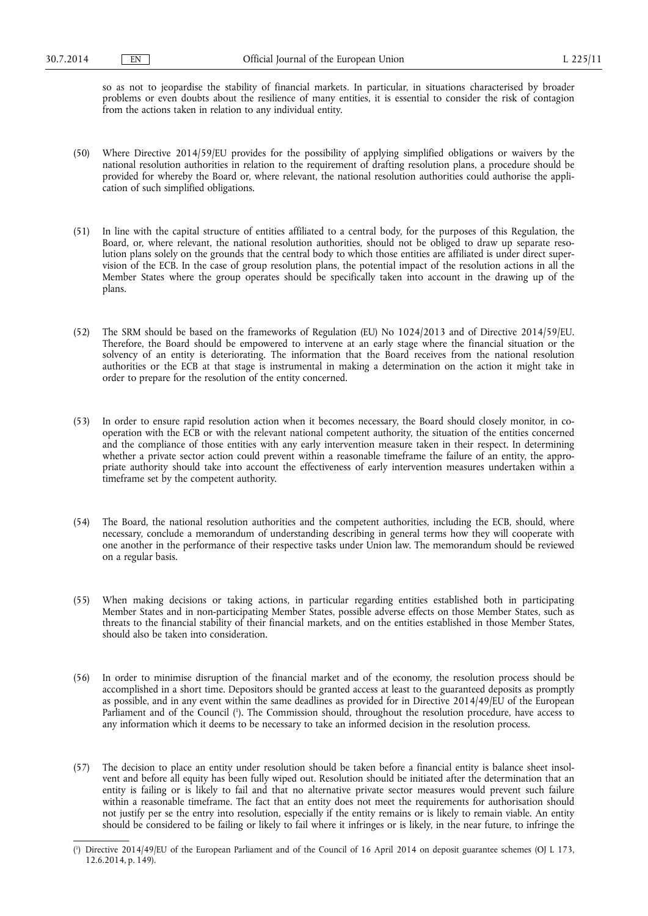so as not to jeopardise the stability of financial markets. In particular, in situations characterised by broader problems or even doubts about the resilience of many entities, it is essential to consider the risk of contagion from the actions taken in relation to any individual entity.

(50) Where Directive 2014/59/EU provides for the possibility of applying simplified obligations or waivers by the national resolution authorities in relation to the requirement of drafting resolution plans, a procedure should be provided for whereby the Board or, where relevant, the national resolution authorities could authorise the application of such simplified obligations.

(51) In line with the capital structure of entities affiliated to a central body, for the purposes of this Regulation, the Board, or, where relevant, the national resolution authorities, should not be obliged to draw up separate resolution plans solely on the grounds that the central body to which those entities are affiliated is under direct supervision of the ECB. In the case of group resolution plans, the potential impact of the resolution actions in all the Member States where the group operates should be specifically taken into account in the drawing up of the plans.

(52) The SRM should be based on the frameworks of Regulation (EU) No 1024/2013 and of Directive 2014/59/EU. Therefore, the Board should be empowered to intervene at an early stage where the financial situation or the solvency of an entity is deteriorating. The information that the Board receives from the national resolution authorities or the ECB at that stage is instrumental in making a determination on the action it might take in order to prepare for the resolution of the entity concerned.

(53) In order to ensure rapid resolution action when it becomes necessary, the Board should closely monitor, in cooperation with the ECB or with the relevant national competent authority, the situation of the entities concerned and the compliance of those entities with any early intervention measure taken in their respect. In determining whether a private sector action could prevent within a reasonable timeframe the failure of an entity, the appropriate authority should take into account the effectiveness of early intervention measures undertaken within a timeframe set by the competent authority.

(54) The Board, the national resolution authorities and the competent authorities, including the ECB, should, where necessary, conclude a memorandum of understanding describing in general terms how they will cooperate with one another in the performance of their respective tasks under Union law. The memorandum should be reviewed on a regular basis.

(55) When making decisions or taking actions, in particular regarding entities established both in participating Member States and in non-participating Member States, possible adverse effects on those Member States, such as threats to the financial stability of their financial markets, and on the entities established in those Member States, should also be taken into consideration.

(56) In order to minimise disruption of the financial market and of the economy, the resolution process should be accomplished in a short time. Depositors should be granted access at least to the guaranteed deposits as promptly as possible, and in any event within the same deadlines as provided for in Directive 2014/49/EU of the European Parliament and of the Council [1]. The Commission should, throughout the resolution procedure, have access to any information which it deems to be necessary to take an informed decision in the resolution process.

(57) The decision to place an entity under resolution should be taken before a financial entity is balance sheet insolvent and before all equity has been fully wiped out. Resolution should be initiated after the determination that an entity is failing or is likely to fail and that no alternative private sector measures would prevent such failure within a reasonable timeframe. The fact that an entity does not meet the requirements for authorisation should not justify per se the entry into resolution, especially if the entity remains or is likely to remain viable. An entity should be considered to be failing or likely to fail where it infringes or is likely, in the near future, to infringe the

[1] Directive 2014/49/EU of the European Parliament and of the Council of 16 April 2014 on deposit guarantee schemes (OJ L 173, 12.6.2014, p. 149).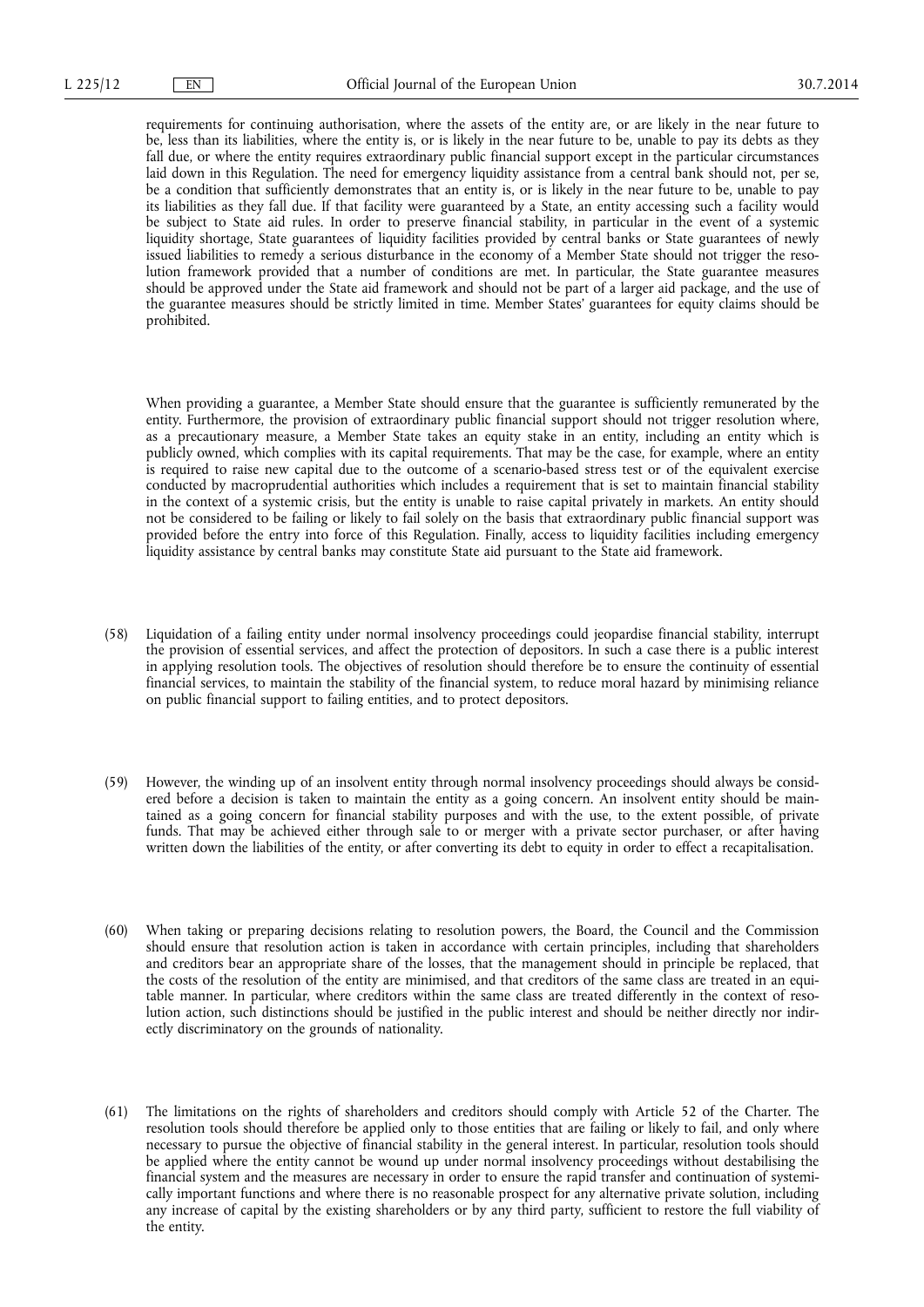requirements for continuing authorisation, where the assets of the entity are, or are likely in the near future to be, less than its liabilities, where the entity is, or is likely in the near future to be, unable to pay its debts as they fall due, or where the entity requires extraordinary public financial support except in the particular circumstances laid down in this Regulation. The need for emergency liquidity assistance from a central bank should not, per se, be a condition that sufficiently demonstrates that an entity is, or is likely in the near future to be, unable to pay its liabilities as they fall due. If that facility were guaranteed by a State, an entity accessing such a facility would be subject to State aid rules. In order to preserve financial stability, in particular in the event of a systemic liquidity shortage, State guarantees of liquidity facilities provided by central banks or State guarantees of newly issued liabilities to remedy a serious disturbance in the economy of a Member State should not trigger the resolution framework provided that a number of conditions are met. In particular, the State guarantee measures should be approved under the State aid framework and should not be part of a larger aid package, and the use of the guarantee measures should be strictly limited in time. Member States' guarantees for equity claims should be prohibited.

When providing a guarantee, a Member State should ensure that the guarantee is sufficiently remunerated by the entity. Furthermore, the provision of extraordinary public financial support should not trigger resolution where, as a precautionary measure, a Member State takes an equity stake in an entity, including an entity which is publicly owned, which complies with its capital requirements. That may be the case, for example, where an entity is required to raise new capital due to the outcome of a scenario-based stress test or of the equivalent exercise conducted by macroprudential authorities which includes a requirement that is set to maintain financial stability in the context of a systemic crisis, but the entity is unable to raise capital privately in markets. An entity should not be considered to be failing or likely to fail solely on the basis that extraordinary public financial support was provided before the entry into force of this Regulation. Finally, access to liquidity facilities including emergency liquidity assistance by central banks may constitute State aid pursuant to the State aid framework.

(58) Liquidation of a failing entity under normal insolvency proceedings could jeopardise financial stability, interrupt the provision of essential services, and affect the protection of depositors. In such a case there is a public interest in applying resolution tools. The objectives of resolution should therefore be to ensure the continuity of essential financial services, to maintain the stability of the financial system, to reduce moral hazard by minimising reliance on public financial support to failing entities, and to protect depositors.

(59) However, the winding up of an insolvent entity through normal insolvency proceedings should always be considered before a decision is taken to maintain the entity as a going concern. An insolvent entity should be maintained as a going concern for financial stability purposes and with the use, to the extent possible, of private funds. That may be achieved either through sale to or merger with a private sector purchaser, or after having written down the liabilities of the entity, or after converting its debt to equity in order to effect a recapitalisation.

(60) When taking or preparing decisions relating to resolution powers, the Board, the Council and the Commission should ensure that resolution action is taken in accordance with certain principles, including that shareholders and creditors bear an appropriate share of the losses, that the management should in principle be replaced, that the costs of the resolution of the entity are minimised, and that creditors of the same class are treated in an equitable manner. In particular, where creditors within the same class are treated differently in the context of resolution action, such distinctions should be justified in the public interest and should be neither directly nor indirectly discriminatory on the grounds of nationality.

(61) The limitations on the rights of shareholders and creditors should comply with Article 52 of the Charter. The resolution tools should therefore be applied only to those entities that are failing or likely to fail, and only where necessary to pursue the objective of financial stability in the general interest. In particular, resolution tools should be applied where the entity cannot be wound up under normal insolvency proceedings without destabilising the financial system and the measures are necessary in order to ensure the rapid transfer and continuation of systemically important functions and where there is no reasonable prospect for any alternative private solution, including any increase of capital by the existing shareholders or by any third party, sufficient to restore the full viability of the entity.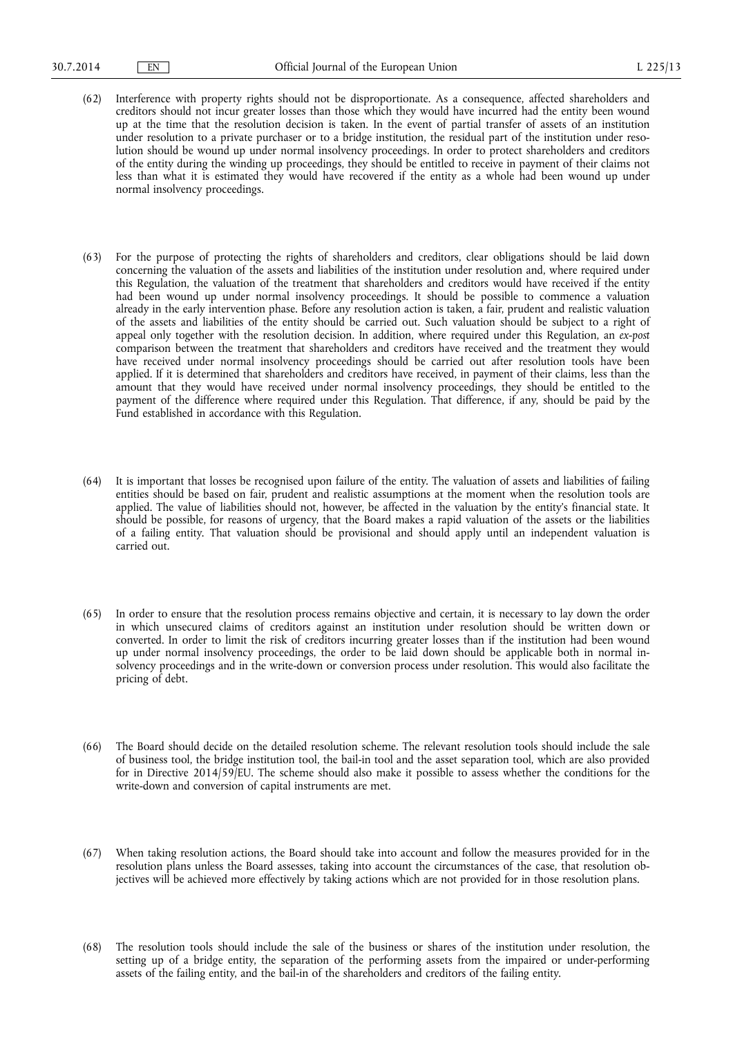(62) Interference with property rights should not be disproportionate. As a consequence, affected shareholders and creditors should not incur greater losses than those which they would have incurred had the entity been wound up at the time that the resolution decision is taken. In the event of partial transfer of assets of an institution under resolution to a private purchaser or to a bridge institution, the residual part of the institution under resolution should be wound up under normal insolvency proceedings. In order to protect shareholders and creditors of the entity during the winding up proceedings, they should be entitled to receive in payment of their claims not less than what it is estimated they would have recovered if the entity as a whole had been wound up under normal insolvency proceedings.

(63) For the purpose of protecting the rights of shareholders and creditors, clear obligations should be laid down concerning the valuation of the assets and liabilities of the institution under resolution and, where required under this Regulation, the valuation of the treatment that shareholders and creditors would have received if the entity had been wound up under normal insolvency proceedings. It should be possible to commence a valuation already in the early intervention phase. Before any resolution action is taken, a fair, prudent and realistic valuation of the assets and liabilities of the entity should be carried out. Such valuation should be subject to a right of appeal only together with the resolution decision. In addition, where required under this Regulation, an *ex-post* comparison between the treatment that shareholders and creditors have received and the treatment they would have received under normal insolvency proceedings should be carried out after resolution tools have been applied. If it is determined that shareholders and creditors have received, in payment of their claims, less than the amount that they would have received under normal insolvency proceedings, they should be entitled to the payment of the difference where required under this Regulation. That difference, if any, should be paid by the Fund established in accordance with this Regulation.

(64) It is important that losses be recognised upon failure of the entity. The valuation of assets and liabilities of failing entities should be based on fair, prudent and realistic assumptions at the moment when the resolution tools are applied. The value of liabilities should not, however, be affected in the valuation by the entity's financial state. It should be possible, for reasons of urgency, that the Board makes a rapid valuation of the assets or the liabilities of a failing entity. That valuation should be provisional and should apply until an independent valuation is carried out.

(65) In order to ensure that the resolution process remains objective and certain, it is necessary to lay down the order in which unsecured claims of creditors against an institution under resolution should be written down or converted. In order to limit the risk of creditors incurring greater losses than if the institution had been wound up under normal insolvency proceedings, the order to be laid down should be applicable both in normal insolvency proceedings and in the write-down or conversion process under resolution. This would also facilitate the pricing of debt.

(66) The Board should decide on the detailed resolution scheme. The relevant resolution tools should include the sale of business tool, the bridge institution tool, the bail-in tool and the asset separation tool, which are also provided for in Directive 2014/59/EU. The scheme should also make it possible to assess whether the conditions for the write-down and conversion of capital instruments are met.

(67) When taking resolution actions, the Board should take into account and follow the measures provided for in the resolution plans unless the Board assesses, taking into account the circumstances of the case, that resolution objectives will be achieved more effectively by taking actions which are not provided for in those resolution plans.

(68) The resolution tools should include the sale of the business or shares of the institution under resolution, the setting up of a bridge entity, the separation of the performing assets from the impaired or under-performing assets of the failing entity, and the bail-in of the shareholders and creditors of the failing entity.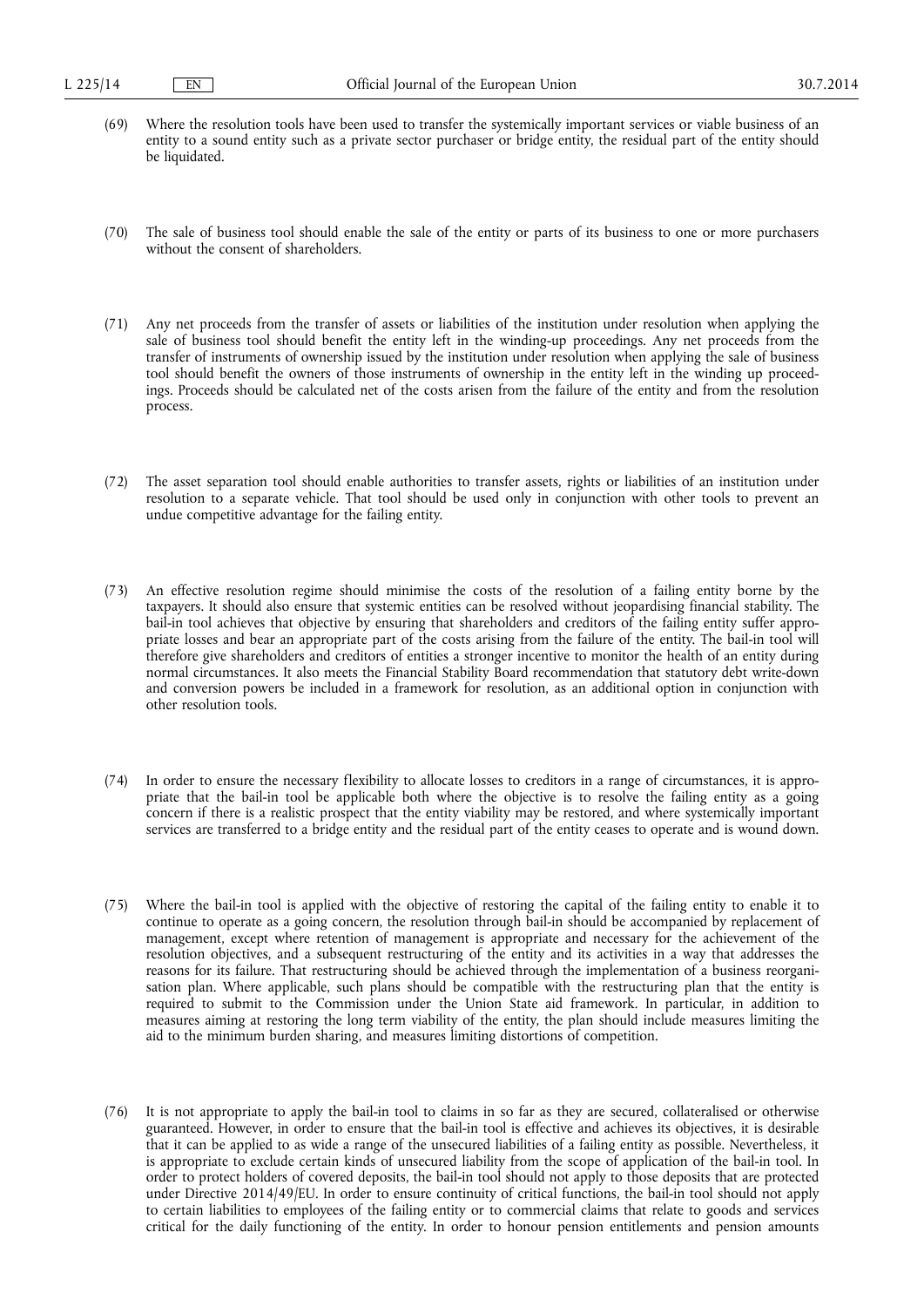(69) Where the resolution tools have been used to transfer the systemically important services or viable business of an entity to a sound entity such as a private sector purchaser or bridge entity, the residual part of the entity should be liquidated.

(70) The sale of business tool should enable the sale of the entity or parts of its business to one or more purchasers without the consent of shareholders.

(71) Any net proceeds from the transfer of assets or liabilities of the institution under resolution when applying the sale of business tool should benefit the entity left in the winding-up proceedings. Any net proceeds from the transfer of instruments of ownership issued by the institution under resolution when applying the sale of business tool should benefit the owners of those instruments of ownership in the entity left in the winding up proceedings. Proceeds should be calculated net of the costs arisen from the failure of the entity and from the resolution process.

(72) The asset separation tool should enable authorities to transfer assets, rights or liabilities of an institution under resolution to a separate vehicle. That tool should be used only in conjunction with other tools to prevent an undue competitive advantage for the failing entity.

(73) An effective resolution regime should minimise the costs of the resolution of a failing entity borne by the taxpayers. It should also ensure that systemic entities can be resolved without jeopardising financial stability. The bail-in tool achieves that objective by ensuring that shareholders and creditors of the failing entity suffer appropriate losses and bear an appropriate part of the costs arising from the failure of the entity. The bail-in tool will therefore give shareholders and creditors of entities a stronger incentive to monitor the health of an entity during normal circumstances. It also meets the Financial Stability Board recommendation that statutory debt write-down and conversion powers be included in a framework for resolution, as an additional option in conjunction with other resolution tools.

(74) In order to ensure the necessary flexibility to allocate losses to creditors in a range of circumstances, it is appropriate that the bail-in tool be applicable both where the objective is to resolve the failing entity as a going concern if there is a realistic prospect that the entity viability may be restored, and where systemically important services are transferred to a bridge entity and the residual part of the entity ceases to operate and is wound down.

(75) Where the bail-in tool is applied with the objective of restoring the capital of the failing entity to enable it to continue to operate as a going concern, the resolution through bail-in should be accompanied by replacement of management, except where retention of management is appropriate and necessary for the achievement of the resolution objectives, and a subsequent restructuring of the entity and its activities in a way that addresses the reasons for its failure. That restructuring should be achieved through the implementation of a business reorganisation plan. Where applicable, such plans should be compatible with the restructuring plan that the entity is required to submit to the Commission under the Union State aid framework. In particular, in addition to measures aiming at restoring the long term viability of the entity, the plan should include measures limiting the aid to the minimum burden sharing, and measures limiting distortions of competition.

(76) It is not appropriate to apply the bail-in tool to claims in so far as they are secured, collateralised or otherwise guaranteed. However, in order to ensure that the bail-in tool is effective and achieves its objectives, it is desirable that it can be applied to as wide a range of the unsecured liabilities of a failing entity as possible. Nevertheless, it is appropriate to exclude certain kinds of unsecured liability from the scope of application of the bail-in tool. In order to protect holders of covered deposits, the bail-in tool should not apply to those deposits that are protected under Directive 2014/49/EU. In order to ensure continuity of critical functions, the bail-in tool should not apply to certain liabilities to employees of the failing entity or to commercial claims that relate to goods and services critical for the daily functioning of the entity. In order to honour pension entitlements and pension amounts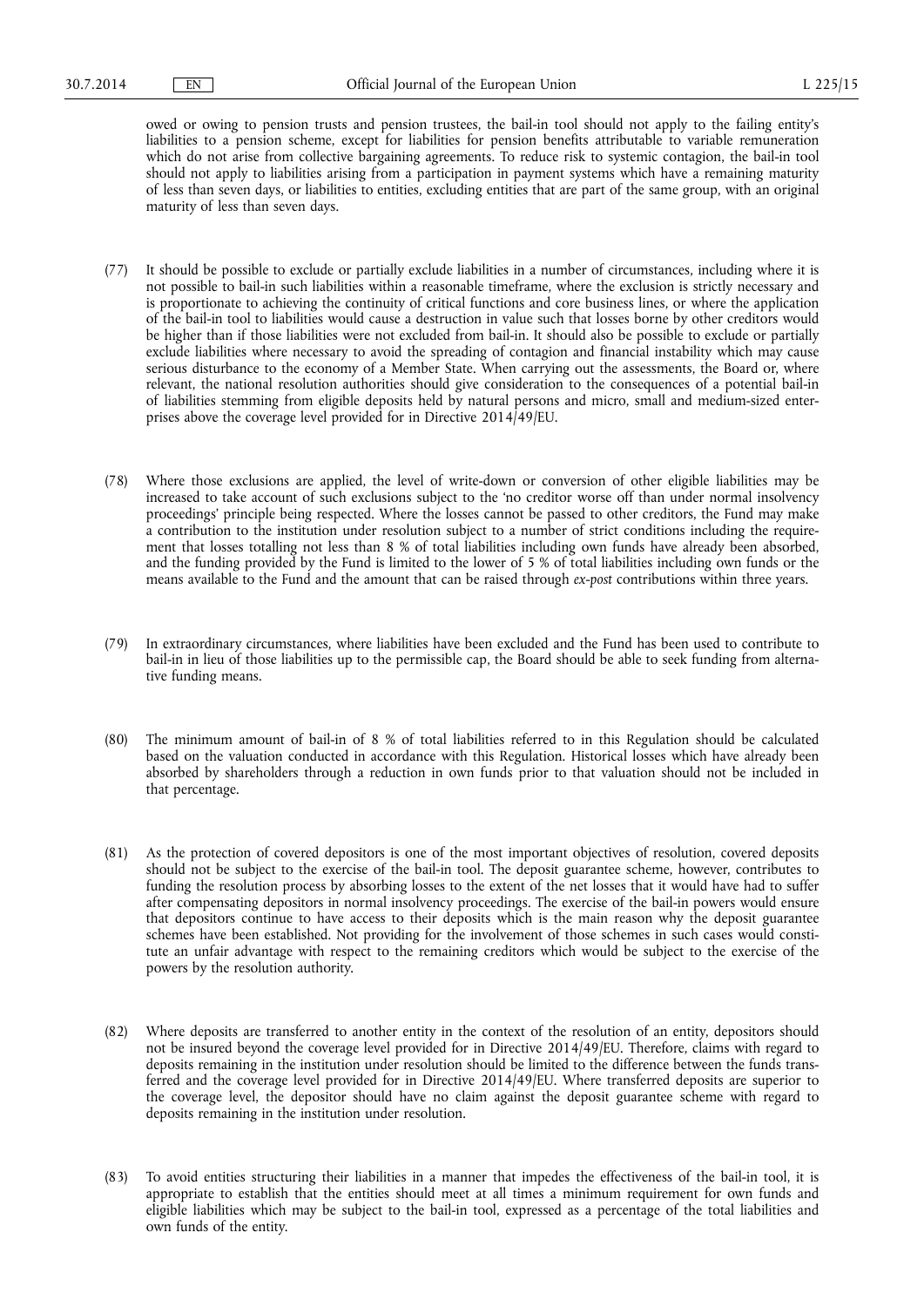owed or owing to pension trusts and pension trustees, the bail-in tool should not apply to the failing entity's liabilities to a pension scheme, except for liabilities for pension benefits attributable to variable remuneration which do not arise from collective bargaining agreements. To reduce risk to systemic contagion, the bail-in tool should not apply to liabilities arising from a participation in payment systems which have a remaining maturity of less than seven days, or liabilities to entities, excluding entities that are part of the same group, with an original maturity of less than seven days.

(77) It should be possible to exclude or partially exclude liabilities in a number of circumstances, including where it is not possible to bail-in such liabilities within a reasonable timeframe, where the exclusion is strictly necessary and is proportionate to achieving the continuity of critical functions and core business lines, or where the application of the bail-in tool to liabilities would cause a destruction in value such that losses borne by other creditors would be higher than if those liabilities were not excluded from bail-in. It should also be possible to exclude or partially exclude liabilities where necessary to avoid the spreading of contagion and financial instability which may cause serious disturbance to the economy of a Member State. When carrying out the assessments, the Board or, where relevant, the national resolution authorities should give consideration to the consequences of a potential bail-in of liabilities stemming from eligible deposits held by natural persons and micro, small and medium-sized enterprises above the coverage level provided for in Directive 2014/49/EU.

(78) Where those exclusions are applied, the level of write-down or conversion of other eligible liabilities may be increased to take account of such exclusions subject to the 'no creditor worse off than under normal insolvency proceedings' principle being respected. Where the losses cannot be passed to other creditors, the Fund may make a contribution to the institution under resolution subject to a number of strict conditions including the requirement that losses totalling not less than 8 % of total liabilities including own funds have already been absorbed, and the funding provided by the Fund is limited to the lower of 5 % of total liabilities including own funds or the means available to the Fund and the amount that can be raised through *ex-post* contributions within three years.

(79) In extraordinary circumstances, where liabilities have been excluded and the Fund has been used to contribute to bail-in in lieu of those liabilities up to the permissible cap, the Board should be able to seek funding from alternative funding means.

(80) The minimum amount of bail-in of 8 % of total liabilities referred to in this Regulation should be calculated based on the valuation conducted in accordance with this Regulation. Historical losses which have already been absorbed by shareholders through a reduction in own funds prior to that valuation should not be included in that percentage.

(81) As the protection of covered depositors is one of the most important objectives of resolution, covered deposits should not be subject to the exercise of the bail-in tool. The deposit guarantee scheme, however, contributes to funding the resolution process by absorbing losses to the extent of the net losses that it would have had to suffer after compensating depositors in normal insolvency proceedings. The exercise of the bail-in powers would ensure that depositors continue to have access to their deposits which is the main reason why the deposit guarantee schemes have been established. Not providing for the involvement of those schemes in such cases would constitute an unfair advantage with respect to the remaining creditors which would be subject to the exercise of the powers by the resolution authority.

(82) Where deposits are transferred to another entity in the context of the resolution of an entity, depositors should not be insured beyond the coverage level provided for in Directive 2014/49/EU. Therefore, claims with regard to deposits remaining in the institution under resolution should be limited to the difference between the funds transferred and the coverage level provided for in Directive 2014/49/EU. Where transferred deposits are superior to the coverage level, the depositor should have no claim against the deposit guarantee scheme with regard to deposits remaining in the institution under resolution.

(83) To avoid entities structuring their liabilities in a manner that impedes the effectiveness of the bail-in tool, it is appropriate to establish that the entities should meet at all times a minimum requirement for own funds and eligible liabilities which may be subject to the bail-in tool, expressed as a percentage of the total liabilities and own funds of the entity.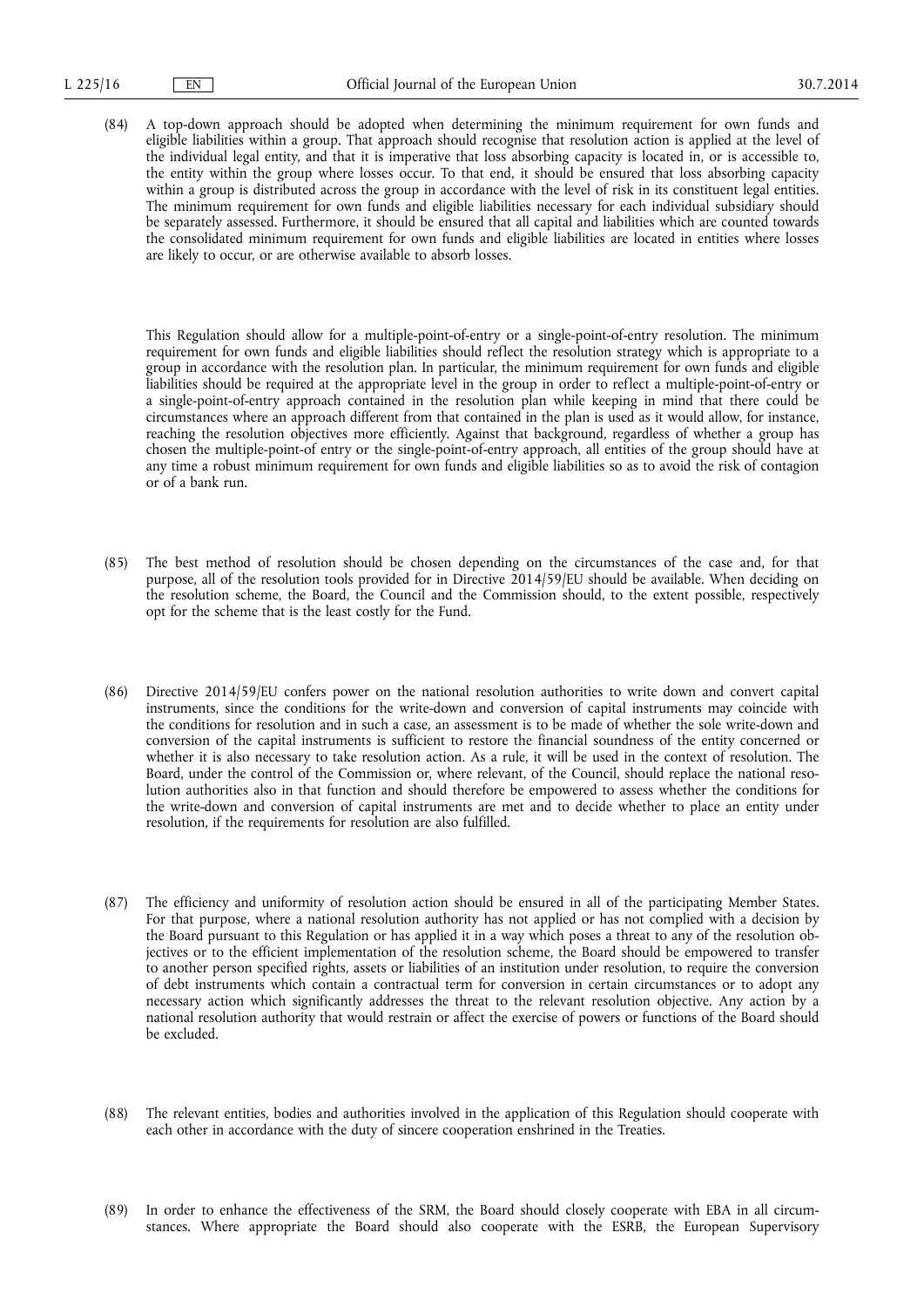(84) A top-down approach should be adopted when determining the minimum requirement for own funds and eligible liabilities within a group. That approach should recognise that resolution action is applied at the level of the individual legal entity, and that it is imperative that loss absorbing capacity is located in, or is accessible to, the entity within the group where losses occur. To that end, it should be ensured that loss absorbing capacity within a group is distributed across the group in accordance with the level of risk in its constituent legal entities. The minimum requirement for own funds and eligible liabilities necessary for each individual subsidiary should be separately assessed. Furthermore, it should be ensured that all capital and liabilities which are counted towards the consolidated minimum requirement for own funds and eligible liabilities are located in entities where losses are likely to occur, or are otherwise available to absorb losses.

This Regulation should allow for a multiple-point-of-entry or a single-point-of-entry resolution. The minimum requirement for own funds and eligible liabilities should reflect the resolution strategy which is appropriate to a group in accordance with the resolution plan. In particular, the minimum requirement for own funds and eligible liabilities should be required at the appropriate level in the group in order to reflect a multiple-point-of-entry or a single-point-of-entry approach contained in the resolution plan while keeping in mind that there could be circumstances where an approach different from that contained in the plan is used as it would allow, for instance, reaching the resolution objectives more efficiently. Against that background, regardless of whether a group has chosen the multiple-point-of entry or the single-point-of-entry approach, all entities of the group should have at any time a robust minimum requirement for own funds and eligible liabilities so as to avoid the risk of contagion or of a bank run.

(85) The best method of resolution should be chosen depending on the circumstances of the case and, for that purpose, all of the resolution tools provided for in Directive 2014/59/EU should be available. When deciding on the resolution scheme, the Board, the Council and the Commission should, to the extent possible, respectively opt for the scheme that is the least costly for the Fund.

(86) Directive 2014/59/EU confers power on the national resolution authorities to write down and convert capital instruments, since the conditions for the write-down and conversion of capital instruments may coincide with the conditions for resolution and in such a case, an assessment is to be made of whether the sole write-down and conversion of the capital instruments is sufficient to restore the financial soundness of the entity concerned or whether it is also necessary to take resolution action. As a rule, it will be used in the context of resolution. The Board, under the control of the Commission or, where relevant, of the Council, should replace the national resolution authorities also in that function and should therefore be empowered to assess whether the conditions for the write-down and conversion of capital instruments are met and to decide whether to place an entity under resolution, if the requirements for resolution are also fulfilled.

(87) The efficiency and uniformity of resolution action should be ensured in all of the participating Member States. For that purpose, where a national resolution authority has not applied or has not complied with a decision by the Board pursuant to this Regulation or has applied it in a way which poses a threat to any of the resolution objectives or to the efficient implementation of the resolution scheme, the Board should be empowered to transfer to another person specified rights, assets or liabilities of an institution under resolution, to require the conversion of debt instruments which contain a contractual term for conversion in certain circumstances or to adopt any necessary action which significantly addresses the threat to the relevant resolution objective. Any action by a national resolution authority that would restrain or affect the exercise of powers or functions of the Board should be excluded.

(88) The relevant entities, bodies and authorities involved in the application of this Regulation should cooperate with each other in accordance with the duty of sincere cooperation enshrined in the Treaties.

(89) In order to enhance the effectiveness of the SRM, the Board should closely cooperate with EBA in all circumstances. Where appropriate the Board should also cooperate with the ESRB, the European Supervisory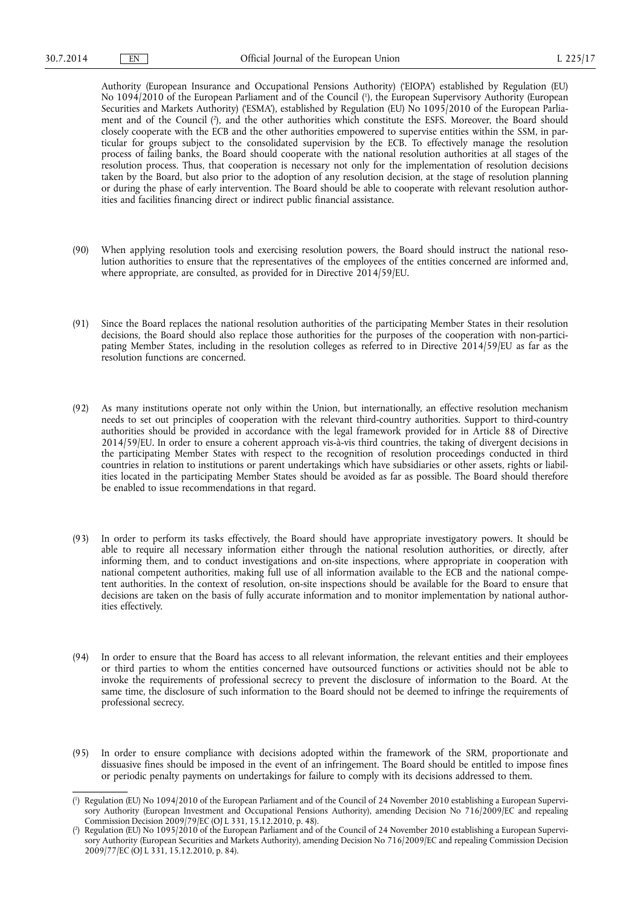Authority (European Insurance and Occupational Pensions Authority) ('EIOPA') established by Regulation (EU) No 1094/2010 of the European Parliament and of the Council [1], the European Supervisory Authority (European Securities and Markets Authority) ('ESMA'), established by Regulation (EU) No 1095/2010 of the European Parliament and of the Council [2], and the other authorities which constitute the ESFS. Moreover, the Board should closely cooperate with the ECB and the other authorities empowered to supervise entities within the SSM, in particular for groups subject to the consolidated supervision by the ECB. To effectively manage the resolution process of failing banks, the Board should cooperate with the national resolution authorities at all stages of the resolution process. Thus, that cooperation is necessary not only for the implementation of resolution decisions taken by the Board, but also prior to the adoption of any resolution decision, at the stage of resolution planning or during the phase of early intervention. The Board should be able to cooperate with relevant resolution authorities and facilities financing direct or indirect public financial assistance.

(90) When applying resolution tools and exercising resolution powers, the Board should instruct the national resolution authorities to ensure that the representatives of the employees of the entities concerned are informed and, where appropriate, are consulted, as provided for in Directive 2014/59/EU.

(91) Since the Board replaces the national resolution authorities of the participating Member States in their resolution decisions, the Board should also replace those authorities for the purposes of the cooperation with non-participating Member States, including in the resolution colleges as referred to in Directive 2014/59/EU as far as the resolution functions are concerned.

(92) As many institutions operate not only within the Union, but internationally, an effective resolution mechanism needs to set out principles of cooperation with the relevant third-country authorities. Support to third-country authorities should be provided in accordance with the legal framework provided for in Article 88 of Directive 2014/59/EU. In order to ensure a coherent approach vis-à-vis third countries, the taking of divergent decisions in the participating Member States with respect to the recognition of resolution proceedings conducted in third countries in relation to institutions or parent undertakings which have subsidiaries or other assets, rights or liabilities located in the participating Member States should be avoided as far as possible. The Board should therefore be enabled to issue recommendations in that regard.

(93) In order to perform its tasks effectively, the Board should have appropriate investigatory powers. It should be able to require all necessary information either through the national resolution authorities, or directly, after informing them, and to conduct investigations and on-site inspections, where appropriate in cooperation with national competent authorities, making full use of all information available to the ECB and the national competent authorities. In the context of resolution, on-site inspections should be available for the Board to ensure that decisions are taken on the basis of fully accurate information and to monitor implementation by national authorities effectively.

(94) In order to ensure that the Board has access to all relevant information, the relevant entities and their employees or third parties to whom the entities concerned have outsourced functions or activities should not be able to invoke the requirements of professional secrecy to prevent the disclosure of information to the Board. At the same time, the disclosure of such information to the Board should not be deemed to infringe the requirements of professional secrecy.

(95) In order to ensure compliance with decisions adopted within the framework of the SRM, proportionate and dissuasive fines should be imposed in the event of an infringement. The Board should be entitled to impose fines or periodic penalty payments on undertakings for failure to comply with its decisions addressed to them.

---

[1] Regulation (EU) No 1094/2010 of the European Parliament and of the Council of 24 November 2010 establishing a European Supervisory Authority (European Investment and Occupational Pensions Authority), amending Decision No 716/2009/EC and repealing Commission Decision 2009/79/EC (OJ L 331, 15.12.2010, p. 48).

[2] Regulation (EU) No 1095/2010 of the European Parliament and of the Council of 24 November 2010 establishing a European Supervisory Authority (European Securities and Markets Authority), amending Decision No 716/2009/EC and repealing Commission Decision 2009/77/EC (OJ L 331, 15.12.2010, p. 84).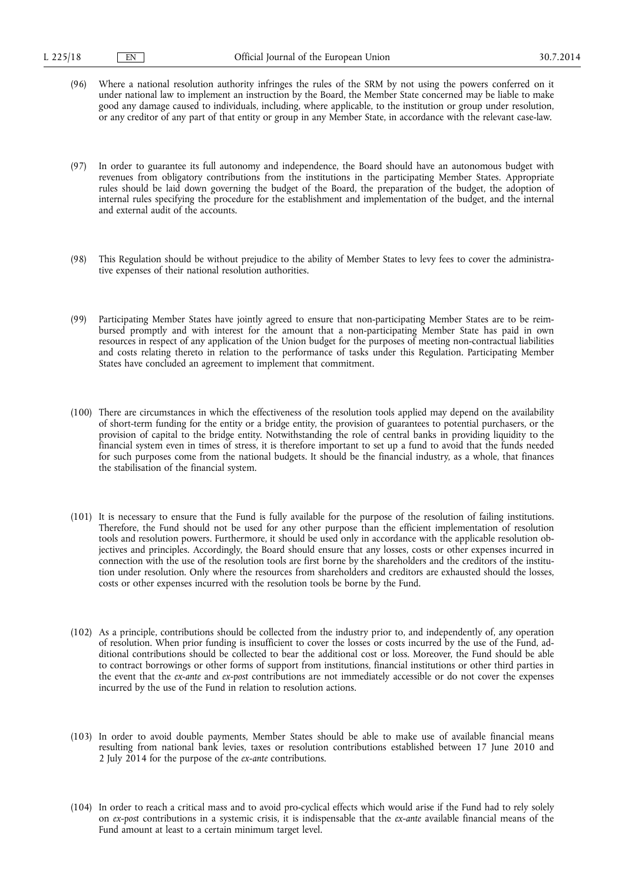(96) Where a national resolution authority infringes the rules of the SRM by not using the powers conferred on it under national law to implement an instruction by the Board, the Member State concerned may be liable to make good any damage caused to individuals, including, where applicable, to the institution or group under resolution, or any creditor of any part of that entity or group in any Member State, in accordance with the relevant case-law.

(97) In order to guarantee its full autonomy and independence, the Board should have an autonomous budget with revenues from obligatory contributions from the institutions in the participating Member States. Appropriate rules should be laid down governing the budget of the Board, the preparation of the budget, the adoption of internal rules specifying the procedure for the establishment and implementation of the budget, and the internal and external audit of the accounts.

(98) This Regulation should be without prejudice to the ability of Member States to levy fees to cover the administrative expenses of their national resolution authorities.

(99) Participating Member States have jointly agreed to ensure that non-participating Member States are to be reimbursed promptly and with interest for the amount that a non-participating Member State has paid in own resources in respect of any application of the Union budget for the purposes of meeting non-contractual liabilities and costs relating thereto in relation to the performance of tasks under this Regulation. Participating Member States have concluded an agreement to implement that commitment.

(100) There are circumstances in which the effectiveness of the resolution tools applied may depend on the availability of short-term funding for the entity or a bridge entity, the provision of guarantees to potential purchasers, or the provision of capital to the bridge entity. Notwithstanding the role of central banks in providing liquidity to the financial system even in times of stress, it is therefore important to set up a fund to avoid that the funds needed for such purposes come from the national budgets. It should be the financial industry, as a whole, that finances the stabilisation of the financial system.

(101) It is necessary to ensure that the Fund is fully available for the purpose of the resolution of failing institutions. Therefore, the Fund should not be used for any other purpose than the efficient implementation of resolution tools and resolution powers. Furthermore, it should be used only in accordance with the applicable resolution objectives and principles. Accordingly, the Board should ensure that any losses, costs or other expenses incurred in connection with the use of the resolution tools are first borne by the shareholders and the creditors of the institution under resolution. Only where the resources from shareholders and creditors are exhausted should the losses, costs or other expenses incurred with the resolution tools be borne by the Fund.

(102) As a principle, contributions should be collected from the industry prior to, and independently of, any operation of resolution. When prior funding is insufficient to cover the losses or costs incurred by the use of the Fund, additional contributions should be collected to bear the additional cost or loss. Moreover, the Fund should be able to contract borrowings or other forms of support from institutions, financial institutions or other third parties in the event that the *ex-ante* and *ex-post* contributions are not immediately accessible or do not cover the expenses incurred by the use of the Fund in relation to resolution actions.

(103) In order to avoid double payments, Member States should be able to make use of available financial means resulting from national bank levies, taxes or resolution contributions established between 17 June 2010 and 2 July 2014 for the purpose of the *ex-ante* contributions.

(104) In order to reach a critical mass and to avoid pro-cyclical effects which would arise if the Fund had to rely solely on *ex-post* contributions in a systemic crisis, it is indispensable that the *ex-ante* available financial means of the Fund amount at least to a certain minimum target level.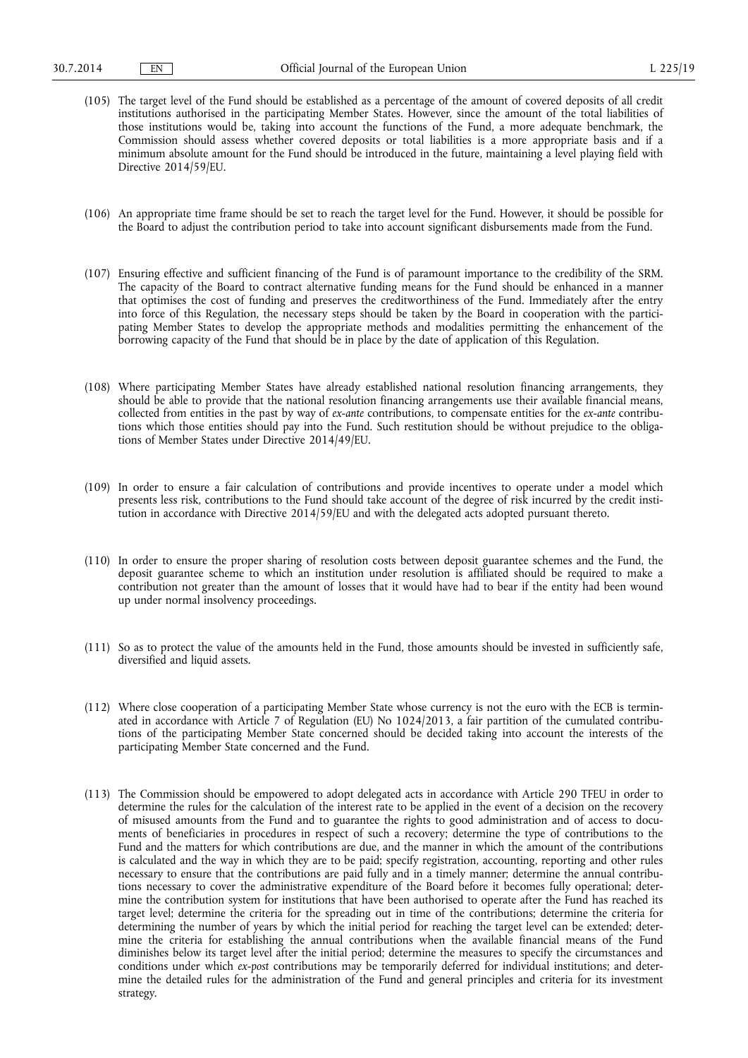(105) The target level of the Fund should be established as a percentage of the amount of covered deposits of all credit institutions authorised in the participating Member States. However, since the amount of the total liabilities of those institutions would be, taking into account the functions of the Fund, a more adequate benchmark, the Commission should assess whether covered deposits or total liabilities is a more appropriate basis and if a minimum absolute amount for the Fund should be introduced in the future, maintaining a level playing field with Directive 2014/59/EU.

(106) An appropriate time frame should be set to reach the target level for the Fund. However, it should be possible for the Board to adjust the contribution period to take into account significant disbursements made from the Fund.

(107) Ensuring effective and sufficient financing of the Fund is of paramount importance to the credibility of the SRM. The capacity of the Board to contract alternative funding means for the Fund should be enhanced in a manner that optimises the cost of funding and preserves the creditworthiness of the Fund. Immediately after the entry into force of this Regulation, the necessary steps should be taken by the Board in cooperation with the participating Member States to develop the appropriate methods and modalities permitting the enhancement of the borrowing capacity of the Fund that should be in place by the date of application of this Regulation.

(108) Where participating Member States have already established national resolution financing arrangements, they should be able to provide that the national resolution financing arrangements use their available financial means, collected from entities in the past by way of *ex-ante* contributions, to compensate entities for the *ex-ante* contributions which those entities should pay into the Fund. Such restitution should be without prejudice to the obligations of Member States under Directive 2014/49/EU.

(109) In order to ensure a fair calculation of contributions and provide incentives to operate under a model which presents less risk, contributions to the Fund should take account of the degree of risk incurred by the credit institution in accordance with Directive 2014/59/EU and with the delegated acts adopted pursuant thereto.

(110) In order to ensure the proper sharing of resolution costs between deposit guarantee schemes and the Fund, the deposit guarantee scheme to which an institution under resolution is affiliated should be required to make a contribution not greater than the amount of losses that it would have had to bear if the entity had been wound up under normal insolvency proceedings.

(111) So as to protect the value of the amounts held in the Fund, those amounts should be invested in sufficiently safe, diversified and liquid assets.

(112) Where close cooperation of a participating Member State whose currency is not the euro with the ECB is terminated in accordance with Article 7 of Regulation (EU) No 1024/2013, a fair partition of the cumulated contributions of the participating Member State concerned should be decided taking into account the interests of the participating Member State concerned and the Fund.

(113) The Commission should be empowered to adopt delegated acts in accordance with Article 290 TFEU in order to determine the rules for the calculation of the interest rate to be applied in the event of a decision on the recovery of misused amounts from the Fund and to guarantee the rights to good administration and of access to documents of beneficiaries in procedures in respect of such a recovery; determine the type of contributions to the Fund and the matters for which contributions are due, and the manner in which the amount of the contributions is calculated and the way in which they are to be paid; specify registration, accounting, reporting and other rules necessary to ensure that the contributions are paid fully and in a timely manner; determine the annual contributions necessary to cover the administrative expenditure of the Board before it becomes fully operational; determine the contribution system for institutions that have been authorised to operate after the Fund has reached its target level; determine the criteria for the spreading out in time of the contributions; determine the criteria for determining the number of years by which the initial period for reaching the target level can be extended; determine the criteria for establishing the annual contributions when the available financial means of the Fund diminishes below its target level after the initial period; determine the measures to specify the circumstances and conditions under which *ex-post* contributions may be temporarily deferred for individual institutions; and determine the detailed rules for the administration of the Fund and general principles and criteria for its investment strategy.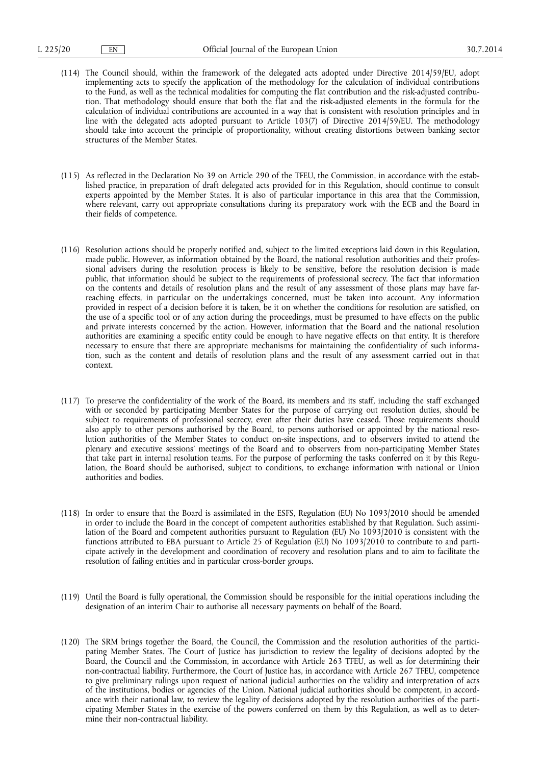(114) The Council should, within the framework of the delegated acts adopted under Directive 2014/59/EU, adopt implementing acts to specify the application of the methodology for the calculation of individual contributions to the Fund, as well as the technical modalities for computing the flat contribution and the risk-adjusted contribution. That methodology should ensure that both the flat and the risk-adjusted elements in the formula for the calculation of individual contributions are accounted in a way that is consistent with resolution principles and in line with the delegated acts adopted pursuant to Article 103(7) of Directive 2014/59/EU. The methodology should take into account the principle of proportionality, without creating distortions between banking sector structures of the Member States.

(115) As reflected in the Declaration No 39 on Article 290 of the TFEU, the Commission, in accordance with the established practice, in preparation of draft delegated acts provided for in this Regulation, should continue to consult experts appointed by the Member States. It is also of particular importance in this area that the Commission, where relevant, carry out appropriate consultations during its preparatory work with the ECB and the Board in their fields of competence.

(116) Resolution actions should be properly notified and, subject to the limited exceptions laid down in this Regulation, made public. However, as information obtained by the Board, the national resolution authorities and their professional advisers during the resolution process is likely to be sensitive, before the resolution decision is made public, that information should be subject to the requirements of professional secrecy. The fact that information on the contents and details of resolution plans and the result of any assessment of those plans may have far-reaching effects, in particular on the undertakings concerned, must be taken into account. Any information provided in respect of a decision before it is taken, be it on whether the conditions for resolution are satisfied, on the use of a specific tool or of any action during the proceedings, must be presumed to have effects on the public and private interests concerned by the action. However, information that the Board and the national resolution authorities are examining a specific entity could be enough to have negative effects on that entity. It is therefore necessary to ensure that there are appropriate mechanisms for maintaining the confidentiality of such information, such as the content and details of resolution plans and the result of any assessment carried out in that context.

(117) To preserve the confidentiality of the work of the Board, its members and its staff, including the staff exchanged with or seconded by participating Member States for the purpose of carrying out resolution duties, should be subject to requirements of professional secrecy, even after their duties have ceased. Those requirements should also apply to other persons authorised by the Board, to persons authorised or appointed by the national resolution authorities of the Member States to conduct on-site inspections, and to observers invited to attend the plenary and executive sessions' meetings of the Board and to observers from non-participating Member States that take part in internal resolution teams. For the purpose of performing the tasks conferred on it by this Regulation, the Board should be authorised, subject to conditions, to exchange information with national or Union authorities and bodies.

(118) In order to ensure that the Board is assimilated in the ESFS, Regulation (EU) No 1093/2010 should be amended in order to include the Board in the concept of competent authorities established by that Regulation. Such assimilation of the Board and competent authorities pursuant to Regulation (EU) No 1093/2010 is consistent with the functions attributed to EBA pursuant to Article 25 of Regulation (EU) No 1093/2010 to contribute to and participate actively in the development and coordination of recovery and resolution plans and to aim to facilitate the resolution of failing entities and in particular cross-border groups.

(119) Until the Board is fully operational, the Commission should be responsible for the initial operations including the designation of an interim Chair to authorise all necessary payments on behalf of the Board.

(120) The SRM brings together the Board, the Council, the Commission and the resolution authorities of the participating Member States. The Court of Justice has jurisdiction to review the legality of decisions adopted by the Board, the Council and the Commission, in accordance with Article 263 TFEU, as well as for determining their non-contractual liability. Furthermore, the Court of Justice has, in accordance with Article 267 TFEU, competence to give preliminary rulings upon request of national judicial authorities on the validity and interpretation of acts of the institutions, bodies or agencies of the Union. National judicial authorities should be competent, in accordance with their national law, to review the legality of decisions adopted by the resolution authorities of the participating Member States in the exercise of the powers conferred on them by this Regulation, as well as to determine their non-contractual liability.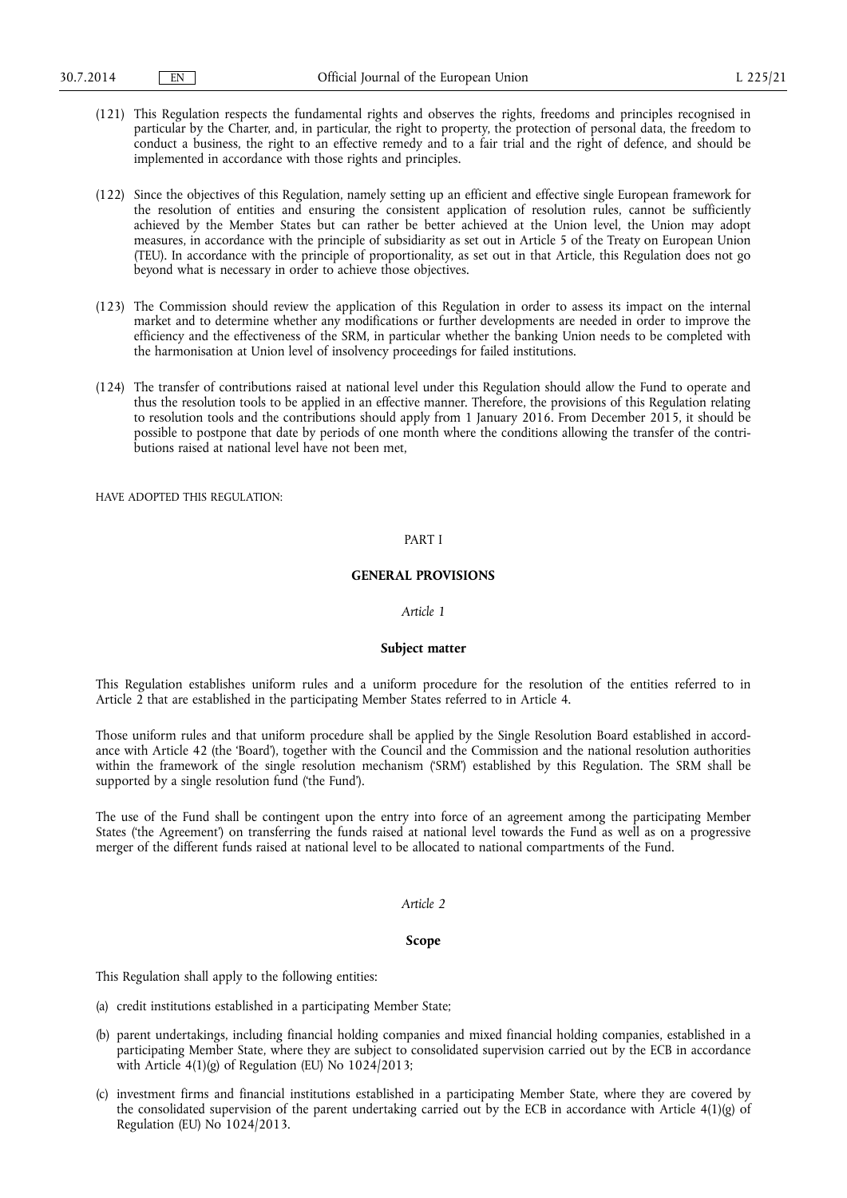(121) This Regulation respects the fundamental rights and observes the rights, freedoms and principles recognised in particular by the Charter, and, in particular, the right to property, the protection of personal data, the freedom to conduct a business, the right to an effective remedy and to a fair trial and the right of defence, and should be implemented in accordance with those rights and principles.

(122) Since the objectives of this Regulation, namely setting up an efficient and effective single European framework for the resolution of entities and ensuring the consistent application of resolution rules, cannot be sufficiently achieved by the Member States but can rather be better achieved at the Union level, the Union may adopt measures, in accordance with the principle of subsidiarity as set out in Article 5 of the Treaty on European Union (TEU). In accordance with the principle of proportionality, as set out in that Article, this Regulation does not go beyond what is necessary in order to achieve those objectives.

(123) The Commission should review the application of this Regulation in order to assess its impact on the internal market and to determine whether any modifications or further developments are needed in order to improve the efficiency and the effectiveness of the SRM, in particular whether the banking Union needs to be completed with the harmonisation at Union level of insolvency proceedings for failed institutions.

(124) The transfer of contributions raised at national level under this Regulation should allow the Fund to operate and thus the resolution tools to be applied in an effective manner. Therefore, the provisions of this Regulation relating to resolution tools and the contributions should apply from 1 January 2016. From December 2015, it should be possible to postpone that date by periods of one month where the conditions allowing the transfer of the contributions raised at national level have not been met,

HAVE ADOPTED THIS REGULATION:

# PART I

## GENERAL PROVISIONS

*Article 1*

### Subject matter

This Regulation establishes uniform rules and a uniform procedure for the resolution of the entities referred to in Article 2 that are established in the participating Member States referred to in Article 4.

Those uniform rules and that uniform procedure shall be applied by the Single Resolution Board established in accordance with Article 42 (the 'Board'), together with the Council and the Commission and the national resolution authorities within the framework of the single resolution mechanism ('SRM') established by this Regulation. The SRM shall be supported by a single resolution fund ('the Fund').

The use of the Fund shall be contingent upon the entry into force of an agreement among the participating Member States ('the Agreement') on transferring the funds raised at national level towards the Fund as well as on a progressive merger of the different funds raised at national level to be allocated to national compartments of the Fund.

*Article 2*

### Scope

This Regulation shall apply to the following entities:

(a) credit institutions established in a participating Member State;

(b) parent undertakings, including financial holding companies and mixed financial holding companies, established in a participating Member State, where they are subject to consolidated supervision carried out by the ECB in accordance with Article 4(1)(g) of Regulation (EU) No 1024/2013;

(c) investment firms and financial institutions established in a participating Member State, where they are covered by the consolidated supervision of the parent undertaking carried out by the ECB in accordance with Article 4(1)(g) of Regulation (EU) No 1024/2013.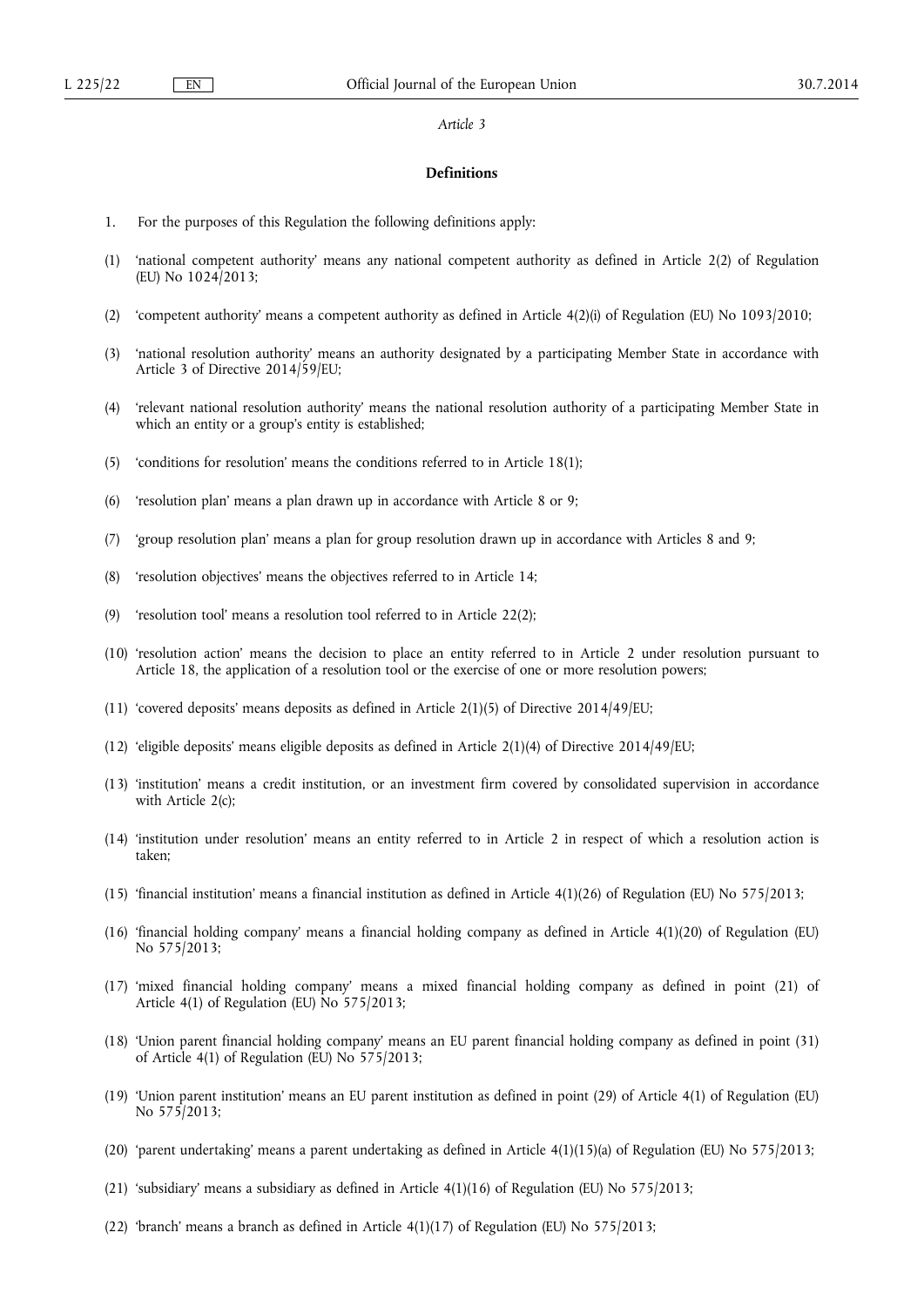*Article 3*

**Definitions**

1. For the purposes of this Regulation the following definitions apply:

(1) 'national competent authority' means any national competent authority as defined in Article 2(2) of Regulation (EU) No 1024/2013;

(2) 'competent authority' means a competent authority as defined in Article 4(2)(i) of Regulation (EU) No 1093/2010;

(3) 'national resolution authority' means an authority designated by a participating Member State in accordance with Article 3 of Directive 2014/59/EU;

(4) 'relevant national resolution authority' means the national resolution authority of a participating Member State in which an entity or a group's entity is established;

(5) 'conditions for resolution' means the conditions referred to in Article 18(1);

(6) 'resolution plan' means a plan drawn up in accordance with Article 8 or 9;

(7) 'group resolution plan' means a plan for group resolution drawn up in accordance with Articles 8 and 9;

(8) 'resolution objectives' means the objectives referred to in Article 14;

(9) 'resolution tool' means a resolution tool referred to in Article 22(2);

(10) 'resolution action' means the decision to place an entity referred to in Article 2 under resolution pursuant to Article 18, the application of a resolution tool or the exercise of one or more resolution powers;

(11) 'covered deposits' means deposits as defined in Article 2(1)(5) of Directive 2014/49/EU;

(12) 'eligible deposits' means eligible deposits as defined in Article 2(1)(4) of Directive 2014/49/EU;

(13) 'institution' means a credit institution, or an investment firm covered by consolidated supervision in accordance with Article 2(c);

(14) 'institution under resolution' means an entity referred to in Article 2 in respect of which a resolution action is taken;

(15) 'financial institution' means a financial institution as defined in Article 4(1)(26) of Regulation (EU) No 575/2013;

(16) 'financial holding company' means a financial holding company as defined in Article 4(1)(20) of Regulation (EU) No 575/2013;

(17) 'mixed financial holding company' means a mixed financial holding company as defined in point (21) of Article 4(1) of Regulation (EU) No 575/2013;

(18) 'Union parent financial holding company' means an EU parent financial holding company as defined in point (31) of Article 4(1) of Regulation (EU) No 575/2013;

(19) 'Union parent institution' means an EU parent institution as defined in point (29) of Article 4(1) of Regulation (EU) No 575/2013;

(20) 'parent undertaking' means a parent undertaking as defined in Article 4(1)(15)(a) of Regulation (EU) No 575/2013;

(21) 'subsidiary' means a subsidiary as defined in Article 4(1)(16) of Regulation (EU) No 575/2013;

(22) 'branch' means a branch as defined in Article 4(1)(17) of Regulation (EU) No 575/2013;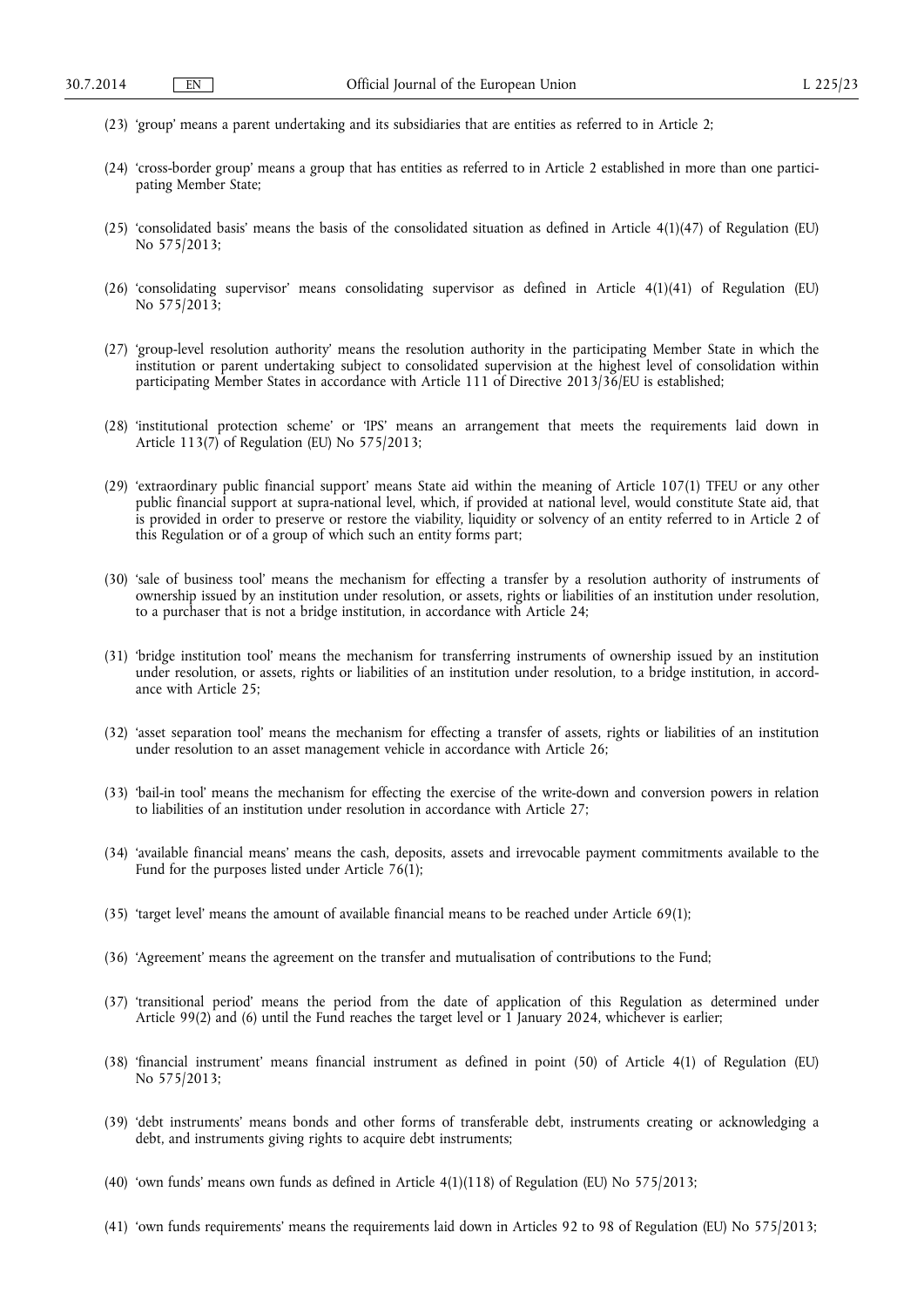(23) 'group' means a parent undertaking and its subsidiaries that are entities as referred to in Article 2;

(24) 'cross-border group' means a group that has entities as referred to in Article 2 established in more than one participating Member State;

(25) 'consolidated basis' means the basis of the consolidated situation as defined in Article 4(1)(47) of Regulation (EU) No 575/2013;

(26) 'consolidating supervisor' means consolidating supervisor as defined in Article 4(1)(41) of Regulation (EU) No 575/2013;

(27) 'group-level resolution authority' means the resolution authority in the participating Member State in which the institution or parent undertaking subject to consolidated supervision at the highest level of consolidation within participating Member States in accordance with Article 111 of Directive 2013/36/EU is established;

(28) 'institutional protection scheme' or 'IPS' means an arrangement that meets the requirements laid down in Article 113(7) of Regulation (EU) No 575/2013;

(29) 'extraordinary public financial support' means State aid within the meaning of Article 107(1) TFEU or any other public financial support at supra-national level, which, if provided at national level, would constitute State aid, that is provided in order to preserve or restore the viability, liquidity or solvency of an entity referred to in Article 2 of this Regulation or of a group of which such an entity forms part;

(30) 'sale of business tool' means the mechanism for effecting a transfer by a resolution authority of instruments of ownership issued by an institution under resolution, or assets, rights or liabilities of an institution under resolution, to a purchaser that is not a bridge institution, in accordance with Article 24;

(31) 'bridge institution tool' means the mechanism for transferring instruments of ownership issued by an institution under resolution, or assets, rights or liabilities of an institution under resolution, to a bridge institution, in accordance with Article 25;

(32) 'asset separation tool' means the mechanism for effecting a transfer of assets, rights or liabilities of an institution under resolution to an asset management vehicle in accordance with Article 26;

(33) 'bail-in tool' means the mechanism for effecting the exercise of the write-down and conversion powers in relation to liabilities of an institution under resolution in accordance with Article 27;

(34) 'available financial means' means the cash, deposits, assets and irrevocable payment commitments available to the Fund for the purposes listed under Article 76(1);

(35) 'target level' means the amount of available financial means to be reached under Article 69(1);

(36) 'Agreement' means the agreement on the transfer and mutualisation of contributions to the Fund;

(37) 'transitional period' means the period from the date of application of this Regulation as determined under Article 99(2) and (6) until the Fund reaches the target level or 1 January 2024, whichever is earlier;

(38) 'financial instrument' means financial instrument as defined in point (50) of Article 4(1) of Regulation (EU) No 575/2013;

(39) 'debt instruments' means bonds and other forms of transferable debt, instruments creating or acknowledging a debt, and instruments giving rights to acquire debt instruments;

(40) 'own funds' means own funds as defined in Article 4(1)(118) of Regulation (EU) No 575/2013;

(41) 'own funds requirements' means the requirements laid down in Articles 92 to 98 of Regulation (EU) No 575/2013;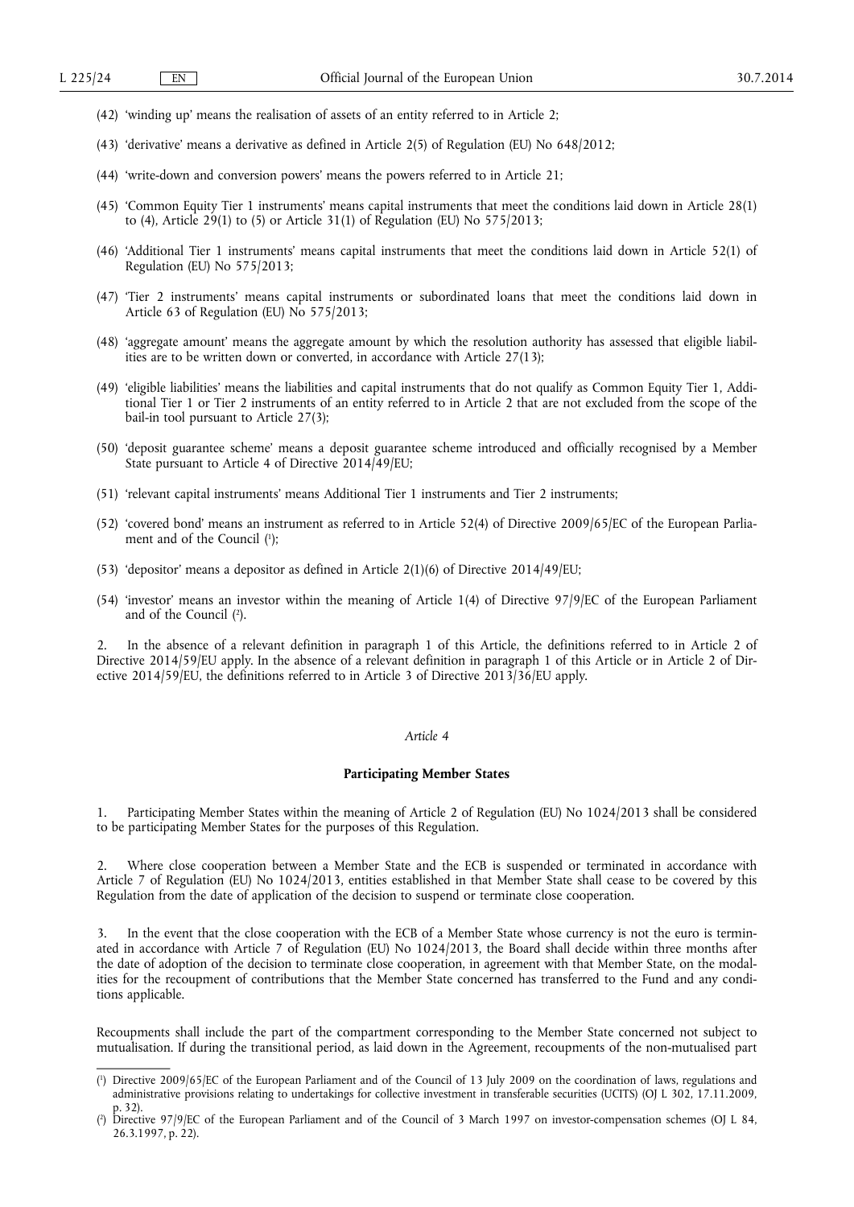(42) 'winding up' means the realisation of assets of an entity referred to in Article 2;

(43) 'derivative' means a derivative as defined in Article 2(5) of Regulation (EU) No 648/2012;

(44) 'write-down and conversion powers' means the powers referred to in Article 21;

(45) 'Common Equity Tier 1 instruments' means capital instruments that meet the conditions laid down in Article 28(1) to (4), Article 29(1) to (5) or Article 31(1) of Regulation (EU) No 575/2013;

(46) 'Additional Tier 1 instruments' means capital instruments that meet the conditions laid down in Article 52(1) of Regulation (EU) No 575/2013;

(47) 'Tier 2 instruments' means capital instruments or subordinated loans that meet the conditions laid down in Article 63 of Regulation (EU) No 575/2013;

(48) 'aggregate amount' means the aggregate amount by which the resolution authority has assessed that eligible liabilities are to be written down or converted, in accordance with Article 27(13);

(49) 'eligible liabilities' means the liabilities and capital instruments that do not qualify as Common Equity Tier 1, Additional Tier 1 or Tier 2 instruments of an entity referred to in Article 2 that are not excluded from the scope of the bail-in tool pursuant to Article 27(3);

(50) 'deposit guarantee scheme' means a deposit guarantee scheme introduced and officially recognised by a Member State pursuant to Article 4 of Directive 2014/49/EU;

(51) 'relevant capital instruments' means Additional Tier 1 instruments and Tier 2 instruments;

(52) 'covered bond' means an instrument as referred to in Article 52(4) of Directive 2009/65/EC of the European Parliament and of the Council [1];

(53) 'depositor' means a depositor as defined in Article 2(1)(6) of Directive 2014/49/EU;

(54) 'investor' means an investor within the meaning of Article 1(4) of Directive 97/9/EC of the European Parliament and of the Council [2].

2. In the absence of a relevant definition in paragraph 1 of this Article, the definitions referred to in Article 2 of Directive 2014/59/EU apply. In the absence of a relevant definition in paragraph 1 of this Article or in Article 2 of Directive 2014/59/EU, the definitions referred to in Article 3 of Directive 2013/36/EU apply.

*Article 4*

**Participating Member States**

1. Participating Member States within the meaning of Article 2 of Regulation (EU) No 1024/2013 shall be considered to be participating Member States for the purposes of this Regulation.

2. Where close cooperation between a Member State and the ECB is suspended or terminated in accordance with Article 7 of Regulation (EU) No 1024/2013, entities established in that Member State shall cease to be covered by this Regulation from the date of application of the decision to suspend or terminate close cooperation.

3. In the event that the close cooperation with the ECB of a Member State whose currency is not the euro is terminated in accordance with Article 7 of Regulation (EU) No 1024/2013, the Board shall decide within three months after the date of adoption of the decision to terminate close cooperation, in agreement with that Member State, on the modalities for the recoupment of contributions that the Member State concerned has transferred to the Fund and any conditions applicable.

Recoupments shall include the part of the compartment corresponding to the Member State concerned not subject to mutualisation. If during the transitional period, as laid down in the Agreement, recoupments of the non-mutualised part

---

[1] Directive 2009/65/EC of the European Parliament and of the Council of 13 July 2009 on the coordination of laws, regulations and administrative provisions relating to undertakings for collective investment in transferable securities (UCITS) (OJ L 302, 17.11.2009, p. 32).

[2] Directive 97/9/EC of the European Parliament and of the Council of 3 March 1997 on investor-compensation schemes (OJ L 84, 26.3.1997, p. 22).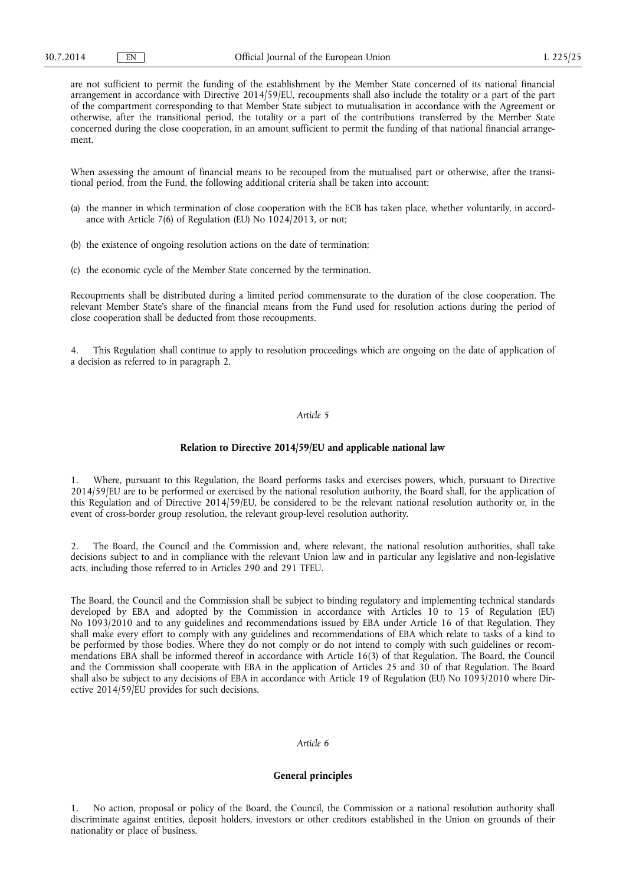are not sufficient to permit the funding of the establishment by the Member State concerned of its national financial arrangement in accordance with Directive 2014/59/EU, recoupments shall also include the totality or a part of the part of the compartment corresponding to that Member State subject to mutualisation in accordance with the Agreement or otherwise, after the transitional period, the totality or a part of the contributions transferred by the Member State concerned during the close cooperation, in an amount sufficient to permit the funding of that national financial arrangement.

When assessing the amount of financial means to be recouped from the mutualised part or otherwise, after the transitional period, from the Fund, the following additional criteria shall be taken into account:

(a) the manner in which termination of close cooperation with the ECB has taken place, whether voluntarily, in accordance with Article 7(6) of Regulation (EU) No 1024/2013, or not;

(b) the existence of ongoing resolution actions on the date of termination;

(c) the economic cycle of the Member State concerned by the termination.

Recoupments shall be distributed during a limited period commensurate to the duration of the close cooperation. The relevant Member State's share of the financial means from the Fund used for resolution actions during the period of close cooperation shall be deducted from those recoupments.

4. This Regulation shall continue to apply to resolution proceedings which are ongoing on the date of application of a decision as referred to in paragraph 2.

*Article 5*

**Relation to Directive 2014/59/EU and applicable national law**

1. Where, pursuant to this Regulation, the Board performs tasks and exercises powers, which, pursuant to Directive 2014/59/EU are to be performed or exercised by the national resolution authority, the Board shall, for the application of this Regulation and of Directive 2014/59/EU, be considered to be the relevant national resolution authority or, in the event of cross-border group resolution, the relevant group-level resolution authority.

2. The Board, the Council and the Commission and, where relevant, the national resolution authorities, shall take decisions subject to and in compliance with the relevant Union law and in particular any legislative and non-legislative acts, including those referred to in Articles 290 and 291 TFEU.

The Board, the Council and the Commission shall be subject to binding regulatory and implementing technical standards developed by EBA and adopted by the Commission in accordance with Articles 10 to 15 of Regulation (EU) No 1093/2010 and to any guidelines and recommendations issued by EBA under Article 16 of that Regulation. They shall make every effort to comply with any guidelines and recommendations of EBA which relate to tasks of a kind to be performed by those bodies. Where they do not comply or do not intend to comply with such guidelines or recommendations EBA shall be informed thereof in accordance with Article 16(3) of that Regulation. The Board, the Council and the Commission shall cooperate with EBA in the application of Articles 25 and 30 of that Regulation. The Board shall also be subject to any decisions of EBA in accordance with Article 19 of Regulation (EU) No 1093/2010 where Directive 2014/59/EU provides for such decisions.

*Article 6*

**General principles**

1. No action, proposal or policy of the Board, the Council, the Commission or a national resolution authority shall discriminate against entities, deposit holders, investors or other creditors established in the Union on grounds of their nationality or place of business.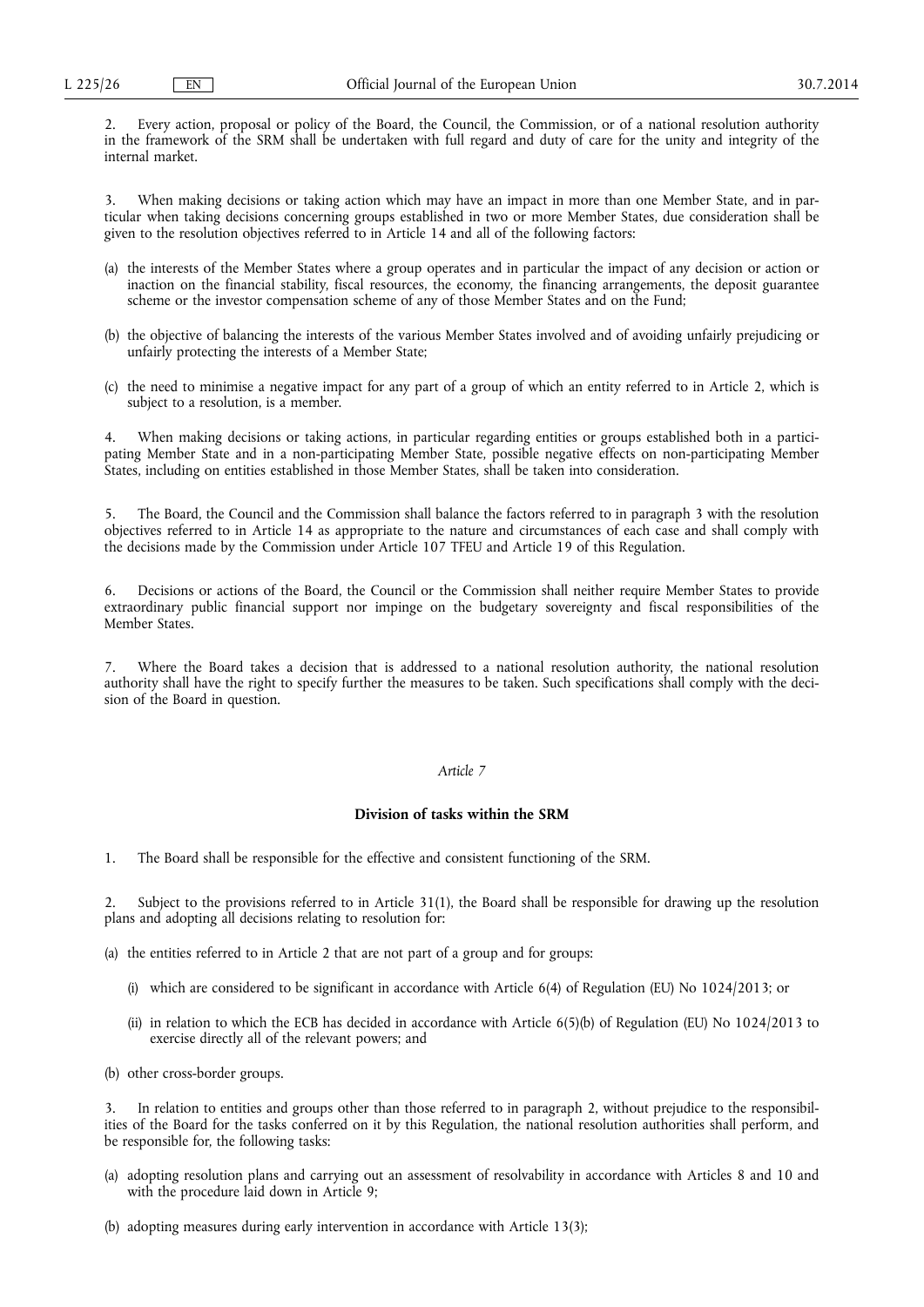2. Every action, proposal or policy of the Board, the Council, the Commission, or of a national resolution authority in the framework of the SRM shall be undertaken with full regard and duty of care for the unity and integrity of the internal market.

3. When making decisions or taking action which may have an impact in more than one Member State, and in particular when taking decisions concerning groups established in two or more Member States, due consideration shall be given to the resolution objectives referred to in Article 14 and all of the following factors:

(a) the interests of the Member States where a group operates and in particular the impact of any decision or action or inaction on the financial stability, fiscal resources, the economy, the financing arrangements, the deposit guarantee scheme or the investor compensation scheme of any of those Member States and on the Fund;

(b) the objective of balancing the interests of the various Member States involved and of avoiding unfairly prejudicing or unfairly protecting the interests of a Member State;

(c) the need to minimise a negative impact for any part of a group of which an entity referred to in Article 2, which is subject to a resolution, is a member.

4. When making decisions or taking actions, in particular regarding entities or groups established both in a participating Member State and in a non-participating Member State, possible negative effects on non-participating Member States, including on entities established in those Member States, shall be taken into consideration.

5. The Board, the Council and the Commission shall balance the factors referred to in paragraph 3 with the resolution objectives referred to in Article 14 as appropriate to the nature and circumstances of each case and shall comply with the decisions made by the Commission under Article 107 TFEU and Article 19 of this Regulation.

6. Decisions or actions of the Board, the Council or the Commission shall neither require Member States to provide extraordinary public financial support nor impinge on the budgetary sovereignty and fiscal responsibilities of the Member States.

7. Where the Board takes a decision that is addressed to a national resolution authority, the national resolution authority shall have the right to specify further the measures to be taken. Such specifications shall comply with the decision of the Board in question.

*Article 7*

**Division of tasks within the SRM**

1. The Board shall be responsible for the effective and consistent functioning of the SRM.

2. Subject to the provisions referred to in Article 31(1), the Board shall be responsible for drawing up the resolution plans and adopting all decisions relating to resolution for:

(a) the entities referred to in Article 2 that are not part of a group and for groups:

   (i) which are considered to be significant in accordance with Article 6(4) of Regulation (EU) No 1024/2013; or

   (ii) in relation to which the ECB has decided in accordance with Article 6(5)(b) of Regulation (EU) No 1024/2013 to exercise directly all of the relevant powers; and

(b) other cross-border groups.

3. In relation to entities and groups other than those referred to in paragraph 2, without prejudice to the responsibilities of the Board for the tasks conferred on it by this Regulation, the national resolution authorities shall perform, and be responsible for, the following tasks:

(a) adopting resolution plans and carrying out an assessment of resolvability in accordance with Articles 8 and 10 and with the procedure laid down in Article 9;

(b) adopting measures during early intervention in accordance with Article 13(3);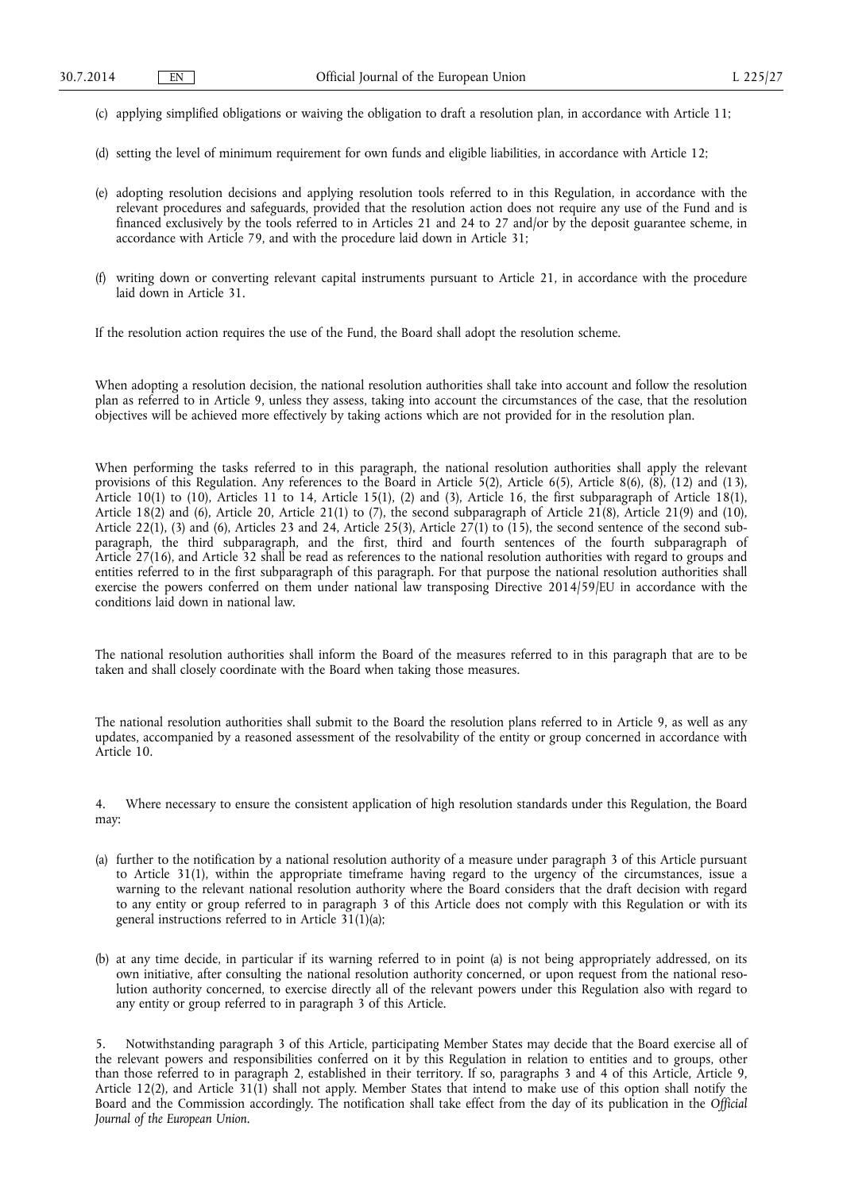(c) applying simplified obligations or waiving the obligation to draft a resolution plan, in accordance with Article 11;

(d) setting the level of minimum requirement for own funds and eligible liabilities, in accordance with Article 12;

(e) adopting resolution decisions and applying resolution tools referred to in this Regulation, in accordance with the relevant procedures and safeguards, provided that the resolution action does not require any use of the Fund and is financed exclusively by the tools referred to in Articles 21 and 24 to 27 and/or by the deposit guarantee scheme, in accordance with Article 79, and with the procedure laid down in Article 31;

(f) writing down or converting relevant capital instruments pursuant to Article 21, in accordance with the procedure laid down in Article 31.

If the resolution action requires the use of the Fund, the Board shall adopt the resolution scheme.

When adopting a resolution decision, the national resolution authorities shall take into account and follow the resolution plan as referred to in Article 9, unless they assess, taking into account the circumstances of the case, that the resolution objectives will be achieved more effectively by taking actions which are not provided for in the resolution plan.

When performing the tasks referred to in this paragraph, the national resolution authorities shall apply the relevant provisions of this Regulation. Any references to the Board in Article 5(2), Article 6(5), Article 8(6), (8), (12) and (13), Article 10(1) to (10), Articles 11 to 14, Article 15(1), (2) and (3), Article 16, the first subparagraph of Article 18(1), Article 18(2) and (6), Article 20, Article 21(1) to (7), the second subparagraph of Article 21(8), Article 21(9) and (10), Article 22(1), (3) and (6), Articles 23 and 24, Article 25(3), Article 27(1) to (15), the second sentence of the second subparagraph, the third subparagraph, and the first, third and fourth sentences of the fourth subparagraph of Article 27(16), and Article 32 shall be read as references to the national resolution authorities with regard to groups and entities referred to in the first subparagraph of this paragraph. For that purpose the national resolution authorities shall exercise the powers conferred on them under national law transposing Directive 2014/59/EU in accordance with the conditions laid down in national law.

The national resolution authorities shall inform the Board of the measures referred to in this paragraph that are to be taken and shall closely coordinate with the Board when taking those measures.

The national resolution authorities shall submit to the Board the resolution plans referred to in Article 9, as well as any updates, accompanied by a reasoned assessment of the resolvability of the entity or group concerned in accordance with Article 10.

4. Where necessary to ensure the consistent application of high resolution standards under this Regulation, the Board may:

(a) further to the notification by a national resolution authority of a measure under paragraph 3 of this Article pursuant to Article 31(1), within the appropriate timeframe having regard to the urgency of the circumstances, issue a warning to the relevant national resolution authority where the Board considers that the draft decision with regard to any entity or group referred to in paragraph 3 of this Article does not comply with this Regulation or with its general instructions referred to in Article 31(1)(a);

(b) at any time decide, in particular if its warning referred to in point (a) is not being appropriately addressed, on its own initiative, after consulting the national resolution authority concerned, or upon request from the national resolution authority concerned, to exercise directly all of the relevant powers under this Regulation also with regard to any entity or group referred to in paragraph 3 of this Article.

5. Notwithstanding paragraph 3 of this Article, participating Member States may decide that the Board exercise all of the relevant powers and responsibilities conferred on it by this Regulation in relation to entities and to groups, other than those referred to in paragraph 2, established in their territory. If so, paragraphs 3 and 4 of this Article, Article 9, Article 12(2), and Article 31(1) shall not apply. Member States that intend to make use of this option shall notify the Board and the Commission accordingly. The notification shall take effect from the day of its publication in the *Official Journal of the European Union*.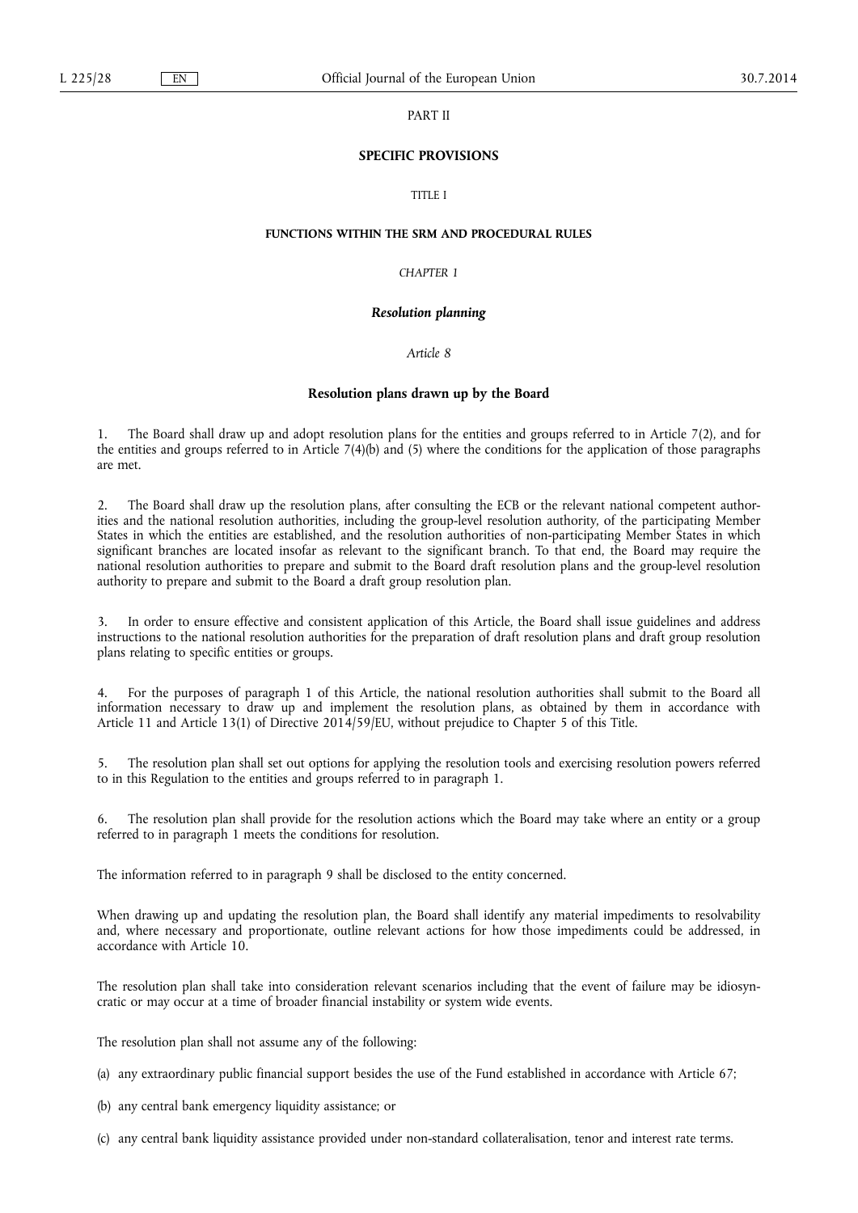PART II

## SPECIFIC PROVISIONS

TITLE I

## FUNCTIONS WITHIN THE SRM AND PROCEDURAL RULES

*CHAPTER 1*

### *Resolution planning*

*Article 8*

### Resolution plans drawn up by the Board

1. The Board shall draw up and adopt resolution plans for the entities and groups referred to in Article 7(2), and for the entities and groups referred to in Article 7(4)(b) and (5) where the conditions for the application of those paragraphs are met.

2. The Board shall draw up the resolution plans, after consulting the ECB or the relevant national competent authorities and the national resolution authorities, including the group-level resolution authority, of the participating Member States in which the entities are established, and the resolution authorities of non-participating Member States in which significant branches are located insofar as relevant to the significant branch. To that end, the Board may require the national resolution authorities to prepare and submit to the Board draft resolution plans and the group-level resolution authority to prepare and submit to the Board a draft group resolution plan.

3. In order to ensure effective and consistent application of this Article, the Board shall issue guidelines and address instructions to the national resolution authorities for the preparation of draft resolution plans and draft group resolution plans relating to specific entities or groups.

4. For the purposes of paragraph 1 of this Article, the national resolution authorities shall submit to the Board all information necessary to draw up and implement the resolution plans, as obtained by them in accordance with Article 11 and Article 13(1) of Directive 2014/59/EU, without prejudice to Chapter 5 of this Title.

5. The resolution plan shall set out options for applying the resolution tools and exercising resolution powers referred to in this Regulation to the entities and groups referred to in paragraph 1.

6. The resolution plan shall provide for the resolution actions which the Board may take where an entity or a group referred to in paragraph 1 meets the conditions for resolution.

The information referred to in paragraph 9 shall be disclosed to the entity concerned.

When drawing up and updating the resolution plan, the Board shall identify any material impediments to resolvability and, where necessary and proportionate, outline relevant actions for how those impediments could be addressed, in accordance with Article 10.

The resolution plan shall take into consideration relevant scenarios including that the event of failure may be idiosyncratic or may occur at a time of broader financial instability or system wide events.

The resolution plan shall not assume any of the following:

(a) any extraordinary public financial support besides the use of the Fund established in accordance with Article 67;

(b) any central bank emergency liquidity assistance; or

(c) any central bank liquidity assistance provided under non-standard collateralisation, tenor and interest rate terms.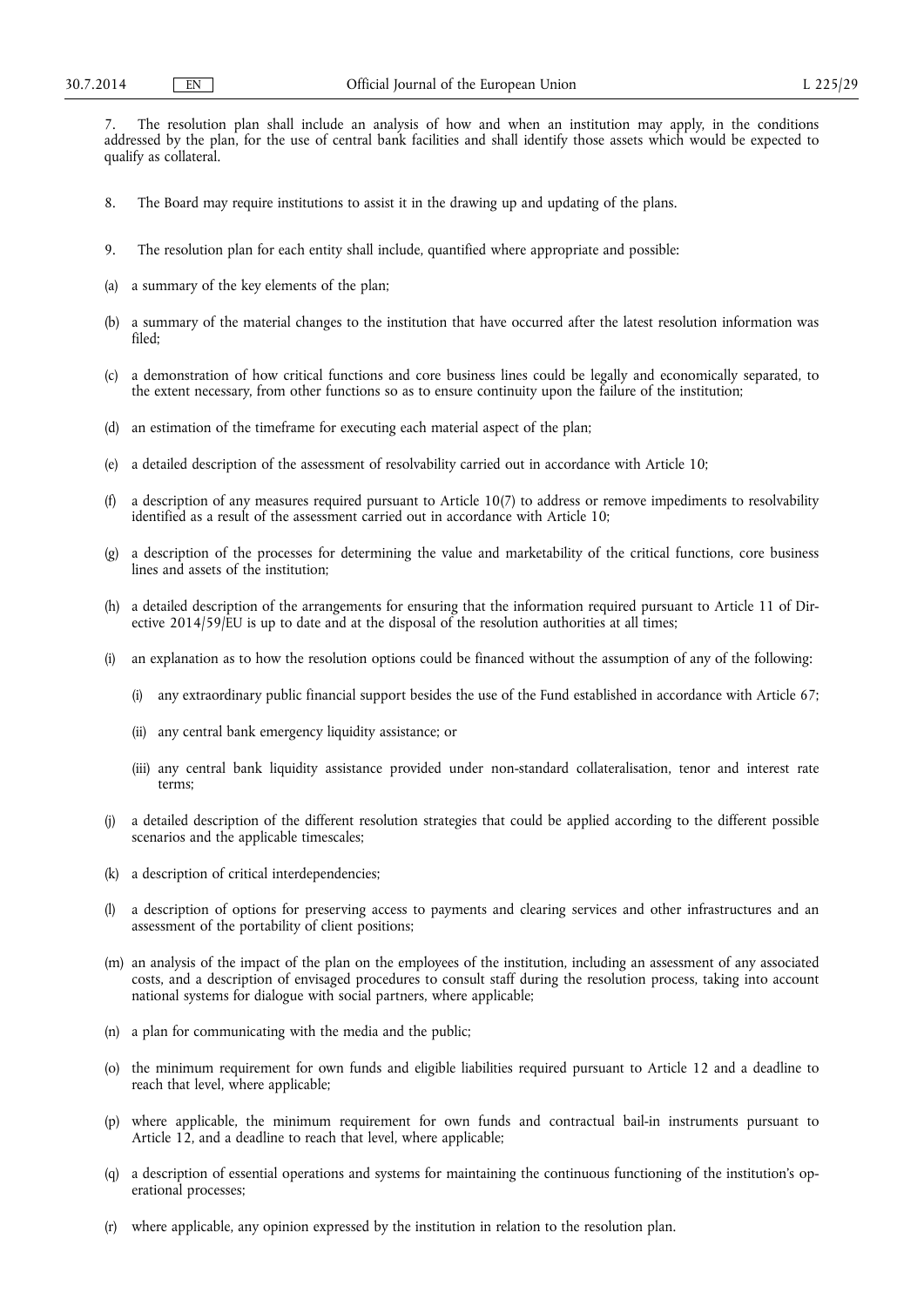7. The resolution plan shall include an analysis of how and when an institution may apply, in the conditions addressed by the plan, for the use of central bank facilities and shall identify those assets which would be expected to qualify as collateral.

8. The Board may require institutions to assist it in the drawing up and updating of the plans.

9. The resolution plan for each entity shall include, quantified where appropriate and possible:

(a) a summary of the key elements of the plan;

(b) a summary of the material changes to the institution that have occurred after the latest resolution information was filed;

(c) a demonstration of how critical functions and core business lines could be legally and economically separated, to the extent necessary, from other functions so as to ensure continuity upon the failure of the institution;

(d) an estimation of the timeframe for executing each material aspect of the plan;

(e) a detailed description of the assessment of resolvability carried out in accordance with Article 10;

(f) a description of any measures required pursuant to Article 10(7) to address or remove impediments to resolvability identified as a result of the assessment carried out in accordance with Article 10;

(g) a description of the processes for determining the value and marketability of the critical functions, core business lines and assets of the institution;

(h) a detailed description of the arrangements for ensuring that the information required pursuant to Article 11 of Directive 2014/59/EU is up to date and at the disposal of the resolution authorities at all times;

(i) an explanation as to how the resolution options could be financed without the assumption of any of the following:

   (i) any extraordinary public financial support besides the use of the Fund established in accordance with Article 67;

   (ii) any central bank emergency liquidity assistance; or

   (iii) any central bank liquidity assistance provided under non-standard collateralisation, tenor and interest rate terms;

(j) a detailed description of the different resolution strategies that could be applied according to the different possible scenarios and the applicable timescales;

(k) a description of critical interdependencies;

(l) a description of options for preserving access to payments and clearing services and other infrastructures and an assessment of the portability of client positions;

(m) an analysis of the impact of the plan on the employees of the institution, including an assessment of any associated costs, and a description of envisaged procedures to consult staff during the resolution process, taking into account national systems for dialogue with social partners, where applicable;

(n) a plan for communicating with the media and the public;

(o) the minimum requirement for own funds and eligible liabilities required pursuant to Article 12 and a deadline to reach that level, where applicable;

(p) where applicable, the minimum requirement for own funds and contractual bail-in instruments pursuant to Article 12, and a deadline to reach that level, where applicable;

(q) a description of essential operations and systems for maintaining the continuous functioning of the institution's operational processes;

(r) where applicable, any opinion expressed by the institution in relation to the resolution plan.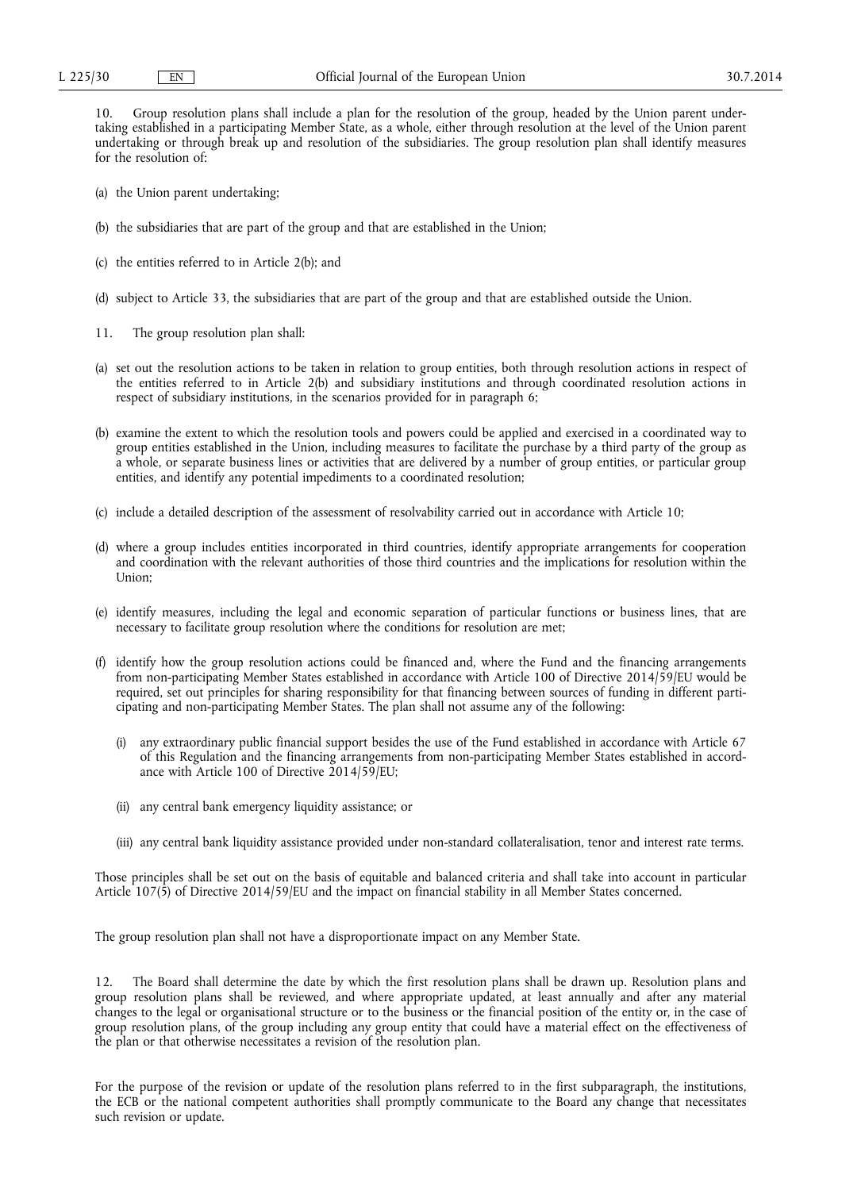10. Group resolution plans shall include a plan for the resolution of the group, headed by the Union parent undertaking established in a participating Member State, as a whole, either through resolution at the level of the Union parent undertaking or through break up and resolution of the subsidiaries. The group resolution plan shall identify measures for the resolution of:

(a) the Union parent undertaking;

(b) the subsidiaries that are part of the group and that are established in the Union;

(c) the entities referred to in Article 2(b); and

(d) subject to Article 33, the subsidiaries that are part of the group and that are established outside the Union.

11. The group resolution plan shall:

(a) set out the resolution actions to be taken in relation to group entities, both through resolution actions in respect of the entities referred to in Article 2(b) and subsidiary institutions and through coordinated resolution actions in respect of subsidiary institutions, in the scenarios provided for in paragraph 6;

(b) examine the extent to which the resolution tools and powers could be applied and exercised in a coordinated way to group entities established in the Union, including measures to facilitate the purchase by a third party of the group as a whole, or separate business lines or activities that are delivered by a number of group entities, or particular group entities, and identify any potential impediments to a coordinated resolution;

(c) include a detailed description of the assessment of resolvability carried out in accordance with Article 10;

(d) where a group includes entities incorporated in third countries, identify appropriate arrangements for cooperation and coordination with the relevant authorities of those third countries and the implications for resolution within the Union;

(e) identify measures, including the legal and economic separation of particular functions or business lines, that are necessary to facilitate group resolution where the conditions for resolution are met;

(f) identify how the group resolution actions could be financed and, where the Fund and the financing arrangements from non-participating Member States established in accordance with Article 100 of Directive 2014/59/EU would be required, set out principles for sharing responsibility for that financing between sources of funding in different participating and non-participating Member States. The plan shall not assume any of the following:

   (i) any extraordinary public financial support besides the use of the Fund established in accordance with Article 67 of this Regulation and the financing arrangements from non-participating Member States established in accordance with Article 100 of Directive 2014/59/EU;

   (ii) any central bank emergency liquidity assistance; or

   (iii) any central bank liquidity assistance provided under non-standard collateralisation, tenor and interest rate terms.

Those principles shall be set out on the basis of equitable and balanced criteria and shall take into account in particular Article 107(5) of Directive 2014/59/EU and the impact on financial stability in all Member States concerned.

The group resolution plan shall not have a disproportionate impact on any Member State.

12. The Board shall determine the date by which the first resolution plans shall be drawn up. Resolution plans and group resolution plans shall be reviewed, and where appropriate updated, at least annually and after any material changes to the legal or organisational structure or to the business or the financial position of the entity or, in the case of group resolution plans, of the group including any group entity that could have a material effect on the effectiveness of the plan or that otherwise necessitates a revision of the resolution plan.

For the purpose of the revision or update of the resolution plans referred to in the first subparagraph, the institutions, the ECB or the national competent authorities shall promptly communicate to the Board any change that necessitates such revision or update.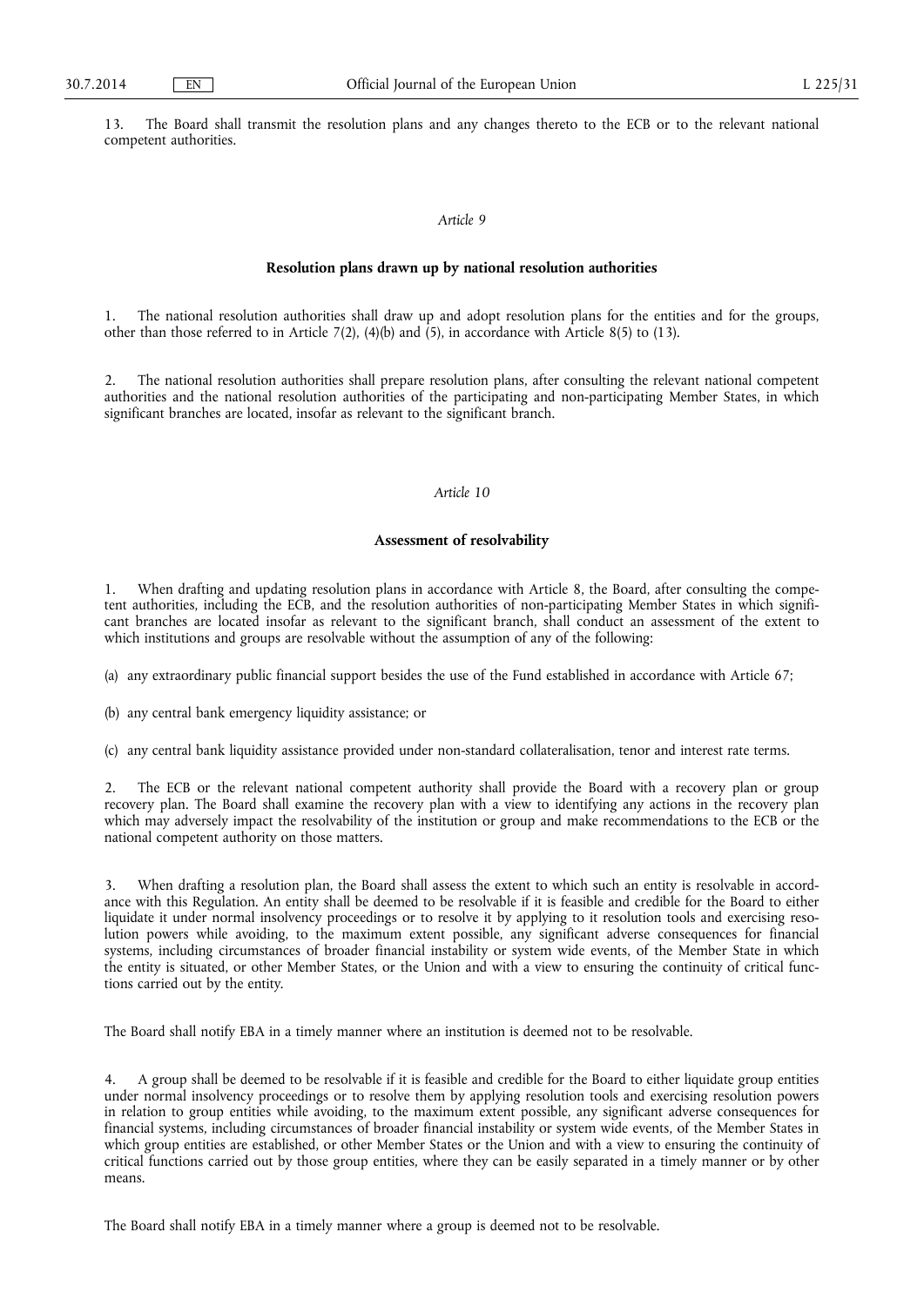13. The Board shall transmit the resolution plans and any changes thereto to the ECB or to the relevant national competent authorities.

*Article 9*

**Resolution plans drawn up by national resolution authorities**

1. The national resolution authorities shall draw up and adopt resolution plans for the entities and for the groups, other than those referred to in Article 7(2), (4)(b) and (5), in accordance with Article 8(5) to (13).

2. The national resolution authorities shall prepare resolution plans, after consulting the relevant national competent authorities and the national resolution authorities of the participating and non-participating Member States, in which significant branches are located, insofar as relevant to the significant branch.

*Article 10*

**Assessment of resolvability**

1. When drafting and updating resolution plans in accordance with Article 8, the Board, after consulting the competent authorities, including the ECB, and the resolution authorities of non-participating Member States in which significant branches are located insofar as relevant to the significant branch, shall conduct an assessment of the extent to which institutions and groups are resolvable without the assumption of any of the following:

(a) any extraordinary public financial support besides the use of the Fund established in accordance with Article 67;

(b) any central bank emergency liquidity assistance; or

(c) any central bank liquidity assistance provided under non-standard collateralisation, tenor and interest rate terms.

2. The ECB or the relevant national competent authority shall provide the Board with a recovery plan or group recovery plan. The Board shall examine the recovery plan with a view to identifying any actions in the recovery plan which may adversely impact the resolvability of the institution or group and make recommendations to the ECB or the national competent authority on those matters.

3. When drafting a resolution plan, the Board shall assess the extent to which such an entity is resolvable in accordance with this Regulation. An entity shall be deemed to be resolvable if it is feasible and credible for the Board to either liquidate it under normal insolvency proceedings or to resolve it by applying to it resolution tools and exercising resolution powers while avoiding, to the maximum extent possible, any significant adverse consequences for financial systems, including circumstances of broader financial instability or system wide events, of the Member State in which the entity is situated, or other Member States, or the Union and with a view to ensuring the continuity of critical functions carried out by the entity.

The Board shall notify EBA in a timely manner where an institution is deemed not to be resolvable.

4. A group shall be deemed to be resolvable if it is feasible and credible for the Board to either liquidate group entities under normal insolvency proceedings or to resolve them by applying resolution tools and exercising resolution powers in relation to group entities while avoiding, to the maximum extent possible, any significant adverse consequences for financial systems, including circumstances of broader financial instability or system wide events, of the Member States in which group entities are established, or other Member States or the Union and with a view to ensuring the continuity of critical functions carried out by those group entities, where they can be easily separated in a timely manner or by other means.

The Board shall notify EBA in a timely manner where a group is deemed not to be resolvable.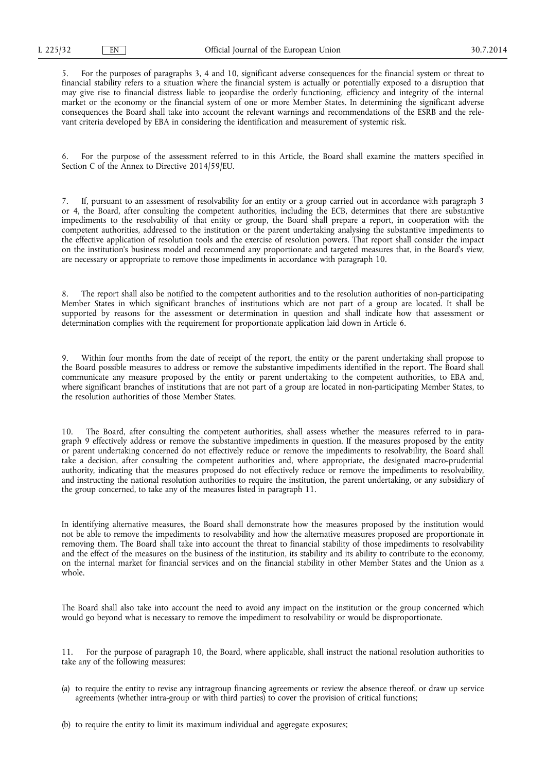5. For the purposes of paragraphs 3, 4 and 10, significant adverse consequences for the financial system or threat to financial stability refers to a situation where the financial system is actually or potentially exposed to a disruption that may give rise to financial distress liable to jeopardise the orderly functioning, efficiency and integrity of the internal market or the economy or the financial system of one or more Member States. In determining the significant adverse consequences the Board shall take into account the relevant warnings and recommendations of the ESRB and the relevant criteria developed by EBA in considering the identification and measurement of systemic risk.

6. For the purpose of the assessment referred to in this Article, the Board shall examine the matters specified in Section C of the Annex to Directive 2014/59/EU.

7. If, pursuant to an assessment of resolvability for an entity or a group carried out in accordance with paragraph 3 or 4, the Board, after consulting the competent authorities, including the ECB, determines that there are substantive impediments to the resolvability of that entity or group, the Board shall prepare a report, in cooperation with the competent authorities, addressed to the institution or the parent undertaking analysing the substantive impediments to the effective application of resolution tools and the exercise of resolution powers. That report shall consider the impact on the institution's business model and recommend any proportionate and targeted measures that, in the Board's view, are necessary or appropriate to remove those impediments in accordance with paragraph 10.

8. The report shall also be notified to the competent authorities and to the resolution authorities of non-participating Member States in which significant branches of institutions which are not part of a group are located. It shall be supported by reasons for the assessment or determination in question and shall indicate how that assessment or determination complies with the requirement for proportionate application laid down in Article 6.

9. Within four months from the date of receipt of the report, the entity or the parent undertaking shall propose to the Board possible measures to address or remove the substantive impediments identified in the report. The Board shall communicate any measure proposed by the entity or parent undertaking to the competent authorities, to EBA and, where significant branches of institutions that are not part of a group are located in non-participating Member States, to the resolution authorities of those Member States.

10. The Board, after consulting the competent authorities, shall assess whether the measures referred to in paragraph 9 effectively address or remove the substantive impediments in question. If the measures proposed by the entity or parent undertaking concerned do not effectively reduce or remove the impediments to resolvability, the Board shall take a decision, after consulting the competent authorities and, where appropriate, the designated macro-prudential authority, indicating that the measures proposed do not effectively reduce or remove the impediments to resolvability, and instructing the national resolution authorities to require the institution, the parent undertaking, or any subsidiary of the group concerned, to take any of the measures listed in paragraph 11.

In identifying alternative measures, the Board shall demonstrate how the measures proposed by the institution would not be able to remove the impediments to resolvability and how the alternative measures proposed are proportionate in removing them. The Board shall take into account the threat to financial stability of those impediments to resolvability and the effect of the measures on the business of the institution, its stability and its ability to contribute to the economy, on the internal market for financial services and on the financial stability in other Member States and the Union as a whole.

The Board shall also take into account the need to avoid any impact on the institution or the group concerned which would go beyond what is necessary to remove the impediment to resolvability or would be disproportionate.

11. For the purpose of paragraph 10, the Board, where applicable, shall instruct the national resolution authorities to take any of the following measures:

(a) to require the entity to revise any intragroup financing agreements or review the absence thereof, or draw up service agreements (whether intra-group or with third parties) to cover the provision of critical functions;

(b) to require the entity to limit its maximum individual and aggregate exposures;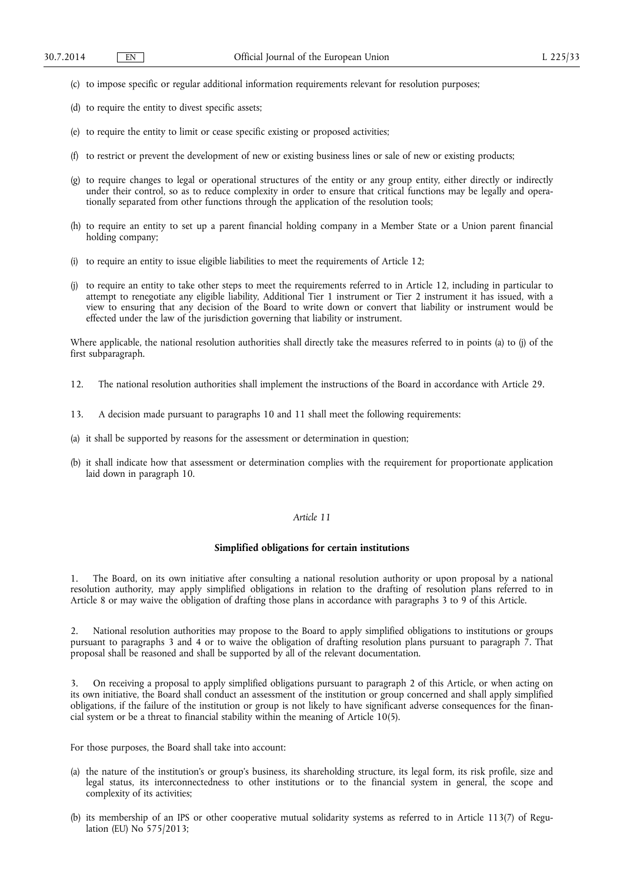(c) to impose specific or regular additional information requirements relevant for resolution purposes;

(d) to require the entity to divest specific assets;

(e) to require the entity to limit or cease specific existing or proposed activities;

(f) to restrict or prevent the development of new or existing business lines or sale of new or existing products;

(g) to require changes to legal or operational structures of the entity or any group entity, either directly or indirectly under their control, so as to reduce complexity in order to ensure that critical functions may be legally and operationally separated from other functions through the application of the resolution tools;

(h) to require an entity to set up a parent financial holding company in a Member State or a Union parent financial holding company;

(i) to require an entity to issue eligible liabilities to meet the requirements of Article 12;

(j) to require an entity to take other steps to meet the requirements referred to in Article 12, including in particular to attempt to renegotiate any eligible liability, Additional Tier 1 instrument or Tier 2 instrument it has issued, with a view to ensuring that any decision of the Board to write down or convert that liability or instrument would be effected under the law of the jurisdiction governing that liability or instrument.

Where applicable, the national resolution authorities shall directly take the measures referred to in points (a) to (j) of the first subparagraph.

12. The national resolution authorities shall implement the instructions of the Board in accordance with Article 29.

13. A decision made pursuant to paragraphs 10 and 11 shall meet the following requirements:

(a) it shall be supported by reasons for the assessment or determination in question;

(b) it shall indicate how that assessment or determination complies with the requirement for proportionate application laid down in paragraph 10.

*Article 11*

**Simplified obligations for certain institutions**

1. The Board, on its own initiative after consulting a national resolution authority or upon proposal by a national resolution authority, may apply simplified obligations in relation to the drafting of resolution plans referred to in Article 8 or may waive the obligation of drafting those plans in accordance with paragraphs 3 to 9 of this Article.

2. National resolution authorities may propose to the Board to apply simplified obligations to institutions or groups pursuant to paragraphs 3 and 4 or to waive the obligation of drafting resolution plans pursuant to paragraph 7. That proposal shall be reasoned and shall be supported by all of the relevant documentation.

3. On receiving a proposal to apply simplified obligations pursuant to paragraph 2 of this Article, or when acting on its own initiative, the Board shall conduct an assessment of the institution or group concerned and shall apply simplified obligations, if the failure of the institution or group is not likely to have significant adverse consequences for the financial system or be a threat to financial stability within the meaning of Article 10(5).

For those purposes, the Board shall take into account:

(a) the nature of the institution's or group's business, its shareholding structure, its legal form, its risk profile, size and legal status, its interconnectedness to other institutions or to the financial system in general, the scope and complexity of its activities;

(b) its membership of an IPS or other cooperative mutual solidarity systems as referred to in Article 113(7) of Regulation (EU) No 575/2013;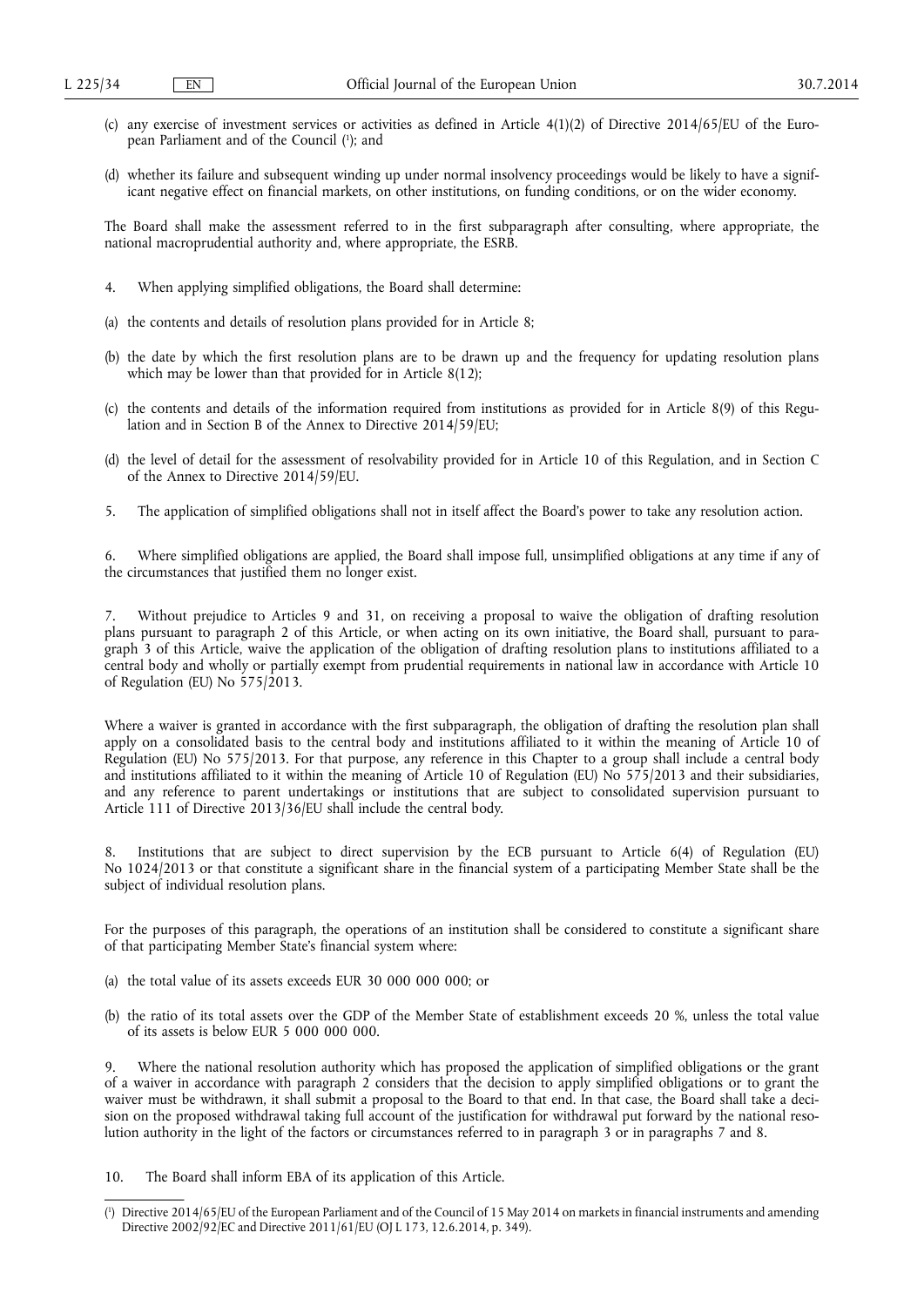(c) any exercise of investment services or activities as defined in Article 4(1)(2) of Directive 2014/65/EU of the European Parliament and of the Council [1]; and

(d) whether its failure and subsequent winding up under normal insolvency proceedings would be likely to have a significant negative effect on financial markets, on other institutions, on funding conditions, or on the wider economy.

The Board shall make the assessment referred to in the first subparagraph after consulting, where appropriate, the national macroprudential authority and, where appropriate, the ESRB.

4. When applying simplified obligations, the Board shall determine:

(a) the contents and details of resolution plans provided for in Article 8;

(b) the date by which the first resolution plans are to be drawn up and the frequency for updating resolution plans which may be lower than that provided for in Article 8(12);

(c) the contents and details of the information required from institutions as provided for in Article 8(9) of this Regulation and in Section B of the Annex to Directive 2014/59/EU;

(d) the level of detail for the assessment of resolvability provided for in Article 10 of this Regulation, and in Section C of the Annex to Directive 2014/59/EU.

5. The application of simplified obligations shall not in itself affect the Board's power to take any resolution action.

6. Where simplified obligations are applied, the Board shall impose full, unsimplified obligations at any time if any of the circumstances that justified them no longer exist.

7. Without prejudice to Articles 9 and 31, on receiving a proposal to waive the obligation of drafting resolution plans pursuant to paragraph 2 of this Article, or when acting on its own initiative, the Board shall, pursuant to paragraph 3 of this Article, waive the application of the obligation of drafting resolution plans to institutions affiliated to a central body and wholly or partially exempt from prudential requirements in national law in accordance with Article 10 of Regulation (EU) No 575/2013.

Where a waiver is granted in accordance with the first subparagraph, the obligation of drafting the resolution plan shall apply on a consolidated basis to the central body and institutions affiliated to it within the meaning of Article 10 of Regulation (EU) No 575/2013. For that purpose, any reference in this Chapter to a group shall include a central body and institutions affiliated to it within the meaning of Article 10 of Regulation (EU) No 575/2013 and their subsidiaries, and any reference to parent undertakings or institutions that are subject to consolidated supervision pursuant to Article 111 of Directive 2013/36/EU shall include the central body.

8. Institutions that are subject to direct supervision by the ECB pursuant to Article 6(4) of Regulation (EU) No 1024/2013 or that constitute a significant share in the financial system of a participating Member State shall be the subject of individual resolution plans.

For the purposes of this paragraph, the operations of an institution shall be considered to constitute a significant share of that participating Member State's financial system where:

(a) the total value of its assets exceeds EUR 30 000 000 000; or

(b) the ratio of its total assets over the GDP of the Member State of establishment exceeds 20 %, unless the total value of its assets is below EUR 5 000 000 000.

9. Where the national resolution authority which has proposed the application of simplified obligations or the grant of a waiver in accordance with paragraph 2 considers that the decision to apply simplified obligations or to grant the waiver must be withdrawn, it shall submit a proposal to the Board to that end. In that case, the Board shall take a decision on the proposed withdrawal taking full account of the justification for withdrawal put forward by the national resolution authority in the light of the factors or circumstances referred to in paragraph 3 or in paragraphs 7 and 8.

10. The Board shall inform EBA of its application of this Article.

---

[1] Directive 2014/65/EU of the European Parliament and of the Council of 15 May 2014 on markets in financial instruments and amending Directive 2002/92/EC and Directive 2011/61/EU (OJ L 173, 12.6.2014, p. 349).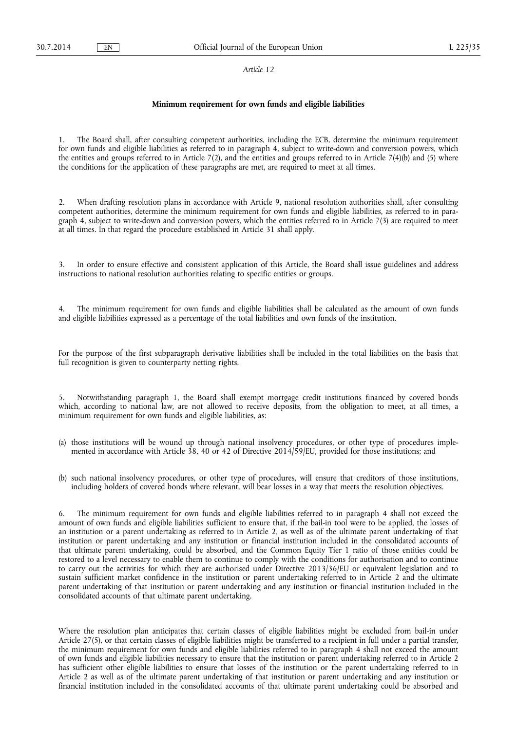*Article 12*

**Minimum requirement for own funds and eligible liabilities**

1. The Board shall, after consulting competent authorities, including the ECB, determine the minimum requirement for own funds and eligible liabilities as referred to in paragraph 4, subject to write-down and conversion powers, which the entities and groups referred to in Article 7(2), and the entities and groups referred to in Article 7(4)(b) and (5) where the conditions for the application of these paragraphs are met, are required to meet at all times.

2. When drafting resolution plans in accordance with Article 9, national resolution authorities shall, after consulting competent authorities, determine the minimum requirement for own funds and eligible liabilities, as referred to in paragraph 4, subject to write-down and conversion powers, which the entities referred to in Article 7(3) are required to meet at all times. In that regard the procedure established in Article 31 shall apply.

3. In order to ensure effective and consistent application of this Article, the Board shall issue guidelines and address instructions to national resolution authorities relating to specific entities or groups.

4. The minimum requirement for own funds and eligible liabilities shall be calculated as the amount of own funds and eligible liabilities expressed as a percentage of the total liabilities and own funds of the institution.

For the purpose of the first subparagraph derivative liabilities shall be included in the total liabilities on the basis that full recognition is given to counterparty netting rights.

5. Notwithstanding paragraph 1, the Board shall exempt mortgage credit institutions financed by covered bonds which, according to national law, are not allowed to receive deposits, from the obligation to meet, at all times, a minimum requirement for own funds and eligible liabilities, as:

(a) those institutions will be wound up through national insolvency procedures, or other type of procedures implemented in accordance with Article 38, 40 or 42 of Directive 2014/59/EU, provided for those institutions; and

(b) such national insolvency procedures, or other type of procedures, will ensure that creditors of those institutions, including holders of covered bonds where relevant, will bear losses in a way that meets the resolution objectives.

6. The minimum requirement for own funds and eligible liabilities referred to in paragraph 4 shall not exceed the amount of own funds and eligible liabilities sufficient to ensure that, if the bail-in tool were to be applied, the losses of an institution or a parent undertaking as referred to in Article 2, as well as of the ultimate parent undertaking of that institution or parent undertaking and any institution or financial institution included in the consolidated accounts of that ultimate parent undertaking, could be absorbed, and the Common Equity Tier 1 ratio of those entities could be restored to a level necessary to enable them to continue to comply with the conditions for authorisation and to continue to carry out the activities for which they are authorised under Directive 2013/36/EU or equivalent legislation and to sustain sufficient market confidence in the institution or parent undertaking referred to in Article 2 and the ultimate parent undertaking of that institution or parent undertaking and any institution or financial institution included in the consolidated accounts of that ultimate parent undertaking.

Where the resolution plan anticipates that certain classes of eligible liabilities might be excluded from bail-in under Article 27(5), or that certain classes of eligible liabilities might be transferred to a recipient in full under a partial transfer, the minimum requirement for own funds and eligible liabilities referred to in paragraph 4 shall not exceed the amount of own funds and eligible liabilities necessary to ensure that the institution or parent undertaking referred to in Article 2 has sufficient other eligible liabilities to ensure that losses of the institution or the parent undertaking referred to in Article 2 as well as of the ultimate parent undertaking of that institution or parent undertaking and any institution or financial institution included in the consolidated accounts of that ultimate parent undertaking could be absorbed and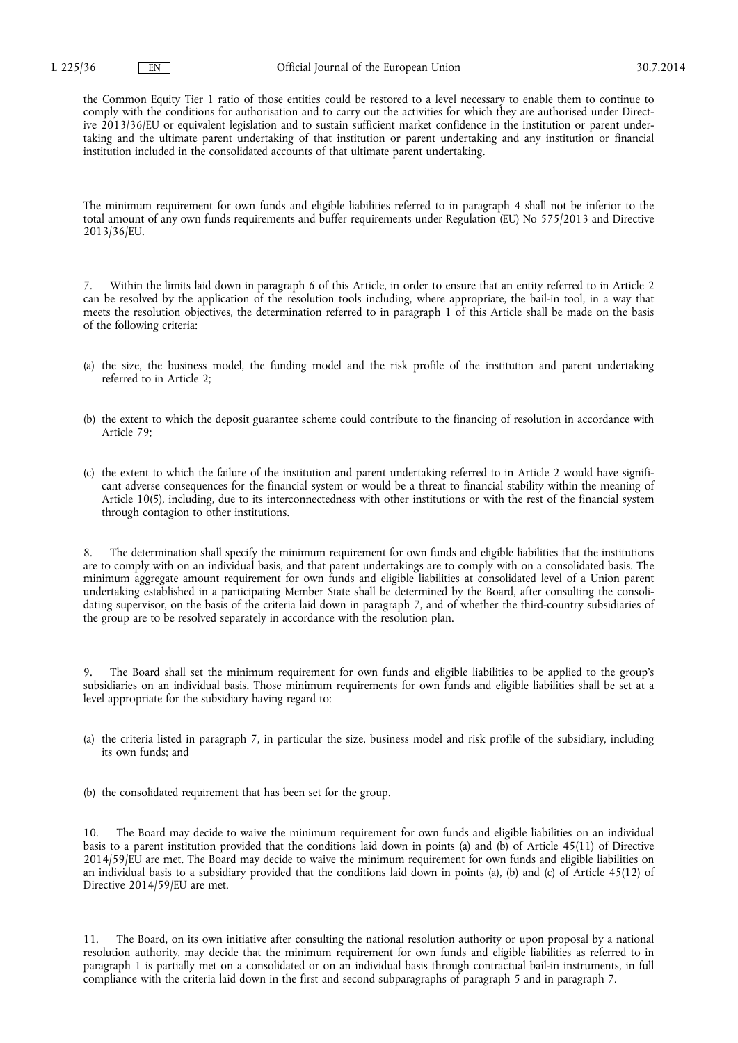the Common Equity Tier 1 ratio of those entities could be restored to a level necessary to enable them to continue to comply with the conditions for authorisation and to carry out the activities for which they are authorised under Directive 2013/36/EU or equivalent legislation and to sustain sufficient market confidence in the institution or parent undertaking and the ultimate parent undertaking of that institution or parent undertaking and any institution or financial institution included in the consolidated accounts of that ultimate parent undertaking.

The minimum requirement for own funds and eligible liabilities referred to in paragraph 4 shall not be inferior to the total amount of any own funds requirements and buffer requirements under Regulation (EU) No 575/2013 and Directive 2013/36/EU.

7. Within the limits laid down in paragraph 6 of this Article, in order to ensure that an entity referred to in Article 2 can be resolved by the application of the resolution tools including, where appropriate, the bail-in tool, in a way that meets the resolution objectives, the determination referred to in paragraph 1 of this Article shall be made on the basis of the following criteria:

(a) the size, the business model, the funding model and the risk profile of the institution and parent undertaking referred to in Article 2;

(b) the extent to which the deposit guarantee scheme could contribute to the financing of resolution in accordance with Article 79;

(c) the extent to which the failure of the institution and parent undertaking referred to in Article 2 would have significant adverse consequences for the financial system or would be a threat to financial stability within the meaning of Article 10(5), including, due to its interconnectedness with other institutions or with the rest of the financial system through contagion to other institutions.

8. The determination shall specify the minimum requirement for own funds and eligible liabilities that the institutions are to comply with on an individual basis, and that parent undertakings are to comply with on a consolidated basis. The minimum aggregate amount requirement for own funds and eligible liabilities at consolidated level of a Union parent undertaking established in a participating Member State shall be determined by the Board, after consulting the consolidating supervisor, on the basis of the criteria laid down in paragraph 7, and of whether the third-country subsidiaries of the group are to be resolved separately in accordance with the resolution plan.

9. The Board shall set the minimum requirement for own funds and eligible liabilities to be applied to the group's subsidiaries on an individual basis. Those minimum requirements for own funds and eligible liabilities shall be set at a level appropriate for the subsidiary having regard to:

(a) the criteria listed in paragraph 7, in particular the size, business model and risk profile of the subsidiary, including its own funds; and

(b) the consolidated requirement that has been set for the group.

10. The Board may decide to waive the minimum requirement for own funds and eligible liabilities on an individual basis to a parent institution provided that the conditions laid down in points (a) and (b) of Article 45(11) of Directive 2014/59/EU are met. The Board may decide to waive the minimum requirement for own funds and eligible liabilities on an individual basis to a subsidiary provided that the conditions laid down in points (a), (b) and (c) of Article 45(12) of Directive 2014/59/EU are met.

11. The Board, on its own initiative after consulting the national resolution authority or upon proposal by a national resolution authority, may decide that the minimum requirement for own funds and eligible liabilities as referred to in paragraph 1 is partially met on a consolidated or on an individual basis through contractual bail-in instruments, in full compliance with the criteria laid down in the first and second subparagraphs of paragraph 5 and in paragraph 7.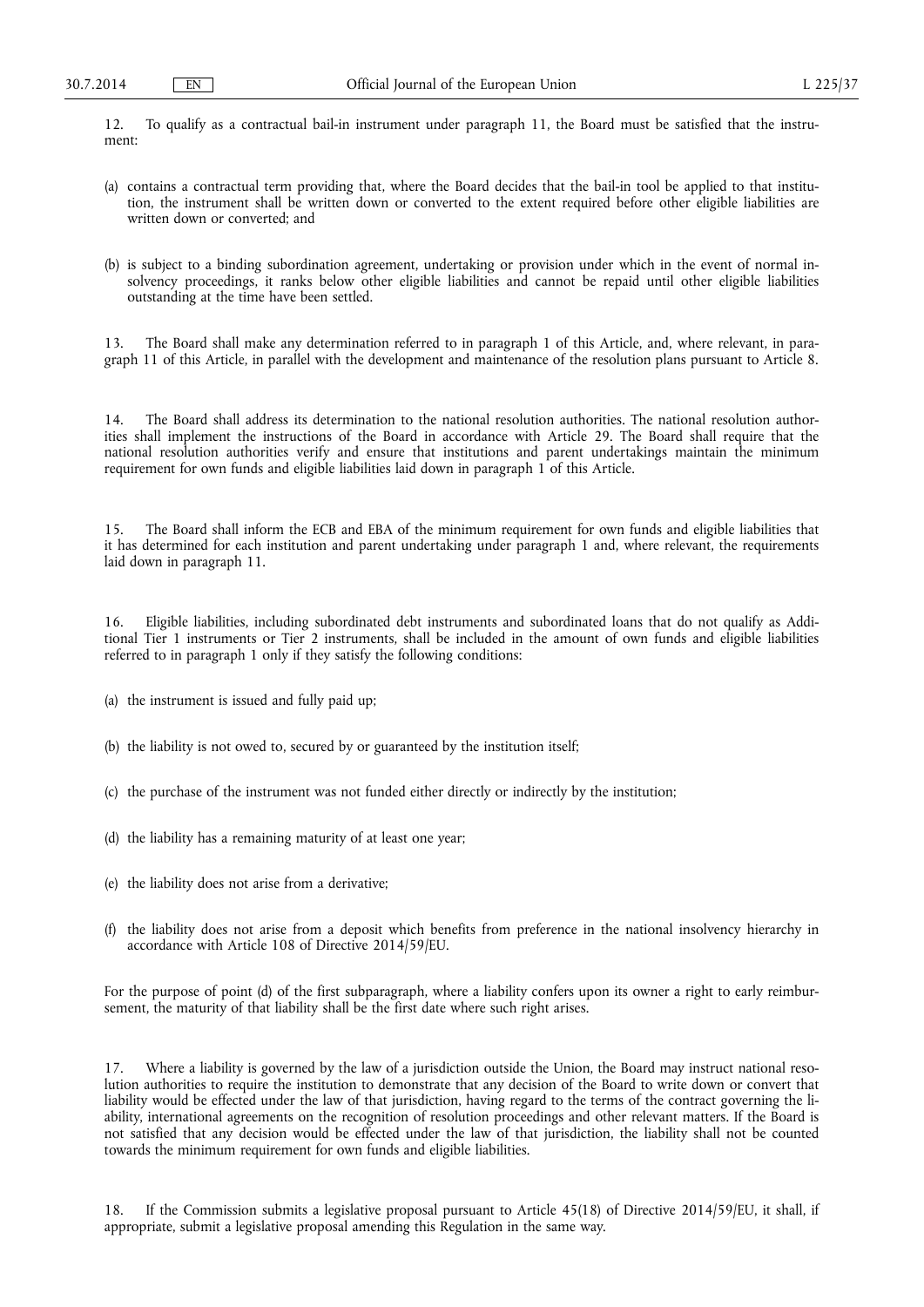12. To qualify as a contractual bail-in instrument under paragraph 11, the Board must be satisfied that the instrument:

(a) contains a contractual term providing that, where the Board decides that the bail-in tool be applied to that institution, the instrument shall be written down or converted to the extent required before other eligible liabilities are written down or converted; and

(b) is subject to a binding subordination agreement, undertaking or provision under which in the event of normal insolvency proceedings, it ranks below other eligible liabilities and cannot be repaid until other eligible liabilities outstanding at the time have been settled.

13. The Board shall make any determination referred to in paragraph 1 of this Article, and, where relevant, in paragraph 11 of this Article, in parallel with the development and maintenance of the resolution plans pursuant to Article 8.

14. The Board shall address its determination to the national resolution authorities. The national resolution authorities shall implement the instructions of the Board in accordance with Article 29. The Board shall require that the national resolution authorities verify and ensure that institutions and parent undertakings maintain the minimum requirement for own funds and eligible liabilities laid down in paragraph 1 of this Article.

15. The Board shall inform the ECB and EBA of the minimum requirement for own funds and eligible liabilities that it has determined for each institution and parent undertaking under paragraph 1 and, where relevant, the requirements laid down in paragraph 11.

16. Eligible liabilities, including subordinated debt instruments and subordinated loans that do not qualify as Additional Tier 1 instruments or Tier 2 instruments, shall be included in the amount of own funds and eligible liabilities referred to in paragraph 1 only if they satisfy the following conditions:

(a) the instrument is issued and fully paid up;

(b) the liability is not owed to, secured by or guaranteed by the institution itself;

(c) the purchase of the instrument was not funded either directly or indirectly by the institution;

(d) the liability has a remaining maturity of at least one year;

(e) the liability does not arise from a derivative;

(f) the liability does not arise from a deposit which benefits from preference in the national insolvency hierarchy in accordance with Article 108 of Directive 2014/59/EU.

For the purpose of point (d) of the first subparagraph, where a liability confers upon its owner a right to early reimbursement, the maturity of that liability shall be the first date where such right arises.

17. Where a liability is governed by the law of a jurisdiction outside the Union, the Board may instruct national resolution authorities to require the institution to demonstrate that any decision of the Board to write down or convert that liability would be effected under the law of that jurisdiction, having regard to the terms of the contract governing the liability, international agreements on the recognition of resolution proceedings and other relevant matters. If the Board is not satisfied that any decision would be effected under the law of that jurisdiction, the liability shall not be counted towards the minimum requirement for own funds and eligible liabilities.

18. If the Commission submits a legislative proposal pursuant to Article 45(18) of Directive 2014/59/EU, it shall, if appropriate, submit a legislative proposal amending this Regulation in the same way.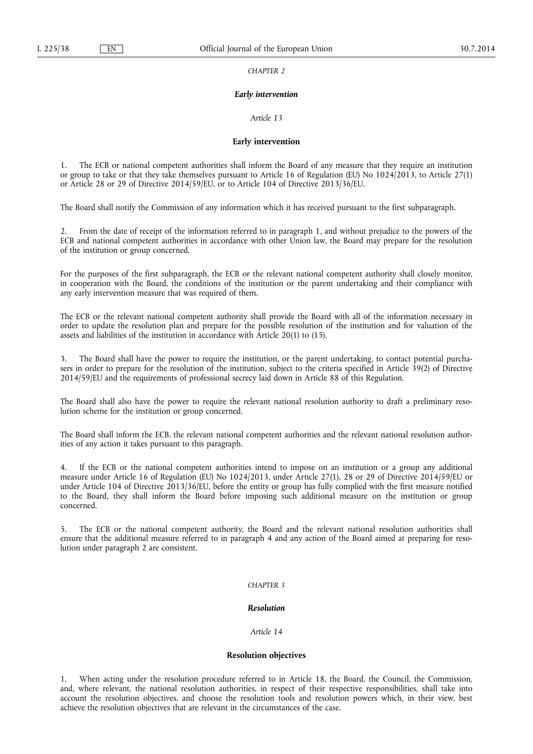*CHAPTER 2*

***Early intervention***

*Article 13*

**Early intervention**

1. The ECB or national competent authorities shall inform the Board of any measure that they require an institution or group to take or that they take themselves pursuant to Article 16 of Regulation (EU) No 1024/2013, to Article 27(1) or Article 28 or 29 of Directive 2014/59/EU, or to Article 104 of Directive 2013/36/EU.

The Board shall notify the Commission of any information which it has received pursuant to the first subparagraph.

2. From the date of receipt of the information referred to in paragraph 1, and without prejudice to the powers of the ECB and national competent authorities in accordance with other Union law, the Board may prepare for the resolution of the institution or group concerned.

For the purposes of the first subparagraph, the ECB or the relevant national competent authority shall closely monitor, in cooperation with the Board, the conditions of the institution or the parent undertaking and their compliance with any early intervention measure that was required of them.

The ECB or the relevant national competent authority shall provide the Board with all of the information necessary in order to update the resolution plan and prepare for the possible resolution of the institution and for valuation of the assets and liabilities of the institution in accordance with Article 20(1) to (15).

3. The Board shall have the power to require the institution, or the parent undertaking, to contact potential purchasers in order to prepare for the resolution of the institution, subject to the criteria specified in Article 39(2) of Directive 2014/59/EU and the requirements of professional secrecy laid down in Article 88 of this Regulation.

The Board shall also have the power to require the relevant national resolution authority to draft a preliminary resolution scheme for the institution or group concerned.

The Board shall inform the ECB, the relevant national competent authorities and the relevant national resolution authorities of any action it takes pursuant to this paragraph.

4. If the ECB or the national competent authorities intend to impose on an institution or a group any additional measure under Article 16 of Regulation (EU) No 1024/2013, under Article 27(1), 28 or 29 of Directive 2014/59/EU or under Article 104 of Directive 2013/36/EU, before the entity or group has fully complied with the first measure notified to the Board, they shall inform the Board before imposing such additional measure on the institution or group concerned.

5. The ECB or the national competent authority, the Board and the relevant national resolution authorities shall ensure that the additional measure referred to in paragraph 4 and any action of the Board aimed at preparing for resolution under paragraph 2 are consistent.

*CHAPTER 3*

***Resolution***

*Article 14*

**Resolution objectives**

1. When acting under the resolution procedure referred to in Article 18, the Board, the Council, the Commission, and, where relevant, the national resolution authorities, in respect of their respective responsibilities, shall take into account the resolution objectives, and choose the resolution tools and resolution powers which, in their view, best achieve the resolution objectives that are relevant in the circumstances of the case.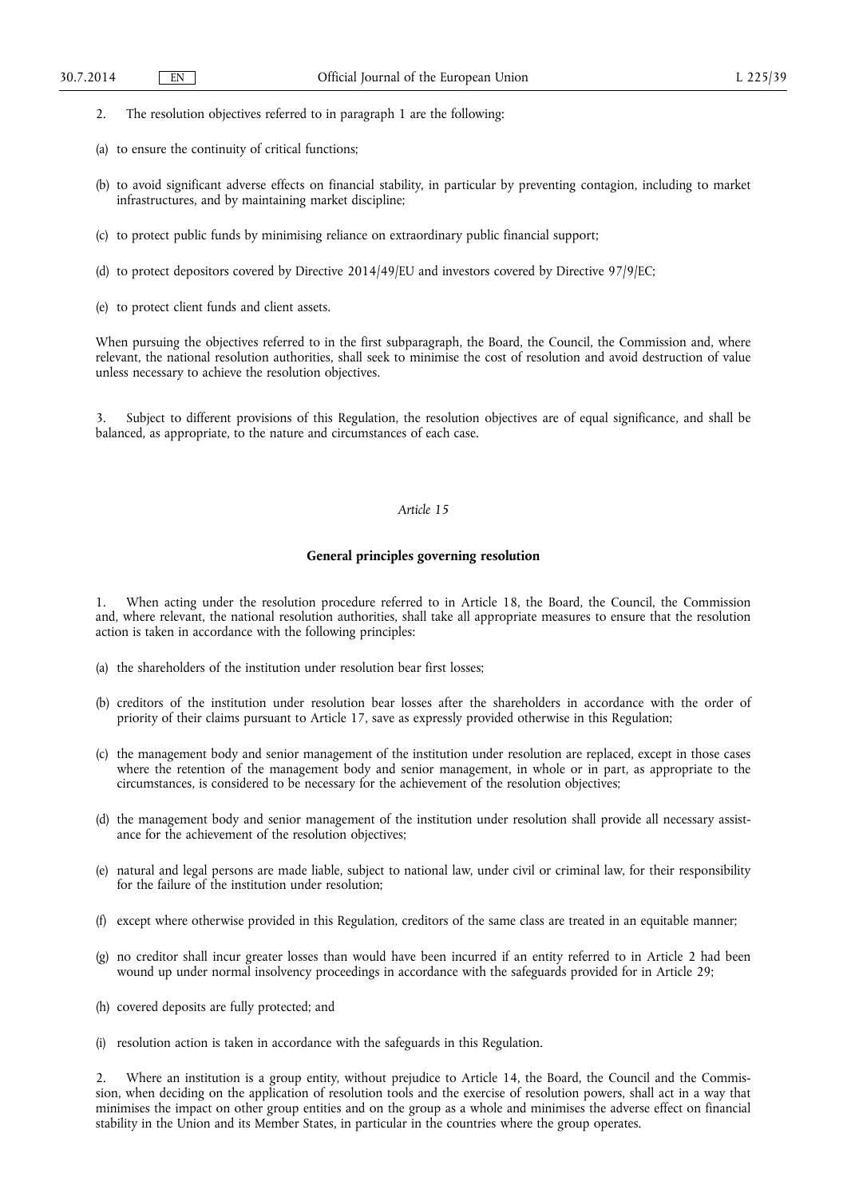2. The resolution objectives referred to in paragraph 1 are the following:

(a) to ensure the continuity of critical functions;

(b) to avoid significant adverse effects on financial stability, in particular by preventing contagion, including to market infrastructures, and by maintaining market discipline;

(c) to protect public funds by minimising reliance on extraordinary public financial support;

(d) to protect depositors covered by Directive 2014/49/EU and investors covered by Directive 97/9/EC;

(e) to protect client funds and client assets.

When pursuing the objectives referred to in the first subparagraph, the Board, the Council, the Commission and, where relevant, the national resolution authorities, shall seek to minimise the cost of resolution and avoid destruction of value unless necessary to achieve the resolution objectives.

3. Subject to different provisions of this Regulation, the resolution objectives are of equal significance, and shall be balanced, as appropriate, to the nature and circumstances of each case.

*Article 15*

**General principles governing resolution**

1. When acting under the resolution procedure referred to in Article 18, the Board, the Council, the Commission and, where relevant, the national resolution authorities, shall take all appropriate measures to ensure that the resolution action is taken in accordance with the following principles:

(a) the shareholders of the institution under resolution bear first losses;

(b) creditors of the institution under resolution bear losses after the shareholders in accordance with the order of priority of their claims pursuant to Article 17, save as expressly provided otherwise in this Regulation;

(c) the management body and senior management of the institution under resolution are replaced, except in those cases where the retention of the management body and senior management, in whole or in part, as appropriate to the circumstances, is considered to be necessary for the achievement of the resolution objectives;

(d) the management body and senior management of the institution under resolution shall provide all necessary assistance for the achievement of the resolution objectives;

(e) natural and legal persons are made liable, subject to national law, under civil or criminal law, for their responsibility for the failure of the institution under resolution;

(f) except where otherwise provided in this Regulation, creditors of the same class are treated in an equitable manner;

(g) no creditor shall incur greater losses than would have been incurred if an entity referred to in Article 2 had been wound up under normal insolvency proceedings in accordance with the safeguards provided for in Article 29;

(h) covered deposits are fully protected; and

(i) resolution action is taken in accordance with the safeguards in this Regulation.

2. Where an institution is a group entity, without prejudice to Article 14, the Board, the Council and the Commission, when deciding on the application of resolution tools and the exercise of resolution powers, shall act in a way that minimises the impact on other group entities and on the group as a whole and minimises the adverse effect on financial stability in the Union and its Member States, in particular in the countries where the group operates.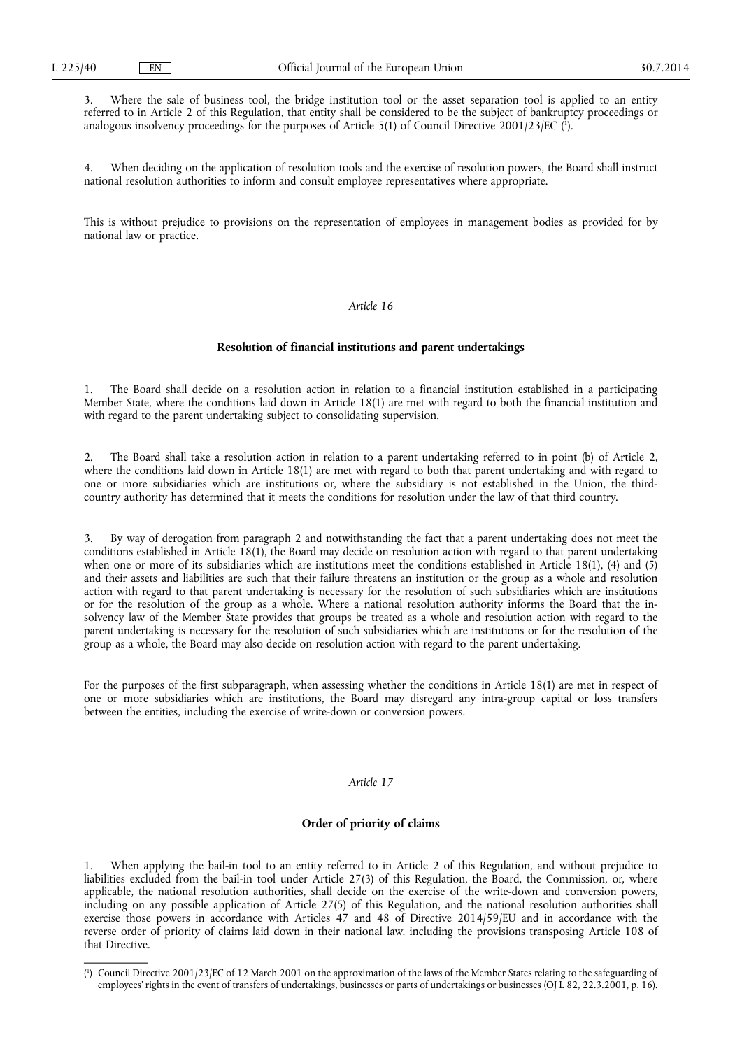3. Where the sale of business tool, the bridge institution tool or the asset separation tool is applied to an entity referred to in Article 2 of this Regulation, that entity shall be considered to be the subject of bankruptcy proceedings or analogous insolvency proceedings for the purposes of Article 5(1) of Council Directive 2001/23/EC [1].

4. When deciding on the application of resolution tools and the exercise of resolution powers, the Board shall instruct national resolution authorities to inform and consult employee representatives where appropriate.

This is without prejudice to provisions on the representation of employees in management bodies as provided for by national law or practice.

*Article 16*

**Resolution of financial institutions and parent undertakings**

1. The Board shall decide on a resolution action in relation to a financial institution established in a participating Member State, where the conditions laid down in Article 18(1) are met with regard to both the financial institution and with regard to the parent undertaking subject to consolidating supervision.

2. The Board shall take a resolution action in relation to a parent undertaking referred to in point (b) of Article 2, where the conditions laid down in Article 18(1) are met with regard to both that parent undertaking and with regard to one or more subsidiaries which are institutions or, where the subsidiary is not established in the Union, the third-country authority has determined that it meets the conditions for resolution under the law of that third country.

3. By way of derogation from paragraph 2 and notwithstanding the fact that a parent undertaking does not meet the conditions established in Article 18(1), the Board may decide on resolution action with regard to that parent undertaking when one or more of its subsidiaries which are institutions meet the conditions established in Article 18(1), (4) and (5) and their assets and liabilities are such that their failure threatens an institution or the group as a whole and resolution action with regard to that parent undertaking is necessary for the resolution of such subsidiaries which are institutions or for the resolution of the group as a whole. Where a national resolution authority informs the Board that the insolvency law of the Member State provides that groups be treated as a whole and resolution action with regard to the parent undertaking is necessary for the resolution of such subsidiaries which are institutions or for the resolution of the group as a whole, the Board may also decide on resolution action with regard to the parent undertaking.

For the purposes of the first subparagraph, when assessing whether the conditions in Article 18(1) are met in respect of one or more subsidiaries which are institutions, the Board may disregard any intra-group capital or loss transfers between the entities, including the exercise of write-down or conversion powers.

*Article 17*

**Order of priority of claims**

1. When applying the bail-in tool to an entity referred to in Article 2 of this Regulation, and without prejudice to liabilities excluded from the bail-in tool under Article 27(3) of this Regulation, the Board, the Commission, or, where applicable, the national resolution authorities, shall decide on the exercise of the write-down and conversion powers, including on any possible application of Article 27(5) of this Regulation, and the national resolution authorities shall exercise those powers in accordance with Articles 47 and 48 of Directive 2014/59/EU and in accordance with the reverse order of priority of claims laid down in their national law, including the provisions transposing Article 108 of that Directive.

[1] Council Directive 2001/23/EC of 12 March 2001 on the approximation of the laws of the Member States relating to the safeguarding of employees' rights in the event of transfers of undertakings, businesses or parts of undertakings or businesses (OJ L 82, 22.3.2001, p. 16).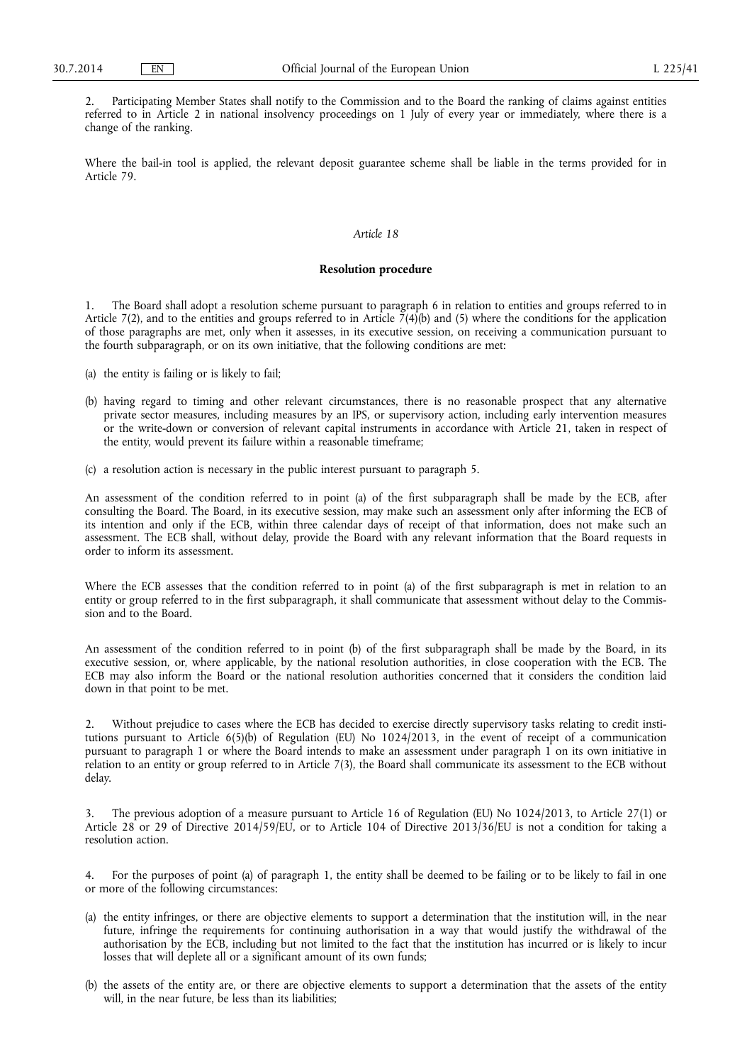2. Participating Member States shall notify to the Commission and to the Board the ranking of claims against entities referred to in Article 2 in national insolvency proceedings on 1 July of every year or immediately, where there is a change of the ranking.

Where the bail-in tool is applied, the relevant deposit guarantee scheme shall be liable in the terms provided for in Article 79.

*Article 18*

**Resolution procedure**

1. The Board shall adopt a resolution scheme pursuant to paragraph 6 in relation to entities and groups referred to in Article 7(2), and to the entities and groups referred to in Article 7(4)(b) and (5) where the conditions for the application of those paragraphs are met, only when it assesses, in its executive session, on receiving a communication pursuant to the fourth subparagraph, or on its own initiative, that the following conditions are met:

(a) the entity is failing or is likely to fail;

(b) having regard to timing and other relevant circumstances, there is no reasonable prospect that any alternative private sector measures, including measures by an IPS, or supervisory action, including early intervention measures or the write-down or conversion of relevant capital instruments in accordance with Article 21, taken in respect of the entity, would prevent its failure within a reasonable timeframe;

(c) a resolution action is necessary in the public interest pursuant to paragraph 5.

An assessment of the condition referred to in point (a) of the first subparagraph shall be made by the ECB, after consulting the Board. The Board, in its executive session, may make such an assessment only after informing the ECB of its intention and only if the ECB, within three calendar days of receipt of that information, does not make such an assessment. The ECB shall, without delay, provide the Board with any relevant information that the Board requests in order to inform its assessment.

Where the ECB assesses that the condition referred to in point (a) of the first subparagraph is met in relation to an entity or group referred to in the first subparagraph, it shall communicate that assessment without delay to the Commission and to the Board.

An assessment of the condition referred to in point (b) of the first subparagraph shall be made by the Board, in its executive session, or, where applicable, by the national resolution authorities, in close cooperation with the ECB. The ECB may also inform the Board or the national resolution authorities concerned that it considers the condition laid down in that point to be met.

2. Without prejudice to cases where the ECB has decided to exercise directly supervisory tasks relating to credit institutions pursuant to Article 6(5)(b) of Regulation (EU) No 1024/2013, in the event of receipt of a communication pursuant to paragraph 1 or where the Board intends to make an assessment under paragraph 1 on its own initiative in relation to an entity or group referred to in Article 7(3), the Board shall communicate its assessment to the ECB without delay.

3. The previous adoption of a measure pursuant to Article 16 of Regulation (EU) No 1024/2013, to Article 27(1) or Article 28 or 29 of Directive 2014/59/EU, or to Article 104 of Directive 2013/36/EU is not a condition for taking a resolution action.

4. For the purposes of point (a) of paragraph 1, the entity shall be deemed to be failing or to be likely to fail in one or more of the following circumstances:

(a) the entity infringes, or there are objective elements to support a determination that the institution will, in the near future, infringe the requirements for continuing authorisation in a way that would justify the withdrawal of the authorisation by the ECB, including but not limited to the fact that the institution has incurred or is likely to incur losses that will deplete all or a significant amount of its own funds;

(b) the assets of the entity are, or there are objective elements to support a determination that the assets of the entity will, in the near future, be less than its liabilities;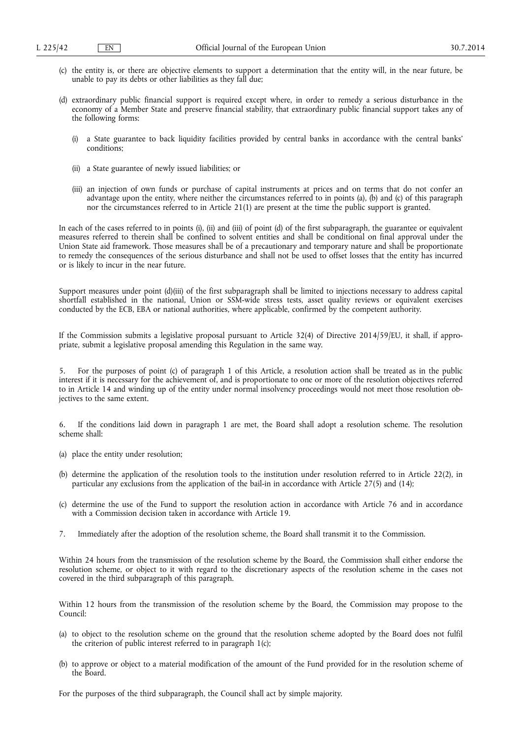(c) the entity is, or there are objective elements to support a determination that the entity will, in the near future, be unable to pay its debts or other liabilities as they fall due;

(d) extraordinary public financial support is required except where, in order to remedy a serious disturbance in the economy of a Member State and preserve financial stability, that extraordinary public financial support takes any of the following forms:

   (i) a State guarantee to back liquidity facilities provided by central banks in accordance with the central banks' conditions;

   (ii) a State guarantee of newly issued liabilities; or

   (iii) an injection of own funds or purchase of capital instruments at prices and on terms that do not confer an advantage upon the entity, where neither the circumstances referred to in points (a), (b) and (c) of this paragraph nor the circumstances referred to in Article 21(1) are present at the time the public support is granted.

In each of the cases referred to in points (i), (ii) and (iii) of point (d) of the first subparagraph, the guarantee or equivalent measures referred to therein shall be confined to solvent entities and shall be conditional on final approval under the Union State aid framework. Those measures shall be of a precautionary and temporary nature and shall be proportionate to remedy the consequences of the serious disturbance and shall not be used to offset losses that the entity has incurred or is likely to incur in the near future.

Support measures under point (d)(iii) of the first subparagraph shall be limited to injections necessary to address capital shortfall established in the national, Union or SSM-wide stress tests, asset quality reviews or equivalent exercises conducted by the ECB, EBA or national authorities, where applicable, confirmed by the competent authority.

If the Commission submits a legislative proposal pursuant to Article 32(4) of Directive 2014/59/EU, it shall, if appropriate, submit a legislative proposal amending this Regulation in the same way.

5. For the purposes of point (c) of paragraph 1 of this Article, a resolution action shall be treated as in the public interest if it is necessary for the achievement of, and is proportionate to one or more of the resolution objectives referred to in Article 14 and winding up of the entity under normal insolvency proceedings would not meet those resolution objectives to the same extent.

6. If the conditions laid down in paragraph 1 are met, the Board shall adopt a resolution scheme. The resolution scheme shall:

(a) place the entity under resolution;

(b) determine the application of the resolution tools to the institution under resolution referred to in Article 22(2), in particular any exclusions from the application of the bail-in in accordance with Article 27(5) and (14);

(c) determine the use of the Fund to support the resolution action in accordance with Article 76 and in accordance with a Commission decision taken in accordance with Article 19.

7. Immediately after the adoption of the resolution scheme, the Board shall transmit it to the Commission.

Within 24 hours from the transmission of the resolution scheme by the Board, the Commission shall either endorse the resolution scheme, or object to it with regard to the discretionary aspects of the resolution scheme in the cases not covered in the third subparagraph of this paragraph.

Within 12 hours from the transmission of the resolution scheme by the Board, the Commission may propose to the Council:

(a) to object to the resolution scheme on the ground that the resolution scheme adopted by the Board does not fulfil the criterion of public interest referred to in paragraph 1(c);

(b) to approve or object to a material modification of the amount of the Fund provided for in the resolution scheme of the Board.

For the purposes of the third subparagraph, the Council shall act by simple majority.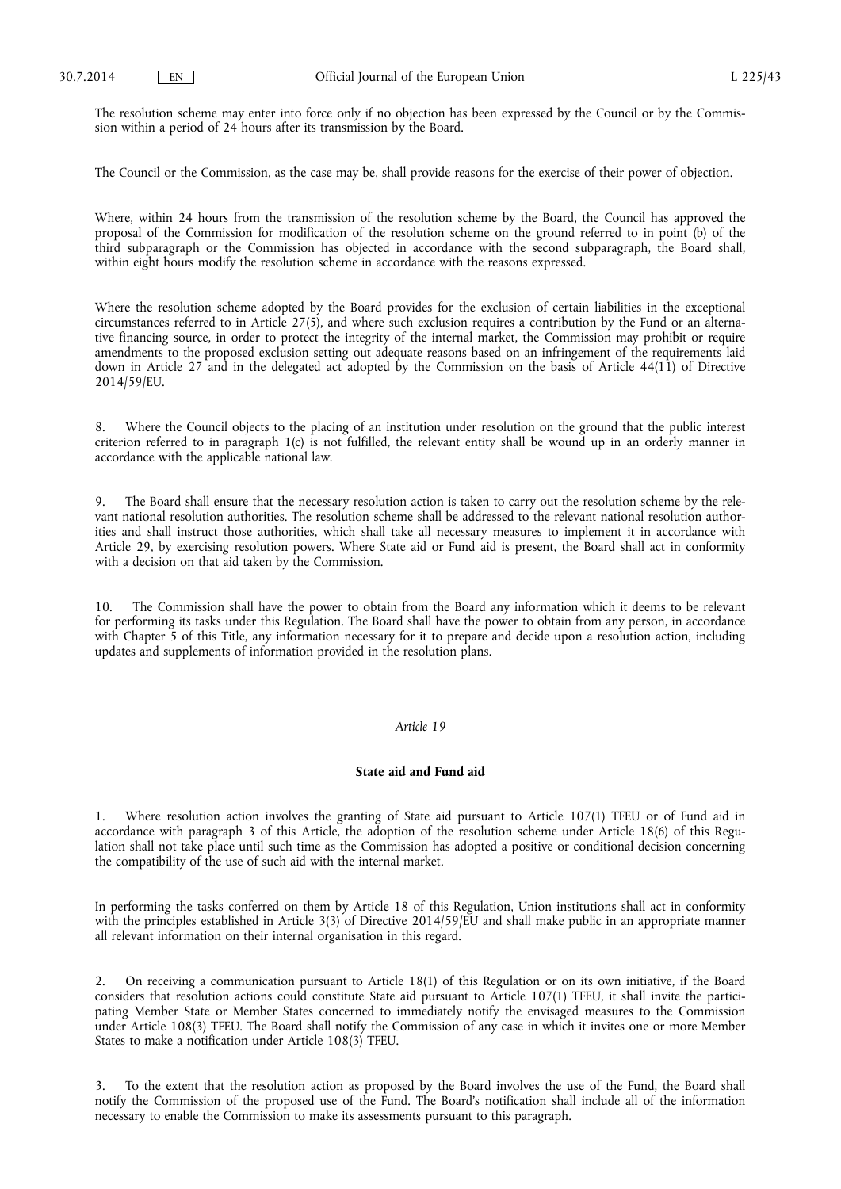The resolution scheme may enter into force only if no objection has been expressed by the Council or by the Commission within a period of 24 hours after its transmission by the Board.

The Council or the Commission, as the case may be, shall provide reasons for the exercise of their power of objection.

Where, within 24 hours from the transmission of the resolution scheme by the Board, the Council has approved the proposal of the Commission for modification of the resolution scheme on the ground referred to in point (b) of the third subparagraph or the Commission has objected in accordance with the second subparagraph, the Board shall, within eight hours modify the resolution scheme in accordance with the reasons expressed.

Where the resolution scheme adopted by the Board provides for the exclusion of certain liabilities in the exceptional circumstances referred to in Article 27(5), and where such exclusion requires a contribution by the Fund or an alternative financing source, in order to protect the integrity of the internal market, the Commission may prohibit or require amendments to the proposed exclusion setting out adequate reasons based on an infringement of the requirements laid down in Article 27 and in the delegated act adopted by the Commission on the basis of Article 44(11) of Directive 2014/59/EU.

8. Where the Council objects to the placing of an institution under resolution on the ground that the public interest criterion referred to in paragraph 1(c) is not fulfilled, the relevant entity shall be wound up in an orderly manner in accordance with the applicable national law.

9. The Board shall ensure that the necessary resolution action is taken to carry out the resolution scheme by the relevant national resolution authorities. The resolution scheme shall be addressed to the relevant national resolution authorities and shall instruct those authorities, which shall take all necessary measures to implement it in accordance with Article 29, by exercising resolution powers. Where State aid or Fund aid is present, the Board shall act in conformity with a decision on that aid taken by the Commission.

10. The Commission shall have the power to obtain from the Board any information which it deems to be relevant for performing its tasks under this Regulation. The Board shall have the power to obtain from any person, in accordance with Chapter 5 of this Title, any information necessary for it to prepare and decide upon a resolution action, including updates and supplements of information provided in the resolution plans.

*Article 19*

**State aid and Fund aid**

1. Where resolution action involves the granting of State aid pursuant to Article 107(1) TFEU or of Fund aid in accordance with paragraph 3 of this Article, the adoption of the resolution scheme under Article 18(6) of this Regulation shall not take place until such time as the Commission has adopted a positive or conditional decision concerning the compatibility of the use of such aid with the internal market.

In performing the tasks conferred on them by Article 18 of this Regulation, Union institutions shall act in conformity with the principles established in Article 3(3) of Directive 2014/59/EU and shall make public in an appropriate manner all relevant information on their internal organisation in this regard.

2. On receiving a communication pursuant to Article 18(1) of this Regulation or on its own initiative, if the Board considers that resolution actions could constitute State aid pursuant to Article 107(1) TFEU, it shall invite the participating Member State or Member States concerned to immediately notify the envisaged measures to the Commission under Article 108(3) TFEU. The Board shall notify the Commission of any case in which it invites one or more Member States to make a notification under Article 108(3) TFEU.

3. To the extent that the resolution action as proposed by the Board involves the use of the Fund, the Board shall notify the Commission of the proposed use of the Fund. The Board's notification shall include all of the information necessary to enable the Commission to make its assessments pursuant to this paragraph.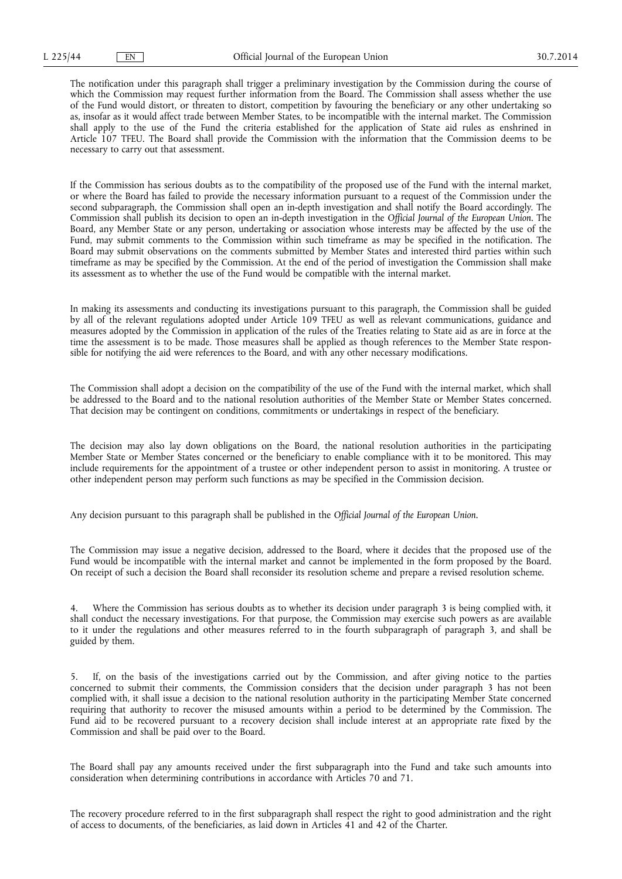The notification under this paragraph shall trigger a preliminary investigation by the Commission during the course of which the Commission may request further information from the Board. The Commission shall assess whether the use of the Fund would distort, or threaten to distort, competition by favouring the beneficiary or any other undertaking so as, insofar as it would affect trade between Member States, to be incompatible with the internal market. The Commission shall apply to the use of the Fund the criteria established for the application of State aid rules as enshrined in Article 107 TFEU. The Board shall provide the Commission with the information that the Commission deems to be necessary to carry out that assessment.

If the Commission has serious doubts as to the compatibility of the proposed use of the Fund with the internal market, or where the Board has failed to provide the necessary information pursuant to a request of the Commission under the second subparagraph, the Commission shall open an in-depth investigation and shall notify the Board accordingly. The Commission shall publish its decision to open an in-depth investigation in the *Official Journal of the European Union*. The Board, any Member State or any person, undertaking or association whose interests may be affected by the use of the Fund, may submit comments to the Commission within such timeframe as may be specified in the notification. The Board may submit observations on the comments submitted by Member States and interested third parties within such timeframe as may be specified by the Commission. At the end of the period of investigation the Commission shall make its assessment as to whether the use of the Fund would be compatible with the internal market.

In making its assessments and conducting its investigations pursuant to this paragraph, the Commission shall be guided by all of the relevant regulations adopted under Article 109 TFEU as well as relevant communications, guidance and measures adopted by the Commission in application of the rules of the Treaties relating to State aid as are in force at the time the assessment is to be made. Those measures shall be applied as though references to the Member State responsible for notifying the aid were references to the Board, and with any other necessary modifications.

The Commission shall adopt a decision on the compatibility of the use of the Fund with the internal market, which shall be addressed to the Board and to the national resolution authorities of the Member State or Member States concerned. That decision may be contingent on conditions, commitments or undertakings in respect of the beneficiary.

The decision may also lay down obligations on the Board, the national resolution authorities in the participating Member State or Member States concerned or the beneficiary to enable compliance with it to be monitored. This may include requirements for the appointment of a trustee or other independent person to assist in monitoring. A trustee or other independent person may perform such functions as may be specified in the Commission decision.

Any decision pursuant to this paragraph shall be published in the *Official Journal of the European Union*.

The Commission may issue a negative decision, addressed to the Board, where it decides that the proposed use of the Fund would be incompatible with the internal market and cannot be implemented in the form proposed by the Board. On receipt of such a decision the Board shall reconsider its resolution scheme and prepare a revised resolution scheme.

4. Where the Commission has serious doubts as to whether its decision under paragraph 3 is being complied with, it shall conduct the necessary investigations. For that purpose, the Commission may exercise such powers as are available to it under the regulations and other measures referred to in the fourth subparagraph of paragraph 3, and shall be guided by them.

5. If, on the basis of the investigations carried out by the Commission, and after giving notice to the parties concerned to submit their comments, the Commission considers that the decision under paragraph 3 has not been complied with, it shall issue a decision to the national resolution authority in the participating Member State concerned requiring that authority to recover the misused amounts within a period to be determined by the Commission. The Fund aid to be recovered pursuant to a recovery decision shall include interest at an appropriate rate fixed by the Commission and shall be paid over to the Board.

The Board shall pay any amounts received under the first subparagraph into the Fund and take such amounts into consideration when determining contributions in accordance with Articles 70 and 71.

The recovery procedure referred to in the first subparagraph shall respect the right to good administration and the right of access to documents, of the beneficiaries, as laid down in Articles 41 and 42 of the Charter.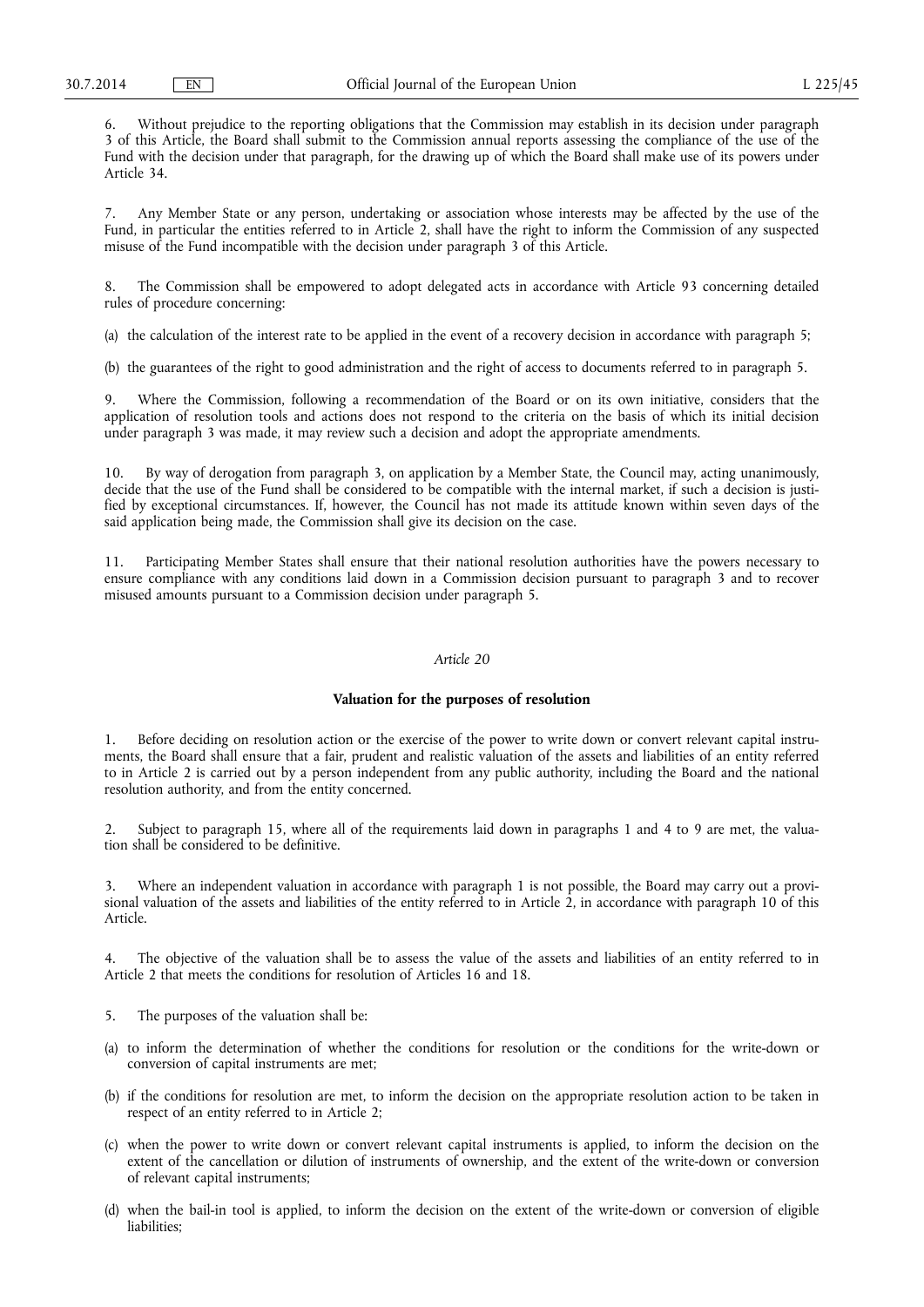6. Without prejudice to the reporting obligations that the Commission may establish in its decision under paragraph 3 of this Article, the Board shall submit to the Commission annual reports assessing the compliance of the use of the Fund with the decision under that paragraph, for the drawing up of which the Board shall make use of its powers under Article 34.

7. Any Member State or any person, undertaking or association whose interests may be affected by the use of the Fund, in particular the entities referred to in Article 2, shall have the right to inform the Commission of any suspected misuse of the Fund incompatible with the decision under paragraph 3 of this Article.

8. The Commission shall be empowered to adopt delegated acts in accordance with Article 93 concerning detailed rules of procedure concerning:

(a) the calculation of the interest rate to be applied in the event of a recovery decision in accordance with paragraph 5;

(b) the guarantees of the right to good administration and the right of access to documents referred to in paragraph 5.

9. Where the Commission, following a recommendation of the Board or on its own initiative, considers that the application of resolution tools and actions does not respond to the criteria on the basis of which its initial decision under paragraph 3 was made, it may review such a decision and adopt the appropriate amendments.

10. By way of derogation from paragraph 3, on application by a Member State, the Council may, acting unanimously, decide that the use of the Fund shall be considered to be compatible with the internal market, if such a decision is justified by exceptional circumstances. If, however, the Council has not made its attitude known within seven days of the said application being made, the Commission shall give its decision on the case.

11. Participating Member States shall ensure that their national resolution authorities have the powers necessary to ensure compliance with any conditions laid down in a Commission decision pursuant to paragraph 3 and to recover misused amounts pursuant to a Commission decision under paragraph 5.

*Article 20*

**Valuation for the purposes of resolution**

1. Before deciding on resolution action or the exercise of the power to write down or convert relevant capital instruments, the Board shall ensure that a fair, prudent and realistic valuation of the assets and liabilities of an entity referred to in Article 2 is carried out by a person independent from any public authority, including the Board and the national resolution authority, and from the entity concerned.

2. Subject to paragraph 15, where all of the requirements laid down in paragraphs 1 and 4 to 9 are met, the valuation shall be considered to be definitive.

3. Where an independent valuation in accordance with paragraph 1 is not possible, the Board may carry out a provisional valuation of the assets and liabilities of the entity referred to in Article 2, in accordance with paragraph 10 of this Article.

4. The objective of the valuation shall be to assess the value of the assets and liabilities of an entity referred to in Article 2 that meets the conditions for resolution of Articles 16 and 18.

5. The purposes of the valuation shall be:

(a) to inform the determination of whether the conditions for resolution or the conditions for the write-down or conversion of capital instruments are met;

(b) if the conditions for resolution are met, to inform the decision on the appropriate resolution action to be taken in respect of an entity referred to in Article 2;

(c) when the power to write down or convert relevant capital instruments is applied, to inform the decision on the extent of the cancellation or dilution of instruments of ownership, and the extent of the write-down or conversion of relevant capital instruments;

(d) when the bail-in tool is applied, to inform the decision on the extent of the write-down or conversion of eligible liabilities;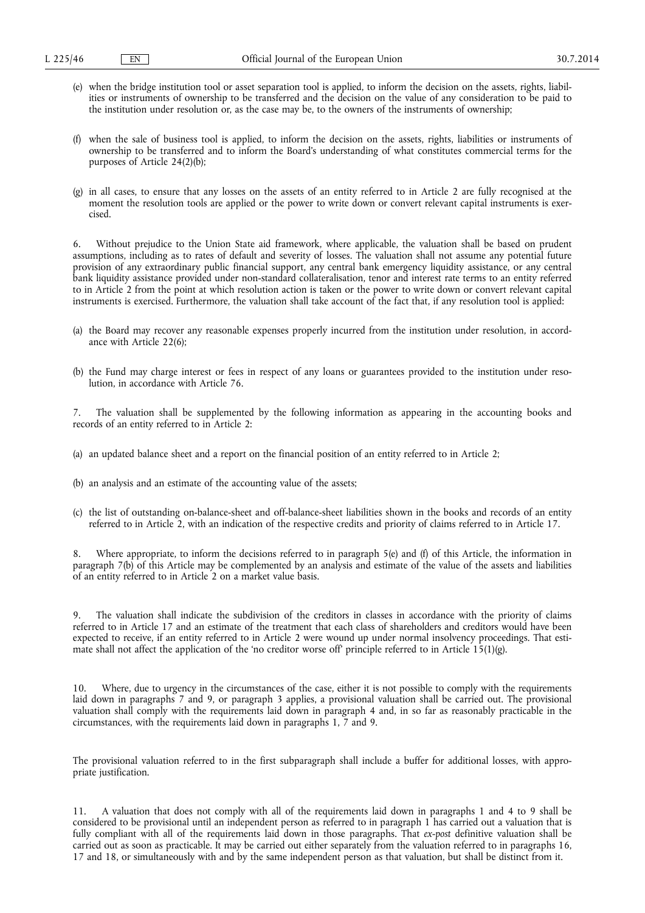(e) when the bridge institution tool or asset separation tool is applied, to inform the decision on the assets, rights, liabilities or instruments of ownership to be transferred and the decision on the value of any consideration to be paid to the institution under resolution or, as the case may be, to the owners of the instruments of ownership;

(f) when the sale of business tool is applied, to inform the decision on the assets, rights, liabilities or instruments of ownership to be transferred and to inform the Board's understanding of what constitutes commercial terms for the purposes of Article 24(2)(b);

(g) in all cases, to ensure that any losses on the assets of an entity referred to in Article 2 are fully recognised at the moment the resolution tools are applied or the power to write down or convert relevant capital instruments is exercised.

6. Without prejudice to the Union State aid framework, where applicable, the valuation shall be based on prudent assumptions, including as to rates of default and severity of losses. The valuation shall not assume any potential future provision of any extraordinary public financial support, any central bank emergency liquidity assistance, or any central bank liquidity assistance provided under non-standard collateralisation, tenor and interest rate terms to an entity referred to in Article 2 from the point at which resolution action is taken or the power to write down or convert relevant capital instruments is exercised. Furthermore, the valuation shall take account of the fact that, if any resolution tool is applied:

(a) the Board may recover any reasonable expenses properly incurred from the institution under resolution, in accordance with Article 22(6);

(b) the Fund may charge interest or fees in respect of any loans or guarantees provided to the institution under resolution, in accordance with Article 76.

7. The valuation shall be supplemented by the following information as appearing in the accounting books and records of an entity referred to in Article 2:

(a) an updated balance sheet and a report on the financial position of an entity referred to in Article 2;

(b) an analysis and an estimate of the accounting value of the assets;

(c) the list of outstanding on-balance-sheet and off-balance-sheet liabilities shown in the books and records of an entity referred to in Article 2, with an indication of the respective credits and priority of claims referred to in Article 17.

8. Where appropriate, to inform the decisions referred to in paragraph 5(e) and (f) of this Article, the information in paragraph 7(b) of this Article may be complemented by an analysis and estimate of the value of the assets and liabilities of an entity referred to in Article 2 on a market value basis.

9. The valuation shall indicate the subdivision of the creditors in classes in accordance with the priority of claims referred to in Article 17 and an estimate of the treatment that each class of shareholders and creditors would have been expected to receive, if an entity referred to in Article 2 were wound up under normal insolvency proceedings. That estimate shall not affect the application of the 'no creditor worse off' principle referred to in Article 15(1)(g).

10. Where, due to urgency in the circumstances of the case, either it is not possible to comply with the requirements laid down in paragraphs 7 and 9, or paragraph 3 applies, a provisional valuation shall be carried out. The provisional valuation shall comply with the requirements laid down in paragraph 4 and, in so far as reasonably practicable in the circumstances, with the requirements laid down in paragraphs 1, 7 and 9.

The provisional valuation referred to in the first subparagraph shall include a buffer for additional losses, with appropriate justification.

11. A valuation that does not comply with all of the requirements laid down in paragraphs 1 and 4 to 9 shall be considered to be provisional until an independent person as referred to in paragraph 1 has carried out a valuation that is fully compliant with all of the requirements laid down in those paragraphs. That *ex-post* definitive valuation shall be carried out as soon as practicable. It may be carried out either separately from the valuation referred to in paragraphs 16, 17 and 18, or simultaneously with and by the same independent person as that valuation, but shall be distinct from it.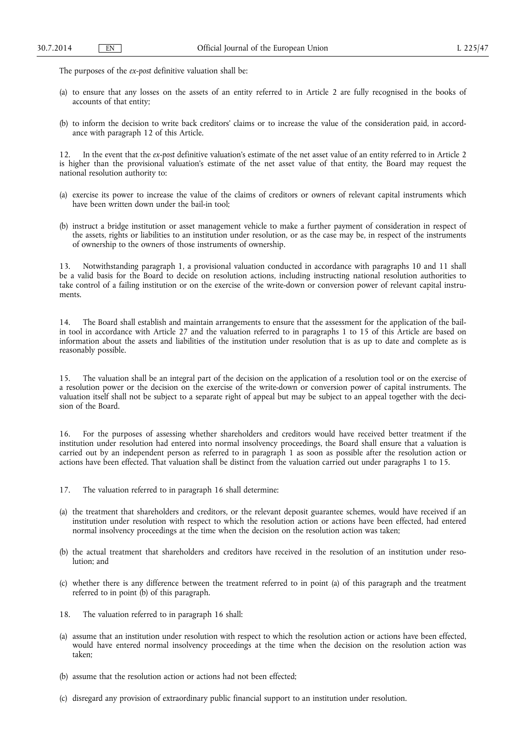The purposes of the *ex-post* definitive valuation shall be:

(a) to ensure that any losses on the assets of an entity referred to in Article 2 are fully recognised in the books of accounts of that entity;

(b) to inform the decision to write back creditors' claims or to increase the value of the consideration paid, in accordance with paragraph 12 of this Article.

12. In the event that the *ex-post* definitive valuation's estimate of the net asset value of an entity referred to in Article 2 is higher than the provisional valuation's estimate of the net asset value of that entity, the Board may request the national resolution authority to:

(a) exercise its power to increase the value of the claims of creditors or owners of relevant capital instruments which have been written down under the bail-in tool;

(b) instruct a bridge institution or asset management vehicle to make a further payment of consideration in respect of the assets, rights or liabilities to an institution under resolution, or as the case may be, in respect of the instruments of ownership to the owners of those instruments of ownership.

13. Notwithstanding paragraph 1, a provisional valuation conducted in accordance with paragraphs 10 and 11 shall be a valid basis for the Board to decide on resolution actions, including instructing national resolution authorities to take control of a failing institution or on the exercise of the write-down or conversion power of relevant capital instruments.

14. The Board shall establish and maintain arrangements to ensure that the assessment for the application of the bail-in tool in accordance with Article 27 and the valuation referred to in paragraphs 1 to 15 of this Article are based on information about the assets and liabilities of the institution under resolution that is as up to date and complete as is reasonably possible.

15. The valuation shall be an integral part of the decision on the application of a resolution tool or on the exercise of a resolution power or the decision on the exercise of the write-down or conversion power of capital instruments. The valuation itself shall not be subject to a separate right of appeal but may be subject to an appeal together with the decision of the Board.

16. For the purposes of assessing whether shareholders and creditors would have received better treatment if the institution under resolution had entered into normal insolvency proceedings, the Board shall ensure that a valuation is carried out by an independent person as referred to in paragraph 1 as soon as possible after the resolution action or actions have been effected. That valuation shall be distinct from the valuation carried out under paragraphs 1 to 15.

17. The valuation referred to in paragraph 16 shall determine:

(a) the treatment that shareholders and creditors, or the relevant deposit guarantee schemes, would have received if an institution under resolution with respect to which the resolution action or actions have been effected, had entered normal insolvency proceedings at the time when the decision on the resolution action was taken;

(b) the actual treatment that shareholders and creditors have received in the resolution of an institution under resolution; and

(c) whether there is any difference between the treatment referred to in point (a) of this paragraph and the treatment referred to in point (b) of this paragraph.

18. The valuation referred to in paragraph 16 shall:

(a) assume that an institution under resolution with respect to which the resolution action or actions have been effected, would have entered normal insolvency proceedings at the time when the decision on the resolution action was taken;

(b) assume that the resolution action or actions had not been effected;

(c) disregard any provision of extraordinary public financial support to an institution under resolution.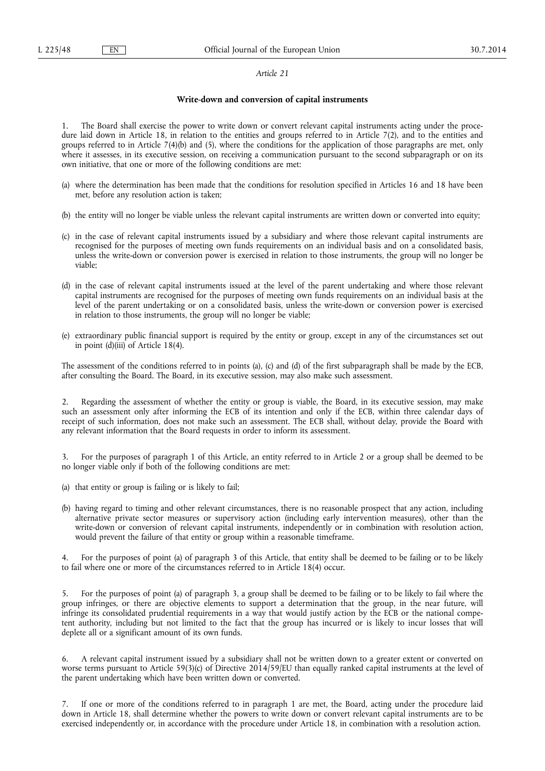*Article 21*

**Write-down and conversion of capital instruments**

1. The Board shall exercise the power to write down or convert relevant capital instruments acting under the procedure laid down in Article 18, in relation to the entities and groups referred to in Article 7(2), and to the entities and groups referred to in Article 7(4)(b) and (5), where the conditions for the application of those paragraphs are met, only where it assesses, in its executive session, on receiving a communication pursuant to the second subparagraph or on its own initiative, that one or more of the following conditions are met:

(a) where the determination has been made that the conditions for resolution specified in Articles 16 and 18 have been met, before any resolution action is taken;

(b) the entity will no longer be viable unless the relevant capital instruments are written down or converted into equity;

(c) in the case of relevant capital instruments issued by a subsidiary and where those relevant capital instruments are recognised for the purposes of meeting own funds requirements on an individual basis and on a consolidated basis, unless the write-down or conversion power is exercised in relation to those instruments, the group will no longer be viable;

(d) in the case of relevant capital instruments issued at the level of the parent undertaking and where those relevant capital instruments are recognised for the purposes of meeting own funds requirements on an individual basis at the level of the parent undertaking or on a consolidated basis, unless the write-down or conversion power is exercised in relation to those instruments, the group will no longer be viable;

(e) extraordinary public financial support is required by the entity or group, except in any of the circumstances set out in point (d)(iii) of Article 18(4).

The assessment of the conditions referred to in points (a), (c) and (d) of the first subparagraph shall be made by the ECB, after consulting the Board. The Board, in its executive session, may also make such assessment.

2. Regarding the assessment of whether the entity or group is viable, the Board, in its executive session, may make such an assessment only after informing the ECB of its intention and only if the ECB, within three calendar days of receipt of such information, does not make such an assessment. The ECB shall, without delay, provide the Board with any relevant information that the Board requests in order to inform its assessment.

3. For the purposes of paragraph 1 of this Article, an entity referred to in Article 2 or a group shall be deemed to be no longer viable only if both of the following conditions are met:

(a) that entity or group is failing or is likely to fail;

(b) having regard to timing and other relevant circumstances, there is no reasonable prospect that any action, including alternative private sector measures or supervisory action (including early intervention measures), other than the write-down or conversion of relevant capital instruments, independently or in combination with resolution action, would prevent the failure of that entity or group within a reasonable timeframe.

4. For the purposes of point (a) of paragraph 3 of this Article, that entity shall be deemed to be failing or to be likely to fail where one or more of the circumstances referred to in Article 18(4) occur.

5. For the purposes of point (a) of paragraph 3, a group shall be deemed to be failing or to be likely to fail where the group infringes, or there are objective elements to support a determination that the group, in the near future, will infringe its consolidated prudential requirements in a way that would justify action by the ECB or the national competent authority, including but not limited to the fact that the group has incurred or is likely to incur losses that will deplete all or a significant amount of its own funds.

6. A relevant capital instrument issued by a subsidiary shall not be written down to a greater extent or converted on worse terms pursuant to Article 59(3)(c) of Directive 2014/59/EU than equally ranked capital instruments at the level of the parent undertaking which have been written down or converted.

7. If one or more of the conditions referred to in paragraph 1 are met, the Board, acting under the procedure laid down in Article 18, shall determine whether the powers to write down or convert relevant capital instruments are to be exercised independently or, in accordance with the procedure under Article 18, in combination with a resolution action.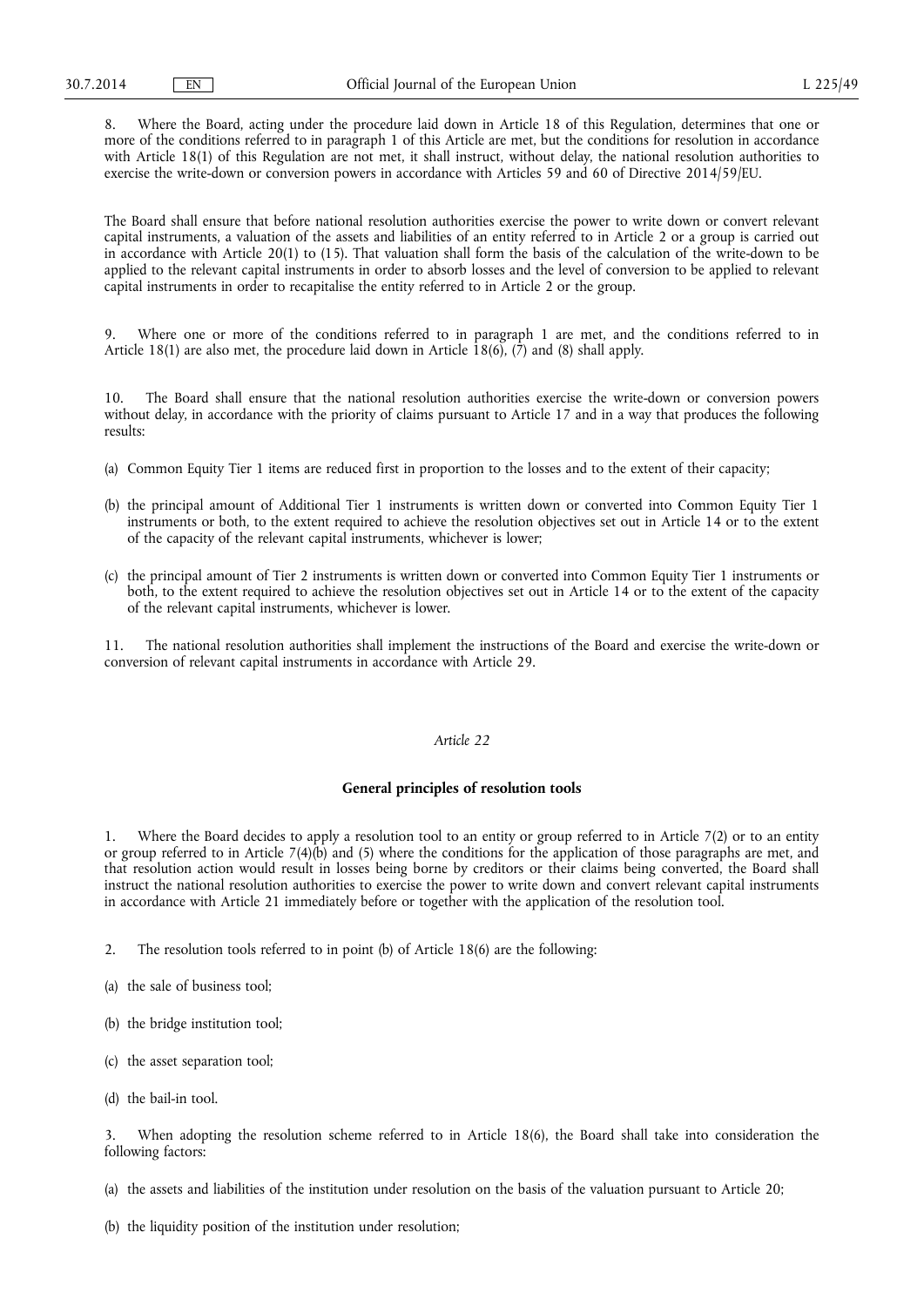8. Where the Board, acting under the procedure laid down in Article 18 of this Regulation, determines that one or more of the conditions referred to in paragraph 1 of this Article are met, but the conditions for resolution in accordance with Article 18(1) of this Regulation are not met, it shall instruct, without delay, the national resolution authorities to exercise the write-down or conversion powers in accordance with Articles 59 and 60 of Directive 2014/59/EU.

The Board shall ensure that before national resolution authorities exercise the power to write down or convert relevant capital instruments, a valuation of the assets and liabilities of an entity referred to in Article 2 or a group is carried out in accordance with Article 20(1) to (15). That valuation shall form the basis of the calculation of the write-down to be applied to the relevant capital instruments in order to absorb losses and the level of conversion to be applied to relevant capital instruments in order to recapitalise the entity referred to in Article 2 or the group.

9. Where one or more of the conditions referred to in paragraph 1 are met, and the conditions referred to in Article 18(1) are also met, the procedure laid down in Article 18(6), (7) and (8) shall apply.

10. The Board shall ensure that the national resolution authorities exercise the write-down or conversion powers without delay, in accordance with the priority of claims pursuant to Article 17 and in a way that produces the following results:

(a) Common Equity Tier 1 items are reduced first in proportion to the losses and to the extent of their capacity;

(b) the principal amount of Additional Tier 1 instruments is written down or converted into Common Equity Tier 1 instruments or both, to the extent required to achieve the resolution objectives set out in Article 14 or to the extent of the capacity of the relevant capital instruments, whichever is lower;

(c) the principal amount of Tier 2 instruments is written down or converted into Common Equity Tier 1 instruments or both, to the extent required to achieve the resolution objectives set out in Article 14 or to the extent of the capacity of the relevant capital instruments, whichever is lower.

11. The national resolution authorities shall implement the instructions of the Board and exercise the write-down or conversion of relevant capital instruments in accordance with Article 29.

*Article 22*

**General principles of resolution tools**

1. Where the Board decides to apply a resolution tool to an entity or group referred to in Article 7(2) or to an entity or group referred to in Article 7(4)(b) and (5) where the conditions for the application of those paragraphs are met, and that resolution action would result in losses being borne by creditors or their claims being converted, the Board shall instruct the national resolution authorities to exercise the power to write down and convert relevant capital instruments in accordance with Article 21 immediately before or together with the application of the resolution tool.

2. The resolution tools referred to in point (b) of Article 18(6) are the following:

(a) the sale of business tool;

(b) the bridge institution tool;

(c) the asset separation tool;

(d) the bail-in tool.

3. When adopting the resolution scheme referred to in Article 18(6), the Board shall take into consideration the following factors:

(a) the assets and liabilities of the institution under resolution on the basis of the valuation pursuant to Article 20;

(b) the liquidity position of the institution under resolution;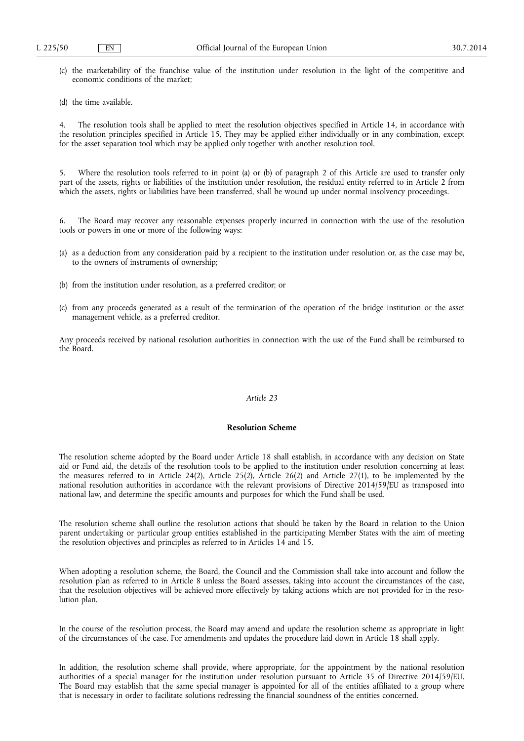(c) the marketability of the franchise value of the institution under resolution in the light of the competitive and economic conditions of the market;

(d) the time available.

4. The resolution tools shall be applied to meet the resolution objectives specified in Article 14, in accordance with the resolution principles specified in Article 15. They may be applied either individually or in any combination, except for the asset separation tool which may be applied only together with another resolution tool.

5. Where the resolution tools referred to in point (a) or (b) of paragraph 2 of this Article are used to transfer only part of the assets, rights or liabilities of the institution under resolution, the residual entity referred to in Article 2 from which the assets, rights or liabilities have been transferred, shall be wound up under normal insolvency proceedings.

6. The Board may recover any reasonable expenses properly incurred in connection with the use of the resolution tools or powers in one or more of the following ways:

(a) as a deduction from any consideration paid by a recipient to the institution under resolution or, as the case may be, to the owners of instruments of ownership;

(b) from the institution under resolution, as a preferred creditor; or

(c) from any proceeds generated as a result of the termination of the operation of the bridge institution or the asset management vehicle, as a preferred creditor.

Any proceeds received by national resolution authorities in connection with the use of the Fund shall be reimbursed to the Board.

*Article 23*

**Resolution Scheme**

The resolution scheme adopted by the Board under Article 18 shall establish, in accordance with any decision on State aid or Fund aid, the details of the resolution tools to be applied to the institution under resolution concerning at least the measures referred to in Article 24(2), Article 25(2), Article 26(2) and Article 27(1), to be implemented by the national resolution authorities in accordance with the relevant provisions of Directive 2014/59/EU as transposed into national law, and determine the specific amounts and purposes for which the Fund shall be used.

The resolution scheme shall outline the resolution actions that should be taken by the Board in relation to the Union parent undertaking or particular group entities established in the participating Member States with the aim of meeting the resolution objectives and principles as referred to in Articles 14 and 15.

When adopting a resolution scheme, the Board, the Council and the Commission shall take into account and follow the resolution plan as referred to in Article 8 unless the Board assesses, taking into account the circumstances of the case, that the resolution objectives will be achieved more effectively by taking actions which are not provided for in the resolution plan.

In the course of the resolution process, the Board may amend and update the resolution scheme as appropriate in light of the circumstances of the case. For amendments and updates the procedure laid down in Article 18 shall apply.

In addition, the resolution scheme shall provide, where appropriate, for the appointment by the national resolution authorities of a special manager for the institution under resolution pursuant to Article 35 of Directive 2014/59/EU. The Board may establish that the same special manager is appointed for all of the entities affiliated to a group where that is necessary in order to facilitate solutions redressing the financial soundness of the entities concerned.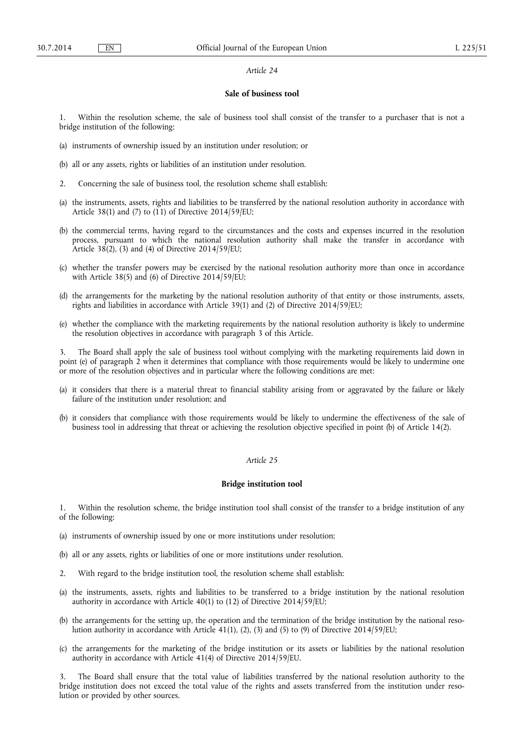*Article 24*

**Sale of business tool**

1. Within the resolution scheme, the sale of business tool shall consist of the transfer to a purchaser that is not a bridge institution of the following:

(a) instruments of ownership issued by an institution under resolution; or

(b) all or any assets, rights or liabilities of an institution under resolution.

2. Concerning the sale of business tool, the resolution scheme shall establish:

(a) the instruments, assets, rights and liabilities to be transferred by the national resolution authority in accordance with Article 38(1) and (7) to (11) of Directive 2014/59/EU;

(b) the commercial terms, having regard to the circumstances and the costs and expenses incurred in the resolution process, pursuant to which the national resolution authority shall make the transfer in accordance with Article 38(2), (3) and (4) of Directive 2014/59/EU;

(c) whether the transfer powers may be exercised by the national resolution authority more than once in accordance with Article 38(5) and (6) of Directive 2014/59/EU;

(d) the arrangements for the marketing by the national resolution authority of that entity or those instruments, assets, rights and liabilities in accordance with Article 39(1) and (2) of Directive 2014/59/EU;

(e) whether the compliance with the marketing requirements by the national resolution authority is likely to undermine the resolution objectives in accordance with paragraph 3 of this Article.

3. The Board shall apply the sale of business tool without complying with the marketing requirements laid down in point (e) of paragraph 2 when it determines that compliance with those requirements would be likely to undermine one or more of the resolution objectives and in particular where the following conditions are met:

(a) it considers that there is a material threat to financial stability arising from or aggravated by the failure or likely failure of the institution under resolution; and

(b) it considers that compliance with those requirements would be likely to undermine the effectiveness of the sale of business tool in addressing that threat or achieving the resolution objective specified in point (b) of Article 14(2).

*Article 25*

**Bridge institution tool**

1. Within the resolution scheme, the bridge institution tool shall consist of the transfer to a bridge institution of any of the following:

(a) instruments of ownership issued by one or more institutions under resolution;

(b) all or any assets, rights or liabilities of one or more institutions under resolution.

2. With regard to the bridge institution tool, the resolution scheme shall establish:

(a) the instruments, assets, rights and liabilities to be transferred to a bridge institution by the national resolution authority in accordance with Article 40(1) to (12) of Directive 2014/59/EU;

(b) the arrangements for the setting up, the operation and the termination of the bridge institution by the national resolution authority in accordance with Article 41(1), (2), (3) and (5) to (9) of Directive 2014/59/EU;

(c) the arrangements for the marketing of the bridge institution or its assets or liabilities by the national resolution authority in accordance with Article 41(4) of Directive 2014/59/EU.

3. The Board shall ensure that the total value of liabilities transferred by the national resolution authority to the bridge institution does not exceed the total value of the rights and assets transferred from the institution under resolution or provided by other sources.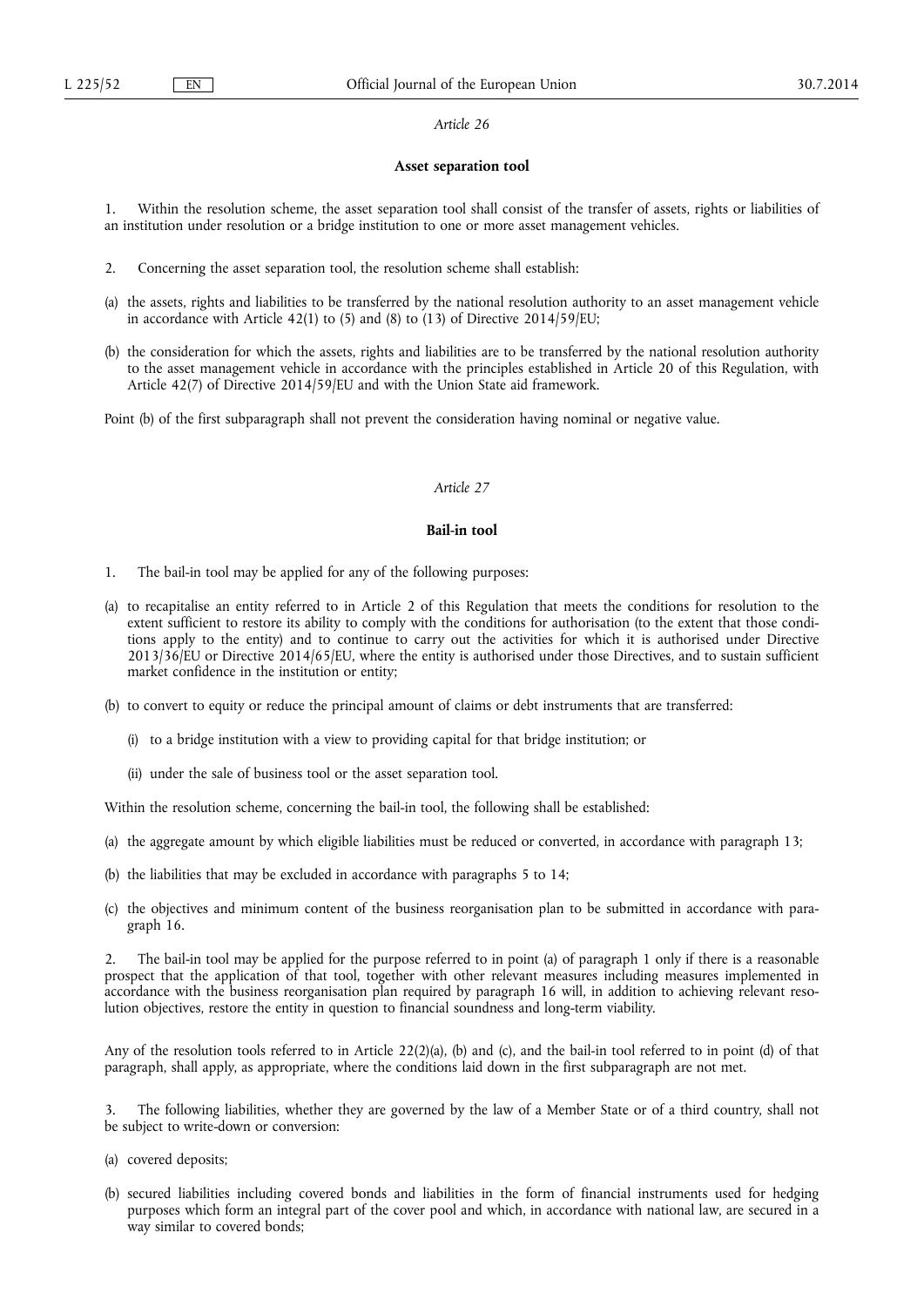*Article 26*

**Asset separation tool**

1. Within the resolution scheme, the asset separation tool shall consist of the transfer of assets, rights or liabilities of an institution under resolution or a bridge institution to one or more asset management vehicles.

2. Concerning the asset separation tool, the resolution scheme shall establish:

(a) the assets, rights and liabilities to be transferred by the national resolution authority to an asset management vehicle in accordance with Article 42(1) to (5) and (8) to (13) of Directive 2014/59/EU;

(b) the consideration for which the assets, rights and liabilities are to be transferred by the national resolution authority to the asset management vehicle in accordance with the principles established in Article 20 of this Regulation, with Article 42(7) of Directive 2014/59/EU and with the Union State aid framework.

Point (b) of the first subparagraph shall not prevent the consideration having nominal or negative value.

*Article 27*

**Bail-in tool**

1. The bail-in tool may be applied for any of the following purposes:

(a) to recapitalise an entity referred to in Article 2 of this Regulation that meets the conditions for resolution to the extent sufficient to restore its ability to comply with the conditions for authorisation (to the extent that those conditions apply to the entity) and to continue to carry out the activities for which it is authorised under Directive 2013/36/EU or Directive 2014/65/EU, where the entity is authorised under those Directives, and to sustain sufficient market confidence in the institution or entity;

(b) to convert to equity or reduce the principal amount of claims or debt instruments that are transferred:

   (i) to a bridge institution with a view to providing capital for that bridge institution; or

   (ii) under the sale of business tool or the asset separation tool.

Within the resolution scheme, concerning the bail-in tool, the following shall be established:

(a) the aggregate amount by which eligible liabilities must be reduced or converted, in accordance with paragraph 13;

(b) the liabilities that may be excluded in accordance with paragraphs 5 to 14;

(c) the objectives and minimum content of the business reorganisation plan to be submitted in accordance with paragraph 16.

2. The bail-in tool may be applied for the purpose referred to in point (a) of paragraph 1 only if there is a reasonable prospect that the application of that tool, together with other relevant measures including measures implemented in accordance with the business reorganisation plan required by paragraph 16 will, in addition to achieving relevant resolution objectives, restore the entity in question to financial soundness and long-term viability.

Any of the resolution tools referred to in Article 22(2)(a), (b) and (c), and the bail-in tool referred to in point (d) of that paragraph, shall apply, as appropriate, where the conditions laid down in the first subparagraph are not met.

3. The following liabilities, whether they are governed by the law of a Member State or of a third country, shall not be subject to write-down or conversion:

(a) covered deposits;

(b) secured liabilities including covered bonds and liabilities in the form of financial instruments used for hedging purposes which form an integral part of the cover pool and which, in accordance with national law, are secured in a way similar to covered bonds;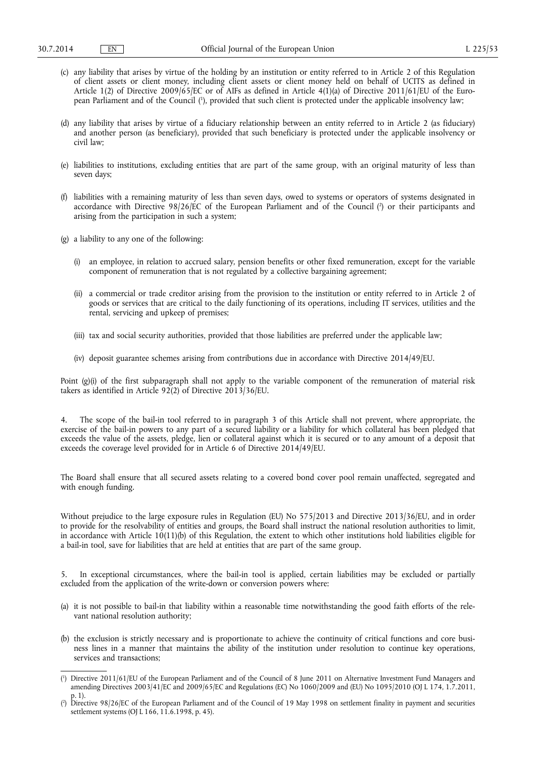(c) any liability that arises by virtue of the holding by an institution or entity referred to in Article 2 of this Regulation of client assets or client money, including client assets or client money held on behalf of UCITS as defined in Article 1(2) of Directive 2009/65/EC or of AIFs as defined in Article 4(1)(a) of Directive 2011/61/EU of the European Parliament and of the Council [1], provided that such client is protected under the applicable insolvency law;

(d) any liability that arises by virtue of a fiduciary relationship between an entity referred to in Article 2 (as fiduciary) and another person (as beneficiary), provided that such beneficiary is protected under the applicable insolvency or civil law;

(e) liabilities to institutions, excluding entities that are part of the same group, with an original maturity of less than seven days;

(f) liabilities with a remaining maturity of less than seven days, owed to systems or operators of systems designated in accordance with Directive 98/26/EC of the European Parliament and of the Council [2] or their participants and arising from the participation in such a system;

(g) a liability to any one of the following:

   (i) an employee, in relation to accrued salary, pension benefits or other fixed remuneration, except for the variable component of remuneration that is not regulated by a collective bargaining agreement;

   (ii) a commercial or trade creditor arising from the provision to the institution or entity referred to in Article 2 of goods or services that are critical to the daily functioning of its operations, including IT services, utilities and the rental, servicing and upkeep of premises;

   (iii) tax and social security authorities, provided that those liabilities are preferred under the applicable law;

   (iv) deposit guarantee schemes arising from contributions due in accordance with Directive 2014/49/EU.

Point (g)(i) of the first subparagraph shall not apply to the variable component of the remuneration of material risk takers as identified in Article 92(2) of Directive 2013/36/EU.

4. The scope of the bail-in tool referred to in paragraph 3 of this Article shall not prevent, where appropriate, the exercise of the bail-in powers to any part of a secured liability or a liability for which collateral has been pledged that exceeds the value of the assets, pledge, lien or collateral against which it is secured or to any amount of a deposit that exceeds the coverage level provided for in Article 6 of Directive 2014/49/EU.

The Board shall ensure that all secured assets relating to a covered bond cover pool remain unaffected, segregated and with enough funding.

Without prejudice to the large exposure rules in Regulation (EU) No 575/2013 and Directive 2013/36/EU, and in order to provide for the resolvability of entities and groups, the Board shall instruct the national resolution authorities to limit, in accordance with Article 10(11)(b) of this Regulation, the extent to which other institutions hold liabilities eligible for a bail-in tool, save for liabilities that are held at entities that are part of the same group.

5. In exceptional circumstances, where the bail-in tool is applied, certain liabilities may be excluded or partially excluded from the application of the write-down or conversion powers where:

(a) it is not possible to bail-in that liability within a reasonable time notwithstanding the good faith efforts of the relevant national resolution authority;

(b) the exclusion is strictly necessary and is proportionate to achieve the continuity of critical functions and core business lines in a manner that maintains the ability of the institution under resolution to continue key operations, services and transactions;

---

[1] Directive 2011/61/EU of the European Parliament and of the Council of 8 June 2011 on Alternative Investment Fund Managers and amending Directives 2003/41/EC and 2009/65/EC and Regulations (EC) No 1060/2009 and (EU) No 1095/2010 (OJ L 174, 1.7.2011, p. 1).

[2] Directive 98/26/EC of the European Parliament and of the Council of 19 May 1998 on settlement finality in payment and securities settlement systems (OJ L 166, 11.6.1998, p. 45).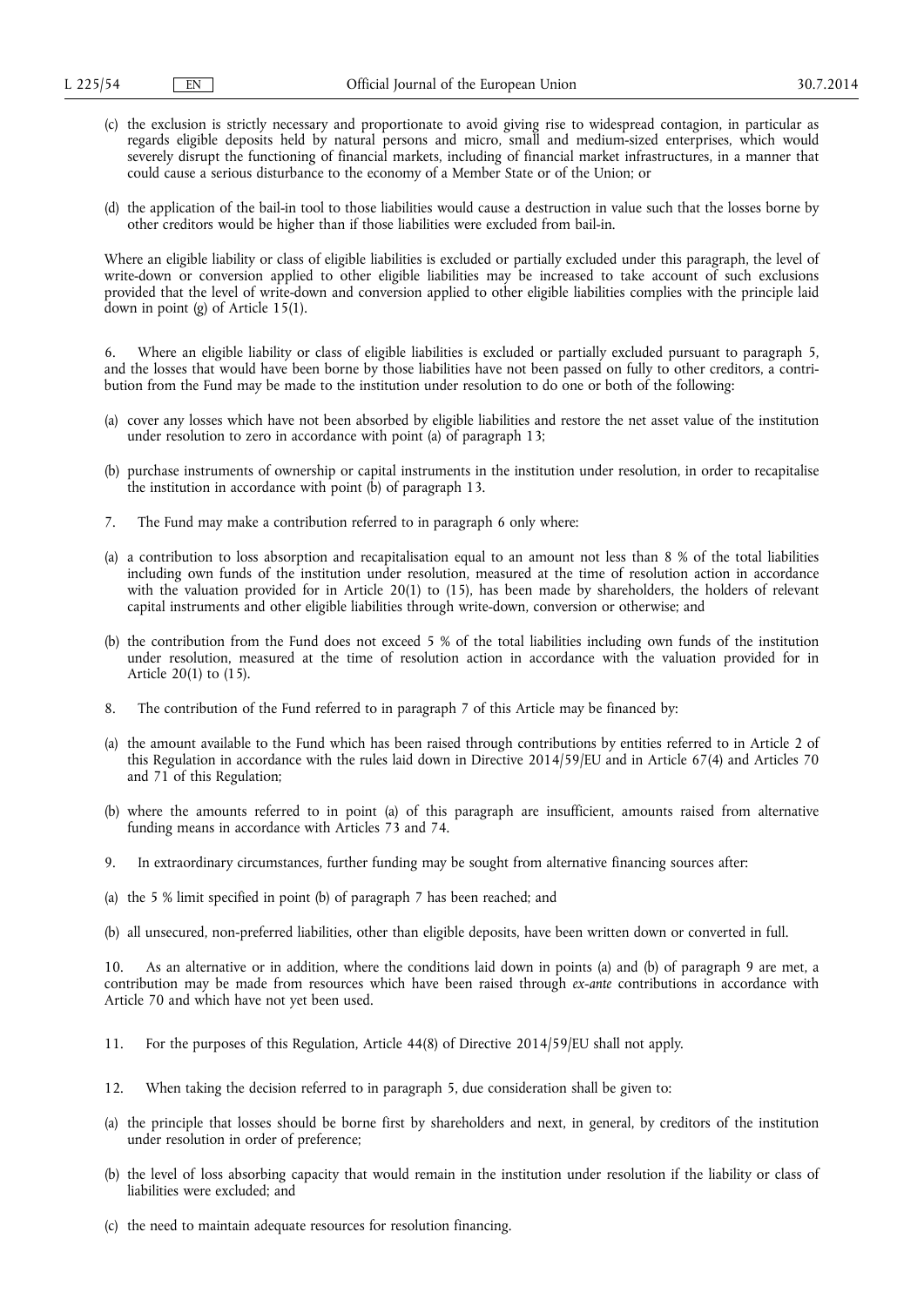(c) the exclusion is strictly necessary and proportionate to avoid giving rise to widespread contagion, in particular as regards eligible deposits held by natural persons and micro, small and medium-sized enterprises, which would severely disrupt the functioning of financial markets, including of financial market infrastructures, in a manner that could cause a serious disturbance to the economy of a Member State or of the Union; or

(d) the application of the bail-in tool to those liabilities would cause a destruction in value such that the losses borne by other creditors would be higher than if those liabilities were excluded from bail-in.

Where an eligible liability or class of eligible liabilities is excluded or partially excluded under this paragraph, the level of write-down or conversion applied to other eligible liabilities may be increased to take account of such exclusions provided that the level of write-down and conversion applied to other eligible liabilities complies with the principle laid down in point (g) of Article 15(1).

6. Where an eligible liability or class of eligible liabilities is excluded or partially excluded pursuant to paragraph 5, and the losses that would have been borne by those liabilities have not been passed on fully to other creditors, a contribution from the Fund may be made to the institution under resolution to do one or both of the following:

(a) cover any losses which have not been absorbed by eligible liabilities and restore the net asset value of the institution under resolution to zero in accordance with point (a) of paragraph 13;

(b) purchase instruments of ownership or capital instruments in the institution under resolution, in order to recapitalise the institution in accordance with point (b) of paragraph 13.

7. The Fund may make a contribution referred to in paragraph 6 only where:

(a) a contribution to loss absorption and recapitalisation equal to an amount not less than 8 % of the total liabilities including own funds of the institution under resolution, measured at the time of resolution action in accordance with the valuation provided for in Article 20(1) to (15), has been made by shareholders, the holders of relevant capital instruments and other eligible liabilities through write-down, conversion or otherwise; and

(b) the contribution from the Fund does not exceed 5 % of the total liabilities including own funds of the institution under resolution, measured at the time of resolution action in accordance with the valuation provided for in Article 20(1) to (15).

8. The contribution of the Fund referred to in paragraph 7 of this Article may be financed by:

(a) the amount available to the Fund which has been raised through contributions by entities referred to in Article 2 of this Regulation in accordance with the rules laid down in Directive 2014/59/EU and in Article 67(4) and Articles 70 and 71 of this Regulation;

(b) where the amounts referred to in point (a) of this paragraph are insufficient, amounts raised from alternative funding means in accordance with Articles 73 and 74.

9. In extraordinary circumstances, further funding may be sought from alternative financing sources after:

(a) the 5 % limit specified in point (b) of paragraph 7 has been reached; and

(b) all unsecured, non-preferred liabilities, other than eligible deposits, have been written down or converted in full.

10. As an alternative or in addition, where the conditions laid down in points (a) and (b) of paragraph 9 are met, a contribution may be made from resources which have been raised through *ex-ante* contributions in accordance with Article 70 and which have not yet been used.

11. For the purposes of this Regulation, Article 44(8) of Directive 2014/59/EU shall not apply.

12. When taking the decision referred to in paragraph 5, due consideration shall be given to:

(a) the principle that losses should be borne first by shareholders and next, in general, by creditors of the institution under resolution in order of preference;

(b) the level of loss absorbing capacity that would remain in the institution under resolution if the liability or class of liabilities were excluded; and

(c) the need to maintain adequate resources for resolution financing.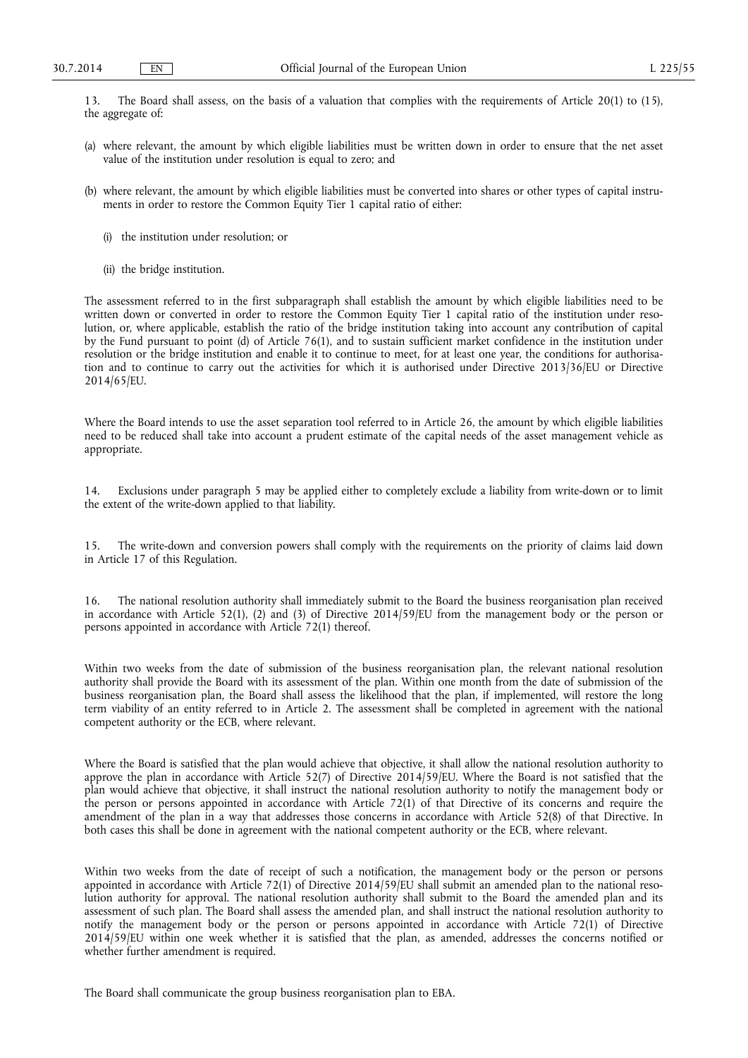13. The Board shall assess, on the basis of a valuation that complies with the requirements of Article 20(1) to (15), the aggregate of:

(a) where relevant, the amount by which eligible liabilities must be written down in order to ensure that the net asset value of the institution under resolution is equal to zero; and

(b) where relevant, the amount by which eligible liabilities must be converted into shares or other types of capital instruments in order to restore the Common Equity Tier 1 capital ratio of either:

(i) the institution under resolution; or

(ii) the bridge institution.

The assessment referred to in the first subparagraph shall establish the amount by which eligible liabilities need to be written down or converted in order to restore the Common Equity Tier 1 capital ratio of the institution under resolution, or, where applicable, establish the ratio of the bridge institution taking into account any contribution of capital by the Fund pursuant to point (d) of Article 76(1), and to sustain sufficient market confidence in the institution under resolution or the bridge institution and enable it to continue to meet, for at least one year, the conditions for authorisation and to continue to carry out the activities for which it is authorised under Directive 2013/36/EU or Directive 2014/65/EU.

Where the Board intends to use the asset separation tool referred to in Article 26, the amount by which eligible liabilities need to be reduced shall take into account a prudent estimate of the capital needs of the asset management vehicle as appropriate.

14. Exclusions under paragraph 5 may be applied either to completely exclude a liability from write-down or to limit the extent of the write-down applied to that liability.

15. The write-down and conversion powers shall comply with the requirements on the priority of claims laid down in Article 17 of this Regulation.

16. The national resolution authority shall immediately submit to the Board the business reorganisation plan received in accordance with Article 52(1), (2) and (3) of Directive 2014/59/EU from the management body or the person or persons appointed in accordance with Article 72(1) thereof.

Within two weeks from the date of submission of the business reorganisation plan, the relevant national resolution authority shall provide the Board with its assessment of the plan. Within one month from the date of submission of the business reorganisation plan, the Board shall assess the likelihood that the plan, if implemented, will restore the long term viability of an entity referred to in Article 2. The assessment shall be completed in agreement with the national competent authority or the ECB, where relevant.

Where the Board is satisfied that the plan would achieve that objective, it shall allow the national resolution authority to approve the plan in accordance with Article 52(7) of Directive 2014/59/EU. Where the Board is not satisfied that the plan would achieve that objective, it shall instruct the national resolution authority to notify the management body or the person or persons appointed in accordance with Article 72(1) of that Directive of its concerns and require the amendment of the plan in a way that addresses those concerns in accordance with Article 52(8) of that Directive. In both cases this shall be done in agreement with the national competent authority or the ECB, where relevant.

Within two weeks from the date of receipt of such a notification, the management body or the person or persons appointed in accordance with Article 72(1) of Directive 2014/59/EU shall submit an amended plan to the national resolution authority for approval. The national resolution authority shall submit to the Board the amended plan and its assessment of such plan. The Board shall assess the amended plan, and shall instruct the national resolution authority to notify the management body or the person or persons appointed in accordance with Article 72(1) of Directive 2014/59/EU within one week whether it is satisfied that the plan, as amended, addresses the concerns notified or whether further amendment is required.

The Board shall communicate the group business reorganisation plan to EBA.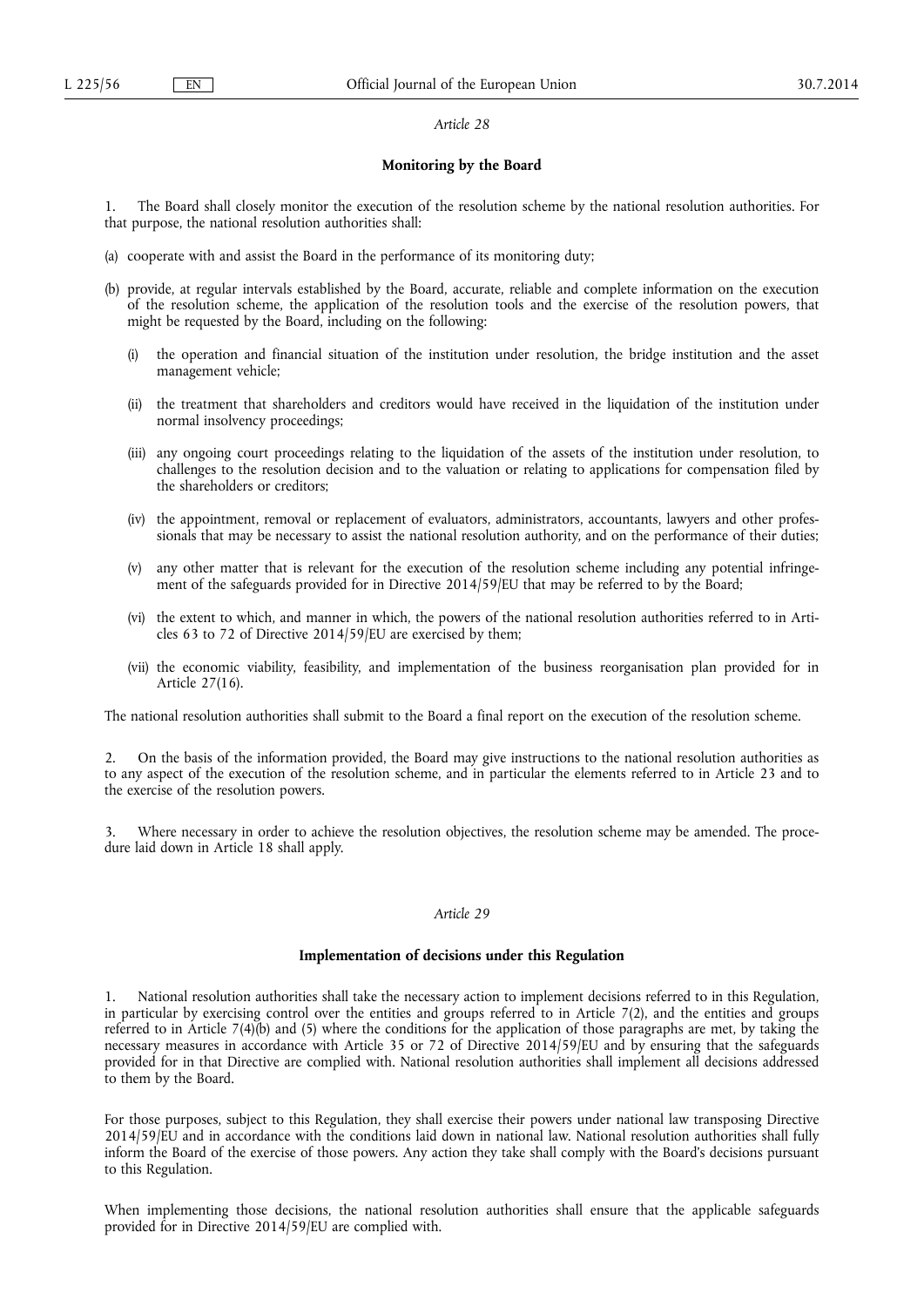*Article 28*

**Monitoring by the Board**

1. The Board shall closely monitor the execution of the resolution scheme by the national resolution authorities. For that purpose, the national resolution authorities shall:

(a) cooperate with and assist the Board in the performance of its monitoring duty;

(b) provide, at regular intervals established by the Board, accurate, reliable and complete information on the execution of the resolution scheme, the application of the resolution tools and the exercise of the resolution powers, that might be requested by the Board, including on the following:

   (i) the operation and financial situation of the institution under resolution, the bridge institution and the asset management vehicle;

   (ii) the treatment that shareholders and creditors would have received in the liquidation of the institution under normal insolvency proceedings;

   (iii) any ongoing court proceedings relating to the liquidation of the assets of the institution under resolution, to challenges to the resolution decision and to the valuation or relating to applications for compensation filed by the shareholders or creditors;

   (iv) the appointment, removal or replacement of evaluators, administrators, accountants, lawyers and other professionals that may be necessary to assist the national resolution authority, and on the performance of their duties;

   (v) any other matter that is relevant for the execution of the resolution scheme including any potential infringement of the safeguards provided for in Directive 2014/59/EU that may be referred to by the Board;

   (vi) the extent to which, and manner in which, the powers of the national resolution authorities referred to in Articles 63 to 72 of Directive 2014/59/EU are exercised by them;

   (vii) the economic viability, feasibility, and implementation of the business reorganisation plan provided for in Article 27(16).

The national resolution authorities shall submit to the Board a final report on the execution of the resolution scheme.

2. On the basis of the information provided, the Board may give instructions to the national resolution authorities as to any aspect of the execution of the resolution scheme, and in particular the elements referred to in Article 23 and to the exercise of the resolution powers.

3. Where necessary in order to achieve the resolution objectives, the resolution scheme may be amended. The procedure laid down in Article 18 shall apply.

*Article 29*

**Implementation of decisions under this Regulation**

1. National resolution authorities shall take the necessary action to implement decisions referred to in this Regulation, in particular by exercising control over the entities and groups referred to in Article 7(2), and the entities and groups referred to in Article 7(4)(b) and (5) where the conditions for the application of those paragraphs are met, by taking the necessary measures in accordance with Article 35 or 72 of Directive 2014/59/EU and by ensuring that the safeguards provided for in that Directive are complied with. National resolution authorities shall implement all decisions addressed to them by the Board.

For those purposes, subject to this Regulation, they shall exercise their powers under national law transposing Directive 2014/59/EU and in accordance with the conditions laid down in national law. National resolution authorities shall fully inform the Board of the exercise of those powers. Any action they take shall comply with the Board's decisions pursuant to this Regulation.

When implementing those decisions, the national resolution authorities shall ensure that the applicable safeguards provided for in Directive 2014/59/EU are complied with.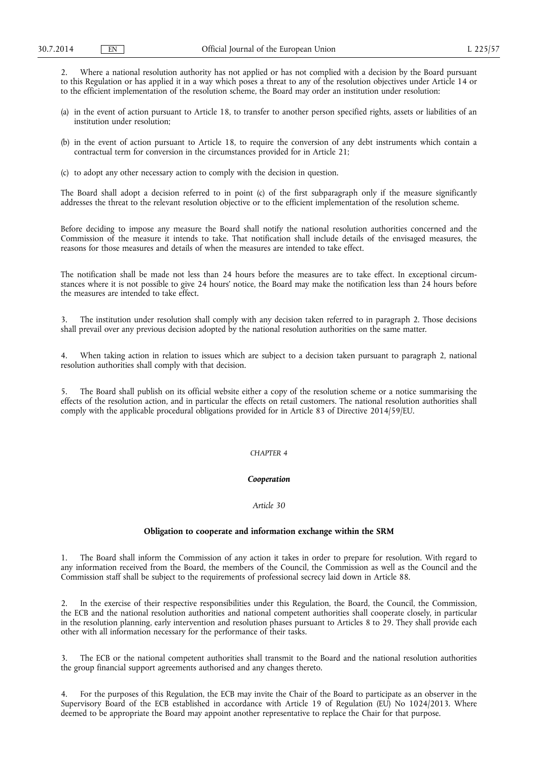2. Where a national resolution authority has not applied or has not complied with a decision by the Board pursuant to this Regulation or has applied it in a way which poses a threat to any of the resolution objectives under Article 14 or to the efficient implementation of the resolution scheme, the Board may order an institution under resolution:

(a) in the event of action pursuant to Article 18, to transfer to another person specified rights, assets or liabilities of an institution under resolution;

(b) in the event of action pursuant to Article 18, to require the conversion of any debt instruments which contain a contractual term for conversion in the circumstances provided for in Article 21;

(c) to adopt any other necessary action to comply with the decision in question.

The Board shall adopt a decision referred to in point (c) of the first subparagraph only if the measure significantly addresses the threat to the relevant resolution objective or to the efficient implementation of the resolution scheme.

Before deciding to impose any measure the Board shall notify the national resolution authorities concerned and the Commission of the measure it intends to take. That notification shall include details of the envisaged measures, the reasons for those measures and details of when the measures are intended to take effect.

The notification shall be made not less than 24 hours before the measures are to take effect. In exceptional circumstances where it is not possible to give 24 hours' notice, the Board may make the notification less than 24 hours before the measures are intended to take effect.

3. The institution under resolution shall comply with any decision taken referred to in paragraph 2. Those decisions shall prevail over any previous decision adopted by the national resolution authorities on the same matter.

4. When taking action in relation to issues which are subject to a decision taken pursuant to paragraph 2, national resolution authorities shall comply with that decision.

5. The Board shall publish on its official website either a copy of the resolution scheme or a notice summarising the effects of the resolution action, and in particular the effects on retail customers. The national resolution authorities shall comply with the applicable procedural obligations provided for in Article 83 of Directive 2014/59/EU.

*CHAPTER 4*

***Cooperation***

*Article 30*

**Obligation to cooperate and information exchange within the SRM**

1. The Board shall inform the Commission of any action it takes in order to prepare for resolution. With regard to any information received from the Board, the members of the Council, the Commission as well as the Council and the Commission staff shall be subject to the requirements of professional secrecy laid down in Article 88.

2. In the exercise of their respective responsibilities under this Regulation, the Board, the Council, the Commission, the ECB and the national resolution authorities and national competent authorities shall cooperate closely, in particular in the resolution planning, early intervention and resolution phases pursuant to Articles 8 to 29. They shall provide each other with all information necessary for the performance of their tasks.

3. The ECB or the national competent authorities shall transmit to the Board and the national resolution authorities the group financial support agreements authorised and any changes thereto.

4. For the purposes of this Regulation, the ECB may invite the Chair of the Board to participate as an observer in the Supervisory Board of the ECB established in accordance with Article 19 of Regulation (EU) No 1024/2013. Where deemed to be appropriate the Board may appoint another representative to replace the Chair for that purpose.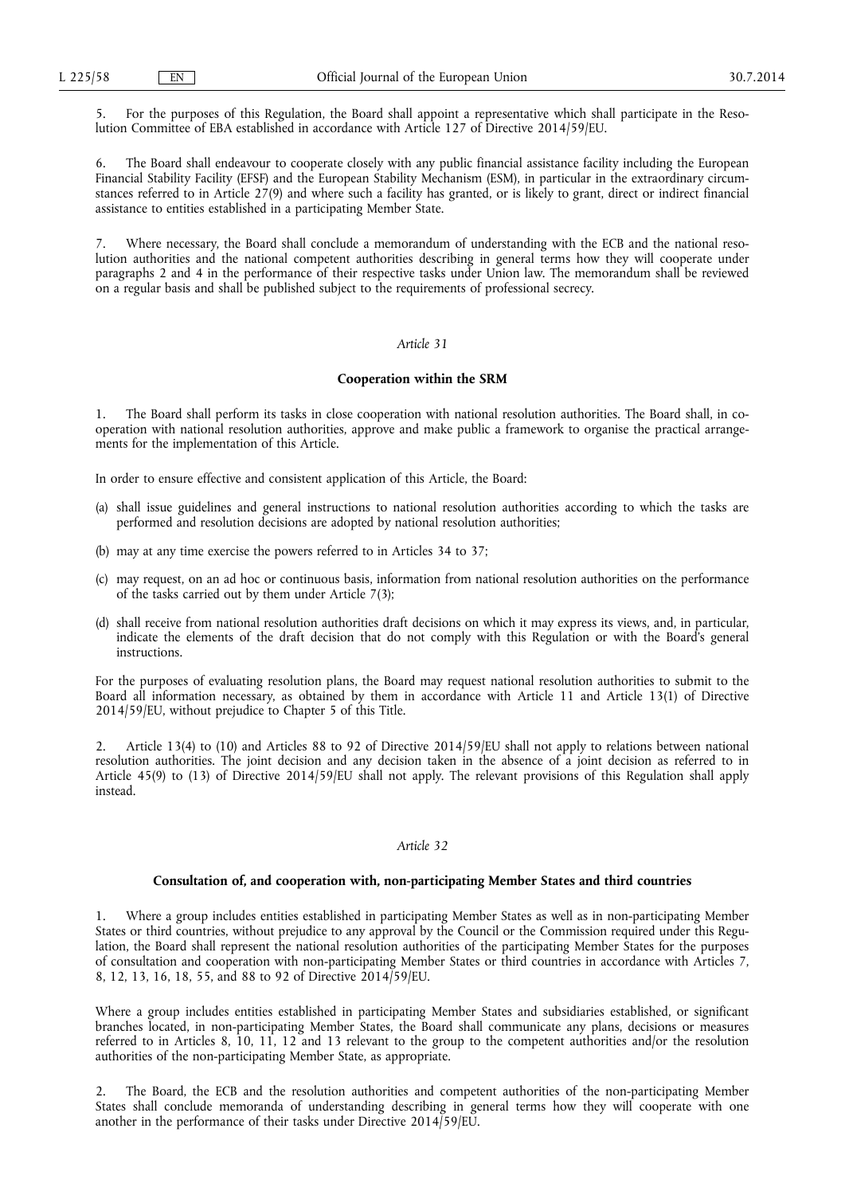5. For the purposes of this Regulation, the Board shall appoint a representative which shall participate in the Resolution Committee of EBA established in accordance with Article 127 of Directive 2014/59/EU.

6. The Board shall endeavour to cooperate closely with any public financial assistance facility including the European Financial Stability Facility (EFSF) and the European Stability Mechanism (ESM), in particular in the extraordinary circumstances referred to in Article 27(9) and where such a facility has granted, or is likely to grant, direct or indirect financial assistance to entities established in a participating Member State.

7. Where necessary, the Board shall conclude a memorandum of understanding with the ECB and the national resolution authorities and the national competent authorities describing in general terms how they will cooperate under paragraphs 2 and 4 in the performance of their respective tasks under Union law. The memorandum shall be reviewed on a regular basis and shall be published subject to the requirements of professional secrecy.

*Article 31*

**Cooperation within the SRM**

1. The Board shall perform its tasks in close cooperation with national resolution authorities. The Board shall, in cooperation with national resolution authorities, approve and make public a framework to organise the practical arrangements for the implementation of this Article.

In order to ensure effective and consistent application of this Article, the Board:

(a) shall issue guidelines and general instructions to national resolution authorities according to which the tasks are performed and resolution decisions are adopted by national resolution authorities;

(b) may at any time exercise the powers referred to in Articles 34 to 37;

(c) may request, on an ad hoc or continuous basis, information from national resolution authorities on the performance of the tasks carried out by them under Article 7(3);

(d) shall receive from national resolution authorities draft decisions on which it may express its views, and, in particular, indicate the elements of the draft decision that do not comply with this Regulation or with the Board's general instructions.

For the purposes of evaluating resolution plans, the Board may request national resolution authorities to submit to the Board all information necessary, as obtained by them in accordance with Article 11 and Article 13(1) of Directive 2014/59/EU, without prejudice to Chapter 5 of this Title.

2. Article 13(4) to (10) and Articles 88 to 92 of Directive 2014/59/EU shall not apply to relations between national resolution authorities. The joint decision and any decision taken in the absence of a joint decision as referred to in Article 45(9) to (13) of Directive 2014/59/EU shall not apply. The relevant provisions of this Regulation shall apply instead.

*Article 32*

**Consultation of, and cooperation with, non-participating Member States and third countries**

1. Where a group includes entities established in participating Member States as well as in non-participating Member States or third countries, without prejudice to any approval by the Council or the Commission required under this Regulation, the Board shall represent the national resolution authorities of the participating Member States for the purposes of consultation and cooperation with non-participating Member States or third countries in accordance with Articles 7, 8, 12, 13, 16, 18, 55, and 88 to 92 of Directive 2014/59/EU.

Where a group includes entities established in participating Member States and subsidiaries established, or significant branches located, in non-participating Member States, the Board shall communicate any plans, decisions or measures referred to in Articles 8, 10, 11, 12 and 13 relevant to the group to the competent authorities and/or the resolution authorities of the non-participating Member State, as appropriate.

2. The Board, the ECB and the resolution authorities and competent authorities of the non-participating Member States shall conclude memoranda of understanding describing in general terms how they will cooperate with one another in the performance of their tasks under Directive 2014/59/EU.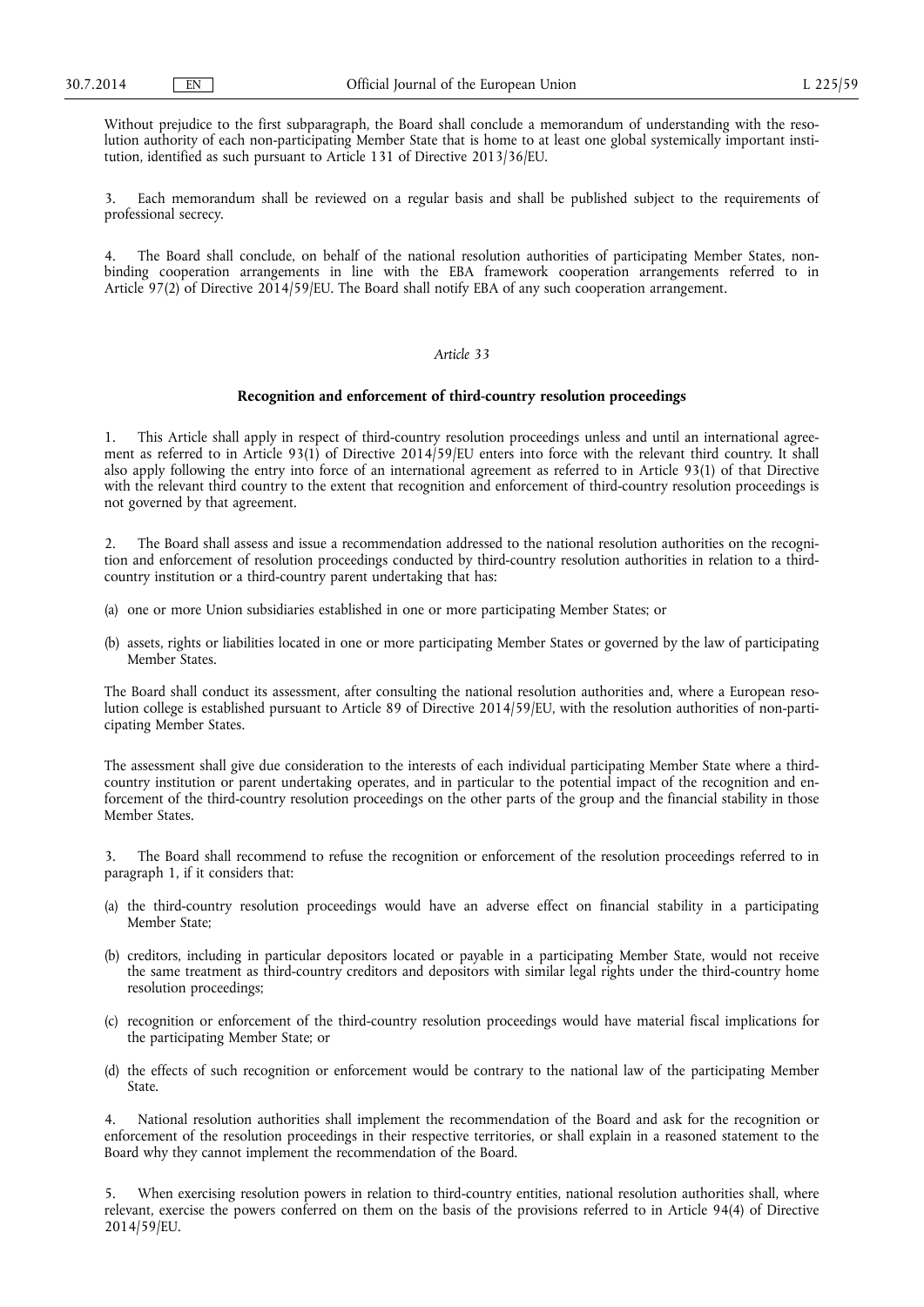Without prejudice to the first subparagraph, the Board shall conclude a memorandum of understanding with the resolution authority of each non-participating Member State that is home to at least one global systemically important institution, identified as such pursuant to Article 131 of Directive 2013/36/EU.

3. Each memorandum shall be reviewed on a regular basis and shall be published subject to the requirements of professional secrecy.

4. The Board shall conclude, on behalf of the national resolution authorities of participating Member States, non-binding cooperation arrangements in line with the EBA framework cooperation arrangements referred to in Article 97(2) of Directive 2014/59/EU. The Board shall notify EBA of any such cooperation arrangement.

*Article 33*

**Recognition and enforcement of third-country resolution proceedings**

1. This Article shall apply in respect of third-country resolution proceedings unless and until an international agreement as referred to in Article 93(1) of Directive 2014/59/EU enters into force with the relevant third country. It shall also apply following the entry into force of an international agreement as referred to in Article 93(1) of that Directive with the relevant third country to the extent that recognition and enforcement of third-country resolution proceedings is not governed by that agreement.

2. The Board shall assess and issue a recommendation addressed to the national resolution authorities on the recognition and enforcement of resolution proceedings conducted by third-country resolution authorities in relation to a third-country institution or a third-country parent undertaking that has:

(a) one or more Union subsidiaries established in one or more participating Member States; or

(b) assets, rights or liabilities located in one or more participating Member States or governed by the law of participating Member States.

The Board shall conduct its assessment, after consulting the national resolution authorities and, where a European resolution college is established pursuant to Article 89 of Directive 2014/59/EU, with the resolution authorities of non-participating Member States.

The assessment shall give due consideration to the interests of each individual participating Member State where a third-country institution or parent undertaking operates, and in particular to the potential impact of the recognition and enforcement of the third-country resolution proceedings on the other parts of the group and the financial stability in those Member States.

3. The Board shall recommend to refuse the recognition or enforcement of the resolution proceedings referred to in paragraph 1, if it considers that:

(a) the third-country resolution proceedings would have an adverse effect on financial stability in a participating Member State;

(b) creditors, including in particular depositors located or payable in a participating Member State, would not receive the same treatment as third-country creditors and depositors with similar legal rights under the third-country home resolution proceedings;

(c) recognition or enforcement of the third-country resolution proceedings would have material fiscal implications for the participating Member State; or

(d) the effects of such recognition or enforcement would be contrary to the national law of the participating Member State.

4. National resolution authorities shall implement the recommendation of the Board and ask for the recognition or enforcement of the resolution proceedings in their respective territories, or shall explain in a reasoned statement to the Board why they cannot implement the recommendation of the Board.

5. When exercising resolution powers in relation to third-country entities, national resolution authorities shall, where relevant, exercise the powers conferred on them on the basis of the provisions referred to in Article 94(4) of Directive 2014/59/EU.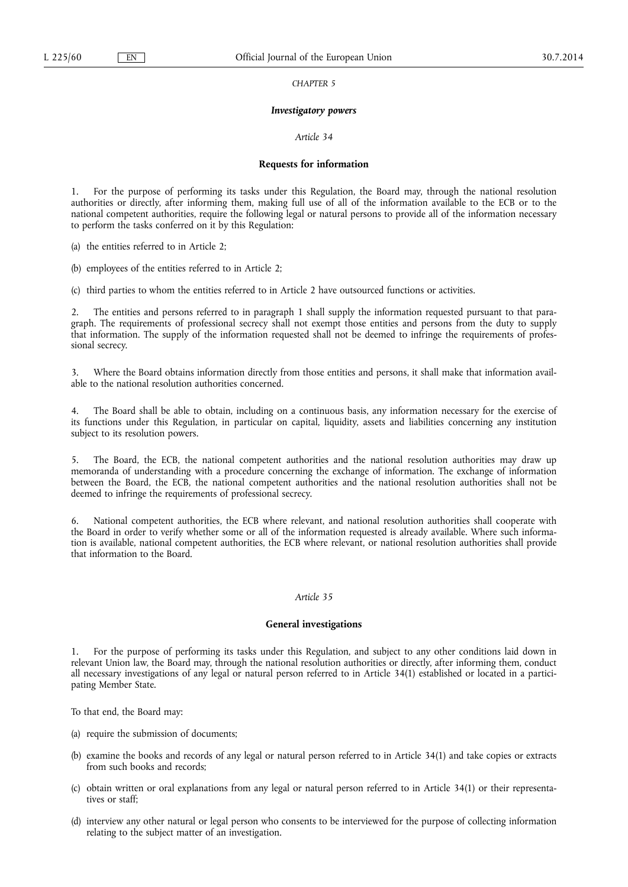*CHAPTER 5*

### *Investigatory powers*

*Article 34*

#### Requests for information

1. For the purpose of performing its tasks under this Regulation, the Board may, through the national resolution authorities or directly, after informing them, making full use of all of the information available to the ECB or to the national competent authorities, require the following legal or natural persons to provide all of the information necessary to perform the tasks conferred on it by this Regulation:

(a) the entities referred to in Article 2;

(b) employees of the entities referred to in Article 2;

(c) third parties to whom the entities referred to in Article 2 have outsourced functions or activities.

2. The entities and persons referred to in paragraph 1 shall supply the information requested pursuant to that paragraph. The requirements of professional secrecy shall not exempt those entities and persons from the duty to supply that information. The supply of the information requested shall not be deemed to infringe the requirements of professional secrecy.

3. Where the Board obtains information directly from those entities and persons, it shall make that information available to the national resolution authorities concerned.

4. The Board shall be able to obtain, including on a continuous basis, any information necessary for the exercise of its functions under this Regulation, in particular on capital, liquidity, assets and liabilities concerning any institution subject to its resolution powers.

5. The Board, the ECB, the national competent authorities and the national resolution authorities may draw up memoranda of understanding with a procedure concerning the exchange of information. The exchange of information between the Board, the ECB, the national competent authorities and the national resolution authorities shall not be deemed to infringe the requirements of professional secrecy.

6. National competent authorities, the ECB where relevant, and national resolution authorities shall cooperate with the Board in order to verify whether some or all of the information requested is already available. Where such information is available, national competent authorities, the ECB where relevant, or national resolution authorities shall provide that information to the Board.

*Article 35*

#### General investigations

1. For the purpose of performing its tasks under this Regulation, and subject to any other conditions laid down in relevant Union law, the Board may, through the national resolution authorities or directly, after informing them, conduct all necessary investigations of any legal or natural person referred to in Article 34(1) established or located in a participating Member State.

To that end, the Board may:

(a) require the submission of documents;

(b) examine the books and records of any legal or natural person referred to in Article 34(1) and take copies or extracts from such books and records;

(c) obtain written or oral explanations from any legal or natural person referred to in Article 34(1) or their representatives or staff;

(d) interview any other natural or legal person who consents to be interviewed for the purpose of collecting information relating to the subject matter of an investigation.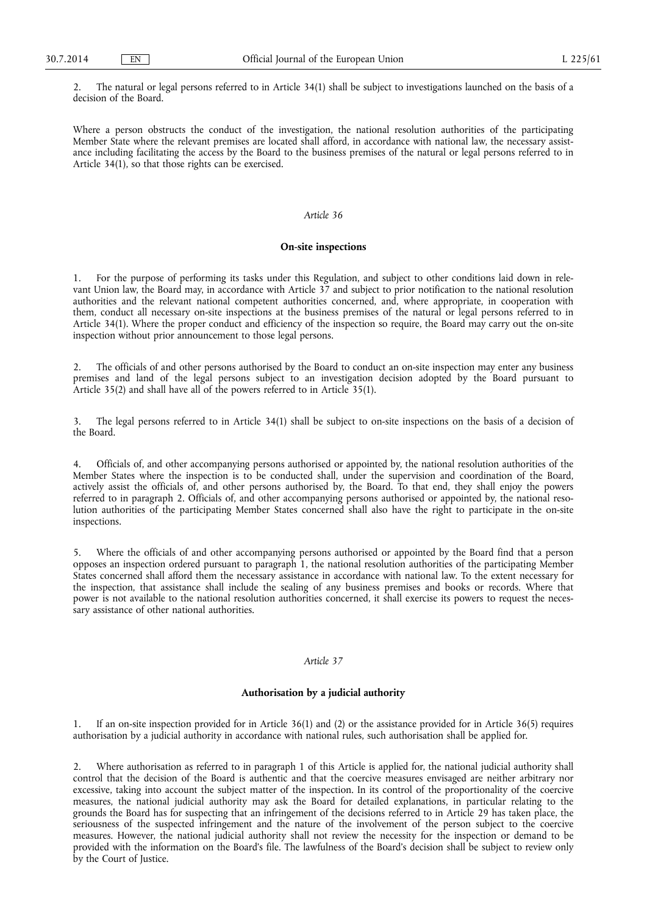2. The natural or legal persons referred to in Article 34(1) shall be subject to investigations launched on the basis of a decision of the Board.

Where a person obstructs the conduct of the investigation, the national resolution authorities of the participating Member State where the relevant premises are located shall afford, in accordance with national law, the necessary assistance including facilitating the access by the Board to the business premises of the natural or legal persons referred to in Article 34(1), so that those rights can be exercised.

*Article 36*

**On-site inspections**

1. For the purpose of performing its tasks under this Regulation, and subject to other conditions laid down in relevant Union law, the Board may, in accordance with Article 37 and subject to prior notification to the national resolution authorities and the relevant national competent authorities concerned, and, where appropriate, in cooperation with them, conduct all necessary on-site inspections at the business premises of the natural or legal persons referred to in Article 34(1). Where the proper conduct and efficiency of the inspection so require, the Board may carry out the on-site inspection without prior announcement to those legal persons.

2. The officials of and other persons authorised by the Board to conduct an on-site inspection may enter any business premises and land of the legal persons subject to an investigation decision adopted by the Board pursuant to Article 35(2) and shall have all of the powers referred to in Article 35(1).

3. The legal persons referred to in Article 34(1) shall be subject to on-site inspections on the basis of a decision of the Board.

4. Officials of, and other accompanying persons authorised or appointed by, the national resolution authorities of the Member States where the inspection is to be conducted shall, under the supervision and coordination of the Board, actively assist the officials of, and other persons authorised by, the Board. To that end, they shall enjoy the powers referred to in paragraph 2. Officials of, and other accompanying persons authorised or appointed by, the national resolution authorities of the participating Member States concerned shall also have the right to participate in the on-site inspections.

5. Where the officials of and other accompanying persons authorised or appointed by the Board find that a person opposes an inspection ordered pursuant to paragraph 1, the national resolution authorities of the participating Member States concerned shall afford them the necessary assistance in accordance with national law. To the extent necessary for the inspection, that assistance shall include the sealing of any business premises and books or records. Where that power is not available to the national resolution authorities concerned, it shall exercise its powers to request the necessary assistance of other national authorities.

*Article 37*

**Authorisation by a judicial authority**

1. If an on-site inspection provided for in Article 36(1) and (2) or the assistance provided for in Article 36(5) requires authorisation by a judicial authority in accordance with national rules, such authorisation shall be applied for.

2. Where authorisation as referred to in paragraph 1 of this Article is applied for, the national judicial authority shall control that the decision of the Board is authentic and that the coercive measures envisaged are neither arbitrary nor excessive, taking into account the subject matter of the inspection. In its control of the proportionality of the coercive measures, the national judicial authority may ask the Board for detailed explanations, in particular relating to the grounds the Board has for suspecting that an infringement of the decisions referred to in Article 29 has taken place, the seriousness of the suspected infringement and the nature of the involvement of the person subject to the coercive measures. However, the national judicial authority shall not review the necessity for the inspection or demand to be provided with the information on the Board's file. The lawfulness of the Board's decision shall be subject to review only by the Court of Justice.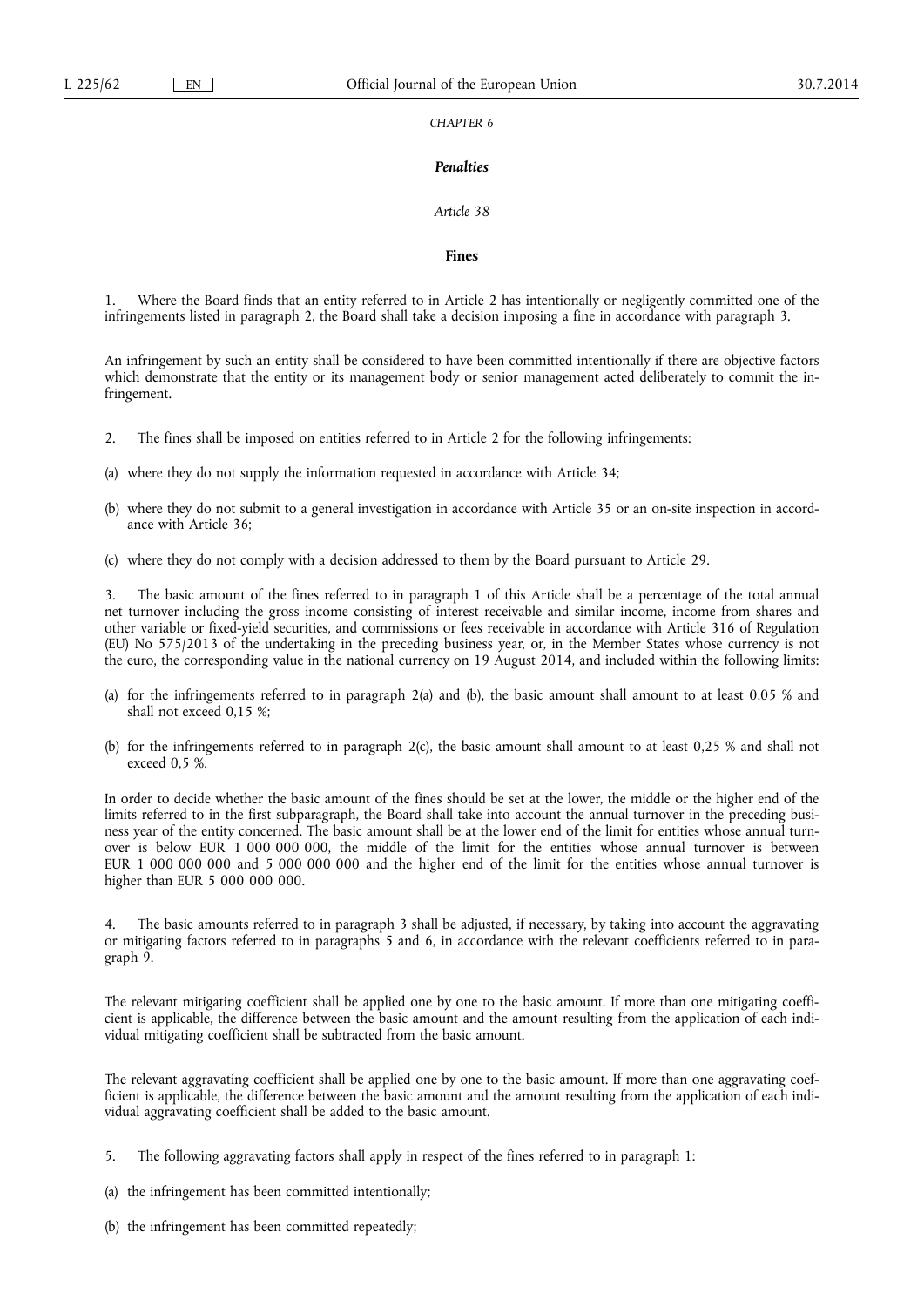*CHAPTER 6*

***Penalties***

*Article 38*

**Fines**

1. Where the Board finds that an entity referred to in Article 2 has intentionally or negligently committed one of the infringements listed in paragraph 2, the Board shall take a decision imposing a fine in accordance with paragraph 3.

An infringement by such an entity shall be considered to have been committed intentionally if there are objective factors which demonstrate that the entity or its management body or senior management acted deliberately to commit the infringement.

2. The fines shall be imposed on entities referred to in Article 2 for the following infringements:

(a) where they do not supply the information requested in accordance with Article 34;

(b) where they do not submit to a general investigation in accordance with Article 35 or an on-site inspection in accordance with Article 36;

(c) where they do not comply with a decision addressed to them by the Board pursuant to Article 29.

3. The basic amount of the fines referred to in paragraph 1 of this Article shall be a percentage of the total annual net turnover including the gross income consisting of interest receivable and similar income, income from shares and other variable or fixed-yield securities, and commissions or fees receivable in accordance with Article 316 of Regulation (EU) No 575/2013 of the undertaking in the preceding business year, or, in the Member States whose currency is not the euro, the corresponding value in the national currency on 19 August 2014, and included within the following limits:

(a) for the infringements referred to in paragraph 2(a) and (b), the basic amount shall amount to at least 0,05 % and shall not exceed 0,15 %;

(b) for the infringements referred to in paragraph 2(c), the basic amount shall amount to at least 0,25 % and shall not exceed 0,5 %.

In order to decide whether the basic amount of the fines should be set at the lower, the middle or the higher end of the limits referred to in the first subparagraph, the Board shall take into account the annual turnover in the preceding business year of the entity concerned. The basic amount shall be at the lower end of the limit for entities whose annual turnover is below EUR 1 000 000 000, the middle of the limit for the entities whose annual turnover is between EUR 1 000 000 000 and 5 000 000 000 and the higher end of the limit for the entities whose annual turnover is higher than EUR 5 000 000 000.

4. The basic amounts referred to in paragraph 3 shall be adjusted, if necessary, by taking into account the aggravating or mitigating factors referred to in paragraphs 5 and 6, in accordance with the relevant coefficients referred to in paragraph 9.

The relevant mitigating coefficient shall be applied one by one to the basic amount. If more than one mitigating coefficient is applicable, the difference between the basic amount and the amount resulting from the application of each individual mitigating coefficient shall be subtracted from the basic amount.

The relevant aggravating coefficient shall be applied one by one to the basic amount. If more than one aggravating coefficient is applicable, the difference between the basic amount and the amount resulting from the application of each individual aggravating coefficient shall be added to the basic amount.

5. The following aggravating factors shall apply in respect of the fines referred to in paragraph 1:

(a) the infringement has been committed intentionally;

(b) the infringement has been committed repeatedly;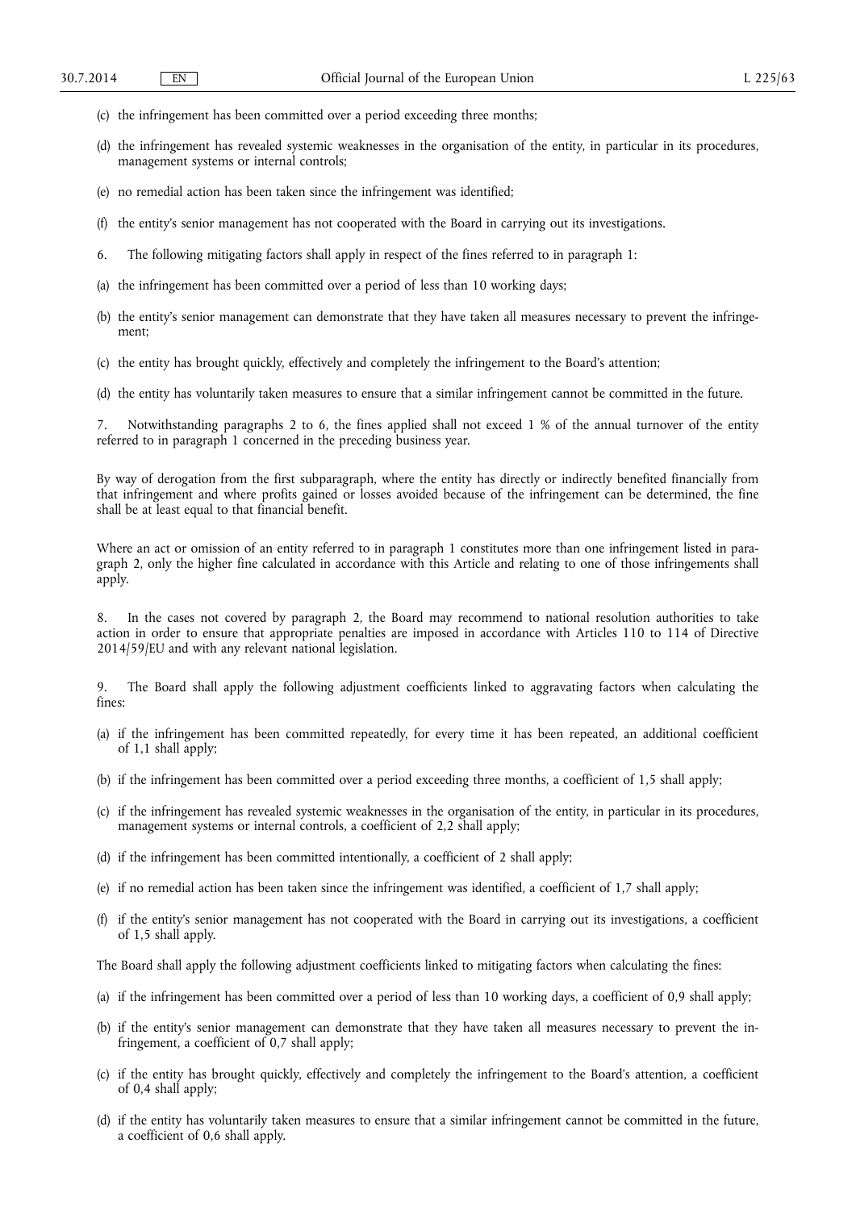(c) the infringement has been committed over a period exceeding three months;

(d) the infringement has revealed systemic weaknesses in the organisation of the entity, in particular in its procedures, management systems or internal controls;

(e) no remedial action has been taken since the infringement was identified;

(f) the entity's senior management has not cooperated with the Board in carrying out its investigations.

6. The following mitigating factors shall apply in respect of the fines referred to in paragraph 1:

(a) the infringement has been committed over a period of less than 10 working days;

(b) the entity's senior management can demonstrate that they have taken all measures necessary to prevent the infringement;

(c) the entity has brought quickly, effectively and completely the infringement to the Board's attention;

(d) the entity has voluntarily taken measures to ensure that a similar infringement cannot be committed in the future.

7. Notwithstanding paragraphs 2 to 6, the fines applied shall not exceed 1 % of the annual turnover of the entity referred to in paragraph 1 concerned in the preceding business year.

By way of derogation from the first subparagraph, where the entity has directly or indirectly benefited financially from that infringement and where profits gained or losses avoided because of the infringement can be determined, the fine shall be at least equal to that financial benefit.

Where an act or omission of an entity referred to in paragraph 1 constitutes more than one infringement listed in paragraph 2, only the higher fine calculated in accordance with this Article and relating to one of those infringements shall apply.

8. In the cases not covered by paragraph 2, the Board may recommend to national resolution authorities to take action in order to ensure that appropriate penalties are imposed in accordance with Articles 110 to 114 of Directive 2014/59/EU and with any relevant national legislation.

9. The Board shall apply the following adjustment coefficients linked to aggravating factors when calculating the fines:

(a) if the infringement has been committed repeatedly, for every time it has been repeated, an additional coefficient of 1,1 shall apply;

(b) if the infringement has been committed over a period exceeding three months, a coefficient of 1,5 shall apply;

(c) if the infringement has revealed systemic weaknesses in the organisation of the entity, in particular in its procedures, management systems or internal controls, a coefficient of 2,2 shall apply;

(d) if the infringement has been committed intentionally, a coefficient of 2 shall apply;

(e) if no remedial action has been taken since the infringement was identified, a coefficient of 1,7 shall apply;

(f) if the entity's senior management has not cooperated with the Board in carrying out its investigations, a coefficient of 1,5 shall apply.

The Board shall apply the following adjustment coefficients linked to mitigating factors when calculating the fines:

(a) if the infringement has been committed over a period of less than 10 working days, a coefficient of 0,9 shall apply;

(b) if the entity's senior management can demonstrate that they have taken all measures necessary to prevent the infringement, a coefficient of 0,7 shall apply;

(c) if the entity has brought quickly, effectively and completely the infringement to the Board's attention, a coefficient of 0,4 shall apply;

(d) if the entity has voluntarily taken measures to ensure that a similar infringement cannot be committed in the future, a coefficient of 0,6 shall apply.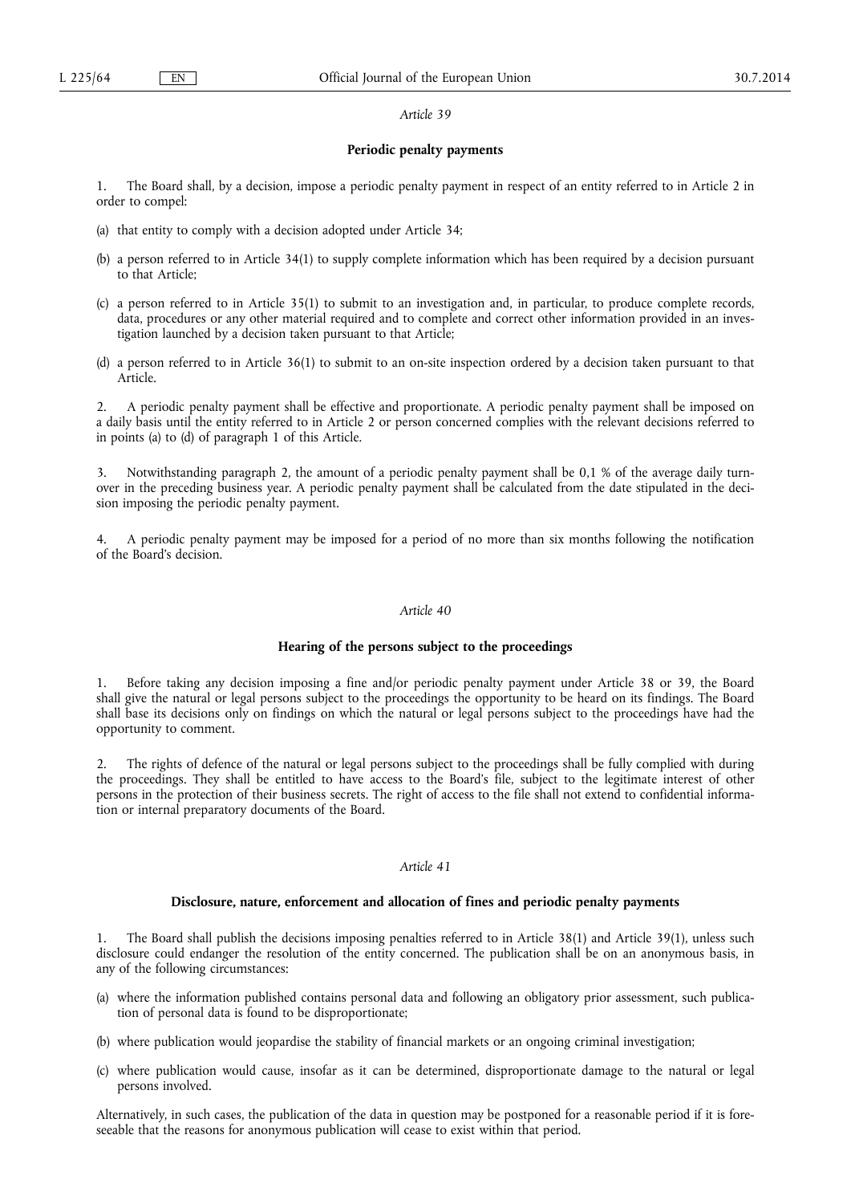*Article 39*

**Periodic penalty payments**

1. The Board shall, by a decision, impose a periodic penalty payment in respect of an entity referred to in Article 2 in order to compel:

(a) that entity to comply with a decision adopted under Article 34;

(b) a person referred to in Article 34(1) to supply complete information which has been required by a decision pursuant to that Article;

(c) a person referred to in Article 35(1) to submit to an investigation and, in particular, to produce complete records, data, procedures or any other material required and to complete and correct other information provided in an investigation launched by a decision taken pursuant to that Article;

(d) a person referred to in Article 36(1) to submit to an on-site inspection ordered by a decision taken pursuant to that Article.

2. A periodic penalty payment shall be effective and proportionate. A periodic penalty payment shall be imposed on a daily basis until the entity referred to in Article 2 or person concerned complies with the relevant decisions referred to in points (a) to (d) of paragraph 1 of this Article.

3. Notwithstanding paragraph 2, the amount of a periodic penalty payment shall be 0,1 % of the average daily turnover in the preceding business year. A periodic penalty payment shall be calculated from the date stipulated in the decision imposing the periodic penalty payment.

4. A periodic penalty payment may be imposed for a period of no more than six months following the notification of the Board's decision.

*Article 40*

**Hearing of the persons subject to the proceedings**

1. Before taking any decision imposing a fine and/or periodic penalty payment under Article 38 or 39, the Board shall give the natural or legal persons subject to the proceedings the opportunity to be heard on its findings. The Board shall base its decisions only on findings on which the natural or legal persons subject to the proceedings have had the opportunity to comment.

2. The rights of defence of the natural or legal persons subject to the proceedings shall be fully complied with during the proceedings. They shall be entitled to have access to the Board's file, subject to the legitimate interest of other persons in the protection of their business secrets. The right of access to the file shall not extend to confidential information or internal preparatory documents of the Board.

*Article 41*

**Disclosure, nature, enforcement and allocation of fines and periodic penalty payments**

1. The Board shall publish the decisions imposing penalties referred to in Article 38(1) and Article 39(1), unless such disclosure could endanger the resolution of the entity concerned. The publication shall be on an anonymous basis, in any of the following circumstances:

(a) where the information published contains personal data and following an obligatory prior assessment, such publication of personal data is found to be disproportionate;

(b) where publication would jeopardise the stability of financial markets or an ongoing criminal investigation;

(c) where publication would cause, insofar as it can be determined, disproportionate damage to the natural or legal persons involved.

Alternatively, in such cases, the publication of the data in question may be postponed for a reasonable period if it is foreseeable that the reasons for anonymous publication will cease to exist within that period.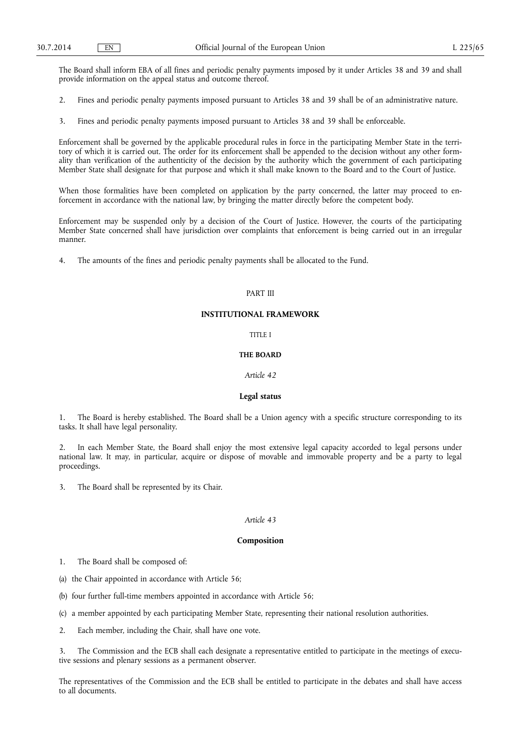The Board shall inform EBA of all fines and periodic penalty payments imposed by it under Articles 38 and 39 and shall provide information on the appeal status and outcome thereof.

2. Fines and periodic penalty payments imposed pursuant to Articles 38 and 39 shall be of an administrative nature.

3. Fines and periodic penalty payments imposed pursuant to Articles 38 and 39 shall be enforceable.

Enforcement shall be governed by the applicable procedural rules in force in the participating Member State in the territory of which it is carried out. The order for its enforcement shall be appended to the decision without any other formality than verification of the authenticity of the decision by the authority which the government of each participating Member State shall designate for that purpose and which it shall make known to the Board and to the Court of Justice.

When those formalities have been completed on application by the party concerned, the latter may proceed to enforcement in accordance with the national law, by bringing the matter directly before the competent body.

Enforcement may be suspended only by a decision of the Court of Justice. However, the courts of the participating Member State concerned shall have jurisdiction over complaints that enforcement is being carried out in an irregular manner.

4. The amounts of the fines and periodic penalty payments shall be allocated to the Fund.

PART III

# INSTITUTIONAL FRAMEWORK

TITLE I

## THE BOARD

*Article 42*

### Legal status

1. The Board is hereby established. The Board shall be a Union agency with a specific structure corresponding to its tasks. It shall have legal personality.

2. In each Member State, the Board shall enjoy the most extensive legal capacity accorded to legal persons under national law. It may, in particular, acquire or dispose of movable and immovable property and be a party to legal proceedings.

3. The Board shall be represented by its Chair.

*Article 43*

### Composition

1. The Board shall be composed of:

(a) the Chair appointed in accordance with Article 56;

(b) four further full-time members appointed in accordance with Article 56;

(c) a member appointed by each participating Member State, representing their national resolution authorities.

2. Each member, including the Chair, shall have one vote.

3. The Commission and the ECB shall each designate a representative entitled to participate in the meetings of executive sessions and plenary sessions as a permanent observer.

The representatives of the Commission and the ECB shall be entitled to participate in the debates and shall have access to all documents.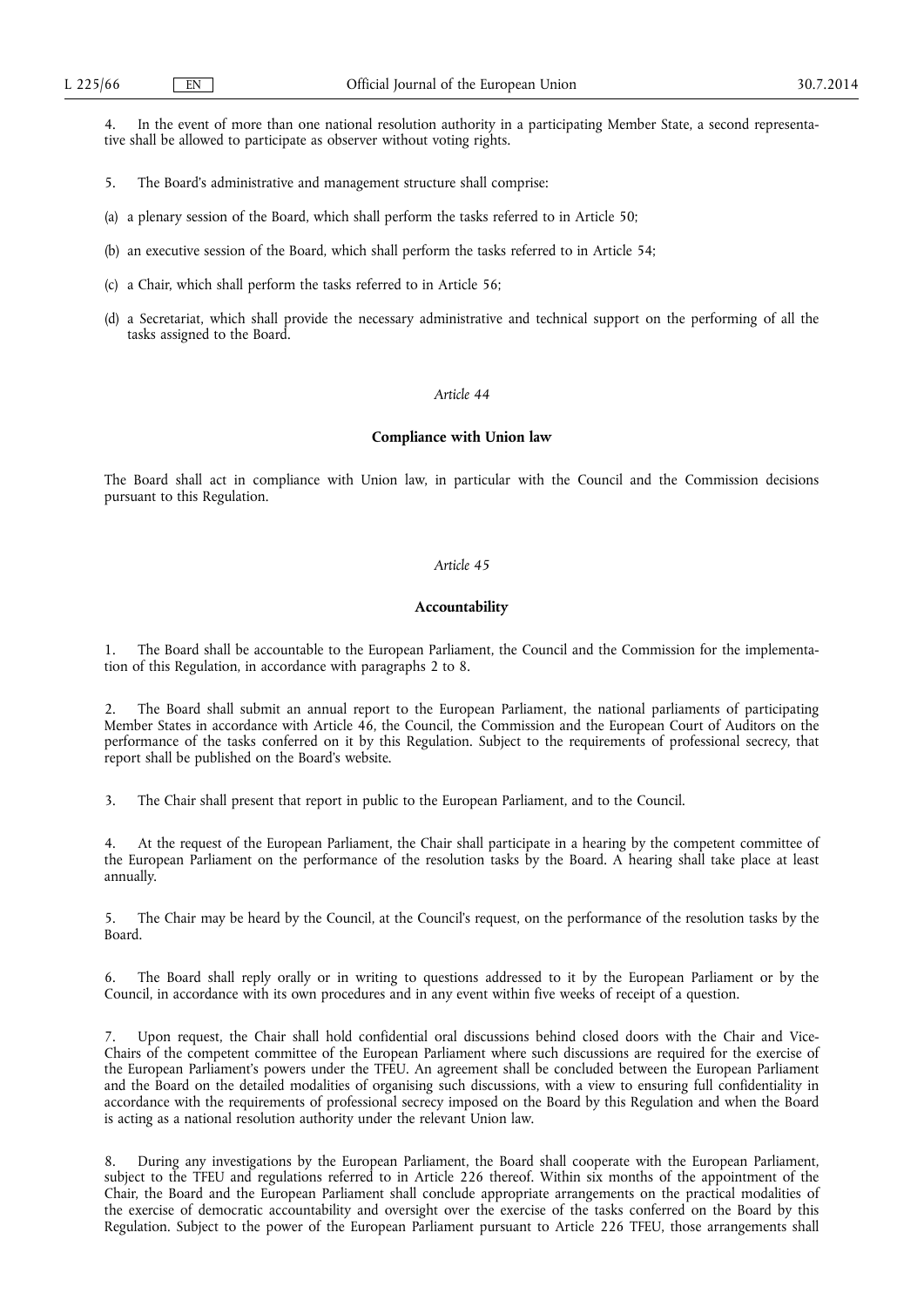4. In the event of more than one national resolution authority in a participating Member State, a second representative shall be allowed to participate as observer without voting rights.

5. The Board's administrative and management structure shall comprise:

(a) a plenary session of the Board, which shall perform the tasks referred to in Article 50;

(b) an executive session of the Board, which shall perform the tasks referred to in Article 54;

(c) a Chair, which shall perform the tasks referred to in Article 56;

(d) a Secretariat, which shall provide the necessary administrative and technical support on the performing of all the tasks assigned to the Board.

*Article 44*

**Compliance with Union law**

The Board shall act in compliance with Union law, in particular with the Council and the Commission decisions pursuant to this Regulation.

*Article 45*

**Accountability**

1. The Board shall be accountable to the European Parliament, the Council and the Commission for the implementation of this Regulation, in accordance with paragraphs 2 to 8.

2. The Board shall submit an annual report to the European Parliament, the national parliaments of participating Member States in accordance with Article 46, the Council, the Commission and the European Court of Auditors on the performance of the tasks conferred on it by this Regulation. Subject to the requirements of professional secrecy, that report shall be published on the Board's website.

3. The Chair shall present that report in public to the European Parliament, and to the Council.

4. At the request of the European Parliament, the Chair shall participate in a hearing by the competent committee of the European Parliament on the performance of the resolution tasks by the Board. A hearing shall take place at least annually.

5. The Chair may be heard by the Council, at the Council's request, on the performance of the resolution tasks by the Board.

6. The Board shall reply orally or in writing to questions addressed to it by the European Parliament or by the Council, in accordance with its own procedures and in any event within five weeks of receipt of a question.

7. Upon request, the Chair shall hold confidential oral discussions behind closed doors with the Chair and Vice-Chairs of the competent committee of the European Parliament where such discussions are required for the exercise of the European Parliament's powers under the TFEU. An agreement shall be concluded between the European Parliament and the Board on the detailed modalities of organising such discussions, with a view to ensuring full confidentiality in accordance with the requirements of professional secrecy imposed on the Board by this Regulation and when the Board is acting as a national resolution authority under the relevant Union law.

8. During any investigations by the European Parliament, the Board shall cooperate with the European Parliament, subject to the TFEU and regulations referred to in Article 226 thereof. Within six months of the appointment of the Chair, the Board and the European Parliament shall conclude appropriate arrangements on the practical modalities of the exercise of democratic accountability and oversight over the exercise of the tasks conferred on the Board by this Regulation. Subject to the power of the European Parliament pursuant to Article 226 TFEU, those arrangements shall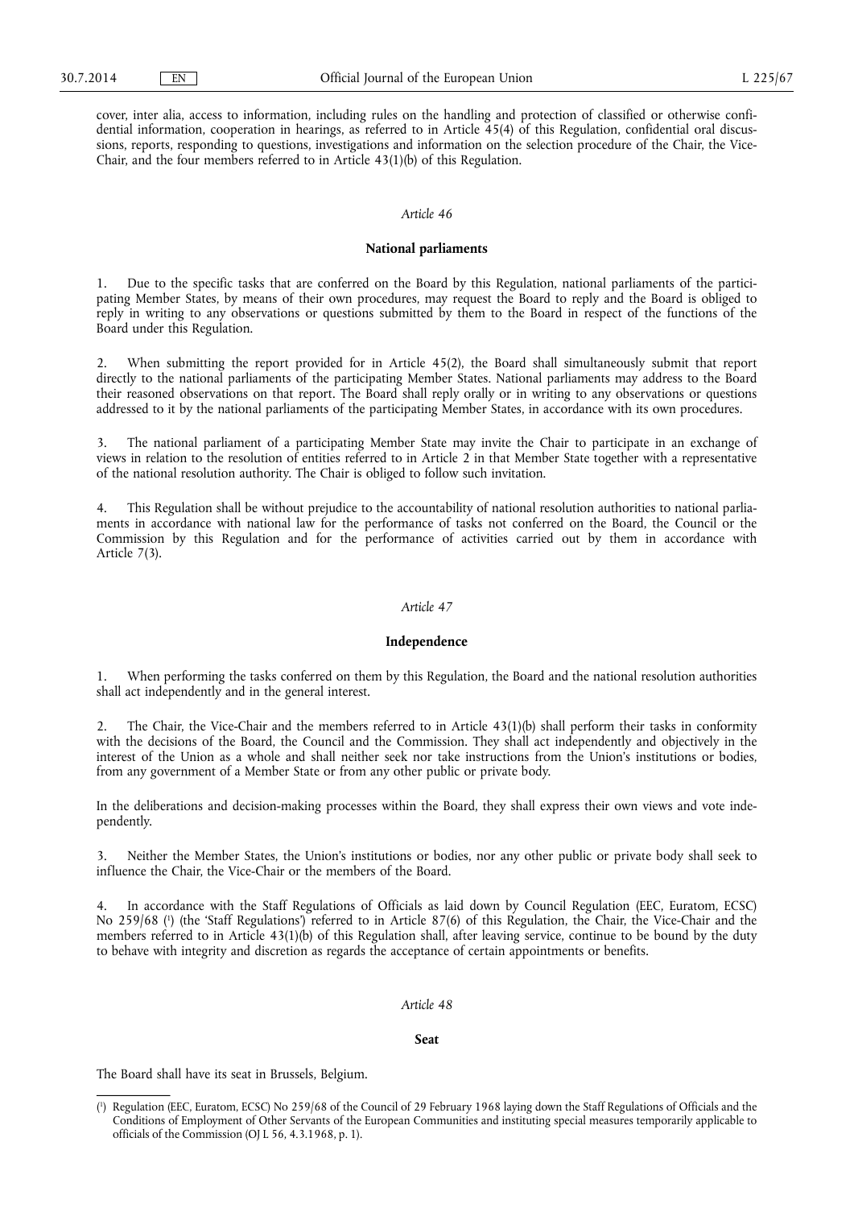cover, inter alia, access to information, including rules on the handling and protection of classified or otherwise confidential information, cooperation in hearings, as referred to in Article 45(4) of this Regulation, confidential oral discussions, reports, responding to questions, investigations and information on the selection procedure of the Chair, the Vice-Chair, and the four members referred to in Article 43(1)(b) of this Regulation.

*Article 46*

**National parliaments**

1. Due to the specific tasks that are conferred on the Board by this Regulation, national parliaments of the participating Member States, by means of their own procedures, may request the Board to reply and the Board is obliged to reply in writing to any observations or questions submitted by them to the Board in respect of the functions of the Board under this Regulation.

2. When submitting the report provided for in Article 45(2), the Board shall simultaneously submit that report directly to the national parliaments of the participating Member States. National parliaments may address to the Board their reasoned observations on that report. The Board shall reply orally or in writing to any observations or questions addressed to it by the national parliaments of the participating Member States, in accordance with its own procedures.

3. The national parliament of a participating Member State may invite the Chair to participate in an exchange of views in relation to the resolution of entities referred to in Article 2 in that Member State together with a representative of the national resolution authority. The Chair is obliged to follow such invitation.

4. This Regulation shall be without prejudice to the accountability of national resolution authorities to national parliaments in accordance with national law for the performance of tasks not conferred on the Board, the Council or the Commission by this Regulation and for the performance of activities carried out by them in accordance with Article 7(3).

*Article 47*

**Independence**

1. When performing the tasks conferred on them by this Regulation, the Board and the national resolution authorities shall act independently and in the general interest.

2. The Chair, the Vice-Chair and the members referred to in Article 43(1)(b) shall perform their tasks in conformity with the decisions of the Board, the Council and the Commission. They shall act independently and objectively in the interest of the Union as a whole and shall neither seek nor take instructions from the Union's institutions or bodies, from any government of a Member State or from any other public or private body.

In the deliberations and decision-making processes within the Board, they shall express their own views and vote independently.

3. Neither the Member States, the Union's institutions or bodies, nor any other public or private body shall seek to influence the Chair, the Vice-Chair or the members of the Board.

4. In accordance with the Staff Regulations of Officials as laid down by Council Regulation (EEC, Euratom, ECSC) No 259/68 [1] (the 'Staff Regulations') referred to in Article 87(6) of this Regulation, the Chair, the Vice-Chair and the members referred to in Article 43(1)(b) of this Regulation shall, after leaving service, continue to be bound by the duty to behave with integrity and discretion as regards the acceptance of certain appointments or benefits.

*Article 48*

**Seat**

The Board shall have its seat in Brussels, Belgium.

---

[1] Regulation (EEC, Euratom, ECSC) No 259/68 of the Council of 29 February 1968 laying down the Staff Regulations of Officials and the Conditions of Employment of Other Servants of the European Communities and instituting special measures temporarily applicable to officials of the Commission (OJ L 56, 4.3.1968, p. 1).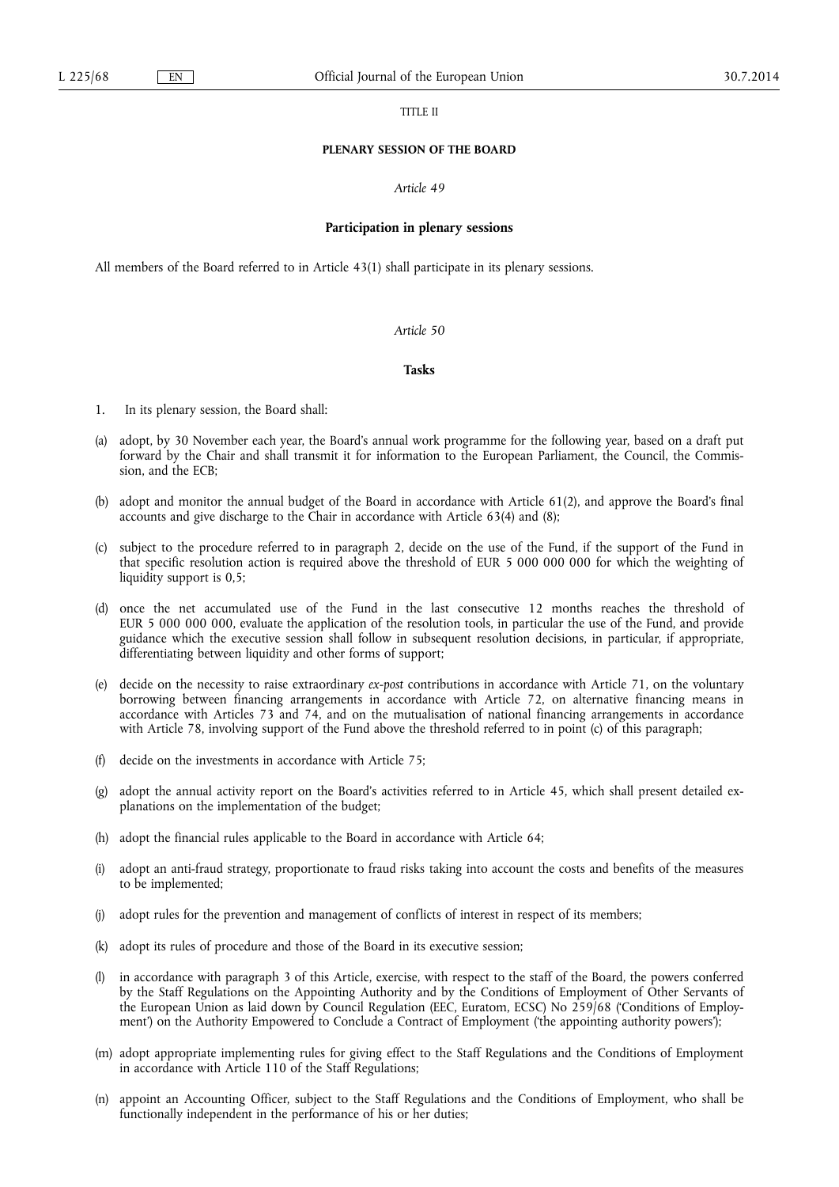TITLE II

**PLENARY SESSION OF THE BOARD**

*Article 49*

**Participation in plenary sessions**

All members of the Board referred to in Article 43(1) shall participate in its plenary sessions.

*Article 50*

**Tasks**

1. In its plenary session, the Board shall:

(a) adopt, by 30 November each year, the Board's annual work programme for the following year, based on a draft put forward by the Chair and shall transmit it for information to the European Parliament, the Council, the Commission, and the ECB;

(b) adopt and monitor the annual budget of the Board in accordance with Article 61(2), and approve the Board's final accounts and give discharge to the Chair in accordance with Article 63(4) and (8);

(c) subject to the procedure referred to in paragraph 2, decide on the use of the Fund, if the support of the Fund in that specific resolution action is required above the threshold of EUR 5 000 000 000 for which the weighting of liquidity support is 0,5;

(d) once the net accumulated use of the Fund in the last consecutive 12 months reaches the threshold of EUR 5 000 000 000, evaluate the application of the resolution tools, in particular the use of the Fund, and provide guidance which the executive session shall follow in subsequent resolution decisions, in particular, if appropriate, differentiating between liquidity and other forms of support;

(e) decide on the necessity to raise extraordinary *ex-post* contributions in accordance with Article 71, on the voluntary borrowing between financing arrangements in accordance with Article 72, on alternative financing means in accordance with Articles 73 and 74, and on the mutualisation of national financing arrangements in accordance with Article 78, involving support of the Fund above the threshold referred to in point (c) of this paragraph;

(f) decide on the investments in accordance with Article 75;

(g) adopt the annual activity report on the Board's activities referred to in Article 45, which shall present detailed explanations on the implementation of the budget;

(h) adopt the financial rules applicable to the Board in accordance with Article 64;

(i) adopt an anti-fraud strategy, proportionate to fraud risks taking into account the costs and benefits of the measures to be implemented;

(j) adopt rules for the prevention and management of conflicts of interest in respect of its members;

(k) adopt its rules of procedure and those of the Board in its executive session;

(l) in accordance with paragraph 3 of this Article, exercise, with respect to the staff of the Board, the powers conferred by the Staff Regulations on the Appointing Authority and by the Conditions of Employment of Other Servants of the European Union as laid down by Council Regulation (EEC, Euratom, ECSC) No 259/68 ('Conditions of Employment') on the Authority Empowered to Conclude a Contract of Employment ('the appointing authority powers');

(m) adopt appropriate implementing rules for giving effect to the Staff Regulations and the Conditions of Employment in accordance with Article 110 of the Staff Regulations;

(n) appoint an Accounting Officer, subject to the Staff Regulations and the Conditions of Employment, who shall be functionally independent in the performance of his or her duties;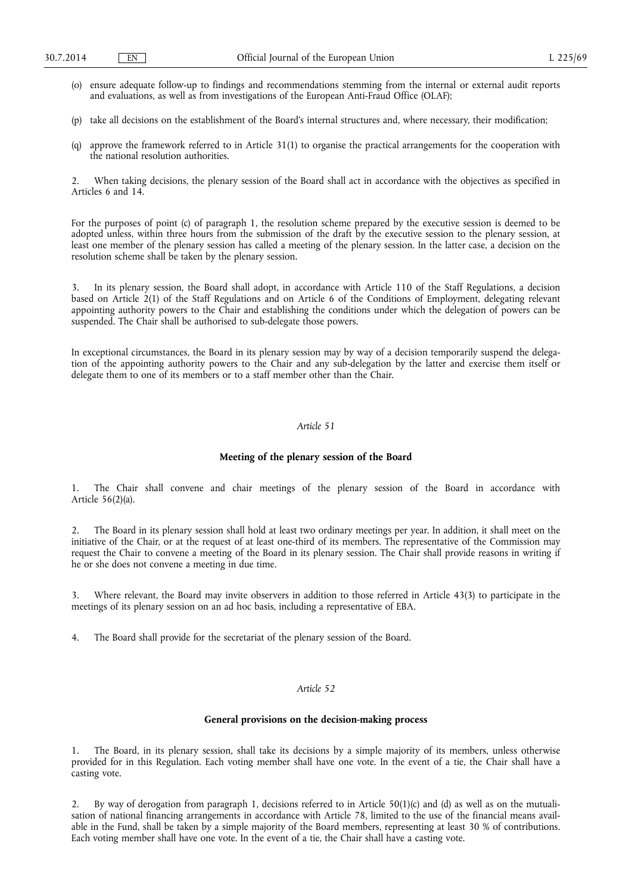(o) ensure adequate follow-up to findings and recommendations stemming from the internal or external audit reports and evaluations, as well as from investigations of the European Anti-Fraud Office (OLAF);

(p) take all decisions on the establishment of the Board's internal structures and, where necessary, their modification;

(q) approve the framework referred to in Article 31(1) to organise the practical arrangements for the cooperation with the national resolution authorities.

2. When taking decisions, the plenary session of the Board shall act in accordance with the objectives as specified in Articles 6 and 14.

For the purposes of point (c) of paragraph 1, the resolution scheme prepared by the executive session is deemed to be adopted unless, within three hours from the submission of the draft by the executive session to the plenary session, at least one member of the plenary session has called a meeting of the plenary session. In the latter case, a decision on the resolution scheme shall be taken by the plenary session.

3. In its plenary session, the Board shall adopt, in accordance with Article 110 of the Staff Regulations, a decision based on Article 2(1) of the Staff Regulations and on Article 6 of the Conditions of Employment, delegating relevant appointing authority powers to the Chair and establishing the conditions under which the delegation of powers can be suspended. The Chair shall be authorised to sub-delegate those powers.

In exceptional circumstances, the Board in its plenary session may by way of a decision temporarily suspend the delegation of the appointing authority powers to the Chair and any sub-delegation by the latter and exercise them itself or delegate them to one of its members or to a staff member other than the Chair.

*Article 51*

**Meeting of the plenary session of the Board**

1. The Chair shall convene and chair meetings of the plenary session of the Board in accordance with Article 56(2)(a).

2. The Board in its plenary session shall hold at least two ordinary meetings per year. In addition, it shall meet on the initiative of the Chair, or at the request of at least one-third of its members. The representative of the Commission may request the Chair to convene a meeting of the Board in its plenary session. The Chair shall provide reasons in writing if he or she does not convene a meeting in due time.

3. Where relevant, the Board may invite observers in addition to those referred in Article 43(3) to participate in the meetings of its plenary session on an ad hoc basis, including a representative of EBA.

4. The Board shall provide for the secretariat of the plenary session of the Board.

*Article 52*

**General provisions on the decision-making process**

1. The Board, in its plenary session, shall take its decisions by a simple majority of its members, unless otherwise provided for in this Regulation. Each voting member shall have one vote. In the event of a tie, the Chair shall have a casting vote.

2. By way of derogation from paragraph 1, decisions referred to in Article 50(1)(c) and (d) as well as on the mutualisation of national financing arrangements in accordance with Article 78, limited to the use of the financial means available in the Fund, shall be taken by a simple majority of the Board members, representing at least 30 % of contributions. Each voting member shall have one vote. In the event of a tie, the Chair shall have a casting vote.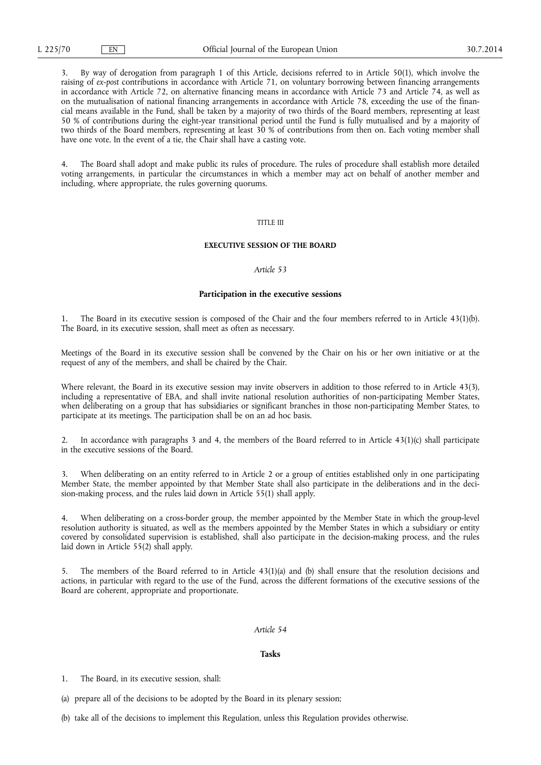3. By way of derogation from paragraph 1 of this Article, decisions referred to in Article 50(1), which involve the raising of *ex-post* contributions in accordance with Article 71, on voluntary borrowing between financing arrangements in accordance with Article 72, on alternative financing means in accordance with Article 73 and Article 74, as well as on the mutualisation of national financing arrangements in accordance with Article 78, exceeding the use of the financial means available in the Fund, shall be taken by a majority of two thirds of the Board members, representing at least 50 % of contributions during the eight-year transitional period until the Fund is fully mutualised and by a majority of two thirds of the Board members, representing at least 30 % of contributions from then on. Each voting member shall have one vote. In the event of a tie, the Chair shall have a casting vote.

4. The Board shall adopt and make public its rules of procedure. The rules of procedure shall establish more detailed voting arrangements, in particular the circumstances in which a member may act on behalf of another member and including, where appropriate, the rules governing quorums.

## TITLE III

## EXECUTIVE SESSION OF THE BOARD

### *Article 53*

### Participation in the executive sessions

1. The Board in its executive session is composed of the Chair and the four members referred to in Article 43(1)(b). The Board, in its executive session, shall meet as often as necessary.

Meetings of the Board in its executive session shall be convened by the Chair on his or her own initiative or at the request of any of the members, and shall be chaired by the Chair.

Where relevant, the Board in its executive session may invite observers in addition to those referred to in Article 43(3), including a representative of EBA, and shall invite national resolution authorities of non-participating Member States, when deliberating on a group that has subsidiaries or significant branches in those non-participating Member States, to participate at its meetings. The participation shall be on an ad hoc basis.

2. In accordance with paragraphs 3 and 4, the members of the Board referred to in Article 43(1)(c) shall participate in the executive sessions of the Board.

3. When deliberating on an entity referred to in Article 2 or a group of entities established only in one participating Member State, the member appointed by that Member State shall also participate in the deliberations and in the decision-making process, and the rules laid down in Article 55(1) shall apply.

4. When deliberating on a cross-border group, the member appointed by the Member State in which the group-level resolution authority is situated, as well as the members appointed by the Member States in which a subsidiary or entity covered by consolidated supervision is established, shall also participate in the decision-making process, and the rules laid down in Article 55(2) shall apply.

5. The members of the Board referred to in Article 43(1)(a) and (b) shall ensure that the resolution decisions and actions, in particular with regard to the use of the Fund, across the different formations of the executive sessions of the Board are coherent, appropriate and proportionate.

### *Article 54*

### Tasks

1. The Board, in its executive session, shall:

(a) prepare all of the decisions to be adopted by the Board in its plenary session;

(b) take all of the decisions to implement this Regulation, unless this Regulation provides otherwise.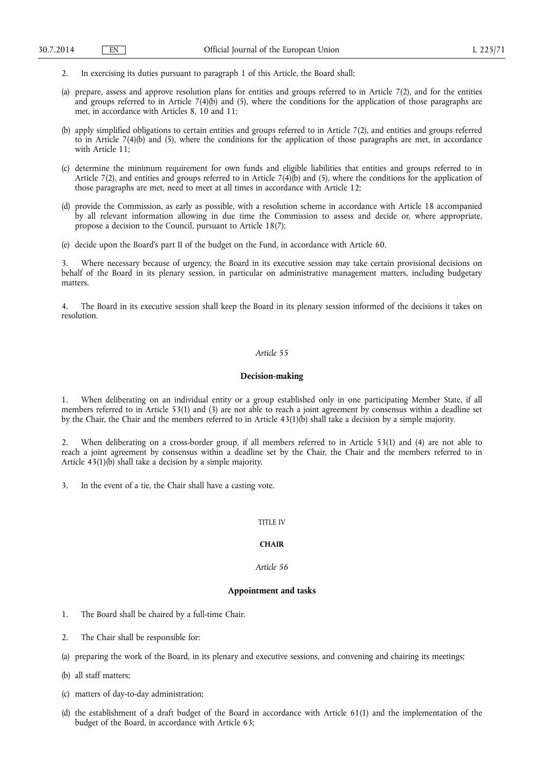2. In exercising its duties pursuant to paragraph 1 of this Article, the Board shall:

(a) prepare, assess and approve resolution plans for entities and groups referred to in Article 7(2), and for the entities and groups referred to in Article 7(4)(b) and (5), where the conditions for the application of those paragraphs are met, in accordance with Articles 8, 10 and 11;

(b) apply simplified obligations to certain entities and groups referred to in Article 7(2), and entities and groups referred to in Article 7(4)(b) and (5), where the conditions for the application of those paragraphs are met, in accordance with Article 11;

(c) determine the minimum requirement for own funds and eligible liabilities that entities and groups referred to in Article 7(2), and entities and groups referred to in Article 7(4)(b) and (5), where the conditions for the application of those paragraphs are met, need to meet at all times in accordance with Article 12;

(d) provide the Commission, as early as possible, with a resolution scheme in accordance with Article 18 accompanied by all relevant information allowing in due time the Commission to assess and decide or, where appropriate, propose a decision to the Council, pursuant to Article 18(7);

(e) decide upon the Board's part II of the budget on the Fund, in accordance with Article 60.

3. Where necessary because of urgency, the Board in its executive session may take certain provisional decisions on behalf of the Board in its plenary session, in particular on administrative management matters, including budgetary matters.

4. The Board in its executive session shall keep the Board in its plenary session informed of the decisions it takes on resolution.

*Article 55*

**Decision-making**

1. When deliberating on an individual entity or a group established only in one participating Member State, if all members referred to in Article 53(1) and (3) are not able to reach a joint agreement by consensus within a deadline set by the Chair, the Chair and the members referred to in Article 43(1)(b) shall take a decision by a simple majority.

2. When deliberating on a cross-border group, if all members referred to in Article 53(1) and (4) are not able to reach a joint agreement by consensus within a deadline set by the Chair, the Chair and the members referred to in Article 43(1)(b) shall take a decision by a simple majority.

3. In the event of a tie, the Chair shall have a casting vote.

TITLE IV

**CHAIR**

*Article 56*

**Appointment and tasks**

1. The Board shall be chaired by a full-time Chair.

2. The Chair shall be responsible for:

(a) preparing the work of the Board, in its plenary and executive sessions, and convening and chairing its meetings;

(b) all staff matters;

(c) matters of day-to-day administration;

(d) the establishment of a draft budget of the Board in accordance with Article 61(1) and the implementation of the budget of the Board, in accordance with Article 63;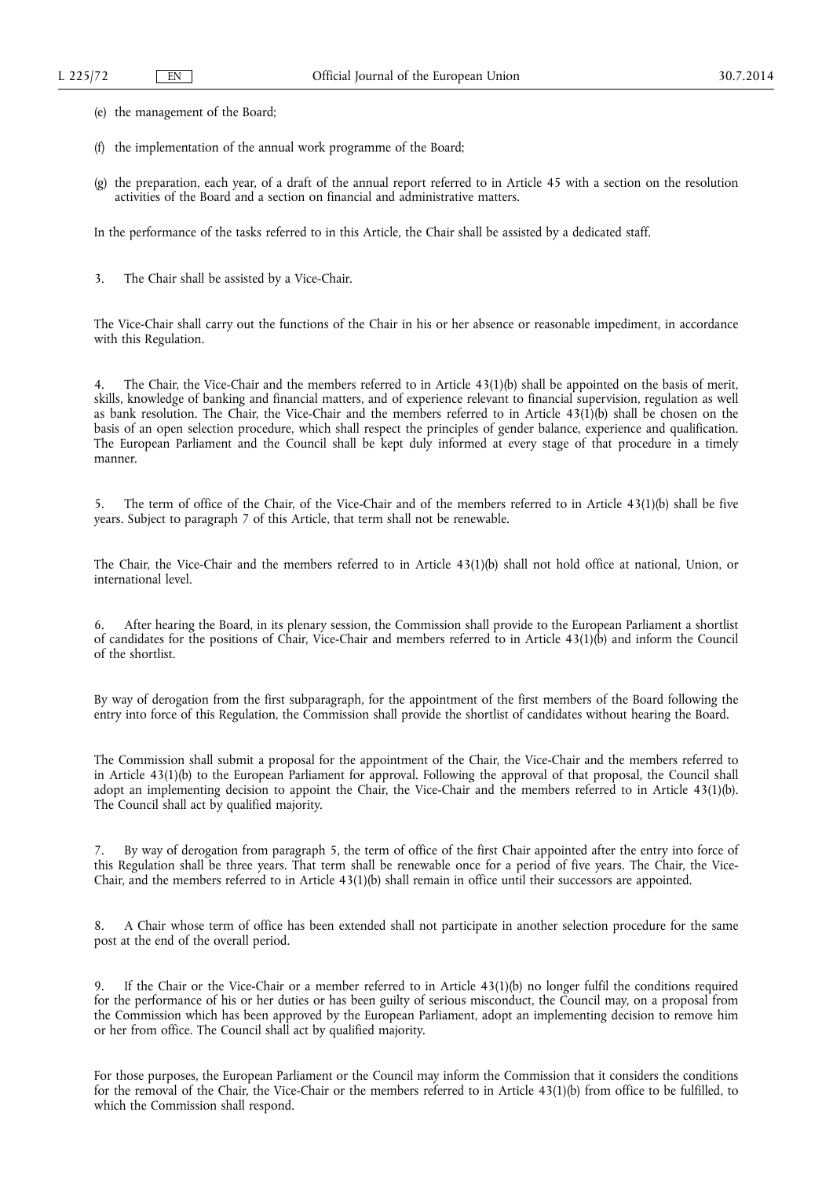(e) the management of the Board;

(f) the implementation of the annual work programme of the Board;

(g) the preparation, each year, of a draft of the annual report referred to in Article 45 with a section on the resolution activities of the Board and a section on financial and administrative matters.

In the performance of the tasks referred to in this Article, the Chair shall be assisted by a dedicated staff.

3. The Chair shall be assisted by a Vice-Chair.

The Vice-Chair shall carry out the functions of the Chair in his or her absence or reasonable impediment, in accordance with this Regulation.

4. The Chair, the Vice-Chair and the members referred to in Article 43(1)(b) shall be appointed on the basis of merit, skills, knowledge of banking and financial matters, and of experience relevant to financial supervision, regulation as well as bank resolution. The Chair, the Vice-Chair and the members referred to in Article 43(1)(b) shall be chosen on the basis of an open selection procedure, which shall respect the principles of gender balance, experience and qualification. The European Parliament and the Council shall be kept duly informed at every stage of that procedure in a timely manner.

5. The term of office of the Chair, of the Vice-Chair and of the members referred to in Article 43(1)(b) shall be five years. Subject to paragraph 7 of this Article, that term shall not be renewable.

The Chair, the Vice-Chair and the members referred to in Article 43(1)(b) shall not hold office at national, Union, or international level.

6. After hearing the Board, in its plenary session, the Commission shall provide to the European Parliament a shortlist of candidates for the positions of Chair, Vice-Chair and members referred to in Article 43(1)(b) and inform the Council of the shortlist.

By way of derogation from the first subparagraph, for the appointment of the first members of the Board following the entry into force of this Regulation, the Commission shall provide the shortlist of candidates without hearing the Board.

The Commission shall submit a proposal for the appointment of the Chair, the Vice-Chair and the members referred to in Article 43(1)(b) to the European Parliament for approval. Following the approval of that proposal, the Council shall adopt an implementing decision to appoint the Chair, the Vice-Chair and the members referred to in Article 43(1)(b). The Council shall act by qualified majority.

7. By way of derogation from paragraph 5, the term of office of the first Chair appointed after the entry into force of this Regulation shall be three years. That term shall be renewable once for a period of five years. The Chair, the Vice-Chair, and the members referred to in Article 43(1)(b) shall remain in office until their successors are appointed.

8. A Chair whose term of office has been extended shall not participate in another selection procedure for the same post at the end of the overall period.

9. If the Chair or the Vice-Chair or a member referred to in Article 43(1)(b) no longer fulfil the conditions required for the performance of his or her duties or has been guilty of serious misconduct, the Council may, on a proposal from the Commission which has been approved by the European Parliament, adopt an implementing decision to remove him or her from office. The Council shall act by qualified majority.

For those purposes, the European Parliament or the Council may inform the Commission that it considers the conditions for the removal of the Chair, the Vice-Chair or the members referred to in Article 43(1)(b) from office to be fulfilled, to which the Commission shall respond.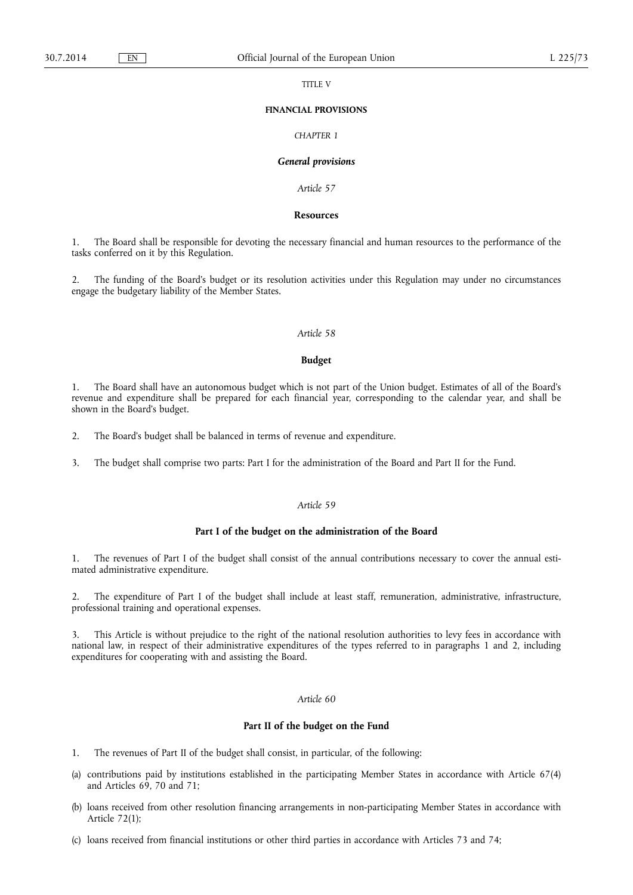TITLE V

# FINANCIAL PROVISIONS

*CHAPTER 1*

## *General provisions*

*Article 57*

### Resources

1. The Board shall be responsible for devoting the necessary financial and human resources to the performance of the tasks conferred on it by this Regulation.

2. The funding of the Board's budget or its resolution activities under this Regulation may under no circumstances engage the budgetary liability of the Member States.

*Article 58*

### Budget

1. The Board shall have an autonomous budget which is not part of the Union budget. Estimates of all of the Board's revenue and expenditure shall be prepared for each financial year, corresponding to the calendar year, and shall be shown in the Board's budget.

2. The Board's budget shall be balanced in terms of revenue and expenditure.

3. The budget shall comprise two parts: Part I for the administration of the Board and Part II for the Fund.

*Article 59*

### Part I of the budget on the administration of the Board

1. The revenues of Part I of the budget shall consist of the annual contributions necessary to cover the annual estimated administrative expenditure.

2. The expenditure of Part I of the budget shall include at least staff, remuneration, administrative, infrastructure, professional training and operational expenses.

3. This Article is without prejudice to the right of the national resolution authorities to levy fees in accordance with national law, in respect of their administrative expenditures of the types referred to in paragraphs 1 and 2, including expenditures for cooperating with and assisting the Board.

*Article 60*

### Part II of the budget on the Fund

1. The revenues of Part II of the budget shall consist, in particular, of the following:

(a) contributions paid by institutions established in the participating Member States in accordance with Article 67(4) and Articles 69, 70 and 71;

(b) loans received from other resolution financing arrangements in non-participating Member States in accordance with Article 72(1);

(c) loans received from financial institutions or other third parties in accordance with Articles 73 and 74;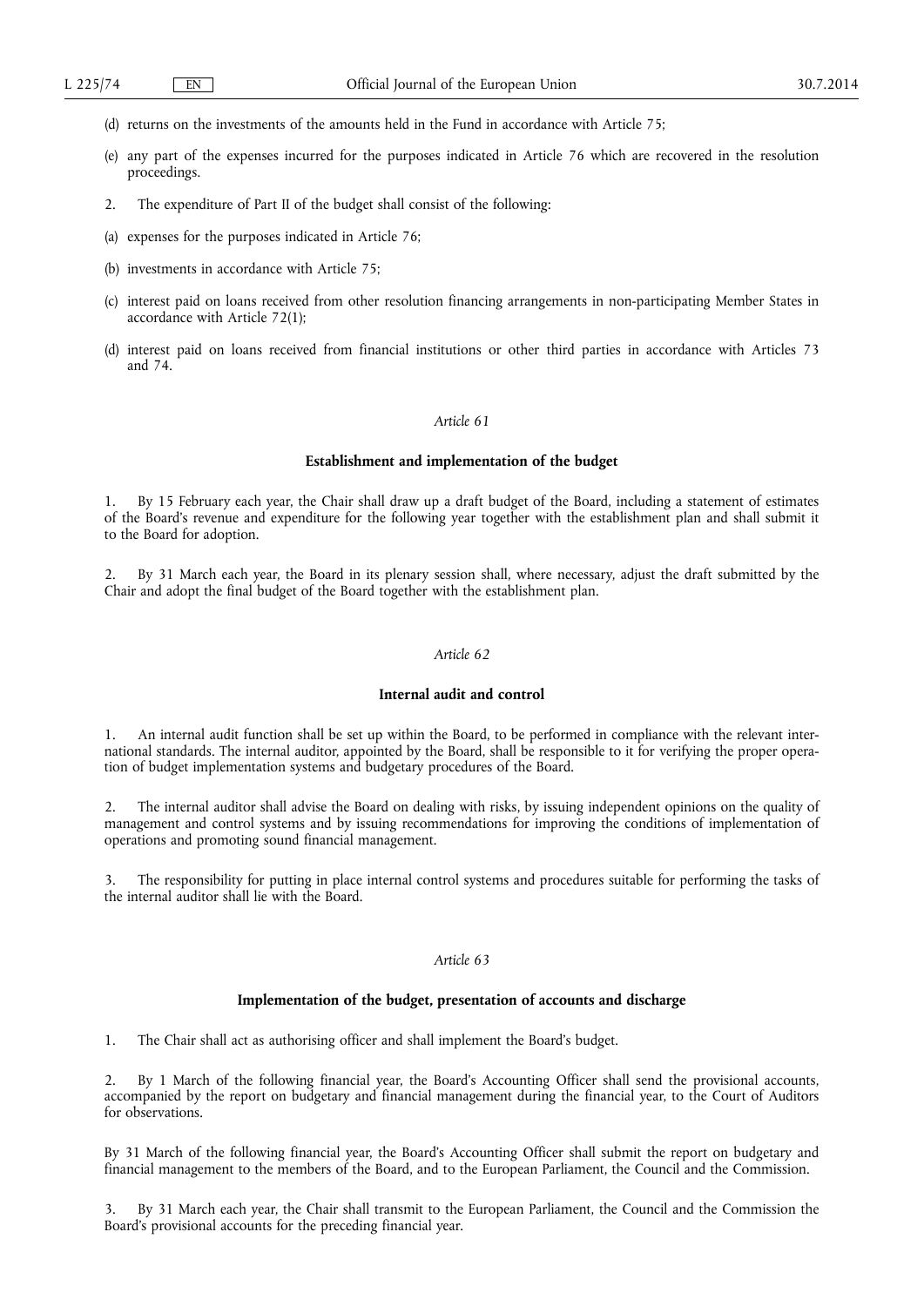(d) returns on the investments of the amounts held in the Fund in accordance with Article 75;

(e) any part of the expenses incurred for the purposes indicated in Article 76 which are recovered in the resolution proceedings.

2. The expenditure of Part II of the budget shall consist of the following:

(a) expenses for the purposes indicated in Article 76;

(b) investments in accordance with Article 75;

(c) interest paid on loans received from other resolution financing arrangements in non-participating Member States in accordance with Article 72(1);

(d) interest paid on loans received from financial institutions or other third parties in accordance with Articles 73 and 74.

*Article 61*

**Establishment and implementation of the budget**

1. By 15 February each year, the Chair shall draw up a draft budget of the Board, including a statement of estimates of the Board's revenue and expenditure for the following year together with the establishment plan and shall submit it to the Board for adoption.

2. By 31 March each year, the Board in its plenary session shall, where necessary, adjust the draft submitted by the Chair and adopt the final budget of the Board together with the establishment plan.

*Article 62*

**Internal audit and control**

1. An internal audit function shall be set up within the Board, to be performed in compliance with the relevant international standards. The internal auditor, appointed by the Board, shall be responsible to it for verifying the proper operation of budget implementation systems and budgetary procedures of the Board.

2. The internal auditor shall advise the Board on dealing with risks, by issuing independent opinions on the quality of management and control systems and by issuing recommendations for improving the conditions of implementation of operations and promoting sound financial management.

3. The responsibility for putting in place internal control systems and procedures suitable for performing the tasks of the internal auditor shall lie with the Board.

*Article 63*

**Implementation of the budget, presentation of accounts and discharge**

1. The Chair shall act as authorising officer and shall implement the Board's budget.

2. By 1 March of the following financial year, the Board's Accounting Officer shall send the provisional accounts, accompanied by the report on budgetary and financial management during the financial year, to the Court of Auditors for observations.

By 31 March of the following financial year, the Board's Accounting Officer shall submit the report on budgetary and financial management to the members of the Board, and to the European Parliament, the Council and the Commission.

3. By 31 March each year, the Chair shall transmit to the European Parliament, the Council and the Commission the Board's provisional accounts for the preceding financial year.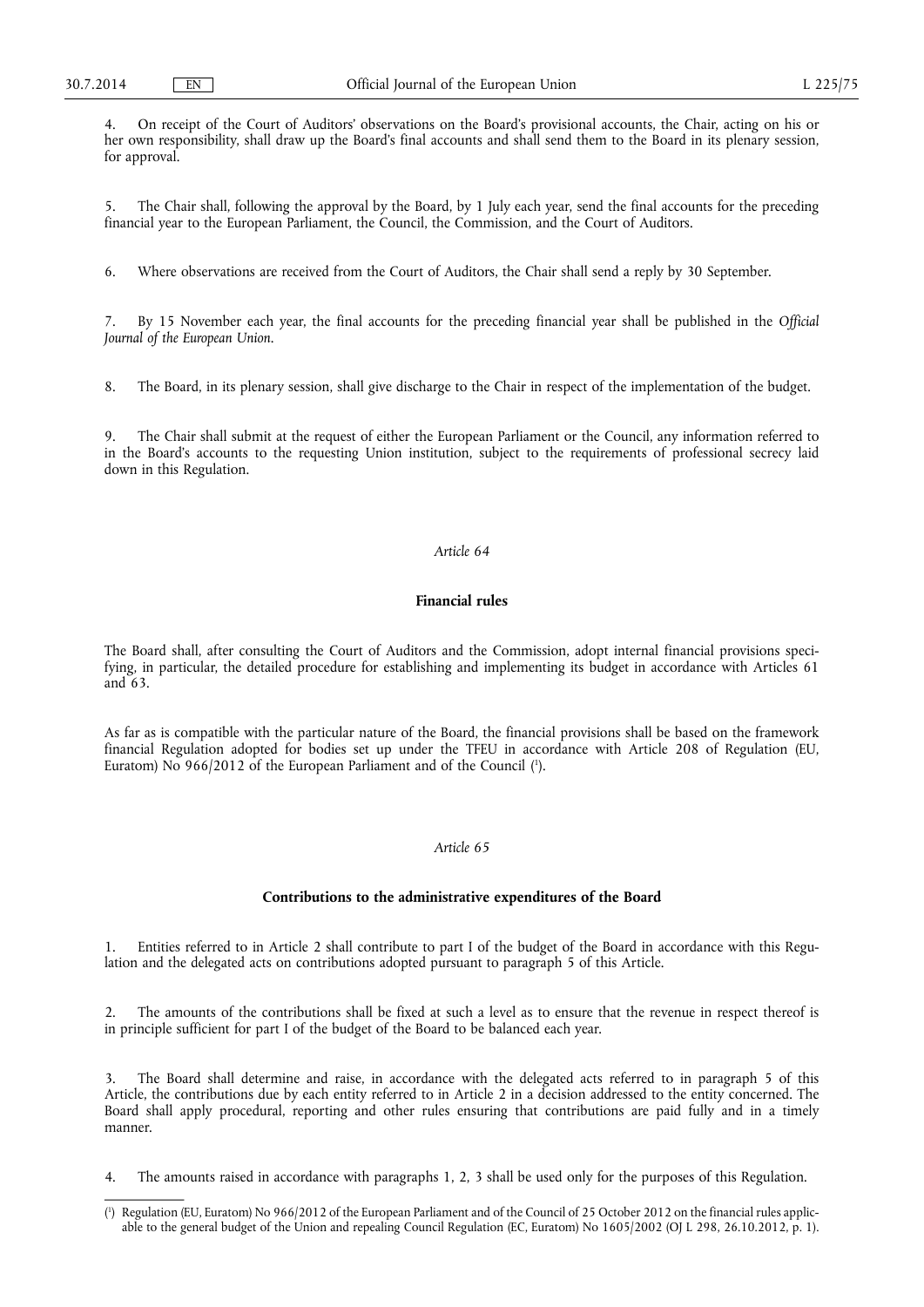4. On receipt of the Court of Auditors' observations on the Board's provisional accounts, the Chair, acting on his or her own responsibility, shall draw up the Board's final accounts and shall send them to the Board in its plenary session, for approval.

5. The Chair shall, following the approval by the Board, by 1 July each year, send the final accounts for the preceding financial year to the European Parliament, the Council, the Commission, and the Court of Auditors.

6. Where observations are received from the Court of Auditors, the Chair shall send a reply by 30 September.

7. By 15 November each year, the final accounts for the preceding financial year shall be published in the *Official Journal of the European Union*.

8. The Board, in its plenary session, shall give discharge to the Chair in respect of the implementation of the budget.

9. The Chair shall submit at the request of either the European Parliament or the Council, any information referred to in the Board's accounts to the requesting Union institution, subject to the requirements of professional secrecy laid down in this Regulation.

*Article 64*

**Financial rules**

The Board shall, after consulting the Court of Auditors and the Commission, adopt internal financial provisions specifying, in particular, the detailed procedure for establishing and implementing its budget in accordance with Articles 61 and 63.

As far as is compatible with the particular nature of the Board, the financial provisions shall be based on the framework financial Regulation adopted for bodies set up under the TFEU in accordance with Article 208 of Regulation (EU, Euratom) No 966/2012 of the European Parliament and of the Council ([1]).

*Article 65*

**Contributions to the administrative expenditures of the Board**

1. Entities referred to in Article 2 shall contribute to part I of the budget of the Board in accordance with this Regulation and the delegated acts on contributions adopted pursuant to paragraph 5 of this Article.

2. The amounts of the contributions shall be fixed at such a level as to ensure that the revenue in respect thereof is in principle sufficient for part I of the budget of the Board to be balanced each year.

3. The Board shall determine and raise, in accordance with the delegated acts referred to in paragraph 5 of this Article, the contributions due by each entity referred to in Article 2 in a decision addressed to the entity concerned. The Board shall apply procedural, reporting and other rules ensuring that contributions are paid fully and in a timely manner.

4. The amounts raised in accordance with paragraphs 1, 2, 3 shall be used only for the purposes of this Regulation.

---

([1]) Regulation (EU, Euratom) No 966/2012 of the European Parliament and of the Council of 25 October 2012 on the financial rules applicable to the general budget of the Union and repealing Council Regulation (EC, Euratom) No 1605/2002 (OJ L 298, 26.10.2012, p. 1).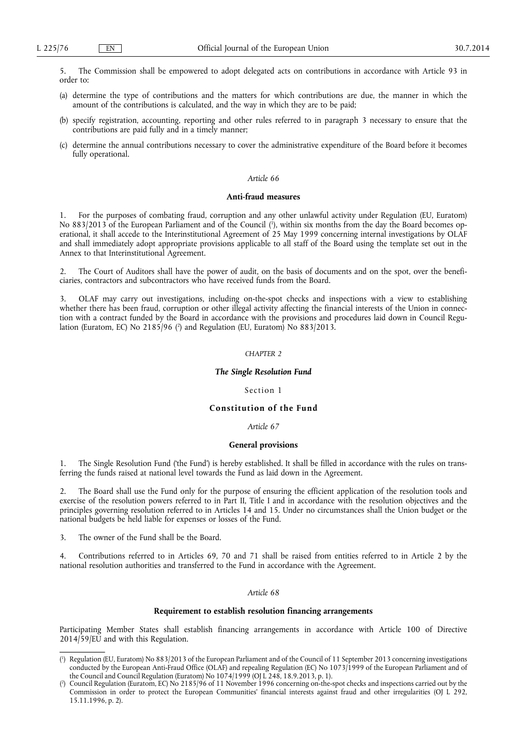5. The Commission shall be empowered to adopt delegated acts on contributions in accordance with Article 93 in order to:

(a) determine the type of contributions and the matters for which contributions are due, the manner in which the amount of the contributions is calculated, and the way in which they are to be paid;

(b) specify registration, accounting, reporting and other rules referred to in paragraph 3 necessary to ensure that the contributions are paid fully and in a timely manner;

(c) determine the annual contributions necessary to cover the administrative expenditure of the Board before it becomes fully operational.

*Article 66*

**Anti-fraud measures**

1. For the purposes of combating fraud, corruption and any other unlawful activity under Regulation (EU, Euratom) No 883/2013 of the European Parliament and of the Council [1], within six months from the day the Board becomes operational, it shall accede to the Interinstitutional Agreement of 25 May 1999 concerning internal investigations by OLAF and shall immediately adopt appropriate provisions applicable to all staff of the Board using the template set out in the Annex to that Interinstitutional Agreement.

2. The Court of Auditors shall have the power of audit, on the basis of documents and on the spot, over the beneficiaries, contractors and subcontractors who have received funds from the Board.

3. OLAF may carry out investigations, including on-the-spot checks and inspections with a view to establishing whether there has been fraud, corruption or other illegal activity affecting the financial interests of the Union in connection with a contract funded by the Board in accordance with the provisions and procedures laid down in Council Regulation (Euratom, EC) No 2185/96 [2] and Regulation (EU, Euratom) No 883/2013.

*CHAPTER 2*

***The Single Resolution Fund***

Section 1

**Constitution of the Fund**

*Article 67*

**General provisions**

1. The Single Resolution Fund ('the Fund') is hereby established. It shall be filled in accordance with the rules on transferring the funds raised at national level towards the Fund as laid down in the Agreement.

2. The Board shall use the Fund only for the purpose of ensuring the efficient application of the resolution tools and exercise of the resolution powers referred to in Part II, Title I and in accordance with the resolution objectives and the principles governing resolution referred to in Articles 14 and 15. Under no circumstances shall the Union budget or the national budgets be held liable for expenses or losses of the Fund.

3. The owner of the Fund shall be the Board.

4. Contributions referred to in Articles 69, 70 and 71 shall be raised from entities referred to in Article 2 by the national resolution authorities and transferred to the Fund in accordance with the Agreement.

*Article 68*

**Requirement to establish resolution financing arrangements**

Participating Member States shall establish financing arrangements in accordance with Article 100 of Directive 2014/59/EU and with this Regulation.

---

[1] Regulation (EU, Euratom) No 883/2013 of the European Parliament and of the Council of 11 September 2013 concerning investigations conducted by the European Anti-Fraud Office (OLAF) and repealing Regulation (EC) No 1073/1999 of the European Parliament and of the Council and Council Regulation (Euratom) No 1074/1999 (OJ L 248, 18.9.2013, p. 1).

[2] Council Regulation (Euratom, EC) No 2185/96 of 11 November 1996 concerning on-the-spot checks and inspections carried out by the Commission in order to protect the European Communities' financial interests against fraud and other irregularities (OJ L 292, 15.11.1996, p. 2).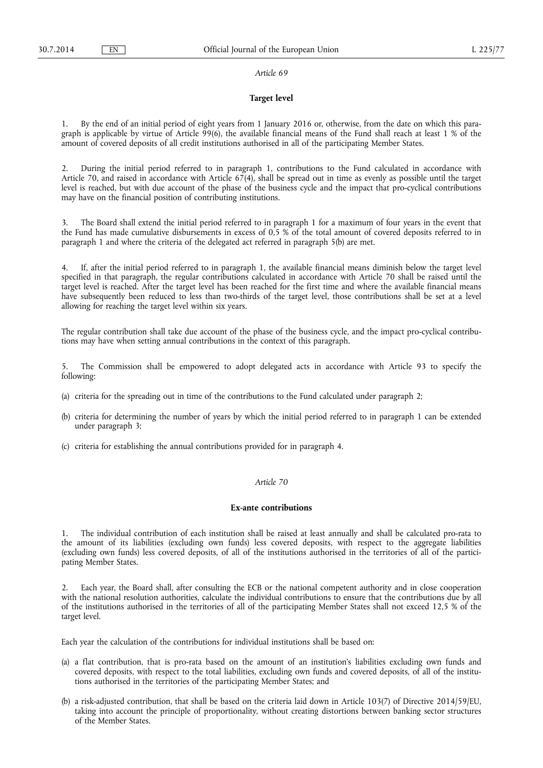*Article 69*

**Target level**

1. By the end of an initial period of eight years from 1 January 2016 or, otherwise, from the date on which this paragraph is applicable by virtue of Article 99(6), the available financial means of the Fund shall reach at least 1 % of the amount of covered deposits of all credit institutions authorised in all of the participating Member States.

2. During the initial period referred to in paragraph 1, contributions to the Fund calculated in accordance with Article 70, and raised in accordance with Article 67(4), shall be spread out in time as evenly as possible until the target level is reached, but with due account of the phase of the business cycle and the impact that pro-cyclical contributions may have on the financial position of contributing institutions.

3. The Board shall extend the initial period referred to in paragraph 1 for a maximum of four years in the event that the Fund has made cumulative disbursements in excess of 0,5 % of the total amount of covered deposits referred to in paragraph 1 and where the criteria of the delegated act referred in paragraph 5(b) are met.

4. If, after the initial period referred to in paragraph 1, the available financial means diminish below the target level specified in that paragraph, the regular contributions calculated in accordance with Article 70 shall be raised until the target level is reached. After the target level has been reached for the first time and where the available financial means have subsequently been reduced to less than two-thirds of the target level, those contributions shall be set at a level allowing for reaching the target level within six years.

The regular contribution shall take due account of the phase of the business cycle, and the impact pro-cyclical contributions may have when setting annual contributions in the context of this paragraph.

5. The Commission shall be empowered to adopt delegated acts in accordance with Article 93 to specify the following:

(a) criteria for the spreading out in time of the contributions to the Fund calculated under paragraph 2;

(b) criteria for determining the number of years by which the initial period referred to in paragraph 1 can be extended under paragraph 3;

(c) criteria for establishing the annual contributions provided for in paragraph 4.

*Article 70*

**Ex-ante contributions**

1. The individual contribution of each institution shall be raised at least annually and shall be calculated pro-rata to the amount of its liabilities (excluding own funds) less covered deposits, with respect to the aggregate liabilities (excluding own funds) less covered deposits, of all of the institutions authorised in the territories of all of the participating Member States.

2. Each year, the Board shall, after consulting the ECB or the national competent authority and in close cooperation with the national resolution authorities, calculate the individual contributions to ensure that the contributions due by all of the institutions authorised in the territories of all of the participating Member States shall not exceed 12,5 % of the target level.

Each year the calculation of the contributions for individual institutions shall be based on:

(a) a flat contribution, that is pro-rata based on the amount of an institution's liabilities excluding own funds and covered deposits, with respect to the total liabilities, excluding own funds and covered deposits, of all of the institutions authorised in the territories of the participating Member States; and

(b) a risk-adjusted contribution, that shall be based on the criteria laid down in Article 103(7) of Directive 2014/59/EU, taking into account the principle of proportionality, without creating distortions between banking sector structures of the Member States.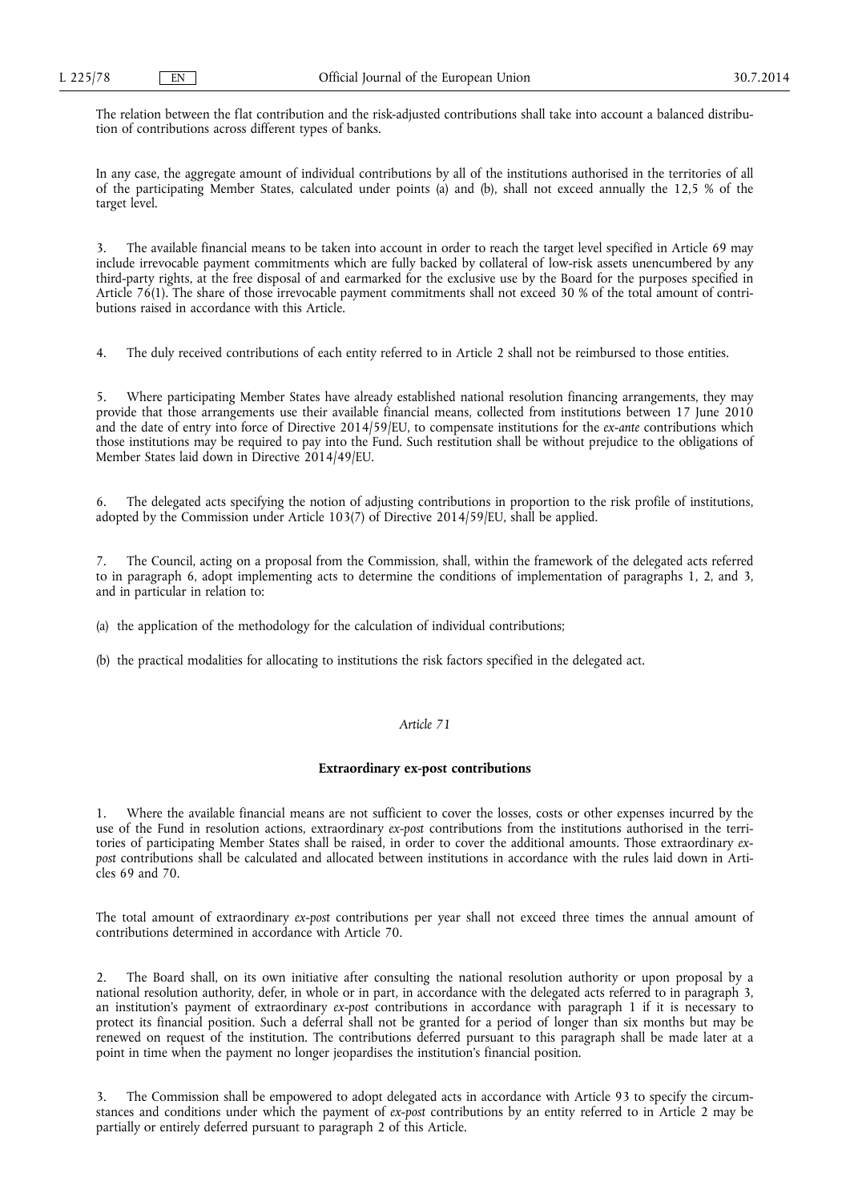The relation between the flat contribution and the risk-adjusted contributions shall take into account a balanced distribution of contributions across different types of banks.

In any case, the aggregate amount of individual contributions by all of the institutions authorised in the territories of all of the participating Member States, calculated under points (a) and (b), shall not exceed annually the 12,5 % of the target level.

3. The available financial means to be taken into account in order to reach the target level specified in Article 69 may include irrevocable payment commitments which are fully backed by collateral of low-risk assets unencumbered by any third-party rights, at the free disposal of and earmarked for the exclusive use by the Board for the purposes specified in Article 76(1). The share of those irrevocable payment commitments shall not exceed 30 % of the total amount of contributions raised in accordance with this Article.

4. The duly received contributions of each entity referred to in Article 2 shall not be reimbursed to those entities.

5. Where participating Member States have already established national resolution financing arrangements, they may provide that those arrangements use their available financial means, collected from institutions between 17 June 2010 and the date of entry into force of Directive 2014/59/EU, to compensate institutions for the *ex-ante* contributions which those institutions may be required to pay into the Fund. Such restitution shall be without prejudice to the obligations of Member States laid down in Directive 2014/49/EU.

6. The delegated acts specifying the notion of adjusting contributions in proportion to the risk profile of institutions, adopted by the Commission under Article 103(7) of Directive 2014/59/EU, shall be applied.

7. The Council, acting on a proposal from the Commission, shall, within the framework of the delegated acts referred to in paragraph 6, adopt implementing acts to determine the conditions of implementation of paragraphs 1, 2, and 3, and in particular in relation to:

(a) the application of the methodology for the calculation of individual contributions;

(b) the practical modalities for allocating to institutions the risk factors specified in the delegated act.

*Article 71*

**Extraordinary ex-post contributions**

1. Where the available financial means are not sufficient to cover the losses, costs or other expenses incurred by the use of the Fund in resolution actions, extraordinary *ex-post* contributions from the institutions authorised in the territories of participating Member States shall be raised, in order to cover the additional amounts. Those extraordinary *ex-post* contributions shall be calculated and allocated between institutions in accordance with the rules laid down in Articles 69 and 70.

The total amount of extraordinary *ex-post* contributions per year shall not exceed three times the annual amount of contributions determined in accordance with Article 70.

2. The Board shall, on its own initiative after consulting the national resolution authority or upon proposal by a national resolution authority, defer, in whole or in part, in accordance with the delegated acts referred to in paragraph 3, an institution's payment of extraordinary *ex-post* contributions in accordance with paragraph 1 if it is necessary to protect its financial position. Such a deferral shall not be granted for a period of longer than six months but may be renewed on request of the institution. The contributions deferred pursuant to this paragraph shall be made later at a point in time when the payment no longer jeopardises the institution's financial position.

3. The Commission shall be empowered to adopt delegated acts in accordance with Article 93 to specify the circumstances and conditions under which the payment of *ex-post* contributions by an entity referred to in Article 2 may be partially or entirely deferred pursuant to paragraph 2 of this Article.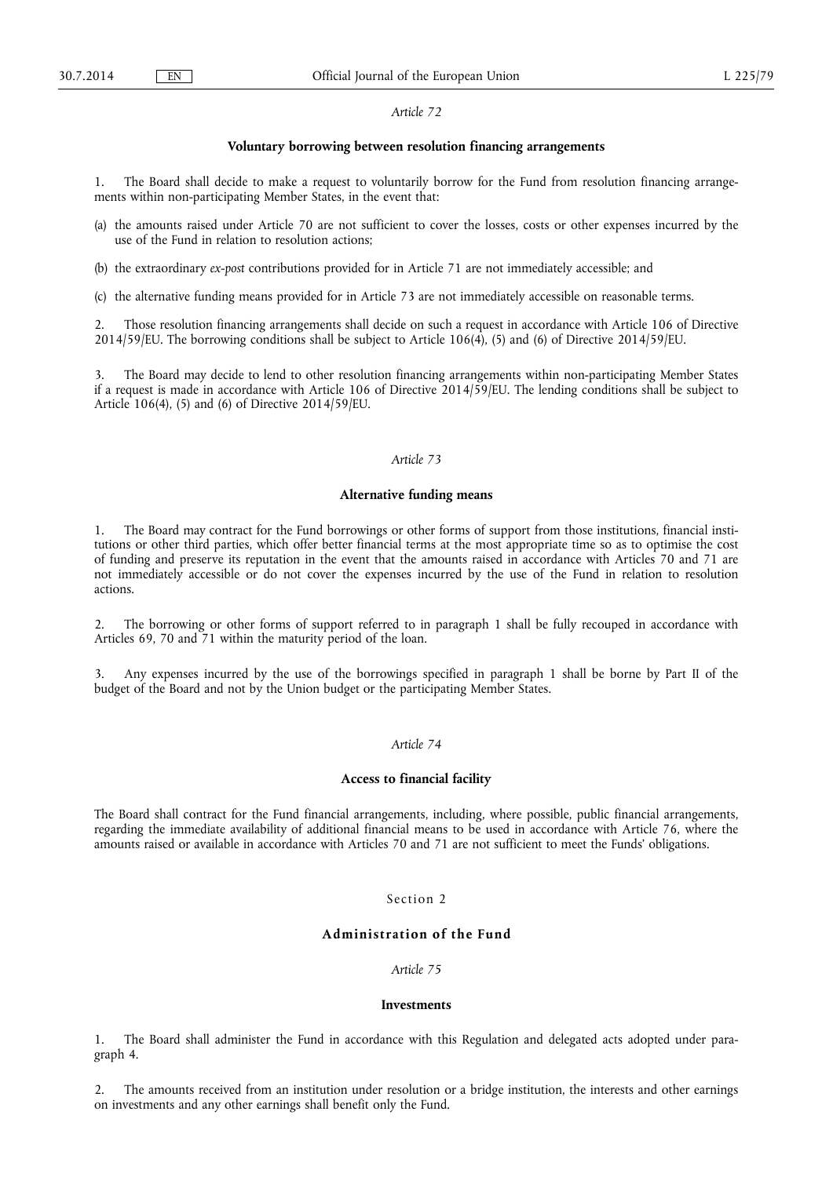*Article 72*

**Voluntary borrowing between resolution financing arrangements**

1. The Board shall decide to make a request to voluntarily borrow for the Fund from resolution financing arrangements within non-participating Member States, in the event that:

(a) the amounts raised under Article 70 are not sufficient to cover the losses, costs or other expenses incurred by the use of the Fund in relation to resolution actions;

(b) the extraordinary *ex-post* contributions provided for in Article 71 are not immediately accessible; and

(c) the alternative funding means provided for in Article 73 are not immediately accessible on reasonable terms.

2. Those resolution financing arrangements shall decide on such a request in accordance with Article 106 of Directive 2014/59/EU. The borrowing conditions shall be subject to Article 106(4), (5) and (6) of Directive 2014/59/EU.

3. The Board may decide to lend to other resolution financing arrangements within non-participating Member States if a request is made in accordance with Article 106 of Directive 2014/59/EU. The lending conditions shall be subject to Article 106(4), (5) and (6) of Directive 2014/59/EU.

*Article 73*

**Alternative funding means**

1. The Board may contract for the Fund borrowings or other forms of support from those institutions, financial institutions or other third parties, which offer better financial terms at the most appropriate time so as to optimise the cost of funding and preserve its reputation in the event that the amounts raised in accordance with Articles 70 and 71 are not immediately accessible or do not cover the expenses incurred by the use of the Fund in relation to resolution actions.

2. The borrowing or other forms of support referred to in paragraph 1 shall be fully recouped in accordance with Articles 69, 70 and 71 within the maturity period of the loan.

3. Any expenses incurred by the use of the borrowings specified in paragraph 1 shall be borne by Part II of the budget of the Board and not by the Union budget or the participating Member States.

*Article 74*

**Access to financial facility**

The Board shall contract for the Fund financial arrangements, including, where possible, public financial arrangements, regarding the immediate availability of additional financial means to be used in accordance with Article 76, where the amounts raised or available in accordance with Articles 70 and 71 are not sufficient to meet the Funds' obligations.

Section 2

**Administration of the Fund**

*Article 75*

**Investments**

1. The Board shall administer the Fund in accordance with this Regulation and delegated acts adopted under paragraph 4.

2. The amounts received from an institution under resolution or a bridge institution, the interests and other earnings on investments and any other earnings shall benefit only the Fund.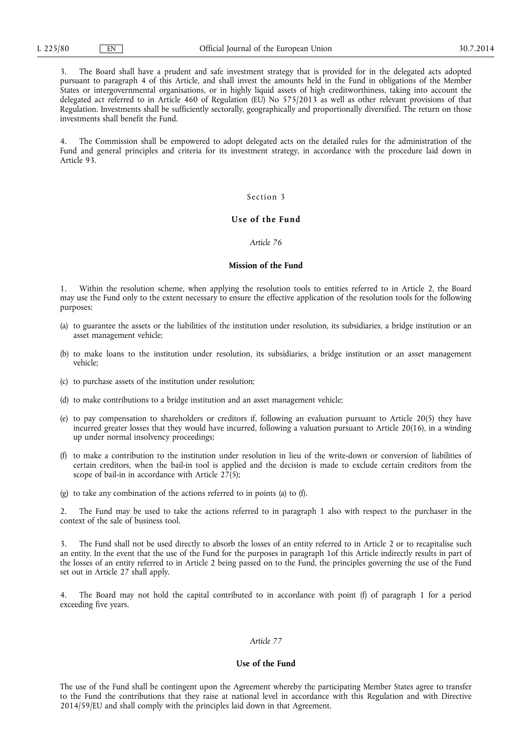3. The Board shall have a prudent and safe investment strategy that is provided for in the delegated acts adopted pursuant to paragraph 4 of this Article, and shall invest the amounts held in the Fund in obligations of the Member States or intergovernmental organisations, or in highly liquid assets of high creditworthiness, taking into account the delegated act referred to in Article 460 of Regulation (EU) No 575/2013 as well as other relevant provisions of that Regulation. Investments shall be sufficiently sectorally, geographically and proportionally diversified. The return on those investments shall benefit the Fund.

4. The Commission shall be empowered to adopt delegated acts on the detailed rules for the administration of the Fund and general principles and criteria for its investment strategy, in accordance with the procedure laid down in Article 93.

## Section 3

## Use of the Fund

*Article 76*

### Mission of the Fund

1. Within the resolution scheme, when applying the resolution tools to entities referred to in Article 2, the Board may use the Fund only to the extent necessary to ensure the effective application of the resolution tools for the following purposes:

(a) to guarantee the assets or the liabilities of the institution under resolution, its subsidiaries, a bridge institution or an asset management vehicle;

(b) to make loans to the institution under resolution, its subsidiaries, a bridge institution or an asset management vehicle;

(c) to purchase assets of the institution under resolution;

(d) to make contributions to a bridge institution and an asset management vehicle;

(e) to pay compensation to shareholders or creditors if, following an evaluation pursuant to Article 20(5) they have incurred greater losses that they would have incurred, following a valuation pursuant to Article 20(16), in a winding up under normal insolvency proceedings;

(f) to make a contribution to the institution under resolution in lieu of the write-down or conversion of liabilities of certain creditors, when the bail-in tool is applied and the decision is made to exclude certain creditors from the scope of bail-in in accordance with Article 27(5);

(g) to take any combination of the actions referred to in points (a) to (f).

2. The Fund may be used to take the actions referred to in paragraph 1 also with respect to the purchaser in the context of the sale of business tool.

3. The Fund shall not be used directly to absorb the losses of an entity referred to in Article 2 or to recapitalise such an entity. In the event that the use of the Fund for the purposes in paragraph 1of this Article indirectly results in part of the losses of an entity referred to in Article 2 being passed on to the Fund, the principles governing the use of the Fund set out in Article 27 shall apply.

4. The Board may not hold the capital contributed to in accordance with point (f) of paragraph 1 for a period exceeding five years.

*Article 77*

### Use of the Fund

The use of the Fund shall be contingent upon the Agreement whereby the participating Member States agree to transfer to the Fund the contributions that they raise at national level in accordance with this Regulation and with Directive 2014/59/EU and shall comply with the principles laid down in that Agreement.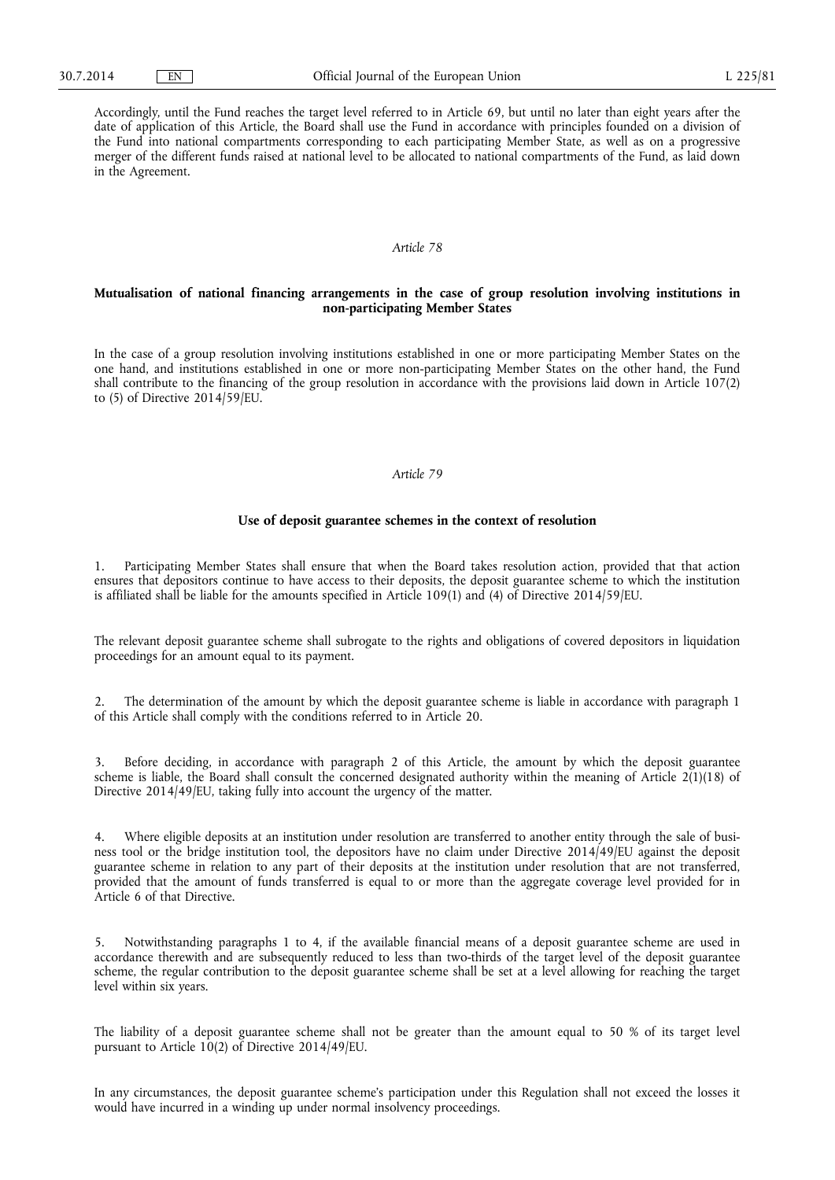Accordingly, until the Fund reaches the target level referred to in Article 69, but until no later than eight years after the date of application of this Article, the Board shall use the Fund in accordance with principles founded on a division of the Fund into national compartments corresponding to each participating Member State, as well as on a progressive merger of the different funds raised at national level to be allocated to national compartments of the Fund, as laid down in the Agreement.

*Article 78*

**Mutualisation of national financing arrangements in the case of group resolution involving institutions in non-participating Member States**

In the case of a group resolution involving institutions established in one or more participating Member States on the one hand, and institutions established in one or more non-participating Member States on the other hand, the Fund shall contribute to the financing of the group resolution in accordance with the provisions laid down in Article 107(2) to (5) of Directive 2014/59/EU.

*Article 79*

**Use of deposit guarantee schemes in the context of resolution**

1. Participating Member States shall ensure that when the Board takes resolution action, provided that that action ensures that depositors continue to have access to their deposits, the deposit guarantee scheme to which the institution is affiliated shall be liable for the amounts specified in Article 109(1) and (4) of Directive 2014/59/EU.

The relevant deposit guarantee scheme shall subrogate to the rights and obligations of covered depositors in liquidation proceedings for an amount equal to its payment.

2. The determination of the amount by which the deposit guarantee scheme is liable in accordance with paragraph 1 of this Article shall comply with the conditions referred to in Article 20.

3. Before deciding, in accordance with paragraph 2 of this Article, the amount by which the deposit guarantee scheme is liable, the Board shall consult the concerned designated authority within the meaning of Article 2(1)(18) of Directive 2014/49/EU, taking fully into account the urgency of the matter.

4. Where eligible deposits at an institution under resolution are transferred to another entity through the sale of business tool or the bridge institution tool, the depositors have no claim under Directive 2014/49/EU against the deposit guarantee scheme in relation to any part of their deposits at the institution under resolution that are not transferred, provided that the amount of funds transferred is equal to or more than the aggregate coverage level provided for in Article 6 of that Directive.

5. Notwithstanding paragraphs 1 to 4, if the available financial means of a deposit guarantee scheme are used in accordance therewith and are subsequently reduced to less than two-thirds of the target level of the deposit guarantee scheme, the regular contribution to the deposit guarantee scheme shall be set at a level allowing for reaching the target level within six years.

The liability of a deposit guarantee scheme shall not be greater than the amount equal to 50 % of its target level pursuant to Article 10(2) of Directive 2014/49/EU.

In any circumstances, the deposit guarantee scheme's participation under this Regulation shall not exceed the losses it would have incurred in a winding up under normal insolvency proceedings.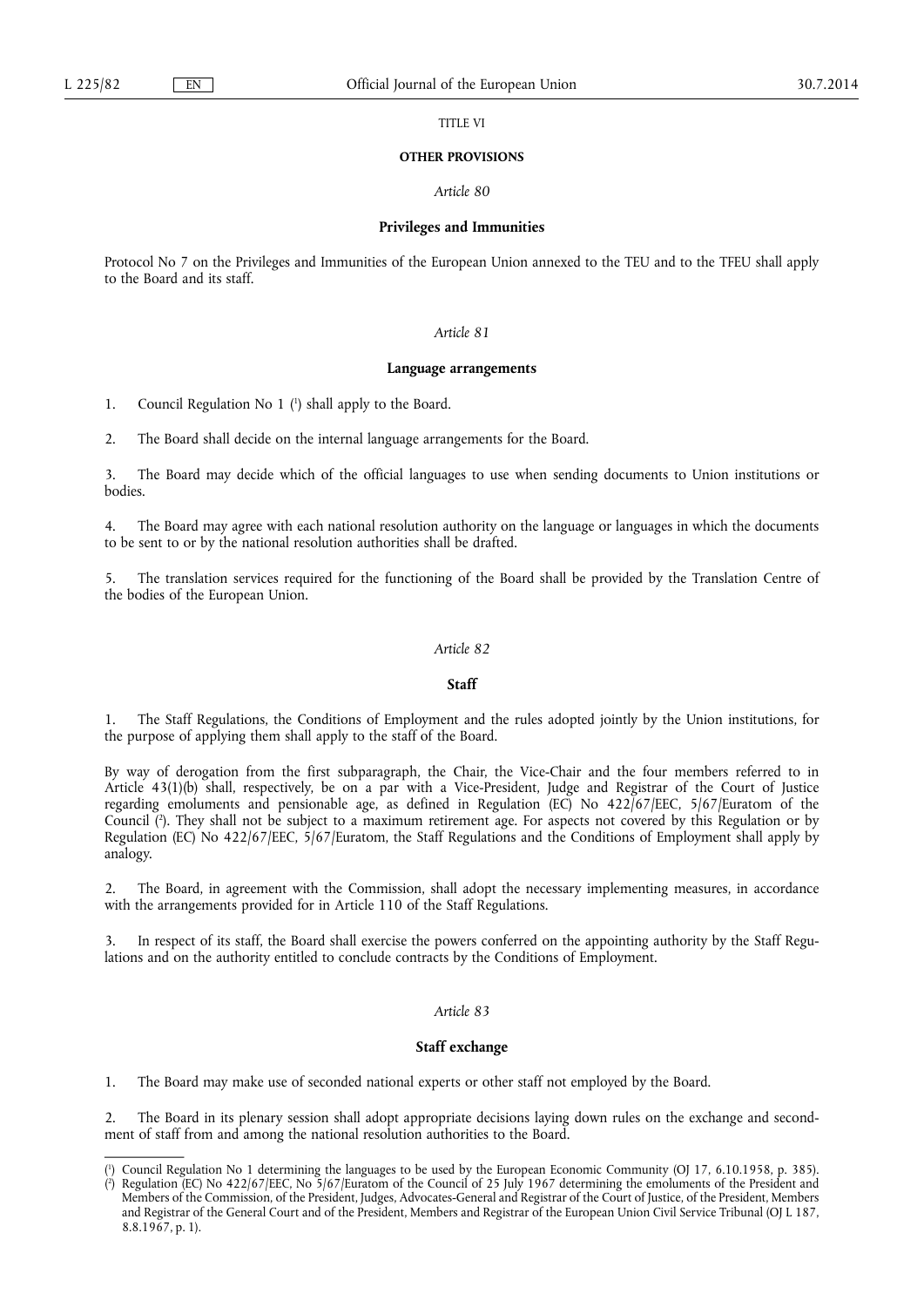TITLE VI

**OTHER PROVISIONS**

*Article 80*

**Privileges and Immunities**

Protocol No 7 on the Privileges and Immunities of the European Union annexed to the TEU and to the TFEU shall apply to the Board and its staff.

*Article 81*

**Language arrangements**

1. Council Regulation No 1 [1] shall apply to the Board.

2. The Board shall decide on the internal language arrangements for the Board.

3. The Board may decide which of the official languages to use when sending documents to Union institutions or bodies.

4. The Board may agree with each national resolution authority on the language or languages in which the documents to be sent to or by the national resolution authorities shall be drafted.

5. The translation services required for the functioning of the Board shall be provided by the Translation Centre of the bodies of the European Union.

*Article 82*

**Staff**

1. The Staff Regulations, the Conditions of Employment and the rules adopted jointly by the Union institutions, for the purpose of applying them shall apply to the staff of the Board.

By way of derogation from the first subparagraph, the Chair, the Vice-Chair and the four members referred to in Article 43(1)(b) shall, respectively, be on a par with a Vice-President, Judge and Registrar of the Court of Justice regarding emoluments and pensionable age, as defined in Regulation (EC) No 422/67/EEC, 5/67/Euratom of the Council [2]. They shall not be subject to a maximum retirement age. For aspects not covered by this Regulation or by Regulation (EC) No 422/67/EEC, 5/67/Euratom, the Staff Regulations and the Conditions of Employment shall apply by analogy.

2. The Board, in agreement with the Commission, shall adopt the necessary implementing measures, in accordance with the arrangements provided for in Article 110 of the Staff Regulations.

3. In respect of its staff, the Board shall exercise the powers conferred on the appointing authority by the Staff Regulations and on the authority entitled to conclude contracts by the Conditions of Employment.

*Article 83*

**Staff exchange**

1. The Board may make use of seconded national experts or other staff not employed by the Board.

2. The Board in its plenary session shall adopt appropriate decisions laying down rules on the exchange and secondment of staff from and among the national resolution authorities to the Board.

---

[1] Council Regulation No 1 determining the languages to be used by the European Economic Community (OJ 17, 6.10.1958, p. 385).

[2] Regulation (EC) No 422/67/EEC, No 5/67/Euratom of the Council of 25 July 1967 determining the emoluments of the President and Members of the Commission, of the President, Judges, Advocates-General and Registrar of the Court of Justice, of the President, Members and Registrar of the General Court and of the President, Members and Registrar of the European Union Civil Service Tribunal (OJ L 187, 8.8.1967, p. 1).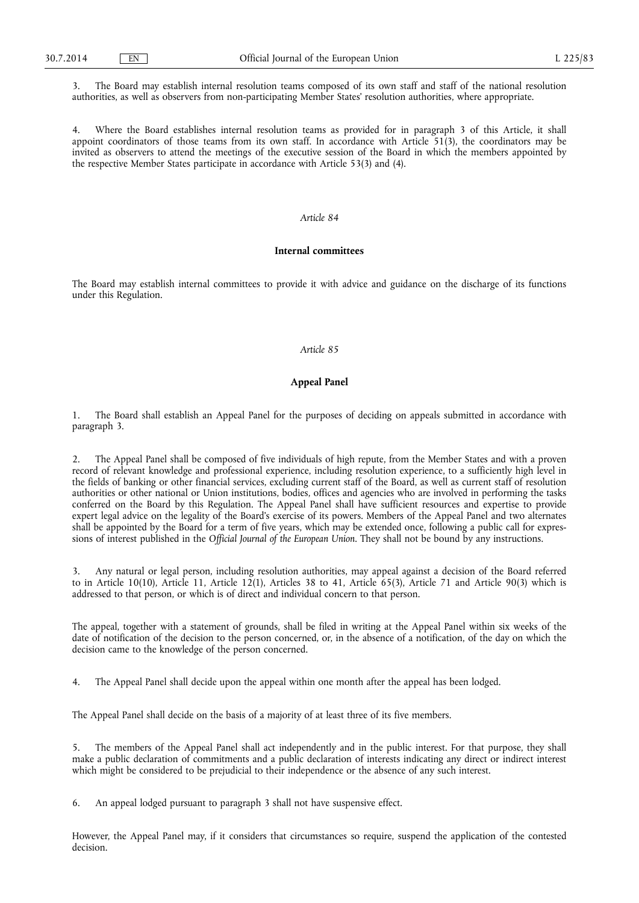3. The Board may establish internal resolution teams composed of its own staff and staff of the national resolution authorities, as well as observers from non-participating Member States' resolution authorities, where appropriate.

4. Where the Board establishes internal resolution teams as provided for in paragraph 3 of this Article, it shall appoint coordinators of those teams from its own staff. In accordance with Article 51(3), the coordinators may be invited as observers to attend the meetings of the executive session of the Board in which the members appointed by the respective Member States participate in accordance with Article 53(3) and (4).

*Article 84*

**Internal committees**

The Board may establish internal committees to provide it with advice and guidance on the discharge of its functions under this Regulation.

*Article 85*

**Appeal Panel**

1. The Board shall establish an Appeal Panel for the purposes of deciding on appeals submitted in accordance with paragraph 3.

2. The Appeal Panel shall be composed of five individuals of high repute, from the Member States and with a proven record of relevant knowledge and professional experience, including resolution experience, to a sufficiently high level in the fields of banking or other financial services, excluding current staff of the Board, as well as current staff of resolution authorities or other national or Union institutions, bodies, offices and agencies who are involved in performing the tasks conferred on the Board by this Regulation. The Appeal Panel shall have sufficient resources and expertise to provide expert legal advice on the legality of the Board's exercise of its powers. Members of the Appeal Panel and two alternates shall be appointed by the Board for a term of five years, which may be extended once, following a public call for expressions of interest published in the *Official Journal of the European Union*. They shall not be bound by any instructions.

3. Any natural or legal person, including resolution authorities, may appeal against a decision of the Board referred to in Article 10(10), Article 11, Article 12(1), Articles 38 to 41, Article 65(3), Article 71 and Article 90(3) which is addressed to that person, or which is of direct and individual concern to that person.

The appeal, together with a statement of grounds, shall be filed in writing at the Appeal Panel within six weeks of the date of notification of the decision to the person concerned, or, in the absence of a notification, of the day on which the decision came to the knowledge of the person concerned.

4. The Appeal Panel shall decide upon the appeal within one month after the appeal has been lodged.

The Appeal Panel shall decide on the basis of a majority of at least three of its five members.

5. The members of the Appeal Panel shall act independently and in the public interest. For that purpose, they shall make a public declaration of commitments and a public declaration of interests indicating any direct or indirect interest which might be considered to be prejudicial to their independence or the absence of any such interest.

6. An appeal lodged pursuant to paragraph 3 shall not have suspensive effect.

However, the Appeal Panel may, if it considers that circumstances so require, suspend the application of the contested decision.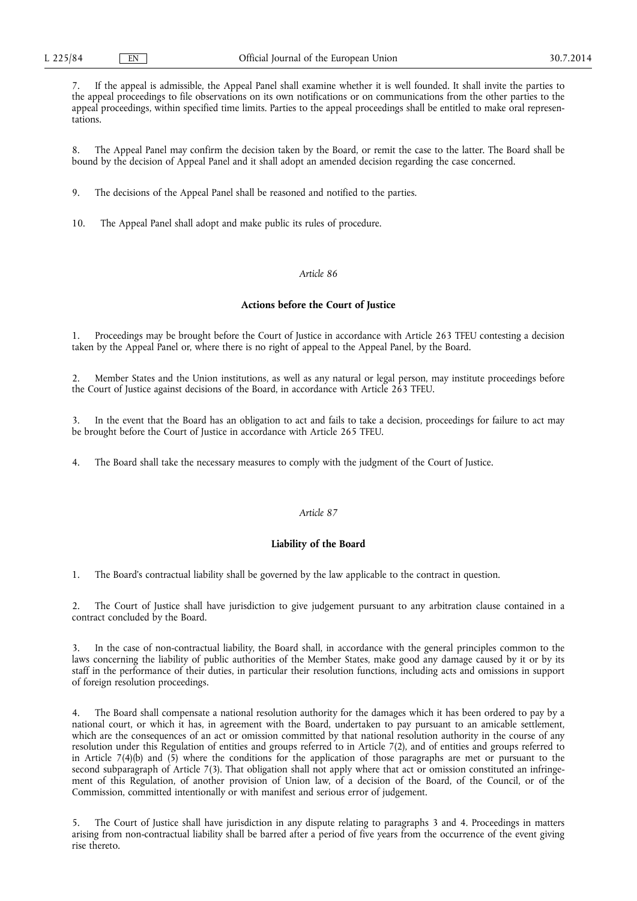7. If the appeal is admissible, the Appeal Panel shall examine whether it is well founded. It shall invite the parties to the appeal proceedings to file observations on its own notifications or on communications from the other parties to the appeal proceedings, within specified time limits. Parties to the appeal proceedings shall be entitled to make oral representations.

8. The Appeal Panel may confirm the decision taken by the Board, or remit the case to the latter. The Board shall be bound by the decision of Appeal Panel and it shall adopt an amended decision regarding the case concerned.

9. The decisions of the Appeal Panel shall be reasoned and notified to the parties.

10. The Appeal Panel shall adopt and make public its rules of procedure.

*Article 86*

**Actions before the Court of Justice**

1. Proceedings may be brought before the Court of Justice in accordance with Article 263 TFEU contesting a decision taken by the Appeal Panel or, where there is no right of appeal to the Appeal Panel, by the Board.

2. Member States and the Union institutions, as well as any natural or legal person, may institute proceedings before the Court of Justice against decisions of the Board, in accordance with Article 263 TFEU.

3. In the event that the Board has an obligation to act and fails to take a decision, proceedings for failure to act may be brought before the Court of Justice in accordance with Article 265 TFEU.

4. The Board shall take the necessary measures to comply with the judgment of the Court of Justice.

*Article 87*

**Liability of the Board**

1. The Board's contractual liability shall be governed by the law applicable to the contract in question.

2. The Court of Justice shall have jurisdiction to give judgement pursuant to any arbitration clause contained in a contract concluded by the Board.

3. In the case of non-contractual liability, the Board shall, in accordance with the general principles common to the laws concerning the liability of public authorities of the Member States, make good any damage caused by it or by its staff in the performance of their duties, in particular their resolution functions, including acts and omissions in support of foreign resolution proceedings.

4. The Board shall compensate a national resolution authority for the damages which it has been ordered to pay by a national court, or which it has, in agreement with the Board, undertaken to pay pursuant to an amicable settlement, which are the consequences of an act or omission committed by that national resolution authority in the course of any resolution under this Regulation of entities and groups referred to in Article 7(2), and of entities and groups referred to in Article 7(4)(b) and (5) where the conditions for the application of those paragraphs are met or pursuant to the second subparagraph of Article 7(3). That obligation shall not apply where that act or omission constituted an infringement of this Regulation, of another provision of Union law, of a decision of the Board, of the Council, or of the Commission, committed intentionally or with manifest and serious error of judgement.

5. The Court of Justice shall have jurisdiction in any dispute relating to paragraphs 3 and 4. Proceedings in matters arising from non-contractual liability shall be barred after a period of five years from the occurrence of the event giving rise thereto.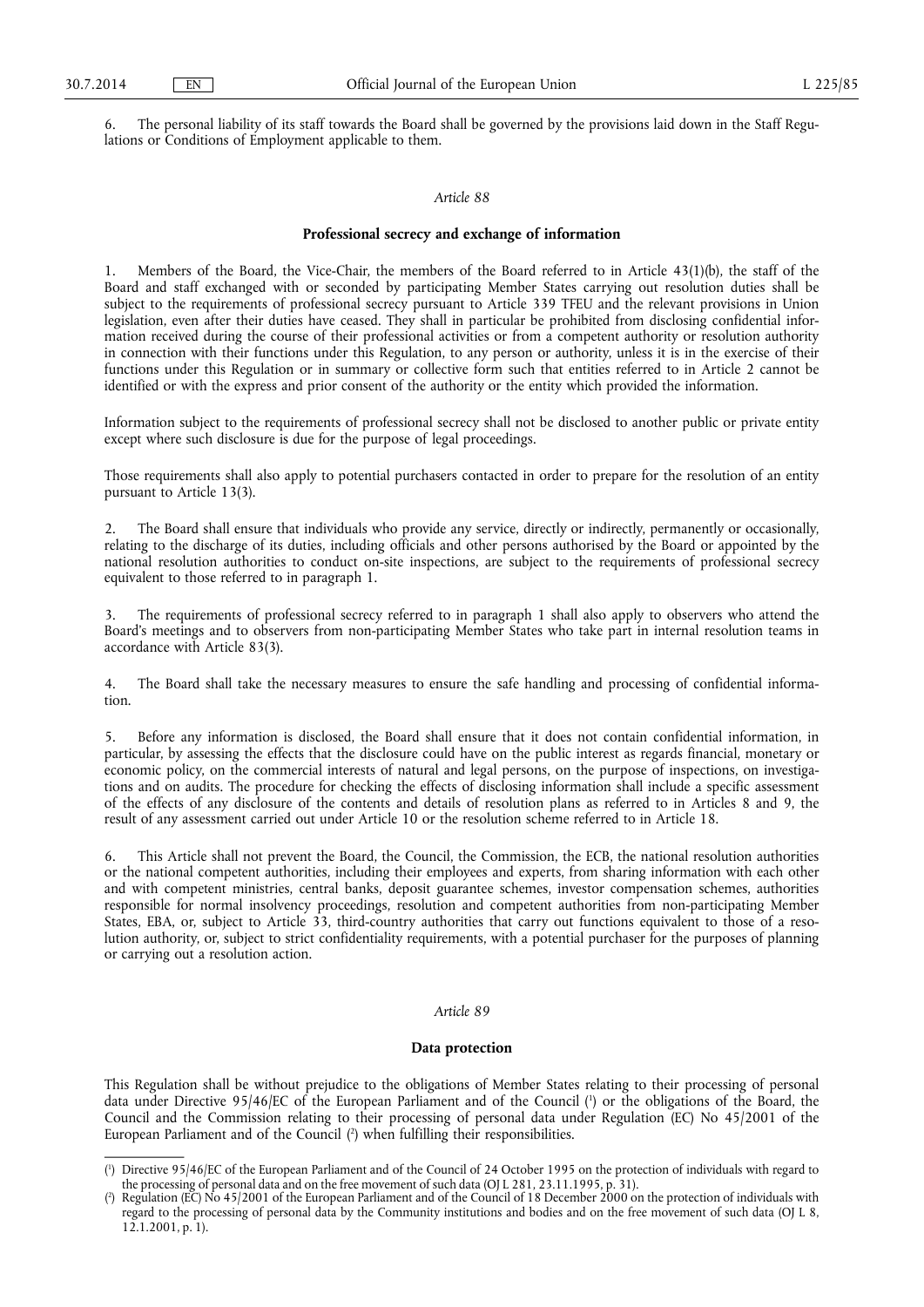6. The personal liability of its staff towards the Board shall be governed by the provisions laid down in the Staff Regulations or Conditions of Employment applicable to them.

*Article 88*

**Professional secrecy and exchange of information**

1. Members of the Board, the Vice-Chair, the members of the Board referred to in Article 43(1)(b), the staff of the Board and staff exchanged with or seconded by participating Member States carrying out resolution duties shall be subject to the requirements of professional secrecy pursuant to Article 339 TFEU and the relevant provisions in Union legislation, even after their duties have ceased. They shall in particular be prohibited from disclosing confidential information received during the course of their professional activities or from a competent authority or resolution authority in connection with their functions under this Regulation, to any person or authority, unless it is in the exercise of their functions under this Regulation or in summary or collective form such that entities referred to in Article 2 cannot be identified or with the express and prior consent of the authority or the entity which provided the information.

Information subject to the requirements of professional secrecy shall not be disclosed to another public or private entity except where such disclosure is due for the purpose of legal proceedings.

Those requirements shall also apply to potential purchasers contacted in order to prepare for the resolution of an entity pursuant to Article 13(3).

2. The Board shall ensure that individuals who provide any service, directly or indirectly, permanently or occasionally, relating to the discharge of its duties, including officials and other persons authorised by the Board or appointed by the national resolution authorities to conduct on-site inspections, are subject to the requirements of professional secrecy equivalent to those referred to in paragraph 1.

3. The requirements of professional secrecy referred to in paragraph 1 shall also apply to observers who attend the Board's meetings and to observers from non-participating Member States who take part in internal resolution teams in accordance with Article 83(3).

4. The Board shall take the necessary measures to ensure the safe handling and processing of confidential information.

5. Before any information is disclosed, the Board shall ensure that it does not contain confidential information, in particular, by assessing the effects that the disclosure could have on the public interest as regards financial, monetary or economic policy, on the commercial interests of natural and legal persons, on the purpose of inspections, on investigations and on audits. The procedure for checking the effects of disclosing information shall include a specific assessment of the effects of any disclosure of the contents and details of resolution plans as referred to in Articles 8 and 9, the result of any assessment carried out under Article 10 or the resolution scheme referred to in Article 18.

6. This Article shall not prevent the Board, the Council, the Commission, the ECB, the national resolution authorities or the national competent authorities, including their employees and experts, from sharing information with each other and with competent ministries, central banks, deposit guarantee schemes, investor compensation schemes, authorities responsible for normal insolvency proceedings, resolution and competent authorities from non-participating Member States, EBA, or, subject to Article 33, third-country authorities that carry out functions equivalent to those of a resolution authority, or, subject to strict confidentiality requirements, with a potential purchaser for the purposes of planning or carrying out a resolution action.

*Article 89*

**Data protection**

This Regulation shall be without prejudice to the obligations of Member States relating to their processing of personal data under Directive 95/46/EC of the European Parliament and of the Council [1] or the obligations of the Board, the Council and the Commission relating to their processing of personal data under Regulation (EC) No 45/2001 of the European Parliament and of the Council [2] when fulfilling their responsibilities.

---

[1] Directive 95/46/EC of the European Parliament and of the Council of 24 October 1995 on the protection of individuals with regard to the processing of personal data and on the free movement of such data (OJ L 281, 23.11.1995, p. 31).

[2] Regulation (EC) No 45/2001 of the European Parliament and of the Council of 18 December 2000 on the protection of individuals with regard to the processing of personal data by the Community institutions and bodies and on the free movement of such data (OJ L 8, 12.1.2001, p. 1).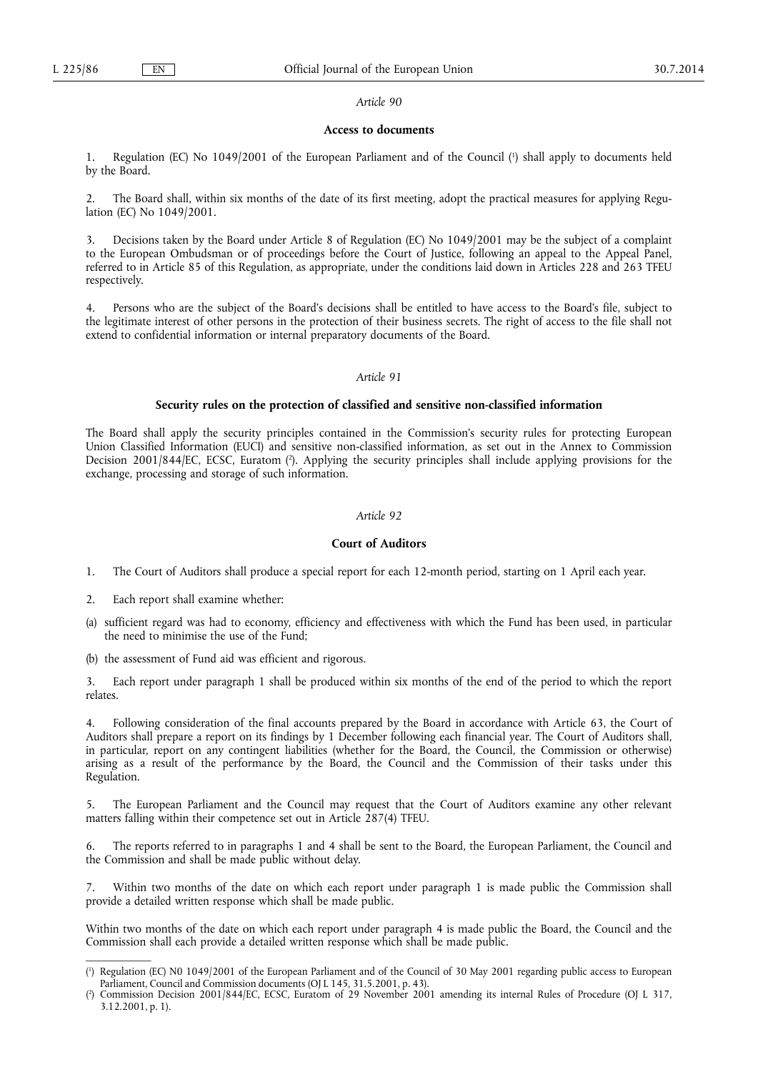*Article 90*

**Access to documents**

1. Regulation (EC) No 1049/2001 of the European Parliament and of the Council [1] shall apply to documents held by the Board.

2. The Board shall, within six months of the date of its first meeting, adopt the practical measures for applying Regulation (EC) No 1049/2001.

3. Decisions taken by the Board under Article 8 of Regulation (EC) No 1049/2001 may be the subject of a complaint to the European Ombudsman or of proceedings before the Court of Justice, following an appeal to the Appeal Panel, referred to in Article 85 of this Regulation, as appropriate, under the conditions laid down in Articles 228 and 263 TFEU respectively.

4. Persons who are the subject of the Board's decisions shall be entitled to have access to the Board's file, subject to the legitimate interest of other persons in the protection of their business secrets. The right of access to the file shall not extend to confidential information or internal preparatory documents of the Board.

*Article 91*

**Security rules on the protection of classified and sensitive non-classified information**

The Board shall apply the security principles contained in the Commission's security rules for protecting European Union Classified Information (EUCI) and sensitive non-classified information, as set out in the Annex to Commission Decision 2001/844/EC, ECSC, Euratom [2]. Applying the security principles shall include applying provisions for the exchange, processing and storage of such information.

*Article 92*

**Court of Auditors**

1. The Court of Auditors shall produce a special report for each 12-month period, starting on 1 April each year.

2. Each report shall examine whether:

(a) sufficient regard was had to economy, efficiency and effectiveness with which the Fund has been used, in particular the need to minimise the use of the Fund;

(b) the assessment of Fund aid was efficient and rigorous.

3. Each report under paragraph 1 shall be produced within six months of the end of the period to which the report relates.

4. Following consideration of the final accounts prepared by the Board in accordance with Article 63, the Court of Auditors shall prepare a report on its findings by 1 December following each financial year. The Court of Auditors shall, in particular, report on any contingent liabilities (whether for the Board, the Council, the Commission or otherwise) arising as a result of the performance by the Board, the Council and the Commission of their tasks under this Regulation.

5. The European Parliament and the Council may request that the Court of Auditors examine any other relevant matters falling within their competence set out in Article 287(4) TFEU.

6. The reports referred to in paragraphs 1 and 4 shall be sent to the Board, the European Parliament, the Council and the Commission and shall be made public without delay.

7. Within two months of the date on which each report under paragraph 1 is made public the Commission shall provide a detailed written response which shall be made public.

Within two months of the date on which each report under paragraph 4 is made public the Board, the Council and the Commission shall each provide a detailed written response which shall be made public.

---

[1] Regulation (EC) N0 1049/2001 of the European Parliament and of the Council of 30 May 2001 regarding public access to European Parliament, Council and Commission documents (OJ L 145, 31.5.2001, p. 43).

[2] Commission Decision 2001/844/EC, ECSC, Euratom of 29 November 2001 amending its internal Rules of Procedure (OJ L 317, 3.12.2001, p. 1).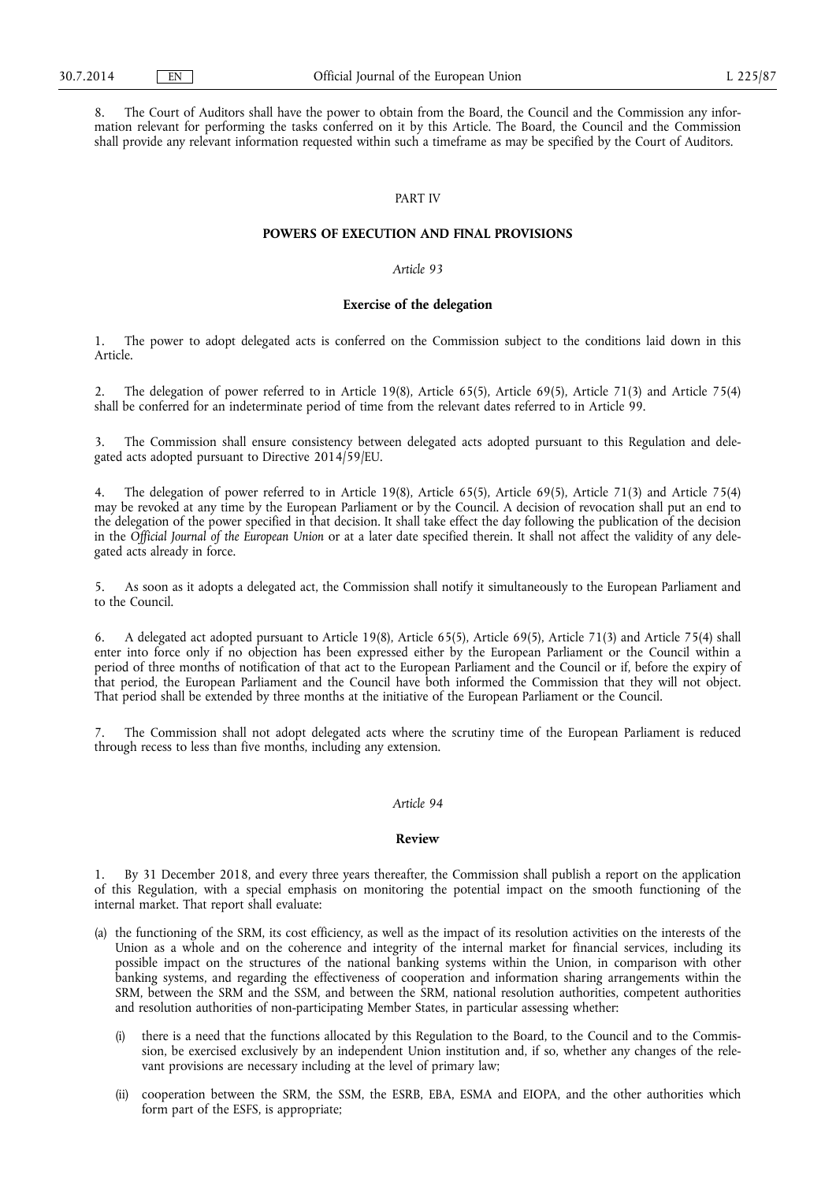8. The Court of Auditors shall have the power to obtain from the Board, the Council and the Commission any information relevant for performing the tasks conferred on it by this Article. The Board, the Council and the Commission shall provide any relevant information requested within such a timeframe as may be specified by the Court of Auditors.

PART IV

## POWERS OF EXECUTION AND FINAL PROVISIONS

*Article 93*

### Exercise of the delegation

1. The power to adopt delegated acts is conferred on the Commission subject to the conditions laid down in this Article.

2. The delegation of power referred to in Article 19(8), Article 65(5), Article 69(5), Article 71(3) and Article 75(4) shall be conferred for an indeterminate period of time from the relevant dates referred to in Article 99.

3. The Commission shall ensure consistency between delegated acts adopted pursuant to this Regulation and delegated acts adopted pursuant to Directive 2014/59/EU.

4. The delegation of power referred to in Article 19(8), Article 65(5), Article 69(5), Article 71(3) and Article 75(4) may be revoked at any time by the European Parliament or by the Council. A decision of revocation shall put an end to the delegation of the power specified in that decision. It shall take effect the day following the publication of the decision in the *Official Journal of the European Union* or at a later date specified therein. It shall not affect the validity of any delegated acts already in force.

5. As soon as it adopts a delegated act, the Commission shall notify it simultaneously to the European Parliament and to the Council.

6. A delegated act adopted pursuant to Article 19(8), Article 65(5), Article 69(5), Article 71(3) and Article 75(4) shall enter into force only if no objection has been expressed either by the European Parliament or the Council within a period of three months of notification of that act to the European Parliament and the Council or if, before the expiry of that period, the European Parliament and the Council have both informed the Commission that they will not object. That period shall be extended by three months at the initiative of the European Parliament or the Council.

7. The Commission shall not adopt delegated acts where the scrutiny time of the European Parliament is reduced through recess to less than five months, including any extension.

*Article 94*

### Review

1. By 31 December 2018, and every three years thereafter, the Commission shall publish a report on the application of this Regulation, with a special emphasis on monitoring the potential impact on the smooth functioning of the internal market. That report shall evaluate:

(a) the functioning of the SRM, its cost efficiency, as well as the impact of its resolution activities on the interests of the Union as a whole and on the coherence and integrity of the internal market for financial services, including its possible impact on the structures of the national banking systems within the Union, in comparison with other banking systems, and regarding the effectiveness of cooperation and information sharing arrangements within the SRM, between the SRM and the SSM, and between the SRM, national resolution authorities, competent authorities and resolution authorities of non-participating Member States, in particular assessing whether:

   (i) there is a need that the functions allocated by this Regulation to the Board, to the Council and to the Commission, be exercised exclusively by an independent Union institution and, if so, whether any changes of the relevant provisions are necessary including at the level of primary law;

   (ii) cooperation between the SRM, the SSM, the ESRB, EBA, ESMA and EIOPA, and the other authorities which form part of the ESFS, is appropriate;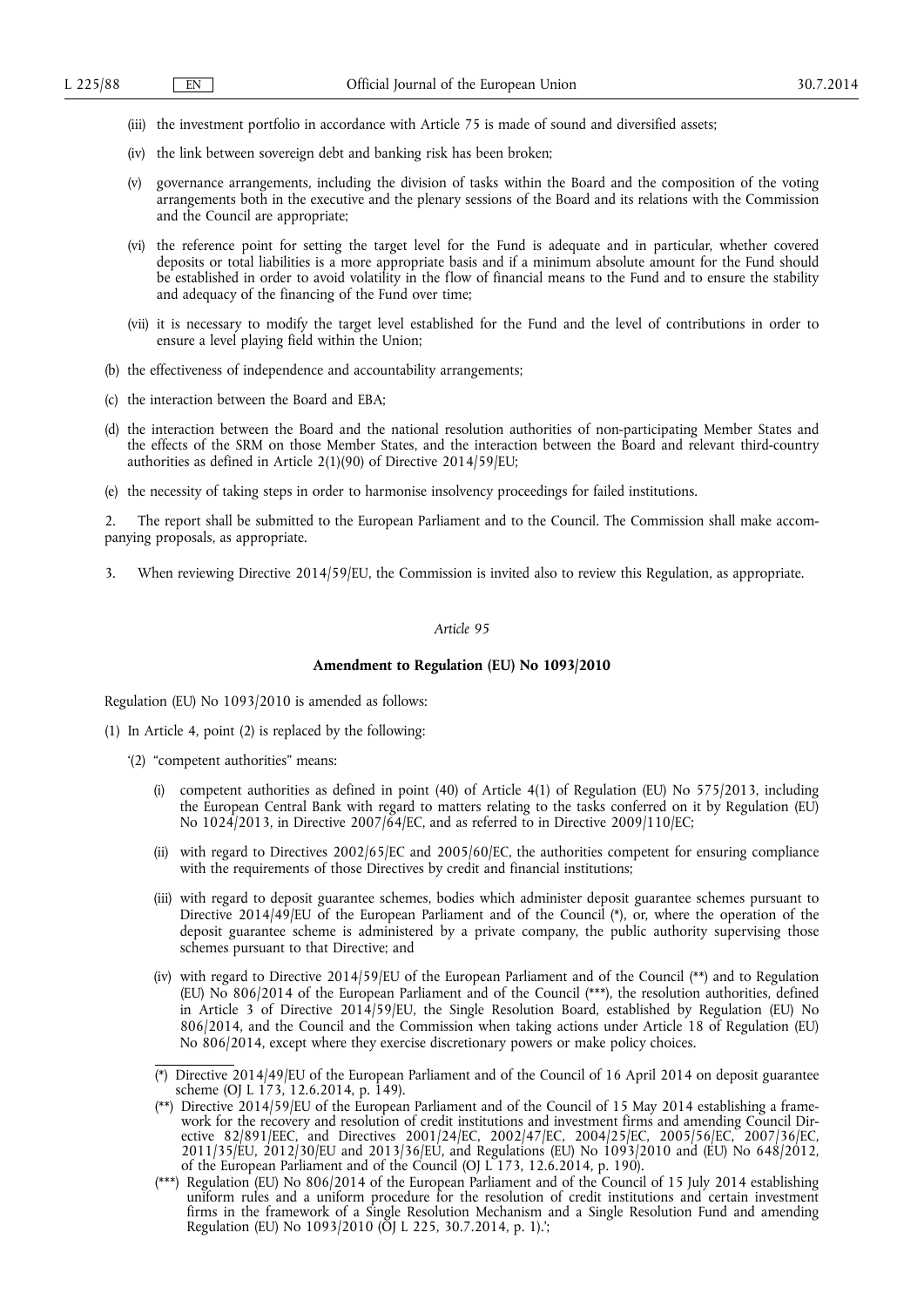(iii) the investment portfolio in accordance with Article 75 is made of sound and diversified assets;

(iv) the link between sovereign debt and banking risk has been broken;

(v) governance arrangements, including the division of tasks within the Board and the composition of the voting arrangements both in the executive and the plenary sessions of the Board and its relations with the Commission and the Council are appropriate;

(vi) the reference point for setting the target level for the Fund is adequate and in particular, whether covered deposits or total liabilities is a more appropriate basis and if a minimum absolute amount for the Fund should be established in order to avoid volatility in the flow of financial means to the Fund and to ensure the stability and adequacy of the financing of the Fund over time;

(vii) it is necessary to modify the target level established for the Fund and the level of contributions in order to ensure a level playing field within the Union;

(b) the effectiveness of independence and accountability arrangements;

(c) the interaction between the Board and EBA;

(d) the interaction between the Board and the national resolution authorities of non-participating Member States and the effects of the SRM on those Member States, and the interaction between the Board and relevant third-country authorities as defined in Article 2(1)(90) of Directive 2014/59/EU;

(e) the necessity of taking steps in order to harmonise insolvency proceedings for failed institutions.

2. The report shall be submitted to the European Parliament and to the Council. The Commission shall make accompanying proposals, as appropriate.

3. When reviewing Directive 2014/59/EU, the Commission is invited also to review this Regulation, as appropriate.

*Article 95*

**Amendment to Regulation (EU) No 1093/2010**

Regulation (EU) No 1093/2010 is amended as follows:

(1) In Article 4, point (2) is replaced by the following:

'(2) "competent authorities" means:

(i) competent authorities as defined in point (40) of Article 4(1) of Regulation (EU) No 575/2013, including the European Central Bank with regard to matters relating to the tasks conferred on it by Regulation (EU) No 1024/2013, in Directive 2007/64/EC, and as referred to in Directive 2009/110/EC;

(ii) with regard to Directives 2002/65/EC and 2005/60/EC, the authorities competent for ensuring compliance with the requirements of those Directives by credit and financial institutions;

(iii) with regard to deposit guarantee schemes, bodies which administer deposit guarantee schemes pursuant to Directive 2014/49/EU of the European Parliament and of the Council (*), or, where the operation of the deposit guarantee scheme is administered by a private company, the public authority supervising those schemes pursuant to that Directive; and

(iv) with regard to Directive 2014/59/EU of the European Parliament and of the Council (**) and to Regulation (EU) No 806/2014 of the European Parliament and of the Council (***), the resolution authorities, defined in Article 3 of Directive 2014/59/EU, the Single Resolution Board, established by Regulation (EU) No 806/2014, and the Council and the Commission when taking actions under Article 18 of Regulation (EU) No 806/2014, except where they exercise discretionary powers or make policy choices.

(*) Directive 2014/49/EU of the European Parliament and of the Council of 16 April 2014 on deposit guarantee scheme (OJ L 173, 12.6.2014, p. 149).

(**) Directive 2014/59/EU of the European Parliament and of the Council of 15 May 2014 establishing a framework for the recovery and resolution of credit institutions and investment firms and amending Council Directive 82/891/EEC, and Directives 2001/24/EC, 2002/47/EC, 2004/25/EC, 2005/56/EC, 2007/36/EC, 2011/35/EU, 2012/30/EU and 2013/36/EU, and Regulations (EU) No 1093/2010 and (EU) No 648/2012, of the European Parliament and of the Council (OJ L 173, 12.6.2014, p. 190).

(***) Regulation (EU) No 806/2014 of the European Parliament and of the Council of 15 July 2014 establishing uniform rules and a uniform procedure for the resolution of credit institutions and certain investment firms in the framework of a Single Resolution Mechanism and a Single Resolution Fund and amending Regulation (EU) No 1093/2010 (OJ L 225, 30.7.2014, p. 1).';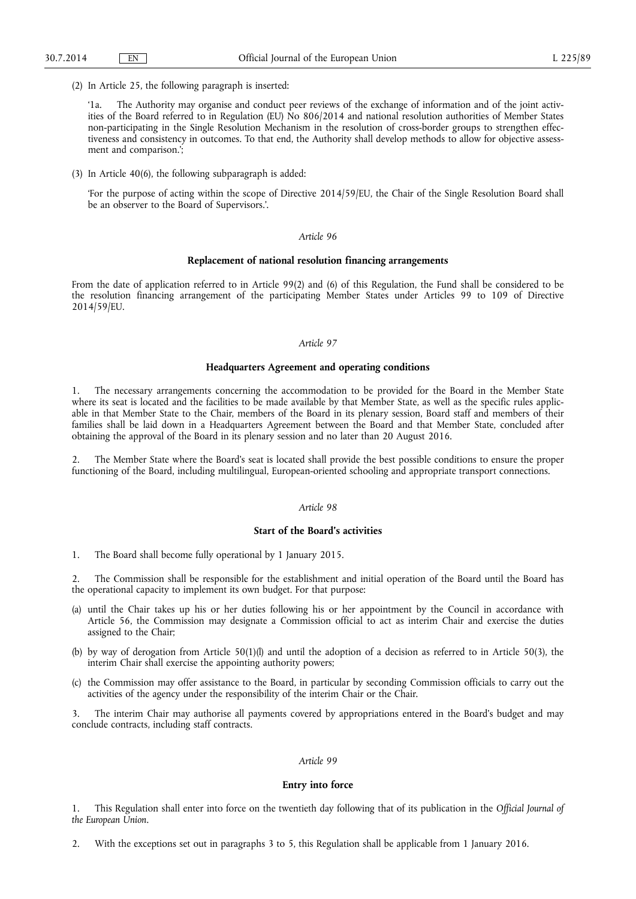(2) In Article 25, the following paragraph is inserted:

'1a. The Authority may organise and conduct peer reviews of the exchange of information and of the joint activities of the Board referred to in Regulation (EU) No 806/2014 and national resolution authorities of Member States non-participating in the Single Resolution Mechanism in the resolution of cross-border groups to strengthen effectiveness and consistency in outcomes. To that end, the Authority shall develop methods to allow for objective assessment and comparison.';

(3) In Article 40(6), the following subparagraph is added:

'For the purpose of acting within the scope of Directive 2014/59/EU, the Chair of the Single Resolution Board shall be an observer to the Board of Supervisors.'.

*Article 96*

**Replacement of national resolution financing arrangements**

From the date of application referred to in Article 99(2) and (6) of this Regulation, the Fund shall be considered to be the resolution financing arrangement of the participating Member States under Articles 99 to 109 of Directive 2014/59/EU.

*Article 97*

**Headquarters Agreement and operating conditions**

1. The necessary arrangements concerning the accommodation to be provided for the Board in the Member State where its seat is located and the facilities to be made available by that Member State, as well as the specific rules applicable in that Member State to the Chair, members of the Board in its plenary session, Board staff and members of their families shall be laid down in a Headquarters Agreement between the Board and that Member State, concluded after obtaining the approval of the Board in its plenary session and no later than 20 August 2016.

2. The Member State where the Board's seat is located shall provide the best possible conditions to ensure the proper functioning of the Board, including multilingual, European-oriented schooling and appropriate transport connections.

*Article 98*

**Start of the Board's activities**

1. The Board shall become fully operational by 1 January 2015.

2. The Commission shall be responsible for the establishment and initial operation of the Board until the Board has the operational capacity to implement its own budget. For that purpose:

(a) until the Chair takes up his or her duties following his or her appointment by the Council in accordance with Article 56, the Commission may designate a Commission official to act as interim Chair and exercise the duties assigned to the Chair;

(b) by way of derogation from Article 50(1)(l) and until the adoption of a decision as referred to in Article 50(3), the interim Chair shall exercise the appointing authority powers;

(c) the Commission may offer assistance to the Board, in particular by seconding Commission officials to carry out the activities of the agency under the responsibility of the interim Chair or the Chair.

3. The interim Chair may authorise all payments covered by appropriations entered in the Board's budget and may conclude contracts, including staff contracts.

*Article 99*

**Entry into force**

1. This Regulation shall enter into force on the twentieth day following that of its publication in the *Official Journal of the European Union*.

2. With the exceptions set out in paragraphs 3 to 5, this Regulation shall be applicable from 1 January 2016.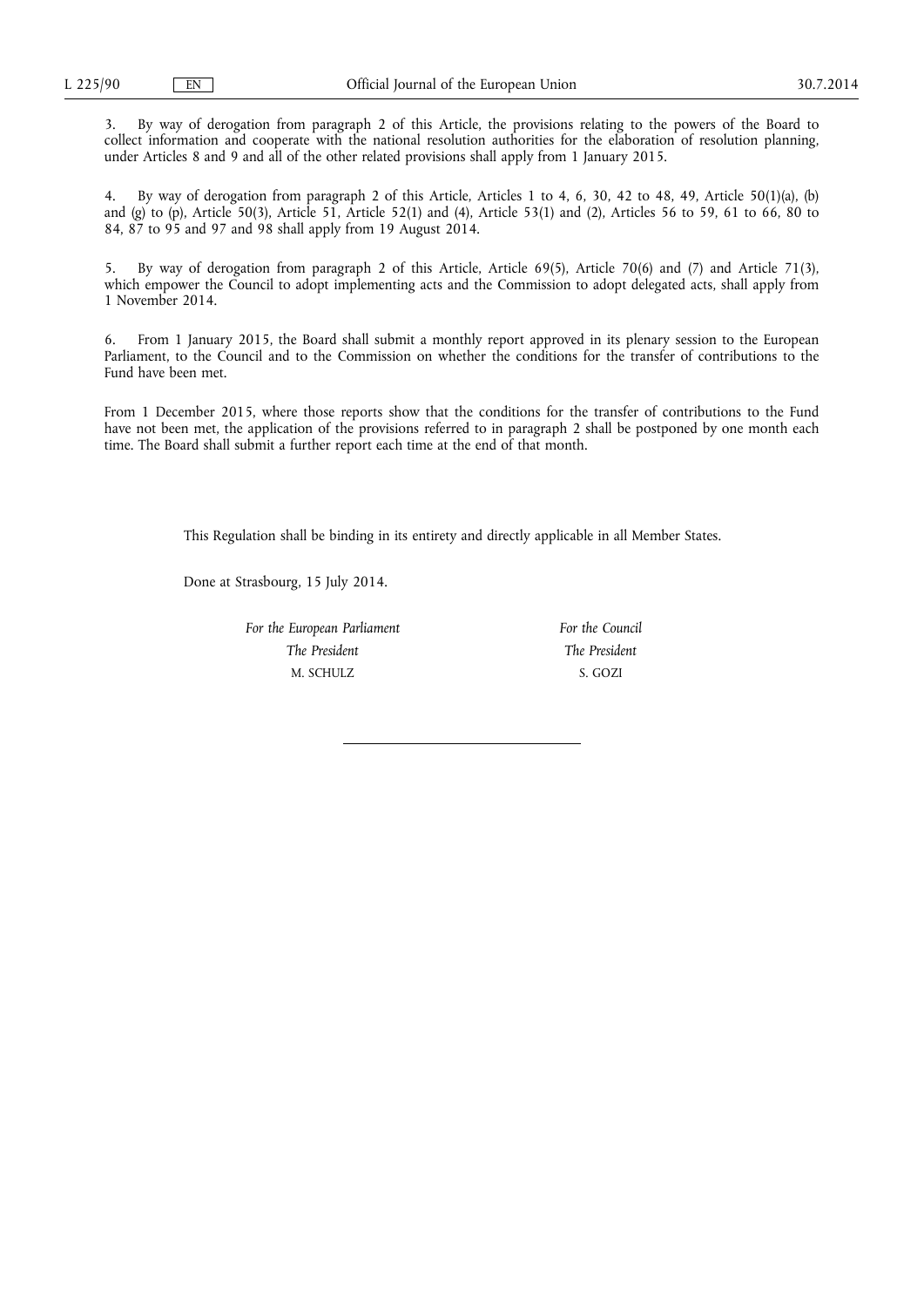3. By way of derogation from paragraph 2 of this Article, the provisions relating to the powers of the Board to collect information and cooperate with the national resolution authorities for the elaboration of resolution planning, under Articles 8 and 9 and all of the other related provisions shall apply from 1 January 2015.

4. By way of derogation from paragraph 2 of this Article, Articles 1 to 4, 6, 30, 42 to 48, 49, Article 50(1)(a), (b) and (g) to (p), Article 50(3), Article 51, Article 52(1) and (4), Article 53(1) and (2), Articles 56 to 59, 61 to 66, 80 to 84, 87 to 95 and 97 and 98 shall apply from 19 August 2014.

5. By way of derogation from paragraph 2 of this Article, Article 69(5), Article 70(6) and (7) and Article 71(3), which empower the Council to adopt implementing acts and the Commission to adopt delegated acts, shall apply from 1 November 2014.

6. From 1 January 2015, the Board shall submit a monthly report approved in its plenary session to the European Parliament, to the Council and to the Commission on whether the conditions for the transfer of contributions to the Fund have been met.

From 1 December 2015, where those reports show that the conditions for the transfer of contributions to the Fund have not been met, the application of the provisions referred to in paragraph 2 shall be postponed by one month each time. The Board shall submit a further report each time at the end of that month.

This Regulation shall be binding in its entirety and directly applicable in all Member States.

Done at Strasbourg, 15 July 2014.

*For the European Parliament*
*The President*
M. SCHULZ

*For the Council*
*The President*
S. GOZI